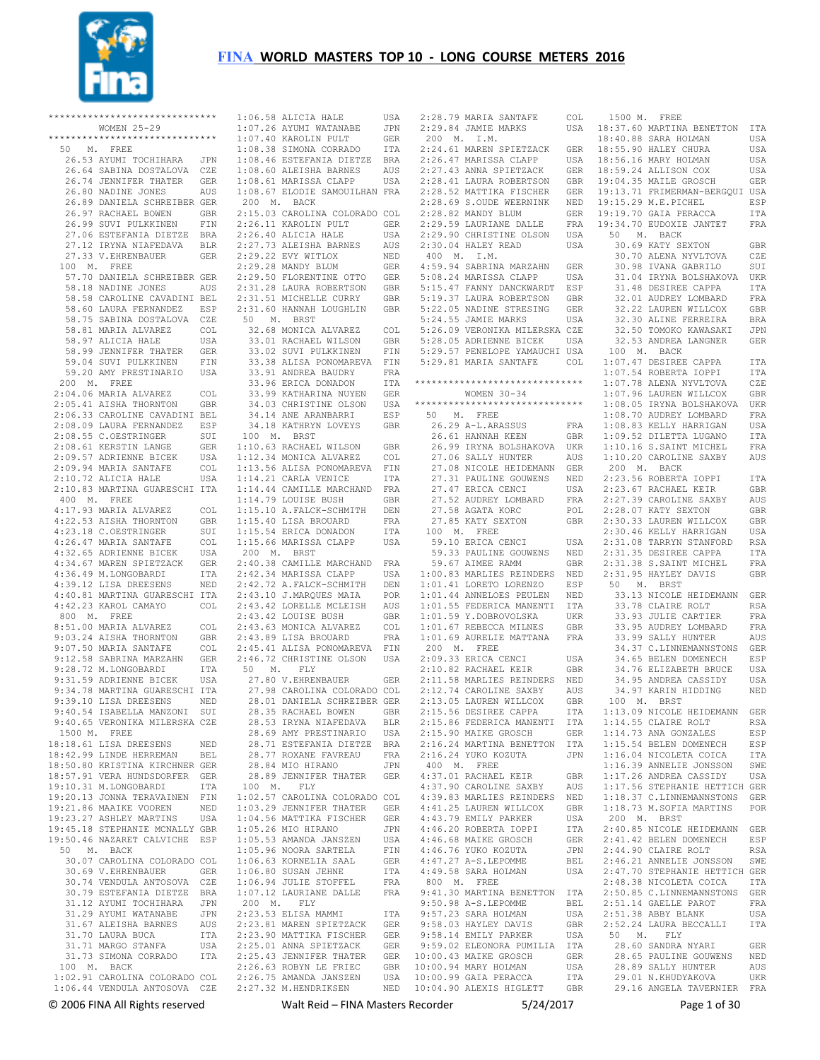# FINA WORLD MASTERS TOP 10 - LONG COURSE METERS 2016

```
******************************
         WOMEN 25-29
******************************
  50   M.  FREE
    26.53 AYUMI TOCHIHARA   JPN
    26.64 SABINA DOSTALOVA  CZE
    26.74 JENNIFER THATER   GER
    26.80 NADINE JONES      AUS
    26.89 DANIELA SCHREIBER GER
    26.97 RACHAEL BOWEN     GBR
    26.99 SUVI PULKKINEN    FIN
    27.06 ESTEFANIA DIETZE  BRA
    27.12 IRYNA NIAFEDAVA   BLR
    27.33 V.EHRENBAUER      GER
  100  M.  FREE
    57.70 DANIELA SCHREIBER GER
    58.18 NADINE JONES      AUS
    58.58 CAROLINE CAVADINI BEL
    58.60 LAURA FERNANDEZ   ESP
    58.75 SABINA DOSTALOVA  CZE
    58.81 MARIA ALVAREZ     COL
    58.97 ALICIA HALE       USA
    58.99 JENNIFER THATER   GER
    59.04 SUVI PULKKINEN    FIN
    59.20 AMY PRESTINARIO   USA
  200  M.  FREE
  2:04.06 MARIA ALVAREZ     COL
  2:05.41 AISHA THORNTON    GBR
  2:06.33 CAROLINE CAVADINI BEL
  2:08.09 LAURA FERNANDEZ   ESP
  2:08.55 C.OESTRINGER      SUI
  2:08.61 KERSTIN LANGE     GER
  2:09.57 ADRIENNE BICEK    USA
  2:09.94 MARIA SANTAFE     COL
  2:10.72 ALICIA HALE       USA
  2:10.83 MARTINA GUARESCHI ITA
  400  M.  FREE
  4:17.93 MARIA ALVAREZ     COL
  4:22.53 AISHA THORNTON    GBR
  4:23.18 C.OESTRINGER      SUI
  4:26.47 MARIA SANTAFE     COL
  4:32.65 ADRIENNE BICEK    USA
  4:34.67 MAREN SPIETZACK   GER
  4:36.49 M.LONGOBARDI      ITA
  4:39.12 LISA DREESENS     NED
  4:40.81 MARTINA GUARESCHI ITA
  4:42.23 KAROL CAMAYO      COL
  800  M.  FREE
  8:51.00 MARIA ALVAREZ     COL
  9:03.24 AISHA THORNTON    GBR
  9:07.50 MARIA SANTAFE     COL
  9:12.58 SABRINA MARZAHN   GER
  9:28.72 M.LONGOBARDI      ITA
  9:31.59 ADRIENNE BICEK    USA
  9:34.78 MARTINA GUARESCHI ITA
  9:39.10 LISA DREESENS     NED
  9:40.54 ISABELLA MANZONI  SUI
  9:40.65 VERONIKA MILERSKA CZE
  1500 M.  FREE
 18:18.61 LISA DREESENS     NED
 18:42.99 LINDE HERREMAN    BEL
 18:50.80 KRISTINA KIRCHNER GER
 18:57.91 VERA HUNDSDORFER  GER
 19:10.31 M.LONGOBARDI      ITA
 19:20.13 JONNA TERAVAINEN  FIN
 19:21.86 MAAIKE VOOREN     NED
 19:23.27 ASHLEY MARTINS    USA
 19:45.18 STEPHANIE MCNALLY GBR
 19:50.46 NAZARET CALVICHE  ESP
  50   M.  BACK
    30.07 CAROLINA COLORADO COL
    30.69 V.EHRENBAUER      GER
    30.74 VENDULA ANTOSOVA  CZE
    30.79 ESTEFANIA DIETZE  BRA
    31.12 AYUMI TOCHIHARA   JPN
    31.29 AYUMI WATANABE    JPN
    31.67 ALEISHA BARNES    AUS
    31.70 LAURA BUCA        ITA
    31.71 MARGO STANFA      USA
    31.73 SIMONA CORRADO    ITA
  100  M.  BACK
  1:02.91 CAROLINA COLORADO COL
  1:06.44 VENDULA ANTOSOVA  CZE
  1:06.58 ALICIA HALE       USA
  1:07.26 AYUMI WATANABE    JPN
  1:07.40 KAROLIN PULT      GER
  1:08.38 SIMONA CORRADO    ITA
  1:08.46 ESTEFANIA DIETZE  BRA
  1:08.60 ALEISHA BARNES    AUS
  1:08.61 MARISSA CLAPP     USA
  1:08.67 ELODIE SAMOUILHAN FRA
  200  M.  BACK
  2:15.03 CAROLINA COLORADO COL
  2:26.11 KAROLIN PULT      GER
  2:26.40 ALICIA HALE       USA
  2:27.73 ALEISHA BARNES    AUS
  2:29.22 EVY WITLOX        NED
  2:29.28 MANDY BLUM        GER
  2:29.50 FLORENTINE OTTO   GER
  2:31.28 LAURA ROBERTSON   GBR
  2:31.51 MICHELLE CURRY    GBR
  2:31.60 HANNAH LOUGHLIN   GBR
  50   M.  BRST
    32.68 MONICA ALVAREZ    COL
    33.01 RACHAEL WILSON    GBR
    33.02 SUVI PULKKINEN    FIN
    33.38 ALISA PONOMAREVA  FIN
    33.91 ANDREA BAUDRY     FRA
    33.96 ERICA DONADON     ITA
    33.99 KATHARINA NUYEN   GER
    34.03 CHRISTINE OLSON   USA
    34.14 ANE ARANBARRI     ESP
    34.18 KATHRYN LOVEYS    GBR
  100  M.  BRST
  1:10.63 RACHAEL WILSON    GBR
  1:12.34 MONICA ALVAREZ    COL
  1:13.56 ALISA PONOMAREVA  FIN
  1:14.21 CARLA VENICE      ITA
  1:14.44 CAMILLE MARCHAND  FRA
  1:14.79 LOUISE BUSH       GBR
  1:15.10 A.FALCK-SCHMITH   DEN
  1:15.40 LISA BROUARD      FRA
  1:15.54 ERICA DONADON     ITA
  1:15.66 MARISSA CLAPP     USA
  200  M.  BRST
  2:40.38 CAMILLE MARCHAND  FRA
  2:42.34 MARISSA CLAPP     USA
  2:42.72 A.FALCK-SCHMITH   DEN
  2:43.10 J.MARQUES MAIA    POR
  2:43.42 LORELLE MCLEISH   AUS
  2:43.42 LOUISE BUSH       GBR
  2:43.63 MONICA ALVAREZ    COL
  2:43.89 LISA BROUARD      FRA
  2:45.41 ALISA PONOMAREVA  FIN
  2:46.72 CHRISTINE OLSON   USA
  50   M.  FLY
    27.80 V.EHRENBAUER      GER
    27.98 CAROLINA COLORADO COL
    28.01 DANIELA SCHREIBER GER
    28.35 RACHAEL BOWEN     GBR
    28.53 IRYNA NIAFEDAVA   BLR
    28.69 AMY PRESTINARIO   USA
    28.71 ESTEFANIA DIETZE  BRA
    28.77 ROXANE FAVREAU    FRA
    28.84 MIO HIRANO        JPN
    28.89 JENNIFER THATER   GER
  100  M.  FLY
  1:02.57 CAROLINA COLORADO COL
  1:03.29 JENNIFER THATER   GER
  1:04.56 MATTIKA FISCHER   GER
  1:05.26 MIO HIRANO        JPN
  1:05.53 AMANDA JANSZEN    USA
  1:05.96 NOORA SARTELA     FIN
  1:06.63 KORNELIA SAAL     GER
  1:06.80 SUSAN JEHNE       ITA
  1:06.94 JULIE STOFFEL     FRA
  1:07.12 LAURIANE DALLE    FRA
  200  M.  FLY
  2:23.53 ELISA MAMMI       ITA
  2:23.81 MAREN SPIETZACK   GER
  2:23.90 MATTIKA FISCHER   GER
  2:25.01 ANNA SPIETZACK    GER
  2:25.43 JENNIFER THATER   GER
  2:26.63 ROBYN LE FRIEC    GBR
  2:26.75 AMANDA JANSZEN    USA
  2:27.32 M.HENDRIKSEN      NED
  2:28.79 MARIA SANTAFE     COL
  2:29.84 JAMIE MARKS       USA
  200  M.  I.M.
  2:24.61 MAREN SPIETZACK   GER
  2:27.43 MARISSA CLAPP     USA
  2:27.47 ANNA SPIETZACK    GER
  2:28.41 LAURA ROBERTSON   GBR
  2:28.52 MATTIKA FISCHER   GER
  2:28.69 S.OUDE WEERNINK   NED
  2:28.82 MANDY BLUM        GER
  2:29.59 LAURIANE DALLE    FRA
  2:29.90 CHRISTINE OLSON   USA
  2:30.04 HALEY READ        USA
  400  M.  I.M.
  4:59.94 SABRINA MARZAHN   GER
  5:08.24 MARISSA CLAPP     USA
  5:15.47 FANNY DANCKWARDT  ESP
  5:19.37 LAURA ROBERTSON   GBR
  5:22.05 NADINE STRESING   GER
  5:24.55 JAMIE MARKS       USA
  5:26.09 VERONIKA MILERSKA CZE
  5:28.05 ADRIENNE BICEK    USA
  5:29.57 PENELOPE YAMAUCHI USA
  5:29.81 MARIA SANTAFE     COL

******************************
         WOMEN 30-34
******************************
  50   M.  FREE
    26.29 A-L.ARASSUS       FRA
    26.61 HANNAH KEEN       GBR
    26.99 IRYNA BOLSHAKOVA  UKR
    27.06 SALLY HUNTER      AUS
    27.08 NICOLE HEIDEMANN  GER
    27.31 PAULINE GOUWENS   NED
    27.47 ERICA CENCI       USA
    27.52 AUDREY LOMBARD    FRA
    27.58 AGATA KORC        POL
    27.85 KATY SEXTON       GBR
  100  M.  FREE
    59.10 ERICA CENCI       USA
    59.33 PAULINE GOUWENS   NED
    59.67 AIMEE RAMM        GBR
  1:00.83 MARLIES REINDERS  NED
  1:01.41 LORETO LORENZO    ESP
  1:01.44 ANNELOES PEULEN   NED
  1:01.55 FEDERICA MANENTI  ITA
  1:01.59 Y.DOBROVOLSKA     UKR
  1:01.67 REBECCA MILNES    GBR
  1:01.69 AURELIE MATTANA   FRA
  200  M.  FREE
  2:09.33 ERICA CENCI       USA
  2:10.82 RACHAEL KEIR      GBR
  2:11.58 MARLIES REINDERS  NED
  2:12.74 CAROLINE SAXBY    AUS
  2:13.05 LAUREN WILLCOX    GBR
  2:15.56 DESIREE CAPPA     ITA
  2:15.86 FEDERICA MANENTI  ITA
  2:15.90 MAIKE GROSCH      GER
  2:16.24 MARTINA BENETTON  ITA
  2:16.24 YUKO KOZUTA       JPN
  400  M.  FREE
  4:37.01 RACHAEL KEIR      GBR
  4:37.90 CAROLINE SAXBY    AUS
  4:39.83 MARLIES REINDERS  NED
  4:41.25 LAUREN WILLCOX    GBR
  4:43.79 EMILY PARKER      USA
  4:46.20 ROBERTA IOPPI     ITA
  4:46.68 MAIKE GROSCH      GER
  4:46.76 YUKO KOZUTA       JPN
  4:47.27 A-S.LEPOMME       BEL
  4:49.58 SARA HOLMAN       USA
  800  M.  FREE
  9:41.30 MARTINA BENETTON  ITA
  9:50.98 A-S.LEPOMME       BEL
  9:57.23 SARA HOLMAN       USA
  9:58.03 HAYLEY DAVIS      GBR
  9:58.14 EMILY PARKER      USA
  9:59.02 ELEONORA PUMILIA  ITA
 10:00.43 MAIKE GROSCH      GER
 10:00.94 MARY HOLMAN       USA
 10:00.99 GAIA PERACCA      ITA
 10:04.90 ALEXIS HIGLETT    GBR
  1500 M.  FREE
 18:37.60 MARTINA BENETTON  ITA
 18:40.88 SARA HOLMAN       USA
 18:55.90 HALEY CHURA       USA
 18:56.16 MARY HOLMAN       USA
 18:59.24 ALLISON COX       USA
 19:04.35 MAILE GROSCH      GER
 19:13.71 FRIMERMAN-BERGQUI USA
 19:15.29 M.E.PICHEL        ESP
 19:19.70 GAIA PERACCA      ITA
 19:34.70 EUDOXIE JANTET    FRA
  50   M.  BACK
    30.69 KATY SEXTON       GBR
    30.70 ALENA NYVLTOVA    CZE
    30.98 IVANA GABRILO     SUI
    31.04 IRYNA BOLSHAKOVA  UKR
    31.48 DESIREE CAPPA     ITA
    32.01 AUDREY LOMBARD    FRA
    32.22 LAUREN WILLCOX    GBR
    32.30 ALINE FERREIRA    BRA
    32.50 TOMOKO KAWASAKI   JPN
    32.53 ANDREA LANGNER    GER
  100  M.  BACK
  1:07.47 DESIREE CAPPA     ITA
  1:07.54 ROBERTA IOPPI     ITA
  1:07.78 ALENA NYVLTOVA    CZE
  1:07.96 LAUREN WILLCOX    GBR
  1:08.05 IRYNA BOLSHAKOVA  UKR
  1:08.70 AUDREY LOMBARD    FRA
  1:08.83 KELLY HARRIGAN    USA
  1:09.52 DILETTA LUGANO    ITA
  1:10.16 S.SAINT MICHEL    FRA
  1:10.20 CAROLINE SAXBY    AUS
  200  M.  BACK
  2:23.56 ROBERTA IOPPI     ITA
  2:23.67 RACHAEL KEIR      GBR
  2:27.39 CAROLINE SAXBY    AUS
  2:28.07 KATY SEXTON       GBR
  2:30.33 LAUREN WILLCOX    GBR
  2:30.46 KELLY HARRIGAN    USA
  2:31.08 TARRYN STANFORD   RSA
  2:31.35 DESIREE CAPPA     ITA
  2:31.38 S.SAINT MICHEL    FRA
  2:31.95 HAYLEY DAVIS      GBR
  50   M.  BRST
    33.13 NICOLE HEIDEMANN  GER
    33.78 CLAIRE ROLT       RSA
    33.93 JULIE CARTIER     FRA
    33.95 AUDREY LOMBARD    FRA
    33.99 SALLY HUNTER      AUS
    34.37 C.LINNEMANNSTONS  GER
    34.65 BELEN DOMENECH    ESP
    34.76 ELIZABETH BRUCE   USA
    34.95 ANDREA CASSIDY    USA
    34.97 KARIN HIDDING     NED
  100  M.  BRST
  1:13.09 NICOLE HEIDEMANN  GER
  1:14.55 CLAIRE ROLT       RSA
  1:14.73 ANA GONZALES      ESP
  1:15.54 BELEN DOMENECH    ESP
  1:16.04 NICOLETA COICA    ITA
  1:16.39 ANNELIE JONSSON   SWE
  1:17.26 ANDREA CASSIDY    USA
  1:17.56 STEPHANIE HETTICH GER
  1:18.37 C.LINNEMANNSTONS  GER
  1:18.73 M.SOFIA MARTINS   POR
  200  M.  BRST
  2:40.85 NICOLE HEIDEMANN  GER
  2:41.42 BELEN DOMENECH    ESP
  2:44.90 CLAIRE ROLT       RSA
  2:46.21 ANNELIE JONSSON   SWE
  2:47.70 STEPHANIE HETTICH GER
  2:48.38 NICOLETA COICA    ITA
  2:50.85 C.LINNEMANNSTONS  GER
  2:51.14 GAELLE PAROT      FRA
  2:51.38 ABBY BLANK        USA
  2:52.24 LAURA BECCALLI    ITA
  50   M.  FLY
    28.60 SANDRA NYARI      GER
    28.65 PAULINE GOUWENS   NED
    28.89 SALLY HUNTER      AUS
    29.01 N.KHUDYAKOVA      UKR
    29.16 ANGELA TAVERNIER  FRA
```

© 2006 FINA All Rights reserved    Walt Reid – FINA Masters Recorder    5/24/2017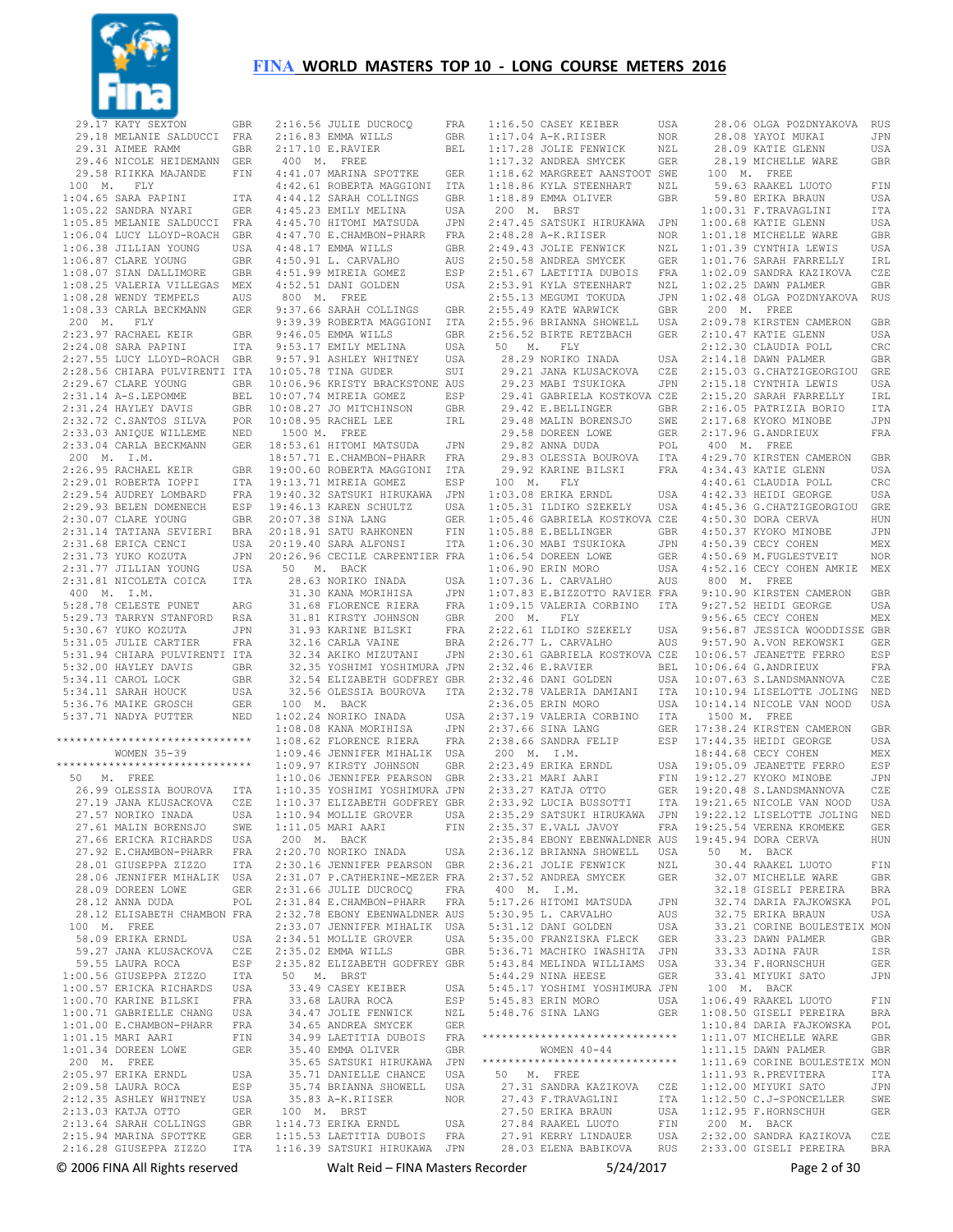29.17 KATY SEXTON GBR
29.18 MELANIE SALDUCCI FRA
29.31 AIMEE RAMM GBR
29.46 NICOLE HEIDEMANN GER
29.58 RIIKKA MAJANDE FIN

100 M. FLY
1:04.65 SARA PAPINI ITA
1:05.22 SANDRA NYARI GER
1:05.85 MELANIE SALDUCCI FRA
1:06.04 LUCY LLOYD-ROACH GBR
1:06.38 JILLIAN YOUNG USA
1:06.87 CLARE YOUNG GBR
1:08.07 SIAN DALLIMORE GBR
1:08.25 VALERIA VILLEGAS MEX
1:08.28 WENDY TEMPELS AUS
1:08.33 CARLA BECKMANN GER

200 M. FLY
2:23.97 RACHAEL KEIR GBR
2:24.08 SARA PAPINI ITA
2:27.55 LUCY LLOYD-ROACH GBR
2:28.56 CHIARA PULVIRENTI ITA
2:29.67 CLARE YOUNG GBR
2:31.14 A-S.LEPOMME BEL
2:31.24 HAYLEY DAVIS GBR
2:32.72 C.SANTOS SILVA POR
2:33.03 ANIQUE WILLEME NED
2:33.04 CARLA BECKMANN GER

200 M. I.M.
2:26.95 RACHAEL KEIR GBR
2:29.01 ROBERTA IOPPI ITA
2:29.54 AUDREY LOMBARD FRA
2:29.93 BELEN DOMENECH ESP
2:30.07 CLARE YOUNG GBR
2:31.14 TATIANA SEVIERI BRA
2:31.68 ERICA CENCI USA
2:31.73 YUKO KOZUTA JPN
2:31.77 JILLIAN YOUNG USA
2:31.81 NICOLETA COICA ITA

400 M. I.M.
5:28.78 CELESTE PUNET ARG
5:29.73 TARRYN STANFORD RSA
5:30.67 YUKO KOZUTA JPN
5:31.05 JULIE CARTIER FRA
5:31.94 CHIARA PULVIRENTI ITA
5:32.00 HAYLEY DAVIS GBR
5:34.11 CAROL LOCK GBR
5:34.11 SARAH HOUCK USA
5:36.76 MAIKE GROSCH GER
5:37.71 NADYA PUTTER NED

*****************************
WOMEN 35-39
*****************************

50 M. FREE
26.99 OLESSIA BOUROVA ITA
27.19 JANA KLUSACKOVA CZE
27.57 NORIKO INADA USA
27.61 MALIN BORENSJO SWE
27.66 ERICKA RICHARDS USA
27.92 E.CHAMBON-PHARR FRA
28.01 GIUSEPPA ZIZZO ITA
28.06 JENNIFER MIHALIK USA
28.09 DOREEN LOWE GER
28.12 ANNA DUDA POL
28.12 ELISABETH CHAMBON FRA

100 M. FREE
58.09 ERIKA ERNDL USA
59.27 JANA KLUSACKOVA CZE
59.55 LAURA ROCA ESP
1:00.56 GIUSEPPA ZIZZO ITA
1:00.57 ERICKA RICHARDS USA
1:00.70 KARINE BILSKI FRA
1:00.71 GABRIELLE CHANG USA
1:01.00 E.CHAMBON-PHARR FRA
1:01.15 MARI AARI FIN
1:01.34 DOREEN LOWE GER

200 M. FREE
2:05.97 ERIKA ERNDL USA
2:09.58 LAURA ROCA ESP
2:12.35 ASHLEY WHITNEY USA
2:13.03 KATJA OTTO GER
2:13.64 SARAH COLLINGS GBR
2:15.94 MARINA SPOTTKE GER
2:16.28 GIUSEPPA ZIZZO ITA
2:16.56 JULIE DUCROCQ FRA
2:16.83 EMMA WILLS GBR
2:17.10 E.RAVIER BEL

400 M. FREE
4:41.07 MARINA SPOTTKE GER
4:42.61 ROBERTA MAGGIONI ITA
4:44.12 SARAH COLLINGS GBR
4:45.23 EMILY MELINA USA
4:45.70 HITOMI MATSUDA JPN
4:47.70 E.CHAMBON-PHARR FRA
4:48.17 EMMA WILLS GBR
4:50.91 L. CARVALHO AUS
4:51.99 MIREIA GOMEZ ESP
4:52.51 DANI GOLDEN USA

800 M. FREE
9:37.66 SARAH COLLINGS GBR
9:39.39 ROBERTA MAGGIONI ITA
9:46.05 EMMA WILLS GBR
9:53.17 EMILY MELINA USA
9:57.91 ASHLEY WHITNEY USA
10:05.78 TINA GUDER SUI
10:06.96 KRISTY BRACKSTONE AUS
10:07.74 MIREIA GOMEZ ESP
10:08.27 JO MITCHINSON GBR
10:08.95 RACHEL LEE IRL

1500 M. FREE
18:53.61 HITOMI MATSUDA JPN
18:57.71 E.CHAMBON-PHARR FRA
19:00.60 ROBERTA MAGGIONI ITA
19:13.71 MIREIA GOMEZ ESP
19:40.32 SATSUKI HIRUKAWA JPN
19:46.13 KAREN SCHULTZ USA
20:07.38 SINA LANG GER
20:18.91 SATU RAHKONEN FIN
20:19.40 SARA ALFONSI ITA
20:26.96 CECILE CARPENTIER FRA

50 M. BACK
28.63 NORIKO INADA USA
31.30 KANA MORIHISA JPN
31.68 FLORENCE RIERA FRA
31.81 KIRSTY JOHNSON GBR
31.93 KARINE BILSKI FRA
32.16 CARLA VAINE BRA
32.34 AKIKO MIZUTANI JPN
32.35 YOSHIMI YOSHIMURA JPN
32.54 ELIZABETH GODFREY GBR
32.56 OLESSIA BOUROVA ITA

100 M. BACK
1:02.24 NORIKO INADA USA
1:08.08 KANA MORIHISA JPN
1:08.62 FLORENCE RIERA FRA
1:09.46 JENNIFER MIHALIK USA
1:09.97 KIRSTY JOHNSON GBR
1:10.06 JENNIFER PEARSON GBR
1:10.35 YOSHIMI YOSHIMURA JPN
1:10.37 ELIZABETH GODFREY GBR
1:10.94 MOLLIE GROVER USA
1:11.05 MARI AARI FIN

200 M. BACK
2:20.70 NORIKO INADA USA
2:30.16 JENNIFER PEARSON GBR
2:31.07 P.CATHERINE-MEZER FRA
2:31.66 JULIE DUCROCQ FRA
2:31.84 E.CHAMBON-PHARR FRA
2:32.78 EBONY EBENWALDNER AUS
2:33.07 JENNIFER MIHALIK USA
2:34.51 MOLLIE GROVER USA
2:35.02 EMMA WILLS GBR
2:35.82 ELIZABETH GODFREY GBR

50 M. BRST
33.49 CASEY KEIBER USA
33.68 LAURA ROCA ESP
34.47 JOLIE FENWICK NZL
34.65 ANDREA SMYCEK GER
34.99 LAETITIA DUBOIS FRA
35.40 EMMA OLIVER GBR
35.65 SATSUKI HIRUKAWA JPN
35.71 DANIELLE CHANCE USA
35.74 BRIANNA SHOWELL USA
35.83 A-K.RIISER NOR

100 M. BRST
1:14.73 ERIKA ERNDL USA
1:15.53 LAETITIA DUBOIS FRA
1:16.39 SATSUKI HIRUKAWA JPN
1:16.50 CASEY KEIBER USA
1:17.04 A-K.RIISER NOR
1:17.28 JOLIE FENWICK NZL
1:17.32 ANDREA SMYCEK GER
1:18.62 MARGREET AANSTOOT SWE
1:18.86 KYLA STEENHART NZL
1:18.89 EMMA OLIVER GBR

200 M. BRST
2:47.45 SATSUKI HIRUKAWA JPN
2:48.28 A-K.RIISER NOR
2:49.43 JOLIE FENWICK NZL
2:50.58 ANDREA SMYCEK GER
2:51.67 LAETITIA DUBOIS FRA
2:53.91 KYLA STEENHART NZL
2:55.13 MEGUMI TOKUDA JPN
2:55.49 KATE WARWICK GBR
2:55.96 BRIANNA SHOWELL USA
2:56.52 BIRTE RETZBACH GER

50 M. FLY
28.29 NORIKO INADA USA
29.21 JANA KLUSACKOVA CZE
29.23 MABI TSUKIOKA JPN
29.41 GABRIELA KOSTKOVA CZE
29.42 E.BELLINGER GBR
29.48 MALIN BORENSJO SWE
29.58 DOREEN LOWE GER
29.82 ANNA DUDA POL
29.83 OLESSIA BOUROVA ITA
29.92 KARINE BILSKI FRA

100 M. FLY
1:03.08 ERIKA ERNDL USA
1:05.31 ILDIKO SZEKELY USA
1:05.46 GABRIELA KOSTKOVA CZE
1:05.88 E.BELLINGER GBR
1:06.30 MABI TSUKIOKA JPN
1:06.54 DOREEN LOWE GER
1:06.90 ERIN MORO USA
1:07.36 L. CARVALHO AUS
1:07.83 E.BIZZOTTO RAVIER FRA
1:09.15 VALERIA CORBINO ITA

200 M. FLY
2:22.61 ILDIKO SZEKELY USA
2:26.77 L. CARVALHO AUS
2:30.61 GABRIELA KOSTKOVA CZE
2:32.46 E.RAVIER BEL
2:32.46 DANI GOLDEN USA
2:32.78 VALERIA DAMIANI ITA
2:36.05 ERIN MORO USA
2:37.19 VALERIA CORBINO ITA
2:37.66 SINA LANG GER
2:38.66 SANDRA FELIP ESP

200 M. I.M.
2:23.49 ERIKA ERNDL USA
2:33.21 MARI AARI FIN
2:33.27 KATJA OTTO GER
2:33.92 LUCIA BUSSOTTI ITA
2:35.29 SATSUKI HIRUKAWA JPN
2:35.37 E.VALL JAVOY FRA
2:35.84 EBONY EBENWALDNER AUS
2:36.12 BRIANNA SHOWELL USA
2:36.21 JOLIE FENWICK NZL
2:37.52 ANDREA SMYCEK GER

400 M. I.M.
5:17.26 HITOMI MATSUDA JPN
5:30.95 L. CARVALHO AUS
5:31.12 DANI GOLDEN USA
5:35.00 FRANZISKA FLECK GER
5:36.71 MACHIKO IWASHITA JPN
5:43.84 MELINDA WILLIAMS USA
5:44.29 NINA HEESE GER
5:45.17 YOSHIMI YOSHIMURA JPN
5:45.83 ERIN MORO USA
5:48.76 SINA LANG GER

*****************************
WOMEN 40-44
*****************************

50 M. FREE
27.31 SANDRA KAZIKOVA CZE
27.43 F.TRAVAGLINI ITA
27.50 ERIKA BRAUN USA
27.84 RAAKEL LUOTO FIN
27.91 KERRY LINDAUER USA
28.03 ELENA BABIKOVA RUS
28.06 OLGA POZDNYAKOVA RUS
28.08 YAYOI MUKAI JPN
28.09 KATIE GLENN USA
28.19 MICHELLE WARE GBR

100 M. FREE
59.63 RAAKEL LUOTO FIN
59.80 ERIKA BRAUN USA
1:00.31 F.TRAVAGLINI ITA
1:00.68 KATIE GLENN USA
1:01.18 MICHELLE WARE GBR
1:01.39 CYNTHIA LEWIS USA
1:01.76 SARAH FARRELLY IRL
1:02.09 SANDRA KAZIKOVA CZE
1:02.25 DAWN PALMER GBR
1:02.48 OLGA POZDNYAKOVA RUS

200 M. FREE
2:09.78 KIRSTEN CAMERON GBR
2:10.47 KATIE GLENN USA
2:12.30 CLAUDIA POLL CRC
2:14.18 DAWN PALMER GBR
2:15.03 G.CHATZIGEORGIOU GRE
2:15.18 CYNTHIA LEWIS USA
2:15.20 SARAH FARRELLY IRL
2:16.05 PATRIZIA BORIO ITA
2:17.68 KYOKO MINOBE JPN
2:17.96 G.ANDRIEUX FRA

400 M. FREE
4:29.70 KIRSTEN CAMERON GBR
4:34.43 KATIE GLENN USA
4:40.61 CLAUDIA POLL CRC
4:42.33 HEIDI GEORGE USA
4:45.36 G.CHATZIGEORGIOU GRE
4:50.30 DORA CERVA HUN
4:50.37 KYOKO MINOBE JPN
4:50.39 CECY COHEN MEX
4:50.69 M.FUGLESTVEIT NOR
4:52.16 CECY COHEN AMKIE MEX

800 M. FREE
9:10.90 KIRSTEN CAMERON GBR
9:27.52 HEIDI GEORGE USA
9:56.65 CECY COHEN MEX
9:56.87 JESSICA WOODDISSE GBR
9:57.90 A.VON REKOWSKI GER
10:06.57 JEANETTE FERRO ESP
10:06.64 G.ANDRIEUX FRA
10:07.63 S.LANDSMANNOVA CZE
10:10.94 LISELOTTE JOLING NED
10:14.14 NICOLE VAN NOOD USA

1500 M. FREE
17:38.24 KIRSTEN CAMERON GBR
17:44.35 HEIDI GEORGE USA
18:44.68 CECY COHEN MEX
19:05.09 JEANETTE FERRO ESP
19:12.27 KYOKO MINOBE JPN
19:20.48 S.LANDSMANNOVA CZE
19:21.65 NICOLE VAN NOOD USA
19:22.12 LISELOTTE JOLING NED
19:25.54 VERENA KROMEKE GER
19:45.94 DORA CERVA HUN

50 M. BACK
30.44 RAAKEL LUOTO FIN
32.07 MICHELLE WARE GBR
32.18 GISELI PEREIRA BRA
32.74 DARIA FAJKOWSKA POL
32.75 ERIKA BRAUN USA
33.21 CORINE BOULESTEIX MON
33.23 DAWN PALMER GBR
33.33 ADINA FAUR ISR
33.34 F.HORNSCHUH GER
33.41 MIYUKI SATO JPN

100 M. BACK
1:06.49 RAAKEL LUOTO FIN
1:08.50 GISELI PEREIRA BRA
1:10.84 DARIA FAJKOWSKA POL
1:11.07 MICHELLE WARE GBR
1:11.15 DAWN PALMER GBR
1:11.69 CORINE BOULESTEIX MON
1:11.93 R.PREVITERA ITA
1:12.00 MIYUKI SATO JPN
1:12.50 C.J-SPONCELLER SWE
1:12.95 F.HORNSCHUH GER

200 M. BACK
2:32.00 SANDRA KAZIKOVA CZE
2:33.00 GISELI PEREIRA BRA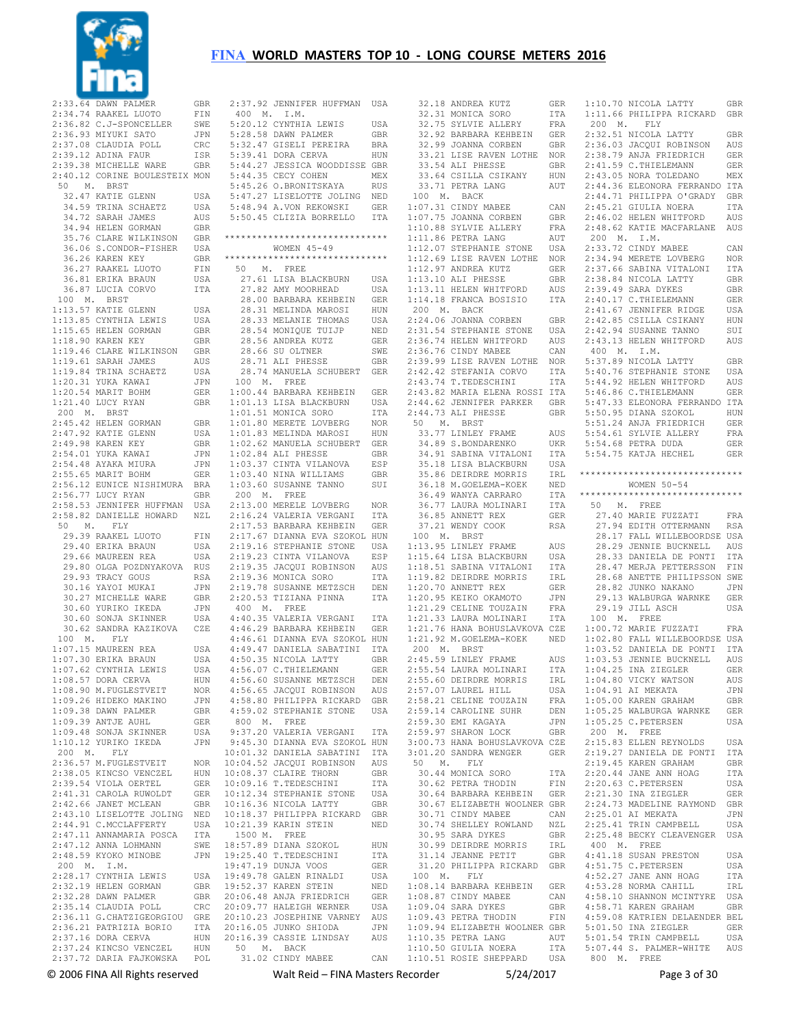# FINA WORLD MASTERS TOP 10 - LONG COURSE METERS 2016

```
2:33.64 DAWN PALMER          GBR
2:34.74 RAAKEL LUOTO         FIN
2:36.82 C.J-SPONCELLER       SWE
2:36.93 MIYUKI SATO          JPN
2:37.08 CLAUDIA POLL         CRC
2:39.12 ADINA FAUR           ISR
2:39.38 MICHELLE WARE        GBR
2:40.12 CORINE BOULESTEIX MON
 50   M.  BRST
  32.47 KATIE GLENN          USA
  34.59 TRINA SCHAETZ        USA
  34.72 SARAH JAMES          AUS
  34.94 HELEN GORMAN         GBR
  35.76 CLARE WILKINSON      GBR
  36.06 S.CONDOR-FISHER      USA
  36.26 KAREN KEY            GBR
  36.27 RAAKEL LUOTO         FIN
  36.81 ERIKA BRAUN          USA
  36.87 LUCIA CORVO          ITA
 100  M.  BRST
1:13.57 KATIE GLENN          USA
1:13.85 CYNTHIA LEWIS        USA
1:15.65 HELEN GORMAN         GBR
1:18.90 KAREN KEY            GBR
1:19.46 CLARE WILKINSON      GBR
1:19.61 SARAH JAMES          AUS
1:19.84 TRINA SCHAETZ        USA
1:20.31 YUKA KAWAI           JPN
1:20.54 MARIT BOHM           GER
1:21.40 LUCY RYAN            GBR
 200  M.  BRST
2:45.42 HELEN GORMAN         GBR
2:47.92 KATIE GLENN          USA
2:49.98 KAREN KEY            GBR
2:54.01 YUKA KAWAI           JPN
2:54.48 AYAKA MIURA          JPN
2:55.65 MARIT BOHM           GER
2:56.12 EUNICE NISHIMURA     BRA
2:56.77 LUCY RYAN            GBR
2:58.53 JENNIFER HUFFMAN     USA
2:58.82 DANIELLE HOWARD      NZL
 50   M.  FLY
  29.39 RAAKEL LUOTO         FIN
  29.40 ERIKA BRAUN          USA
  29.66 MAUREEN REA          USA
  29.80 OLGA POZDNYAKOVA     RUS
  29.93 TRACY GOUS           RSA
  30.16 YAYOI MUKAI          JPN
  30.27 MICHELLE WARE        GBR
  30.60 YURIKO IKEDA         JPN
  30.60 SONJA SKINNER        USA
  30.62 SANDRA KAZIKOVA      CZE
 100  M.  FLY
1:07.15 MAUREEN REA          USA
1:07.30 ERIKA BRAUN          USA
1:07.62 CYNTHIA LEWIS        USA
1:08.57 DORA CERVA           HUN
1:08.90 M.FUGLESTVEIT        NOR
1:09.26 HIDEKO MAKINO        JPN
1:09.38 DAWN PALMER          GBR
1:09.39 ANTJE AUHL           GER
1:09.48 SONJA SKINNER        USA
1:10.12 YURIKO IKEDA         JPN
 200  M.  FLY
2:36.57 M.FUGLESTVEIT        NOR
2:38.05 KINCSO VENCZEL       HUN
2:39.54 VIOLA OERTEL         GER
2:41.31 CAROLA RUWOLDT       GER
2:42.66 JANET MCLEAN         GBR
2:43.10 LISELOTTE JOLING     NED
2:44.91 C.MCCLAFFERTY        USA
2:47.11 ANNAMARIA POSCA      ITA
2:47.12 ANNA LOHMANN         SWE
2:48.59 KYOKO MINOBE         JPN
 200  M.  I.M.
2:28.17 CYNTHIA LEWIS        USA
2:32.19 HELEN GORMAN         GBR
2:32.28 DAWN PALMER          GBR
2:35.14 CLAUDIA POLL         CRC
2:36.11 G.CHATZIGEORGIOU     GRE
2:36.21 PATRIZIA BORIO       ITA
2:37.16 DORA CERVA           HUN
2:37.24 KINCSO VENCZEL       HUN
2:37.72 DARIA FAJKOWSKA      POL
2:37.92 JENNIFER HUFFMAN     USA
 400  M.  I.M.
5:20.12 CYNTHIA LEWIS        USA
5:28.58 DAWN PALMER          GBR
5:32.47 GISELI PEREIRA       BRA
5:39.41 DORA CERVA           HUN
5:44.27 JESSICA WOODDISSE GBR
5:44.35 CECY COHEN           MEX
5:45.26 O.BRONITSKAYA        RUS
5:47.27 LISELOTTE JOLING     NED
5:48.94 A.VON REKOWSKI       GER
5:50.45 CLIZIA BORRELLO      ITA

******************************
          WOMEN 45-49
******************************
 50   M.  FREE
  27.61 LISA BLACKBURN       USA
  27.82 AMY MOORHEAD         USA
  28.00 BARBARA KEHBEIN      GER
  28.31 MELINDA MAROSI       HUN
  28.33 MELANIE THOMAS       USA
  28.54 MONIQUE TUIJP        NED
  28.56 ANDREA KUTZ          GER
  28.66 SU OLTNER            SWE
  28.71 ALI PHESSE           GBR
  28.74 MANUELA SCHUBERT     GER
 100  M.  FREE
1:00.44 BARBARA KEHBEIN      GER
1:01.13 LISA BLACKBURN       USA
1:01.51 MONICA SORO          ITA
1:01.80 MERETE LOVBERG       NOR
1:01.83 MELINDA MAROSI       HUN
1:02.62 MANUELA SCHUBERT     GER
1:02.84 ALI PHESSE           GBR
1:03.37 CINTA VILANOVA       ESP
1:03.40 NINA WILLIAMS        GBR
1:03.60 SUSANNE TANNO        SUI
 200  M.  FREE
2:13.00 MERELE LOVBERG       NOR
2:16.24 VALERIA VERGANI      ITA
2:17.53 BARBARA KEHBEIN      GER
2:17.67 DIANNA EVA SZOKOL HUN
2:19.16 STEPHANIE STONE      USA
2:19.23 CINTA VILANOVA       ESP
2:19.35 JACQUI ROBINSON      AUS
2:19.36 MONICA SORO          ITA
2:19.78 SUSANNE METZSCH      DEN
2:20.53 TIZIANA PINNA        ITA
 400  M.  FREE
4:40.35 VALERIA VERGANI      ITA
4:46.29 BARBARA KEHBEIN      GER
4:46.61 DIANNA EVA SZOKOL HUN
4:49.47 DANIELA SABATINI     ITA
4:50.35 NICOLA LATTY         GBR
4:56.07 C.THIELEMANN         GER
4:56.60 SUSANNE METZSCH      DEN
4:56.65 JACQUI ROBINSON      AUS
4:58.80 PHILIPPA RICKARD     GBR
4:59.02 STEPHANIE STONE      USA
 800  M.  FREE
9:37.20 VALERIA VERGANI      ITA
9:45.30 DIANNA EVA SZOKOL HUN
10:01.32 DANIELA SABATINI    ITA
10:04.52 JACQUI ROBINSON     AUS
10:08.37 CLAIRE THORN        GBR
10:09.16 T.TEDESCHINI        ITA
10:12.34 STEPHANIE STONE     USA
10:16.36 NICOLA LATTY        GBR
10:18.37 PHILIPPA RICKARD    GBR
10:21.39 KARIN STEIN         NED
 1500 M.  FREE
18:57.89 DIANA SZOKOL        HUN
19:25.40 T.TEDESCHINI        ITA
19:47.19 DUNJA VOOS          GER
19:49.78 GALEN RINALDI       USA
19:52.37 KAREN STEIN         NED
20:06.48 ANJA FRIEDRICH      GER
20:09.77 HALEIGH WERNER      USA
20:10.23 JOSEPHINE VARNEY    AUS
20:16.05 JUNKO SHIODA        JPN
20:16.39 CASSIE LINDSAY      AUS
 50   M.  BACK
  31.02 CINDY MABEE          CAN
  32.18 ANDREA KUTZ          GER
  32.31 MONICA SORO          ITA
  32.75 SYLVIE ALLERY        FRA
  32.92 BARBARA KEHBEIN      GER
  32.99 JOANNA CORBEN        GBR
  33.21 LISE RAVEN LOTHE     NOR
  33.54 ALI PHESSE           GBR
  33.64 CSILLA CSIKANY       HUN
  33.71 PETRA LANG           AUT
 100  M.  BACK
1:07.31 CINDY MABEE          CAN
1:07.75 JOANNA CORBEN        GBR
1:10.88 SYLVIE ALLERY        FRA
1:11.86 PETRA LANG           AUT
1:12.07 STEPHANIE STONE      USA
1:12.69 LISE RAVEN LOTHE     NOR
1:12.97 ANDREA KUTZ          GER
1:13.10 ALI PHESSE           GBR
1:13.11 HELEN WHITFORD       AUS
1:14.18 FRANCA BOSISIO       ITA
 200  M.  BACK
2:24.06 JOANNA CORBEN        GBR
2:31.54 STEPHANIE STONE      USA
2:36.74 HELEN WHITFORD       AUS
2:36.76 CINDY MABEE          CAN
2:39.99 LISE RAVEN LOTHE     NOR
2:42.42 STEFANIA CORVO       ITA
2:43.74 T.TEDESCHINI         ITA
2:43.82 MARIA ELENA ROSSI ITA
2:44.62 JENNIFER PARKER      GBR
2:44.73 ALI PHESSE           GBR
 50   M.  BRST
  33.77 LINLEY FRAME         AUS
  34.89 S.BONDARENKO         UKR
  34.91 SABINA VITALONI      ITA
  35.18 LISA BLACKBURN       USA
  35.86 DEIRDRE MORRIS       IRL
  36.18 M.GOELEMA-KOEK       NED
  36.49 WANYA CARRARO        ITA
  36.77 LAURA MOLINARI       ITA
  36.85 ANNETT REX           GER
  37.21 WENDY COOK           RSA
 100  M.  BRST
1:13.95 LINLEY FRAME         AUS
1:15.64 LISA BLACKBURN       USA
1:18.51 SABINA VITALONI      ITA
1:19.82 DEIRDRE MORRIS       IRL
1:20.70 ANNETT REX           GER
1:20.95 KEIKO OKAMOTO        JPN
1:21.29 CELINE TOUZAIN       FRA
1:21.33 LAURA MOLINARI       ITA
1:21.76 HANA BOHUSLAVKOVA CZE
1:21.92 M.GOELEMA-KOEK       NED
 200  M.  BRST
2:45.59 LINLEY FRAME         AUS
2:55.54 LAURA MOLINARI       ITA
2:55.60 DEIRDRE MORRIS       IRL
2:57.07 LAUREL HILL          USA
2:58.21 CELINE TOUZAIN       FRA
2:59.14 CAROLINE SUHR        DEN
2:59.30 EMI KAGAYA           JPN
2:59.97 SHARON LOCK          GBR
3:00.73 HANA BOHUSLAVKOVA CZE
3:01.20 SANDRA WENGER        GER
 50   M.  FLY
  30.44 MONICA SORO          ITA
  30.62 PETRA THODIN         FIN
  30.64 BARBARA KEHBEIN      GER
  30.67 ELIZABETH WOOLNER GBR
  30.71 CINDY MABEE          CAN
  30.74 SHELLEY ROWLAND      NZL
  30.95 SARA DYKES           GBR
  30.99 DEIRDRE MORRIS       IRL
  31.14 JEANNE PETIT         GBR
  31.20 PHILIPPA RICKARD     GBR
 100  M.  FLY
1:08.14 BARBARA KEHBEIN      GER
1:08.87 CINDY MABEE          CAN
1:09.04 SARA DYKES           GBR
1:09.43 PETRA THODIN         FIN
1:09.94 ELIZABETH WOOLNER GBR
1:10.35 PETRA LANG           AUT
1:10.50 GIULIA NOERA         ITA
1:10.51 ROSIE SHEPPARD       USA
1:10.70 NICOLA LATTY         GBR
1:11.66 PHILIPPA RICKARD     GBR
 200  M.  FLY
2:32.51 NICOLA LATTY         GBR
2:36.03 JACQUI ROBINSON      AUS
2:38.79 ANJA FRIEDRICH       GER
2:41.59 C.THIELEMANN         GER
2:43.05 NORA TOLEDANO        MEX
2:44.36 ELEONORA FERRANDO ITA
2:44.71 PHILIPPA O'GRADY     GBR
2:45.21 GIULIA NOERA         ITA
2:46.02 HELEN WHITFORD       AUS
2:48.62 KATIE MACFARLANE     AUS
 200  M.  I.M.
2:33.72 CINDY MABEE          CAN
2:34.94 MERETE LOVBERG       NOR
2:37.66 SABINA VITALONI      ITA
2:38.84 NICOLA LATTY         GBR
2:39.49 SARA DYKES           GBR
2:40.17 C.THIELEMANN         GER
2:41.67 JENNIFER RIDGE       USA
2:42.85 CSILLA CSIKANY       HUN
2:42.94 SUSANNE TANNO        SUI
2:43.13 HELEN WHITFORD       AUS
 400  M.  I.M.
5:37.89 NICOLA LATTY         GBR
5:40.76 STEPHANIE STONE      USA
5:44.92 HELEN WHITFORD       AUS
5:46.86 C.THIELEMANN         GER
5:47.33 ELEONORA FERRANDO ITA
5:50.95 DIANA SZOKOL         HUN
5:51.24 ANJA FRIEDRICH       GER
5:54.61 SYLVIE ALLERY        FRA
5:54.68 PETRA DUDA           GER
5:54.75 KATJA HECHEL         GER

******************************
          WOMEN 50-54
******************************
 50   M.  FREE
  27.40 MARIE FUZZATI        FRA
  27.94 EDITH OTTERMANN      RSA
  28.17 FALL WILLEBOORDSE USA
  28.29 JENNIE BUCKNELL      AUS
  28.33 DANIELA DE PONTI     ITA
  28.47 MERJA PETTERSSON     FIN
  28.68 ANETTE PHILIPSSON SWE
  28.82 JUNKO NAKANO         JPN
  29.13 WALBURGA WARNKE      GER
  29.19 JILL ASCH            USA
 100  M.  FREE
1:00.72 MARIE FUZZATI        FRA
1:02.80 FALL WILLEBOORDSE USA
1:03.52 DANIELA DE PONTI     ITA
1:03.53 JENNIE BUCKNELL      AUS
1:04.25 INA ZIEGLER          GER
1:04.80 VICKY WATSON         AUS
1:04.91 AI MEKATA            JPN
1:05.00 KAREN GRAHAM         GBR
1:05.25 WALBURGA WARNKE      GER
1:05.25 C.PETERSEN           USA
 200  M.  FREE
2:15.83 ELLEN REYNOLDS       USA
2:19.27 DANIELA DE PONTI     ITA
2:19.45 KAREN GRAHAM         GBR
2:20.44 JANE ANN HOAG        ITA
2:20.63 C.PETERSEN           USA
2:21.30 INA ZIEGLER          GER
2:24.73 MADELINE RAYMOND     GBR
2:25.01 AI MEKATA            JPN
2:25.41 TRIN CAMPBELL        USA
2:25.48 BECKY CLEAVENGER     USA
 400  M.  FREE
4:41.18 SUSAN PRESTON        USA
4:51.75 C.PETERSEN           USA
4:52.27 JANE ANN HOAG        ITA
4:53.28 NORMA CAHILL         IRL
4:58.10 SHANNON MCINTYRE     USA
4:58.71 KAREN GRAHAM         GBR
4:59.08 KATRIEN DELAENDER BEL
5:01.50 INA ZIEGLER          GER
5:01.54 TRIN CAMPBELL        USA
5:07.44 S. PALMER-WHITE      AUS
 800  M.  FREE
```

© 2006 FINA All Rights reserved    Walt Reid – FINA Masters Recorder    5/24/2017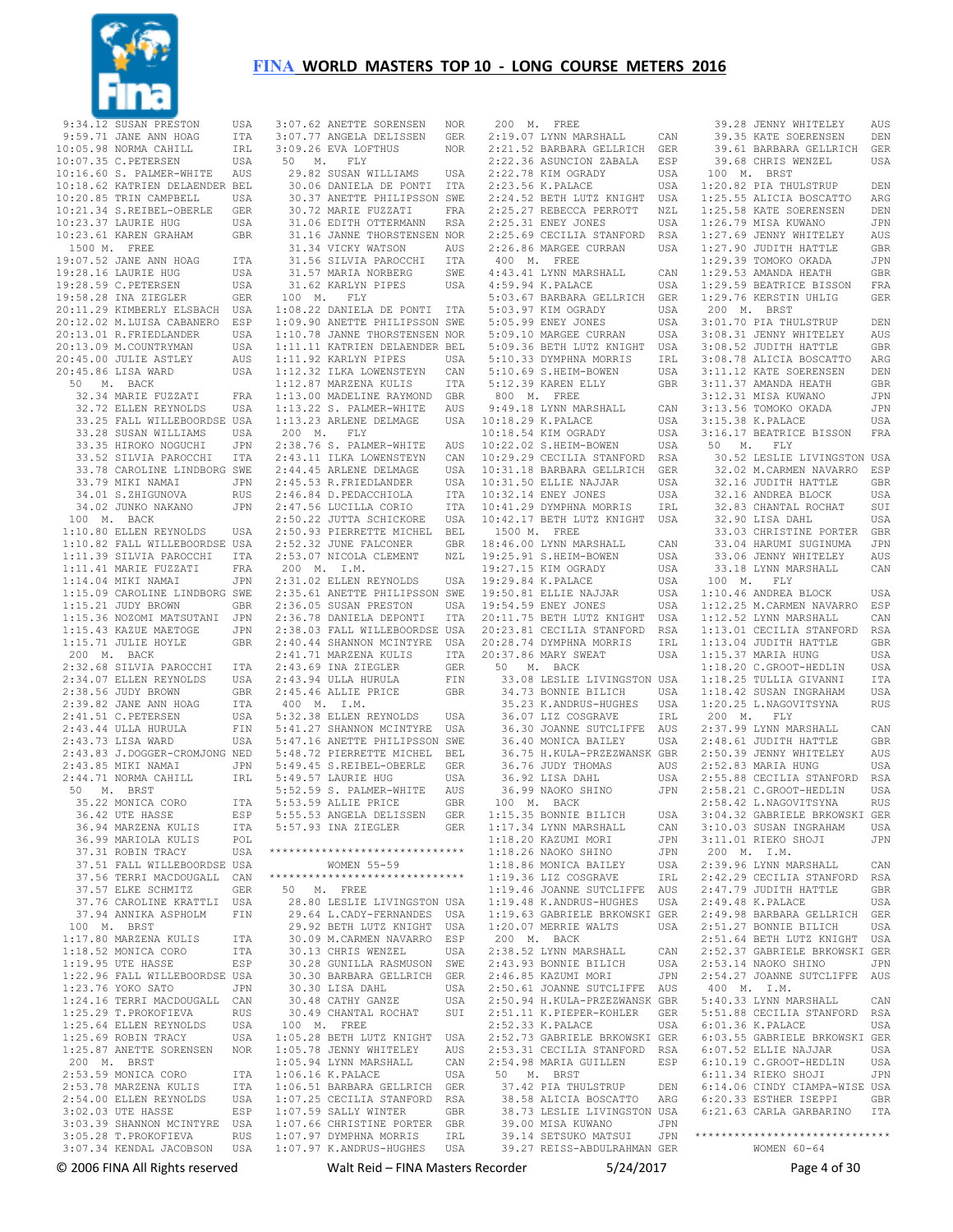9:34.12 SUSAN PRESTON USA
9:59.71 JANE ANN HOAG ITA
10:05.98 NORMA CAHILL IRL
10:07.35 C.PETERSEN USA
10:16.60 S. PALMER-WHITE AUS
10:18.62 KATRIEN DELAENDER BEL
10:20.85 TRIN CAMPBELL USA
10:21.34 S.REIBEL-OBERLE GER
10:23.37 LAURIE HUG USA
10:23.61 KAREN GRAHAM GBR

1500 M. FREE
19:07.52 JANE ANN HOAG ITA
19:28.16 LAURIE HUG USA
19:28.59 C.PETERSEN USA
19:58.28 INA ZIEGLER GER
20:11.29 KIMBERLY ELSBACH USA
20:12.02 M.LUISA CABANERO ESP
20:13.01 R.FRIEDLANDER USA
20:13.09 M.COUNTRYMAN USA
20:45.00 JULIE ASTLEY AUS
20:45.86 LISA WARD USA

50 M. BACK
32.34 MARIE FUZZATI FRA
32.72 ELLEN REYNOLDS USA
33.25 FALL WILLEBOORDSE USA
33.28 SUSAN WILLIAMS USA
33.35 HIROKO NOGUCHI JPN
33.52 SILVIA PAROCCHI ITA
33.78 CAROLINE LINDBORG SWE
33.79 MIKI NAMAI JPN
34.01 S.ZHIGUNOVA RUS
34.02 JUNKO NAKANO JPN

100 M. BACK
1:10.80 ELLEN REYNOLDS USA
1:10.82 FALL WILLEBOORDSE USA
1:11.39 SILVIA PAROCCHI ITA
1:11.41 MARIE FUZZATI FRA
1:14.04 MIKI NAMAI JPN
1:15.09 CAROLINE LINDBORG SWE
1:15.21 JUDY BROWN GBR
1:15.36 NOZOMI MATSUTANI JPN
1:15.43 KAZUE MAETOGE JPN
1:15.71 JULIE HOYLE GBR

200 M. BACK
2:32.68 SILVIA PAROCCHI ITA
2:34.07 ELLEN REYNOLDS USA
2:38.56 JUDY BROWN GBR
2:39.82 JANE ANN HOAG ITA
2:41.51 C.PETERSEN USA
2:43.44 ULLA HURULA FIN
2:43.73 LISA WARD USA
2:43.83 J.DOGGER-CROMJONG NED
2:43.85 MIKI NAMAI JPN
2:44.71 NORMA CAHILL IRL

50 M. BRST
35.22 MONICA CORO ITA
36.42 UTE HASSE ESP
36.94 MARZENA KULIS ITA
36.99 MARIOLA KULIS POL
37.31 ROBIN TRACY USA
37.51 FALL WILLEBOORDSE USA
37.56 TERRI MACDOUGALL CAN
37.57 ELKE SCHMITZ GER
37.76 CAROLINE KRATTLI USA
37.94 ANNIKA ASPHOLM FIN

100 M. BRST
1:17.80 MARZENA KULIS ITA
1:18.52 MONICA CORO ITA
1:19.95 UTE HASSE ESP
1:22.96 FALL WILLEBOORDSE USA
1:23.76 YOKO SATO JPN
1:24.16 TERRI MACDOUGALL CAN
1:25.29 T.PROKOFIEVA RUS
1:25.64 ELLEN REYNOLDS USA
1:25.69 ROBIN TRACY USA
1:25.87 ANETTE SORENSEN NOR

200 M. BRST
2:53.59 MONICA CORO ITA
2:53.78 MARZENA KULIS ITA
2:54.00 ELLEN REYNOLDS USA
3:02.03 UTE HASSE ESP
3:03.39 SHANNON MCINTYRE USA
3:05.28 T.PROKOFIEVA RUS
3:07.34 KENDAL JACOBSON USA
3:07.62 ANETTE SORENSEN NOR
3:07.77 ANGELA DELISSEN GER
3:09.26 EVA LOFTHUS NOR

50 M. FLY
29.82 SUSAN WILLIAMS USA
30.06 DANIELA DE PONTI ITA
30.37 ANETTE PHILIPSSON SWE
30.72 MARIE FUZZATI FRA
31.06 EDITH OTTERMANN RSA
31.16 JANNE THORSTENSEN NOR
31.34 VICKY WATSON AUS
31.56 SILVIA PAROCCHI ITA
31.57 MARIA NORBERG SWE
31.62 KARLYN PIPES USA

100 M. FLY
1:08.22 DANIELA DE PONTI ITA
1:09.90 ANETTE PHILIPSSON SWE
1:10.78 JANNE THORSTENSEN NOR
1:11.11 KATRIEN DELAENDER BEL
1:11.92 KARLYN PIPES USA
1:12.32 ILKA LOWENSTEYN CAN
1:12.87 MARZENA KULIS ITA
1:13.00 MADELINE RAYMOND GBR
1:13.22 S. PALMER-WHITE AUS
1:13.23 ARLENE DELMAGE USA

200 M. FLY
2:38.76 S. PALMER-WHITE AUS
2:43.11 ILKA LOWENSTEYN CAN
2:44.45 ARLENE DELMAGE USA
2:45.53 R.FRIEDLANDER USA
2:46.84 D.PEDACCHIOLA ITA
2:47.56 LUCILLA CORIO ITA
2:50.22 JUTTA SCHICKORE USA
2:50.93 PIERRETTE MICHEL BEL
2:52.32 JUNE FALCONER GBR
2:53.07 NICOLA CLEMENT NZL

200 M. I.M.
2:31.02 ELLEN REYNOLDS USA
2:35.61 ANETTE PHILIPSSON SWE
2:36.05 SUSAN PRESTON USA
2:36.78 DANIELA DEPONTI ITA
2:38.03 FALL WILLEBOORDSE USA
2:40.44 SHANNON MCINTYRE USA
2:41.71 MARZENA KULIS ITA
2:43.69 INA ZIEGLER GER
2:43.94 ULLA HURULA FIN
2:45.46 ALLIE PRICE GBR

400 M. I.M.
5:32.38 ELLEN REYNOLDS USA
5:41.27 SHANNON MCINTYRE USA
5:47.16 ANETTE PHILIPSSON SWE
5:48.72 PIERRETTE MICHEL BEL
5:49.45 S.REIBEL-OBERLE GER
5:49.57 LAURIE HUG USA
5:52.59 S. PALMER-WHITE AUS
5:53.59 ALLIE PRICE GBR
5:55.53 ANGELA DELISSEN GER
5:57.93 INA ZIEGLER GER

******************************

## WOMEN 55-59

******************************

50 M. FREE
28.80 LESLIE LIVINGSTON USA
29.64 L.CADY-FERNANDES USA
29.92 BETH LUTZ KNIGHT USA
30.09 M.CARMEN NAVARRO ESP
30.13 CHRIS WENZEL USA
30.28 GUNILLA RASMUSON SWE
30.30 BARBARA GELLRICH GER
30.30 LISA DAHL USA
30.48 CATHY GANZE USA
30.49 CHANTAL ROCHAT SUI

100 M. FREE
1:05.28 BETH LUTZ KNIGHT USA
1:05.78 JENNY WHITELEY AUS
1:05.94 LYNN MARSHALL CAN
1:06.16 K.PALACE USA
1:06.51 BARBARA GELLRICH GER
1:07.25 CECILIA STANFORD RSA
1:07.59 SALLY WINTER GBR
1:07.66 CHRISTINE PORTER GBR
1:07.97 DYMPHNA MORRIS IRL
1:07.97 K.ANDRUS-HUGHES USA

200 M. FREE
2:19.07 LYNN MARSHALL CAN
2:21.52 BARBARA GELLRICH GER
2:22.36 ASUNCION ZABALA ESP
2:22.78 KIM OGRADY USA
2:23.56 K.PALACE USA
2:24.52 BETH LUTZ KNIGHT USA
2:25.27 REBECCA PERROTT NZL
2:25.31 ENEY JONES USA
2:25.69 CECILIA STANFORD RSA
2:26.86 MARGEE CURRAN USA

400 M. FREE
4:43.41 LYNN MARSHALL CAN
4:59.94 K.PALACE USA
5:03.67 BARBARA GELLRICH GER
5:03.97 KIM OGRADY USA
5:05.99 ENEY JONES USA
5:09.10 MARGEE CURRAN USA
5:09.36 BETH LUTZ KNIGHT USA
5:10.33 DYMPHNA MORRIS IRL
5:10.69 S.HEIM-BOWEN USA
5:12.39 KAREN ELLY GBR

800 M. FREE
9:49.18 LYNN MARSHALL CAN
10:18.29 K.PALACE USA
10:18.54 KIM OGRADY USA
10:22.02 S.HEIM-BOWEN USA
10:29.29 CECILIA STANFORD RSA
10:31.18 BARBARA GELLRICH GER
10:31.50 ELLIE NAJJAR USA
10:32.14 ENEY JONES USA
10:41.29 DYMPHNA MORRIS IRL
10:42.17 BETH LUTZ KNIGHT USA

1500 M. FREE
18:46.00 LYNN MARSHALL CAN
19:25.91 S.HEIM-BOWEN USA
19:27.15 KIM OGRADY USA
19:29.84 K.PALACE USA
19:50.81 ELLIE NAJJAR USA
19:54.59 ENEY JONES USA
20:11.75 BETH LUTZ KNIGHT USA
20:23.81 CECILIA STANFORD RSA
20:28.74 DYMPHNA MORRIS IRL
20:37.86 MARY SWEAT USA

50 M. BACK
33.08 LESLIE LIVINGSTON USA
34.73 BONNIE BILICH USA
35.23 K.ANDRUS-HUGHES USA
36.07 LIZ COSGRAVE IRL
36.30 JOANNE SUTCLIFFE AUS
36.40 MONICA BAILEY USA
36.75 H.KULA-PRZEZWANSK GBR
36.76 JUDY THOMAS AUS
36.92 LISA DAHL USA
36.99 NAOKO SHINO JPN

100 M. BACK
1:15.35 BONNIE BILICH USA
1:17.34 LYNN MARSHALL CAN
1:18.20 KAZUMI MORI JPN
1:18.26 NAOKO SHINO JPN
1:18.86 MONICA BAILEY USA
1:19.36 LIZ COSGRAVE IRL
1:19.46 JOANNE SUTCLIFFE AUS
1:19.48 K.ANDRUS-HUGHES USA
1:19.63 GABRIELE BRKOWSKI GER
1:20.07 MERRIE WALTS USA

200 M. BACK
2:38.52 LYNN MARSHALL CAN
2:43.93 BONNIE BILICH USA
2:46.85 KAZUMI MORI JPN
2:50.61 JOANNE SUTCLIFFE AUS
2:50.94 H.KULA-PRZEZWANSK GBR
2:51.11 K.PIEPER-KOHLER GER
2:52.33 K.PALACE USA
2:52.73 GABRIELE BRKOWSKI GER
2:53.31 CECILIA STANFORD RSA
2:54.98 MARIA GUILLEN ESP

50 M. BRST
37.42 PIA THULSTRUP DEN
38.58 ALICIA BOSCATTO ARG
38.73 LESLIE LIVINGSTON USA
39.00 MISA KUWANO JPN
39.14 SETSUKO MATSUI JPN
39.27 REISS-ABDULRAHMAN GER
39.28 JENNY WHITELEY AUS
39.35 KATE SOERENSEN DEN
39.61 BARBARA GELLRICH GER
39.68 CHRIS WENZEL USA

100 M. BRST
1:20.82 PIA THULSTRUP DEN
1:25.55 ALICIA BOSCATTO ARG
1:25.58 KATE SOERENSEN DEN
1:26.79 MISA KUWANO JPN
1:27.69 JENNY WHITELEY AUS
1:27.90 JUDITH HATTLE GBR
1:29.39 TOMOKO OKADA JPN
1:29.53 AMANDA HEATH GBR
1:29.59 BEATRICE BISSON FRA
1:29.76 KERSTIN UHLIG GER

200 M. BRST
3:01.70 PIA THULSTRUP DEN
3:08.31 JENNY WHITELEY AUS
3:08.52 JUDITH HATTLE GBR
3:08.78 ALICIA BOSCATTO ARG
3:11.12 KATE SOERENSEN DEN
3:11.37 AMANDA HEATH GBR
3:12.31 MISA KUWANO JPN
3:13.56 TOMOKO OKADA JPN
3:15.38 K.PALACE USA
3:16.17 BEATRICE BISSON FRA

50 M. FLY
30.52 LESLIE LIVINGSTON USA
32.02 M.CARMEN NAVARRO ESP
32.16 JUDITH HATTLE GBR
32.16 ANDREA BLOCK USA
32.83 CHANTAL ROCHAT SUI
32.90 LISA DAHL USA
33.03 CHRISTINE PORTER GBR
33.04 HARUMI SUGINUMA JPN
33.06 JENNY WHITELEY AUS
33.18 LYNN MARSHALL CAN

100 M. FLY
1:10.46 ANDREA BLOCK USA
1:12.25 M.CARMEN NAVARRO ESP
1:12.52 LYNN MARSHALL CAN
1:13.01 CECILIA STANFORD RSA
1:13.04 JUDITH HATTLE GBR
1:15.37 MARIA HUNG USA
1:18.20 C.GROOT-HEDLIN USA
1:18.25 TULLIA GIVANNI ITA
1:18.42 SUSAN INGRAHAM USA
1:20.25 L.NAGOVITSYNA RUS

200 M. FLY
2:37.99 LYNN MARSHALL CAN
2:48.61 JUDITH HATTLE GBR
2:50.39 JENNY WHITELEY AUS
2:52.83 MARIA HUNG USA
2:55.88 CECILIA STANFORD RSA
2:58.21 C.GROOT-HEDLIN USA
2:58.42 L.NAGOVITSYNA RUS
3:04.32 GABRIELE BRKOWSKI GER
3:10.03 SUSAN INGRAHAM USA
3:11.01 RIEKO SHOJI JPN

200 M. I.M.
2:39.96 LYNN MARSHALL CAN
2:42.29 CECILIA STANFORD RSA
2:47.79 JUDITH HATTLE GBR
2:49.48 K.PALACE USA
2:49.98 BARBARA GELLRICH GER
2:51.27 BONNIE BILICH USA
2:51.64 BETH LUTZ KNIGHT USA
2:52.37 GABRIELE BRKOWSKI GER
2:53.14 NAOKO SHINO JPN
2:54.27 JOANNE SUTCLIFFE AUS

400 M. I.M.
5:40.33 LYNN MARSHALL CAN
5:51.88 CECILIA STANFORD RSA
6:01.36 K.PALACE USA
6:03.55 GABRIELE BRKOWSKI GER
6:07.52 ELLIE NAJJAR USA
6:10.19 C.GROOT-HEDLIN USA
6:11.34 RIEKO SHOJI JPN
6:14.06 CINDY CIAMPA-WISE USA
6:20.33 ESTHER ISEPPI GBR
6:21.63 CARLA GARBARINO ITA

******************************

## WOMEN 60-64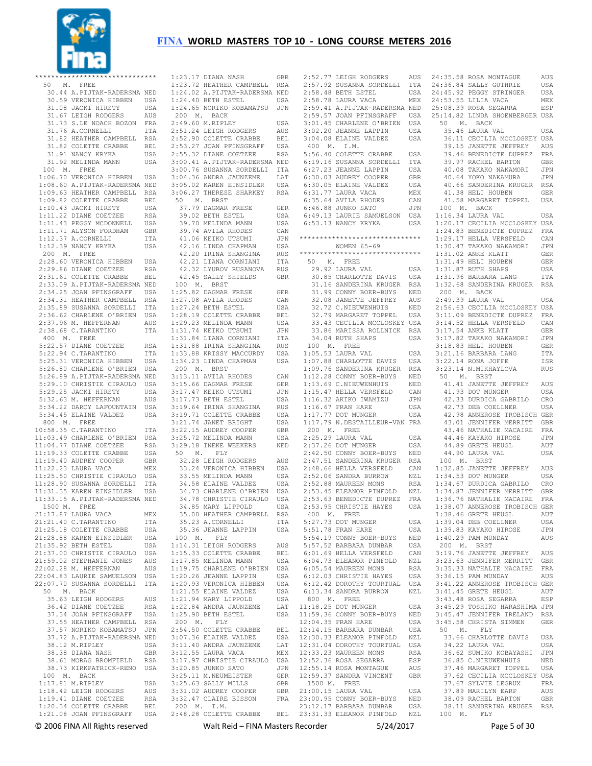# FINA WORLD MASTERS TOP 10 - LONG COURSE METERS 2016

******************************

50 M. FREE

| Time | Name | Country |
|---|---|---|
| 30.44 | A.PIJTAK-RADERSMA | NED |
| 30.59 | VERONICA HIBBEN | USA |
| 31.08 | JACKI HIRSTY | USA |
| 31.67 | LEIGH RODGERS | AUS |
| 31.73 | S.LE NOACH BOZON | FRA |
| 31.76 | A.CORNELLI | ITA |
| 31.82 | HEATHER CAMPBELL | RSA |
| 31.82 | COLETTE CRABBE | BEL |
| 31.91 | NANCY KRYKA | USA |
| 31.92 | MELINDA MANN | USA |

100 M. FREE

| Time | Name | Country |
|---|---|---|
| 1:06.70 | VERONICA HIBBEN | USA |
| 1:08.60 | A.PIJTAK-RADERSMA | NED |
| 1:09.63 | HEATHER CAMPBELL | RSA |
| 1:09.82 | COLETTE CRABBE | BEL |
| 1:10.43 | JACKI HIRSTY | USA |
| 1:11.22 | DIANE COETZEE | RSA |
| 1:11.43 | PEGGY MCDONNELL | USA |
| 1:11.71 | ALYSON FORDHAM | GBR |
| 1:12.37 | A.CORNELLI | ITA |
| 1:12.39 | NANCY KRYKA | USA |

200 M. FREE

| Time | Name | Country |
|---|---|---|
| 2:28.60 | VERONICA HIBBEN | USA |
| 2:29.86 | DIANE COETZEE | RSA |
| 2:31.61 | COLETTE CRABBE | BEL |
| 2:33.09 | A.PIJTAK-RADERSMA | NED |
| 2:34.25 | JOAN PFINSGRAFF | USA |
| 2:34.31 | HEATHER CAMPBELL | RSA |
| 2:35.89 | SUSANNA SORDELLI | ITA |
| 2:36.62 | CHARLENE O'BRIEN | USA |
| 2:37.96 | M. HEFFERNAN | AUS |
| 2:38.68 | C.TARANTINO | ITA |

400 M. FREE

| Time | Name | Country |
|---|---|---|
| 5:22.57 | DIANE COETZEE | RSA |
| 5:22.94 | C.TARANTINO | ITA |
| 5:25.31 | VERONICA HIBBEN | USA |
| 5:26.80 | CHARLENE O'BRIEN | USA |
| 5:26.89 | A.PIJTAK-RADERSMA | NED |
| 5:29.10 | CHRISTIE CIRAULO | USA |
| 5:29.25 | JACKI HIRSTY | USA |
| 5:32.63 | M. HEFFERNAN | AUS |
| 5:34.22 | DARCY LAFOUNTAIN | USA |
| 5:34.45 | ELAINE VALDEZ | USA |

800 M. FREE

| Time | Name | Country |
|---|---|---|
| 10:58.35 | C.TARANTINO | ITA |
| 11:03.49 | CHARLENE O'BRIEN | USA |
| 11:04.77 | DIANE COETZEE | RSA |
| 11:19.33 | COLETTE CRABBE | USA |
| 11:19.40 | AUDREY COOPER | GBR |
| 11:22.23 | LAURA VACA | MEX |
| 11:25.50 | CHRISTIE CIRAULO | USA |
| 11:28.90 | SUSANNA SORDELLI | ITA |
| 11:31.35 | KAREN EINSIDLER | USA |
| 11:33.15 | A.PIJTAK-RADERSMA | NED |

1500 M. FREE

| Time | Name | Country |
|---|---|---|
| 21:17.87 | LAURA VACA | MEX |
| 21:21.40 | C.TARANTINO | ITA |
| 21:25.18 | COLETTE CRABBE | USA |
| 21:28.88 | KAREN EINSIDLER | USA |
| 21:35.92 | BETH ESTEL | USA |
| 21:37.00 | CHRISTIE CIRAULO | USA |
| 21:59.02 | STEPHANIE JONES | AUS |
| 22:02.28 | M. HEFFERNAN | AUS |
| 22:04.83 | LAURIE SAMUELSON | USA |
| 22:07.70 | SUSANNA SORDELLI | ITA |

50 M. BACK

| Time | Name | Country |
|---|---|---|
| 35.63 | LEIGH RODGERS | AUS |
| 36.42 | DIANE COETZEE | RSA |
| 37.34 | JOAN PFINSGRAFF | USA |
| 37.55 | HEATHER CAMPBELL | RSA |
| 37.57 | NORIKO KOBAMATSU | JPN |
| 37.72 | A.PIJTAK-RADERSMA | NED |
| 38.12 | M.RIPLEY | USA |
| 38.38 | DIANA NASH | GBR |
| 38.61 | MORAG BROMFIELD | RSA |
| 38.73 | KIRKPATRICK-RENO | USA |

100 M. BACK

| Time | Name | Country |
|---|---|---|
| 1:17.81 | M.RIPLEY | USA |
| 1:18.42 | LEIGH RODGERS | AUS |
| 1:19.41 | DIANE COETZEE | RSA |
| 1:20.34 | COLETTE CRABBE | BEL |
| 1:21.08 | JOAN PFINSGRAFF | USA |
| 1:23.17 | DIANA NASH | GBR |
| 1:23.72 | HEATHER CAMPBELL | RSA |
| 1:24.02 | A.PIJTAK-RADERSMA | NED |
| 1:24.40 | BETH ESTEL | USA |
| 1:24.65 | NORIKO KOBAMATSU | JPN |

200 M. BACK

| Time | Name | Country |
|---|---|---|
| 2:49.60 | M.RIPLEY | USA |
| 2:51.24 | LEIGH RODGERS | AUS |
| 2:52.90 | COLETTE CRABBE | BEL |
| 2:53.27 | JOAN PFINSGRAFF | USA |
| 2:55.32 | DIANE COETZEE | RSA |
| 3:00.41 | A.PIJTAK-RADERSMA | NED |
| 3:00.76 | SUSANNA SORDELLI | ITA |
| 3:04.36 | ANDRA JAUNZEME | LAT |
| 3:05.02 | KAREN EINSIDLER | USA |
| 3:06.27 | THERESE SHARKEY | RSA |

50 M. BRST

| Time | Name | Country |
|---|---|---|
| 37.79 | DAGMAR FRESE | GER |
| 39.02 | BETH ESTEL | USA |
| 39.70 | MELINDA MANN | USA |
| 39.74 | AVILA RHODES | CAN |
| 41.06 | KEIKO UTSUMI | JPN |
| 42.16 | LINDA CHAPMAN | USA |
| 42.20 | IRINA SHANGINA | RUS |
| 42.21 | LIANA CORNIANI | ITA |
| 42.32 | LYUBOV RUSANOVA | RUS |
| 42.45 | SALLY SHIELDS | GBR |

100 M. BRST

| Time | Name | Country |
|---|---|---|
| 1:25.82 | DAGMAR FRESE | GER |
| 1:27.08 | AVILA RHODES | CAN |
| 1:27.24 | BETH ESTEL | USA |
| 1:28.19 | COLETTE CRABBE | BEL |
| 1:29.23 | MELINDA MANN | USA |
| 1:31.74 | KEIKO UTSUMI | JPN |
| 1:31.84 | LIANA CORNIANI | ITA |
| 1:31.88 | IRINA SHANGINA | RUS |
| 1:33.88 | KRISSY MACCURDY | USA |
| 1:34.23 | LINDA CHAPMAN | USA |

200 M. BRST

| Time | Name | Country |
|---|---|---|
| 3:13.11 | AVILA RHODES | CAN |
| 3:15.66 | DAGMAR FRESE | GER |
| 3:17.47 | KEIKO UTSUMI | JPN |
| 3:17.73 | BETH ESTEL | USA |
| 3:19.64 | IRINA SHANGINA | RUS |
| 3:19.71 | COLETTE CRABBE | USA |
| 3:21.74 | JANET BRIGHT | USA |
| 3:22.15 | AUDREY COOPER | GBR |
| 3:25.72 | MELINDA MANN | USA |
| 3:29.18 | INEKE WEEKERS | NED |

50 M. FLY

| Time | Name | Country |
|---|---|---|
| 32.28 | LEIGH RODGERS | AUS |
| 33.24 | VERONICA HIBBEN | USA |
| 33.55 | MELINDA MANN | USA |
| 34.58 | ELAINE VALDEZ | USA |
| 34.73 | CHARLENE O'BRIEN | USA |
| 34.78 | CHRISTIE CIRAULO | USA |
| 34.85 | MARY LIPPOLD | USA |
| 35.00 | HEATHER CAMPBELL | RSA |
| 35.23 | A.CORNELLI | ITA |
| 35.36 | JEANNE LAPPIN | USA |

100 M. FLY

| Time | Name | Country |
|---|---|---|
| 1:14.31 | LEIGH RODGERS | AUS |
| 1:15.33 | COLETTE CRABBE | BEL |
| 1:17.85 | MELINDA MANN | USA |
| 1:19.75 | CHARLENE O'BRIEN | USA |
| 1:20.26 | JEANNE LAPPIN | USA |
| 1:20.93 | VERONICA HIBBEN | USA |
| 1:21.55 | ELAINE VALDEZ | USA |
| 1:21.94 | MARY LIPPOLD | USA |
| 1:22.84 | ANDRA JAUNZEME | LAT |
| 1:25.90 | BETH ESTEL | USA |

200 M. FLY

| Time | Name | Country |
|---|---|---|
| 2:54.50 | COLETTE CRABBE | BEL |
| 3:07.36 | ELAINE VALDEZ | USA |
| 3:11.40 | ANDRA JAUNZEME | LAT |
| 3:12.55 | LAURA VACA | MEX |
| 3:17.97 | CHRISTIE CIRAULO | USA |
| 3:20.85 | JUNKO SATO | JPN |
| 3:25.11 | M.NEUMEISTER | GER |
| 3:25.63 | SALLY MILLS | GBR |
| 3:31.02 | AUDREY COOPER | GBR |
| 3:32.47 | CLAIRE BISSON | FRA |

200 M. I.M.

| Time | Name | Country |
|---|---|---|
| 2:48.28 | COLETTE CRABBE | BEL |
| 2:52.77 | LEIGH RODGERS | AUS |
| 2:57.92 | SUSANNA SORDELLI | ITA |
| 2:58.48 | BETH ESTEL | USA |
| 2:58.78 | LAURA VACA | MEX |
| 2:59.41 | A.PIJTAK-RADERSMA | NED |
| 2:59.57 | JOAN PFINSGRAFF | USA |
| 3:01.45 | CHARLENE O'BRIEN | USA |
| 3:02.20 | JEANNE LAPPIN | USA |
| 3:04.08 | ELAINE VALDEZ | USA |

400 M. I.M.

| Time | Name | Country |
|---|---|---|
| 5:56.40 | COLETTE CRABBE | USA |
| 6:19.16 | SUSANNA SORDELLI | ITA |
| 6:27.23 | JEANNE LAPPIN | USA |
| 6:30.03 | AUDREY COOPER | GBR |
| 6:30.05 | ELAINE VALDEZ | USA |
| 6:31.77 | LAURA VACA | MEX |
| 6:35.64 | AVILA RHODES | CAN |
| 6:46.88 | JUNKO SATO | JPN |
| 6:49.13 | LAURIE SAMUELSON | USA |
| 6:53.13 | NANCY KRYKA | USA |

******************************

## WOMEN 65-69

******************************

50 M. FREE

| Time | Name | Country |
|---|---|---|
| 29.92 | LAURA VAL | USA |
| 30.85 | CHARLOTTE DAVIS | USA |
| 31.16 | SANDERINA KRUGER | RSA |
| 31.99 | CONNY BOER-BUYS | NED |
| 32.08 | JANETTE JEFFREY | AUS |
| 32.72 | C.NIEUWENHUIS | NED |
| 32.79 | MARGARET TOPPEL | USA |
| 33.43 | CECILIA MCCLOSKEY | USA |
| 33.86 | MARISSA ROLLNICK | RSA |
| 34.04 | RUTH SHAPS | USA |

100 M. FREE

| Time | Name | Country |
|---|---|---|
| 1:05.53 | LAURA VAL | USA |
| 1:07.88 | CHARLOTTE DAVIS | USA |
| 1:09.76 | SANDERINA KRUGER | RSA |
| 1:12.28 | CONNY BOER-BUYS | NED |
| 1:13.69 | C.NIEUWENHUIS | NED |
| 1:15.47 | HELLA VERSFELD | CAN |
| 1:16.32 | AKIKO IWAMIZU | JPN |
| 1:16.67 | FRAN HARE | USA |
| 1:17.77 | DOT MUNGER | USA |
| 1:17.79 | N.DESTAILLEUR-VAN | FRA |

200 M. FREE

| Time | Name | Country |
|---|---|---|
| 2:25.29 | LAURA VAL | USA |
| 2:37.26 | DOT MUNGER | USA |
| 2:42.50 | CONNY BOER-BUYS | NED |
| 2:47.51 | SANDERINA KRUGER | RSA |
| 2:48.66 | HELLA VERSFELD | CAN |
| 2:52.06 | SANDRA BURROW | NZL |
| 2:52.88 | MAUREEN MONS | RSA |
| 2:53.45 | ELEANOR PINFOLD | NZL |
| 2:53.63 | BENEDICTE DUPREZ | FRA |
| 2:53.95 | CHRISTIE HAYES | USA |

400 M. FREE

| Time | Name | Country |
|---|---|---|
| 5:27.73 | DOT MUNGER | USA |
| 5:51.78 | FRAN HARE | USA |
| 5:54.19 | CONNY BOER-BUYS | NED |
| 5:57.52 | BARBARA DUNBAR | USA |
| 6:01.69 | HELLA VERSFELD | CAN |
| 6:04.73 | ELEANOR PINFOLD | NZL |
| 6:05.54 | MAUREEN MONS | RSA |
| 6:12.03 | CHRISTIE HAYES | USA |
| 6:12.42 | DOROTHY TOURTUAL | USA |
| 6:13.34 | SANDRA BURROW | NZL |

800 M. FREE

| Time | Name | Country |
|---|---|---|
| 11:18.25 | DOT MUNGER | USA |
| 11:59.36 | CONNY BOER-BUYS | NED |
| 12:04.35 | FRAN HARE | USA |
| 12:14.15 | BARBARA DUNBAR | USA |
| 12:30.33 | ELEANOR PINFOLD | NZL |
| 12:31.04 | DOROTHY TOURTUAL | USA |
| 12:33.23 | MAUREEN MONS | RSA |
| 12:52.36 | ROSA SEGARRA | ESP |
| 12:55.14 | ROSA MONTAGUE | AUS |
| 12:59.37 | SANDRA VINCENT | GBR |

1500 M. FREE

| Time | Name | Country |
|---|---|---|
| 21:00.15 | LAURA VAL | USA |
| 23:00.95 | CONNY BOER-BUYS | NED |
| 23:12.17 | BARBARA DUNBAR | USA |
| 23:31.33 | ELEANOR PINFOLD | NZL |
| 24:35.58 | ROSA MONTAGUE | AUS |
| 24:36.84 | SALLY GUTHRIE | USA |
| 24:45.92 | PEGGY STRINGER | USA |
| 24:53.55 | LILIA VACA | MEX |
| 25:08.39 | ROSA SEGARRA | ESP |
| 25:14.82 | LINDA SHOENBERGER | USA |

50 M. BACK

| Time | Name | Country |
|---|---|---|
| 35.46 | LAURA VAL | USA |
| 36.11 | CECILIA MCCLOSKEY | USA |
| 39.15 | JANETTE JEFFREY | AUS |
| 39.46 | BENEDICTE DUPREZ | FRA |
| 39.97 | RACHEL BARTON | GBR |
| 40.08 | TAKAKO NAKAMORI | JPN |
| 40.64 | YOKO NAKAMURA | JPN |
| 40.66 | SANDERINA KRUGER | RSA |
| 41.38 | HELI HOUBEN | GER |
| 41.58 | MARGARET TOPPEL | USA |

100 M. BACK

| Time | Name | Country |
|---|---|---|
| 1:16.34 | LAURA VAL | USA |
| 1:20.17 | CECILIA MCCLOSKEY | USA |
| 1:24.83 | BENEDICTE DUPREZ | FRA |
| 1:29.17 | HELLA VERSFELD | CAN |
| 1:30.47 | TAKAKO NAKAMORI | JPN |
| 1:31.02 | ANKE KLATT | GER |
| 1:31.49 | HELI HOUBEN | GER |
| 1:31.87 | RUTH SHAPS | USA |
| 1:31.96 | BARBARA LANG | ITA |
| 1:32.68 | SANDERINA KRUGER | RSA |

200 M. BACK

| Time | Name | Country |
|---|---|---|
| 2:49.39 | LAURA VAL | USA |
| 2:56.63 | CECILIA MCCLOSKEY | USA |
| 3:11.09 | BENEDICTE DUPREZ | FRA |
| 3:14.52 | HELLA VERSFELD | CAN |
| 3:17.54 | ANKE KLATT | GER |
| 3:17.82 | TAKAKO NAKAMORI | JPN |
| 3:18.83 | HELI HOUBEN | GER |
| 3:21.16 | BARBARA LANG | ITA |
| 3:22.14 | RONA JOFFE | ISR |
| 3:23.14 | N.MIKHAYLOVA | RUS |

50 M. BRST

| Time | Name | Country |
|---|---|---|
| 41.41 | JANETTE JEFFREY | AUS |
| 41.93 | DOT MUNGER | USA |
| 42.33 | DURDICA GABRILO | CRO |
| 42.73 | DEB COELLNER | USA |
| 42.98 | ANNEROSE TROBISCH | GER |
| 43.01 | JENNIFER MERRITT | GBR |
| 43.46 | NATHALIE MACAIRE | FRA |
| 44.46 | KAYAKO HIROSE | JPN |
| 44.89 | GRETE HEUGL | AUT |
| 44.90 | LAURA VAL | USA |

100 M. BRST

| Time | Name | Country |
|---|---|---|
| 1:32.85 | JANETTE JEFFREY | AUS |
| 1:34.53 | DOT MUNGER | USA |
| 1:34.67 | DURDICA GABRILO | CRO |
| 1:34.87 | JENNIFER MERRITT | GBR |
| 1:36.76 | NATHALIE MACAIRE | FRA |
| 1:38.07 | ANNEROSE TROBISCH | GER |
| 1:38.46 | GRETE HEUGL | AUT |
| 1:39.04 | DEB COELLNER | USA |
| 1:39.83 | KAYAKO HIROSE | JPN |
| 1:40.29 | PAM MUNDAY | AUS |

200 M. BRST

| Time | Name | Country |
|---|---|---|
| 3:19.76 | JANETTE JEFFREY | AUS |
| 3:23.63 | JENNIFER MERRITT | GBR |
| 3:35.33 | NATHALIE MACAIRE | FRA |
| 3:36.15 | PAM MUNDAY | AUS |
| 3:41.22 | ANNEROSE TROBISCH | GER |
| 3:41.45 | GRETE HEUGL | AUT |
| 3:43.48 | ROSA SEGARRA | ESP |
| 3:45.29 | TOSHIKO HARASHIMA | JPN |
| 3:45.47 | JENNIFER IRELAND | RSA |
| 3:45.58 | CHRISTA SIMMEN | GER |

50 M. FLY

| Time | Name | Country |
|---|---|---|
| 33.66 | CHARLOTTE DAVIS | USA |
| 34.22 | LAURA VAL | USA |
| 36.62 | SUMIKO KOBAYASHI | JPN |
| 36.85 | C.NIEUWENHUIS | NED |
| 37.46 | MARGARET TOPPEL | USA |
| 37.62 | CECILIA MCCLOSKEY | USA |
| 37.67 | SYLVIE LEGRUX | FRA |
| 37.89 | MARILYN EARP | AUS |
| 38.09 | RACHEL BARTON | GBR |
| 38.11 | SANDERINA KRUGER | RSA |

100 M. FLY

© 2006 FINA All Rights reserved    Walt Reid – FINA Masters Recorder    5/24/2017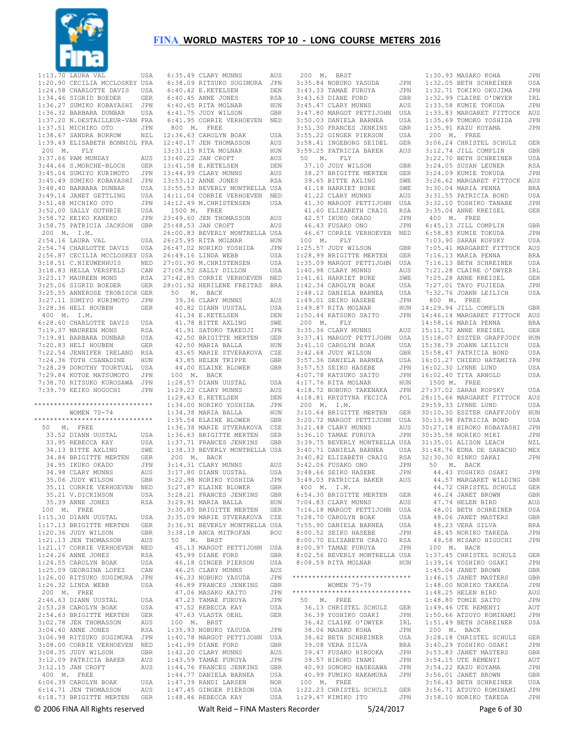# FINA WORLD MASTERS TOP 10 - LONG COURSE METERS 2016

```
1:13.70 LAURA VAL             USA
1:20.90 CECILIA MCCLOSKEY     USA
1:24.58 CHARLOTTE DAVIS       USA
1:34.46 SIGRID BOEDER         GER
1:36.27 SUMIKO KOBAYASHI      JPN
1:36.32 BARBARA DUNBAR        USA
1:37.20 N.DESTAILLEUR-VAN     FRA
1:37.51 MICHIKO OTO           JPN
1:38.67 SANDRA BURROW         NZL
1:39.49 ELISABETH BONNIOL     FRA
 200  M.  FLY
3:37.66 PAM MUNDAY            AUS
3:44.66 S.MORCHE-BLOCH        GER
3:45.04 SUMIYO KURIMOTO       JPN
3:45.49 SUMIKO KOBAYASHI      JPN
3:48.40 BARBARA DUNBAR        USA
3:49.14 JANET GETTLING        USA
3:51.48 MICHIKO OTO           JPN
3:52.00 SALLY GUTHRIE         USA
3:58.72 KEIKO KANEKO          JPN
3:58.75 PATRICIA JACKSON      GBR
 200  M.  I.M.
2:54.16 LAURA VAL             USA
2:54.74 CHARLOTTE DAVIS       USA
2:56.87 CECILIA MCCLOSKEY     USA
3:18.51 C.NIEUWENHUIS         NED
3:18.83 HELLA VERSFELD        CAN
3:23.17 MAUREEN MONS          RSA
3:25.06 SIGRID BOEDER         GER
3:25.55 ANNEROSE TROBISCH     GER
3:27.11 SUMIYO KURIMOTO       JPN
3:28.36 HELI HOUBEN           GER
 400  M.  I.M.
6:28.60 CHARLOTTE DAVIS       USA
7:19.37 MAUREEN MONS          RSA
7:19.81 BARBARA DUNBAR        USA
7:20.83 HELI HOUBEN           GER
7:22.54 JENNIFER IRELAND      RSA
7:24.36 TOTH CSANADINE        HUN
7:28.29 DOROTHY TOURTUAL      USA
7:29.84 KOTOE MATSUMOTO       JPN
7:38.70 RITSUKO KUROSAWA      JPN
7:39.79 KEIKO NOGUCHI         JPN

*****************************
        WOMEN 70-74
*****************************
 50   M.  FREE
  33.52 DIANN UUSTAL          USA
  33.95 REBECCA KAY           USA
  34.13 BITTE AXLING          SWE
  34.84 BRIGITTE MERTEN       GER
  34.95 IKUKO OKADO           JPN
  34.98 CLARY MUNNS           AUS
  35.06 JUDY WILSON           GBR
  35.11 CORRIE VERHOEVEN      NED
  35.21 V.DICKINSON           USA
  35.39 ANNE JONES            RSA
 100  M.  FREE
1:15.30 DIANN UUSTAL          USA
1:17.13 BRIGITTE MERTEN       GER
1:20.36 JUDY WILSON           GBR
1:21.13 JEN THOMASSON         AUS
1:21.17 CORRIE VERHOEVEN      NED
1:24.26 ANNE JONES            RSA
1:24.55 CAROLYN BOAK          USA
1:25.09 GEORGINA LOPEZ        CAN
1:26.00 RITSUKO SUGIMURA      JPN
1:26.32 LINDA WEBB            USA
 200  M.  FREE
2:46.63 DIANN UUSTAL          USA
2:53.28 CAROLYN BOAK          USA
2:54.63 BRIGITTE MERTEN       GER
3:02.78 JEN THOMASSON         AUS
3:04.40 ANNE JONES            RSA
3:06.98 RITSUKO SUGIMURA      JPN
3:08.00 CORRIE VERHOEVEN      NED
3:08.35 JUDY WILSON           GBR
3:12.09 PATRICIA BAKER        AUS
3:12.15 JAN CROFT             AUS
 400  M.  FREE
6:06.39 CAROLYN BOAK          USA
6:14.71 JEN THOMASSON         AUS
6:18.73 BRIGITTE MERTEN       GER
6:35.49 CLARY MUNNS           AUS
6:38.09 RITSUKO SUGIMURA      JPN
6:40.42 E.KETELSEN            DEN
6:40.45 ANNE JONES            RSA
6:40.65 RITA MOLNAR           HUN
6:41.75 JUDY WILSON           GBR
6:41.95 CORRIE VERHOEVEN      NED
 800  M.  FREE
12:36.63 CAROLYN BOAK         USA
12:40.17 JEN THOMASSON        AUS
13:31.15 RITA MOLNAR          HUN
13:40.22 JAN CROFT            AUS
13:41.58 E.KETELSEN           DEN
13:44.99 CLARY MUNNS          AUS
13:53.12 ANNE JONES           RSA
13:55.53 BEVERLY MONTRELLA    USA
14:11.04 CORRIE VERHOEVEN     NED
14:12.49 M.CHRISTENSEN        USA
 1500 M.  FREE
23:49.60 JEN THOMASSON        AUS
25:48.53 JAN CROFT            AUS
26:00.83 BEVERLY MONTRELLA    USA
26:25.95 RITA MOLNAR          HUN
26:47.02 NORIKO YOSHIDA       JPN
26:49.16 LINDA WEBB           USA
27:01.90 M.CHRISTENSEN        USA
27:08.52 SALLY DILLON         USA
27:42.85 CORRIE VERHOEVEN     NED
28:01.92 HERILENE FREITAS     BRA
 50   M.  BACK
  39.36 CLARY MUNNS           AUS
  40.82 DIANN UUSTAL          USA
  41.34 E.KETELSEN            DEN
  41.78 BITTE AXLING          SWE
  41.91 SATOKO TAKEUJI        JPN
  42.50 BRIGITTE MERTEN       GER
  42.50 MARIA BALLA           HUN
  43.65 MARIE STVERAKOVA      CZE
  43.85 HELEN TRIPPE          GBR
  44.00 ELAINE BLOWER         GBR
 100  M.  BACK
1:28.27 DIANN UUSTAL          USA
1:29.22 CLARY MUNNS           AUS
1:29.63 E.KETELSEN            DEN
1:34.00 NORIKO YOSHIDA        JPN
1:34.38 MARIA BALLA           HUN
1:35.54 ELAINE BLOWER         GBR
1:36.38 MARIE STVERAKOVA      CZE
1:36.63 BRIGITTE MERTEN       GER
1:37.71 FRANCES JENKINS       GBR
1:38.33 BEVERLY MONTRELLA     USA
 200  M.  BACK
3:14.31 CLARY MUNNS           AUS
3:17.80 DIANN UUSTAL          USA
3:22.98 NORIKO YOSHIDA        JPN
3:27.87 ELAINE BLOWER         GBR
3:28.21 FRANCES JENKINS       GBR
3:29.91 MARIA BALLA           HUN
3:30.85 BRIGITTE MERTEN       GER
3:35.09 MARIE STVERAKOVA      CZE
3:36.91 BEVERLY MONTRELLA     USA
3:38.18 ANCA MITROFAN         ROU
 50   M.  BRST
  45.13 MARGOT PETTIJOHN      USA
  45.99 DIANE FORD            GBR
  46.18 GINGER PIERSON        USA
  46.25 CLARY MUNNS           AUS
  46.33 NOBUKO YASUDA         JPN
  46.89 FRANCES JENKINS       GBR
  47.06 MASAKO KAITO          JPN
  47.23 TAMAE FURUYA          JPN
  47.52 REBECCA KAY           USA
  47.63 VLASTA OEHL           GER
 100  M.  BRST
1:35.93 NOBUKO YASUDA         JPN
1:40.78 MARGOT PETTIJOHN      USA
1:41.99 DIANE FORD            GBR
1:42.20 CLARY MUNNS           AUS
1:43.59 TAMAE FURUYA          JPN
1:44.76 FRANCES JENKINS       GBR
1:44.77 DANIELA BARNEA        USA
1:47.39 RANDI LARSEN          NOR
1:47.45 GINGER PIERSON        USA
1:48.46 REBECCA KAY           USA
 200  M.  BRST
3:35.84 NOBUKO YASUDA         JPN
3:43.33 TAMAE FURUYA          JPN
3:43.63 DIANE FORD            GBR
3:45.47 CLARY MUNNS           AUS
3:47.80 MARGOT PETTIJOHN      USA
3:50.03 DANIELA BARNEA        USA
3:51.30 FRANCES JENKINS       GBR
3:55.22 GINGER PIERSON        USA
3:58.41 INGEBORG SEIDEL       GER
3:59.25 PATRICIA BAKER        AUS
 50   M.  FLY
  37.10 JUDY WILSON           GBR
  38.27 BRIGITTE MERTEN       GER
  39.65 BITTE AXLING          SWE
  41.18 HARRIET BURE          SWE
  41.22 CLARY MUNNS           AUS
  41.30 MARGOT PETTIJOHN      USA
  41.60 ELIZABETH CRAIG       RSA
  42.57 IKUKO OKADO           JPN
  46.43 FUSAKO ONO            JPN
  46.67 CORRIE VERHOEVEN      NED
 100  M.  FLY
1:25.57 JUDY WILSON           GBR
1:28.99 BRIGITTE MERTEN       GER
1:35.09 MARGOT PETTIJOHN      USA
1:40.98 CLARY MUNNS           AUS
1:41.61 HARRIET BURE          SWE
1:42.34 CAROLYN BOAK          USA
1:48.12 DANIELA BARNEA        USA
1:49.01 SEIKO HASEBE          JPN
1:49.87 RITA MOLNAR           HUN
1:50.44 KATSUKO SAITO         JPN
 200  M.  FLY
3:35.36 CLARY MUNNS           AUS
3:37.41 MARGOT PETTIJOHN      USA
3:41.10 CAROLYN BOAK          USA
3:42.68 JUDY WILSON           GBR
3:57.36 DANIELA BARNEA        USA
3:57.53 SEIKO HASEBE          JPN
4:07.78 KATSUKO SAITO         JPN
4:17.76 RITA MOLNAR           HUN
4:18.72 NOBUKO TAKENAKA       JPN
4:18.81 KRYSTYNA FECICA       POL
 200  M.  I.M.
3:10.64 BRIGITTE MERTEN       GER
3:20.72 MARGOT PETTIJOHN      USA
3:21.48 CLARY MUNNS           AUS
3:36.10 TAMAE FURUYA          JPN
3:39.75 BEVERLY MONTRELLA     USA
3:40.71 DANIELA BARNEA        USA
3:40.82 ELIZABETH CRAIG       RSA
3:42.06 FUSAKO ONO            JPN
3:48.66 SEIKO HASEBE          JPN
3:49.03 PATRICIA BAKER        AUS
 400  M.  I.M.
6:54.30 BRIGITTE MERTEN       GER
7:04.83 CLARY MUNNS           AUS
7:16.18 MARGOT PETTIJOHN      USA
7:28.70 CAROLYN BOAK          USA
7:55.90 DANIELA BARNEA        USA
8:00.52 SEIKO HASEBE          JPN
8:00.70 ELIZABETH CRAIG       RSA
8:00.97 TAMAE FURUYA          JPN
8:02.56 BEVERLY MONTRELLA     USA
8:08.59 RITA MOLNAR           HUN

*****************************
        WOMEN 75-79
*****************************
 50   M.  FREE
  36.13 CHRISTEL SCHULZ       GER
  36.39 YOSHIKO OSAKI         JPN
  36.42 CLAIRE O'DWYER        IRL
  38.06 MASAKO KOHA           JPN
  38.62 BETH SCHREINER        USA
  39.08 VERA SILVA            BRA
  39.47 FUSAKO HIROOKA        JPN
  39.57 HIROKO INAMI          JPN
  40.93 SONOKO HASEGAWA       JPN
  40.99 FUMIKO NAKAMURA       JPN
 100  M.  FREE
1:22.23 CHRISTEL SCHULZ       GER
1:29.47 KIMIKO ITO            JPN
1:30.93 MASAKO KOHA           JPN
1:32.05 BETH SCHREINER        USA
1:32.71 TOKIKO OKUJIMA        JPN
1:32.99 CLAIRE O'DWYER        IRL
1:33.58 KUMIE TOKUDA          JPN
1:33.83 MARGARET FITTOCK      AUS
1:35.69 TOMOKO YOSHIDA        JPN
1:35.91 KAZU KOYAMA           JPN
 200  M.  FREE
3:06.24 CHRISTEL SCHULZ       GER
3:12.74 JILL COMPLIN          GBR
3:22.70 BETH SCHREINER        USA
3:24.05 SUSAN LEUNER          RSA
3:24.09 KUMIE TOKUDA          JPN
3:26.62 MARGARET FITTOCK      AUS
3:30.04 MARIA PENNA           BRA
3:31.55 PATRICIA BOND         USA
3:32.10 TOSHIKO TANABE        JPN
3:35.04 ANNE KREISEL          GER
 400  M.  FREE
6:45.13 JILL COMPLIN          GBR
6:58.83 KUMIE TOKUDA          JPN
7:03.90 SARAH KOPSKY          USA
7:05.41 MARGARET FITTOCK      AUS
7:16.13 MARIA PENNA           BRA
7:16.13 BETH SCHREINER        USA
7:21.28 CLAIRE O'DWYER        IRL
7:25.28 ANNE KREISEL          GER
7:27.01 TAYO FUJIEDA          JPN
7:32.76 JOANN LEILICH         USA
 800  M.  FREE
14:29.94 JILL COMPLIN         GBR
14:46.14 MARGARET FITTOCK     AUS
14:58.16 MARIA PENNA          BRA
15:11.72 ANNE KREISEL         GER
15:18.07 ESZTER GRAFFJODY     HUN
15:38.79 JOANN LEILICH        USA
15:58.47 PATRICIA BOND        USA
16:01.27 CHIEKO HATAMIYA      JPN
16:02.30 LYNNE LUND           USA
16:02.40 TITA ARNOLD          USA
 1500 M.  FREE
27:37.02 SARAH KOPSKY         USA
28:15.66 MARGARET FITTOCK     AUS
29:59.33 LYNNE LUND           USA
30:10.30 ESZTER GRAFFJODY     HUN
30:13.98 PATRICIA BOND        USA
30:27.18 HIROKO KOBAYASHI     JPN
30:35.58 NORIKO MIKI          JPN
31:35.01 ALISON LEACH         NZL
31:48.76 EDNA DE SARACHO      MEX
32:30.30 RINKO SAKAI          JPN
 50   M.  BACK
  44.43 YOSHIKO OSAKI         JPN
  44.57 MARGARET WILDING      GBR
  44.72 CHRISTEL SCHULZ       GER
  46.24 JANET BROWN           GBR
  47.74 HELEN BIRD            AUS
  48.01 BETH SCHREINER        USA
  48.06 JANET MASTERS         GBR
  48.23 VERA SILVA            BRA
  48.45 NORIKO TAKEDA         JPN
  49.58 MISAKO HIGUCHI        JPN
 100  M.  BACK
1:37.45 CHRISTEL SCHULZ       GER
1:39.16 YOSHIKO OSAKI         JPN
1:45.04 JANET BROWN           GBR
1:46.15 JANET MASTERS         GBR
1:48.00 NORIKO TAKEDA         JPN
1:48.25 HELEN BIRD            AUS
1:48.80 TOMIE SAITO           JPN
1:49.46 UTE REMENYI           AUT
1:50.66 ATSUYO KOMINAMI       JPN
1:51.49 BETH SCHREINER        USA
 200  M.  BACK
3:28.18 CHRISTEL SCHULZ       GER
3:40.29 YOSHIKO OSAKI         JPN
3:53.83 JANET MASTERS         GBR
3:54.15 UTE REMENYI           AUT
3:54.22 KAZU KOYAMA           JPN
3:56.01 JANET BROWN           GBR
3:56.43 BETH SCHREINER        USA
3:56.71 ATSUYO KOMINAMI       JPN
3:58.10 NORIKO TAKEDA         JPN
```

© 2006 FINA All Rights reserved — Walt Reid – FINA Masters Recorder — 5/24/2017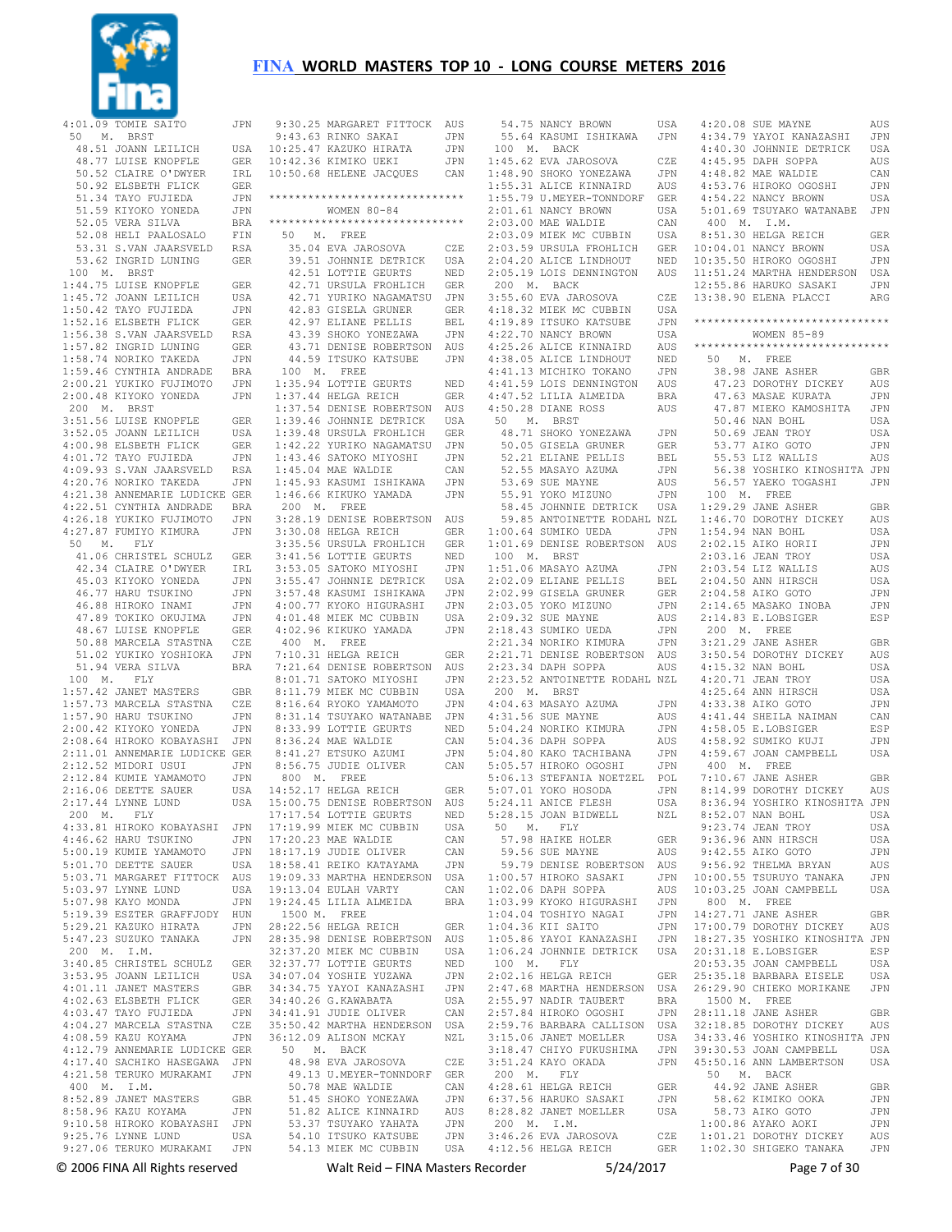4:01.09 TOMIE SAITO JPN

50 M. BRST

48.51 JOANN LEILICH USA
48.77 LUISE KNOPFLE GER
50.52 CLAIRE O'DWYER IRL
50.92 ELSBETH FLICK GER
51.34 TAYO FUJIEDA JPN
51.59 KIYOKO YONEDA JPN
52.05 VERA SILVA BRA
52.08 HELI PAALOSALO FIN
53.31 S.VAN JAARSVELD RSA
53.62 INGRID LUNING GER

100 M. BRST

1:44.75 LUISE KNOPFLE GER
1:45.72 JOANN LEILICH USA
1:50.42 TAYO FUJIEDA JPN
1:52.16 ELSBETH FLICK GER
1:56.38 S.VAN JAARSVELD RSA
1:57.82 INGRID LUNING GER
1:58.74 NORIKO TAKEDA JPN
1:59.46 CYNTHIA ANDRADE BRA
2:00.21 YUKIKO FUJIMOTO JPN
2:00.48 KIYOKO YONEDA JPN

200 M. BRST

3:51.56 LUISE KNOPFLE GER
3:52.05 JOANN LEILICH USA
4:00.98 ELSBETH FLICK GER
4:01.72 TAYO FUJIEDA JPN
4:09.93 S.VAN JAARSVELD RSA
4:20.76 NORIKO TAKEDA JPN
4:21.38 ANNEMARIE LUDICKE GER
4:22.51 CYNTHIA ANDRADE BRA
4:26.18 YUKIKO FUJIMOTO JPN
4:27.87 FUMIYO KIMURA JPN

50 M. FLY

41.06 CHRISTEL SCHULZ GER
42.34 CLAIRE O'DWYER IRL
45.03 KIYOKO YONEDA JPN
46.77 HARU TSUKINO JPN
46.88 HIROKO INAMI JPN
47.89 TOKIKO OKUJIMA JPN
48.67 LUISE KNOPFLE GER
50.88 MARCELA STASTNA CZE
51.02 YUKIKO YOSHIOKA JPN
51.94 VERA SILVA BRA

100 M. FLY

1:57.42 JANET MASTERS GBR
1:57.73 MARCELA STASTNA CZE
1:57.90 HARU TSUKINO JPN
2:00.42 KIYOKO YONEDA JPN
2:08.64 HIROKO KOBAYASHI JPN
2:11.01 ANNEMARIE LUDICKE GER
2:12.52 MIDORI USUI JPN
2:12.84 KUMIE YAMAMOTO JPN
2:16.06 DEETTE SAUER USA
2:17.44 LYNNE LUND USA

200 M. FLY

4:33.81 HIROKO KOBAYASHI JPN
4:46.62 HARU TSUKINO JPN
5:00.19 KUMIE YAMAMOTO JPN
5:01.70 DEETTE SAUER USA
5:03.71 MARGARET FITTOCK AUS
5:03.97 LYNNE LUND USA
5:07.98 KAYO MONDA JPN
5:19.39 ESZTER GRAFFJODY HUN
5:29.21 KAZUKO HIRATA JPN
5:47.23 SUZUKO TANAKA JPN

200 M. I.M.

3:40.85 CHRISTEL SCHULZ GER
3:53.95 JOANN LEILICH USA
4:01.11 JANET MASTERS GBR
4:02.63 ELSBETH FLICK GER
4:03.47 TAYO FUJIEDA JPN
4:04.27 MARCELA STASTNA CZE
4:08.59 KAZU KOYAMA JPN
4:12.79 ANNEMARIE LUDICKE GER
4:17.40 SACHIKO HASEGAWA JPN
4:21.58 TERUKO MURAKAMI JPN

400 M. I.M.

8:52.89 JANET MASTERS GBR
8:58.96 KAZU KOYAMA JPN
9:10.58 HIROKO KOBAYASHI JPN
9:25.76 LYNNE LUND USA
9:27.06 TERUKO MURAKAMI JPN
9:30.25 MARGARET FITTOCK AUS
9:43.63 RINKO SAKAI JPN
10:25.47 KAZUKO HIRATA JPN
10:42.36 KIMIKO UEKI JPN
10:50.68 HELENE JACQUES CAN

******************************
WOMEN 80-84
******************************

50 M. FREE

35.04 EVA JAROSOVA CZE
39.51 JOHNNIE DETRICK USA
42.51 LOTTIE GEURTS NED
42.71 URSULA FROHLICH GER
42.71 YURIKO NAGAMATSU JPN
42.83 GISELA GRUNER GER
42.97 ELIANE PELLIS BEL
43.39 SHOKO YONEZAWA JPN
43.71 DENISE ROBERTSON AUS
44.59 ITSUKO KATSUBE JPN

100 M. FREE

1:35.94 LOTTIE GEURTS NED
1:37.44 HELGA REICH GER
1:37.54 DENISE ROBERTSON AUS
1:39.46 JOHNNIE DETRICK USA
1:39.48 URSULA FROHLICH GER
1:42.22 YURIKO NAGAMATSU JPN
1:43.46 SATOKO MIYOSHI JPN
1:45.04 MAE WALDIE CAN
1:45.93 KASUMI ISHIKAWA JPN
1:46.66 KIKUKO YAMADA JPN

200 M. FREE

3:28.19 DENISE ROBERTSON AUS
3:30.08 HELGA REICH GER
3:35.56 URSULA FROHLICH GER
3:41.56 LOTTIE GEURTS NED
3:53.05 SATOKO MIYOSHI JPN
3:55.47 JOHNNIE DETRICK USA
3:57.48 KASUMI ISHIKAWA JPN
4:00.77 KYOKO HIGURASHI JPN
4:01.48 MIEK MC CUBBIN USA
4:02.96 KIKUKO YAMADA JPN

400 M. FREE

7:10.31 HELGA REICH GER
7:21.64 DENISE ROBERTSON AUS
8:01.71 SATOKO MIYOSHI JPN
8:11.79 MIEK MC CUBBIN USA
8:16.64 RYOKO YAMAMOTO JPN
8:31.14 TSUYAKO WATANABE JPN
8:33.99 LOTTIE GEURTS NED
8:36.24 MAE WALDIE CAN
8:41.27 ETSUKO AZUMI JPN
8:56.75 JUDIE OLIVER CAN

800 M. FREE

14:52.17 HELGA REICH GER
15:00.75 DENISE ROBERTSON AUS
17:17.54 LOTTIE GEURTS NED
17:19.99 MIEK MC CUBBIN USA
17:20.23 MAE WALDIE CAN
18:17.19 JUDIE OLIVER CAN
18:58.41 REIKO KATAYAMA JPN
19:09.33 MARTHA HENDERSON USA
19:13.04 EULAH VARTY CAN
19:24.45 LILIA ALMEIDA BRA

1500 M. FREE

28:22.56 HELGA REICH GER
28:35.98 DENISE ROBERTSON AUS
32:37.20 MIEK MC CUBBIN USA
32:37.77 LOTTIE GEURTS NED
34:07.04 YOSHIE YUZAWA JPN
34:34.75 YAYOI KANAZASHI JPN
34:40.26 G.KAWABATA USA
34:41.91 JUDIE OLIVER CAN
35:50.42 MARTHA HENDERSON USA
36:12.09 ALISON MCKAY NZL

50 M. BACK

48.98 EVA JAROSOVA CZE
49.13 U.MEYER-TONNDORF GER
50.78 MAE WALDIE CAN
51.45 SHOKO YONEZAWA JPN
51.82 ALICE KINNAIRD AUS
53.37 TSUYAKO YAHATA JPN
54.10 ITSUKO KATSUBE JPN
54.13 MIEK MC CUBBIN USA
54.75 NANCY BROWN USA
55.64 KASUMI ISHIKAWA JPN

100 M. BACK

1:45.62 EVA JAROSOVA CZE
1:48.90 SHOKO YONEZAWA JPN
1:55.31 ALICE KINNAIRD AUS
1:55.79 U.MEYER-TONNDORF GER
2:01.61 NANCY BROWN USA
2:03.00 MAE WALDIE CAN
2:03.09 MIEK MC CUBBIN USA
2:03.59 URSULA FROHLICH GER
2:04.20 ALICE LINDHOUT NED
2:05.19 LOIS DENNINGTON AUS

200 M. BACK

3:55.60 EVA JAROSOVA CZE
4:18.32 MIEK MC CUBBIN USA
4:19.89 ITSUKO KATSUBE JPN
4:22.70 NANCY BROWN USA
4:25.26 ALICE KINNAIRD AUS
4:38.05 ALICE LINDHOUT NED
4:41.13 MICHIKO TOKANO JPN
4:41.59 LOIS DENNINGTON AUS
4:47.52 LILIA ALMEIDA BRA
4:50.28 DIANE ROSS AUS

50 M. BRST

48.71 SHOKO YONEZAWA JPN
50.05 GISELA GRUNER GER
52.21 ELIANE PELLIS BEL
52.55 MASAYO AZUMA JPN
53.69 SUE MAYNE AUS
55.91 YOKO MIZUNO JPN
58.45 JOHNNIE DETRICK USA
59.85 ANTOINETTE RODAHL NZL
1:00.64 SUMIKO UEDA JPN
1:01.69 DENISE ROBERTSON AUS

100 M. BRST

1:51.06 MASAYO AZUMA JPN
2:02.09 ELIANE PELLIS BEL
2:02.99 GISELA GRUNER GER
2:03.05 YOKO MIZUNO JPN
2:09.32 SUE MAYNE AUS
2:18.43 SUMIKO UEDA JPN
2:21.34 NORIKO KIMURA JPN
2:21.71 DENISE ROBERTSON AUS
2:23.34 DAPH SOPPA AUS
2:23.52 ANTOINETTE RODAHL NZL

200 M. BRST

4:04.63 MASAYO AZUMA JPN
4:31.56 SUE MAYNE AUS
5:04.24 NORIKO KIMURA JPN
5:04.36 DAPH SOPPA AUS
5:04.80 KAKO TACHIBANA JPN
5:05.57 HIROKO OGOSHI JPN
5:06.13 STEFANIA NOETZEL POL
5:07.01 YOKO HOSODA JPN
5:24.11 ANICE FLESH USA
5:28.15 JOAN BIDWELL NZL

50 M. FLY

57.98 HAIKE HOLER GER
59.56 SUE MAYNE AUS
59.79 DENISE ROBERTSON AUS
1:00.57 HIROKO SASAKI JPN
1:02.06 DAPH SOPPA AUS
1:03.99 KYOKO HIGURASHI JPN
1:04.04 TOSHIYO NAGAI JPN
1:04.36 KII SAITO JPN
1:05.86 YAYOI KANAZASHI JPN
1:06.24 JOHNNIE DETRICK USA

100 M. FLY

2:02.16 HELGA REICH GER
2:47.68 MARTHA HENDERSON USA
2:55.97 NADIR TAUBERT BRA
2:57.84 HIROKO OGOSHI JPN
2:59.76 BARBARA CALLISON USA
3:15.06 JANET MOELLER USA
3:18.47 CHIYO FUKUSHIMA JPN
3:51.24 KAYO OKADA JPN

200 M. FLY

4:28.61 HELGA REICH GER
6:37.56 HARUKO SASAKI JPN
8:28.82 JANET MOELLER USA

200 M. I.M.

3:46.26 EVA JAROSOVA CZE
4:12.56 HELGA REICH GER
4:20.08 SUE MAYNE AUS
4:34.79 YAYOI KANAZASHI JPN
4:40.30 JOHNNIE DETRICK USA
4:45.95 DAPH SOPPA AUS
4:48.82 MAE WALDIE CAN
4:53.76 HIROKO OGOSHI JPN
4:54.22 NANCY BROWN USA
5:01.69 TSUYAKO WATANABE JPN

400 M. I.M.

8:51.30 HELGA REICH GER
10:04.01 NANCY BROWN USA
10:35.50 HIROKO OGOSHI JPN
11:51.24 MARTHA HENDERSON USA
12:55.86 HARUKO SASAKI JPN
13:38.90 ELENA PLACCI ARG

******************************
WOMEN 85-89
******************************

50 M. FREE

38.98 JANE ASHER GBR
47.23 DOROTHY DICKEY AUS
47.63 MASAE KURATA JPN
47.87 MIEKO KAMOSHITA JPN
50.46 NAN BOHL USA
50.69 JEAN TROY USA
53.77 AIKO GOTO JPN
55.53 LIZ WALLIS AUS
56.38 YOSHIKO KINOSHITA JPN
56.57 YAEKO TOGASHI JPN

100 M. FREE

1:29.29 JANE ASHER GBR
1:46.70 DOROTHY DICKEY AUS
1:54.94 NAN BOHL USA
2:02.15 AIKO HORII JPN
2:03.16 JEAN TROY USA
2:03.54 LIZ WALLIS AUS
2:04.50 ANN HIRSCH USA
2:04.58 AIKO GOTO JPN
2:14.65 MASAKO INOBA JPN
2:14.83 E.LOBSIGER ESP

200 M. FREE

3:21.29 JANE ASHER GBR
3:50.54 DOROTHY DICKEY AUS
4:15.32 NAN BOHL USA
4:20.71 JEAN TROY USA
4:25.64 ANN HIRSCH USA
4:33.38 AIKO GOTO JPN
4:41.44 SHEILA NAIMAN CAN
4:58.05 E.LOBSIGER ESP
4:58.92 SUMIKO KUJI JPN
4:59.67 JOAN CAMPBELL USA

400 M. FREE

7:10.67 JANE ASHER GBR
8:14.99 DOROTHY DICKEY AUS
8:36.94 YOSHIKO KINOSHITA JPN
8:52.07 NAN BOHL USA
9:23.74 JEAN TROY USA
9:36.96 ANN HIRSCH USA
9:42.55 AIKO GOTO JPN
9:56.92 THELMA BRYAN AUS
10:00.55 TSURUYO TANAKA JPN
10:03.25 JOAN CAMPBELL USA

800 M. FREE

14:27.71 JANE ASHER GBR
17:00.79 DOROTHY DICKEY AUS
18:27.35 YOSHIKO KINOSHITA JPN
20:31.18 E.LOBSIGER ESP
20:53.35 JOAN CAMPBELL USA
25:35.18 BARBARA EISELE USA
26:29.90 CHIEKO MORIKANE JPN

1500 M. FREE

28:11.18 JANE ASHER GBR
32:18.85 DOROTHY DICKEY AUS
34:33.46 YOSHIKO KINOSHITA JPN
39:30.53 JOAN CAMPBELL USA
45:50.16 ANN LAMBERTSON USA

50 M. BACK

44.92 JANE ASHER GBR
58.62 KIMIKO OOKA JPN
58.73 AIKO GOTO JPN
1:00.86 AYAKO AOKI JPN
1:01.21 DOROTHY DICKEY AUS
1:02.30 SHIGEKO TANAKA JPN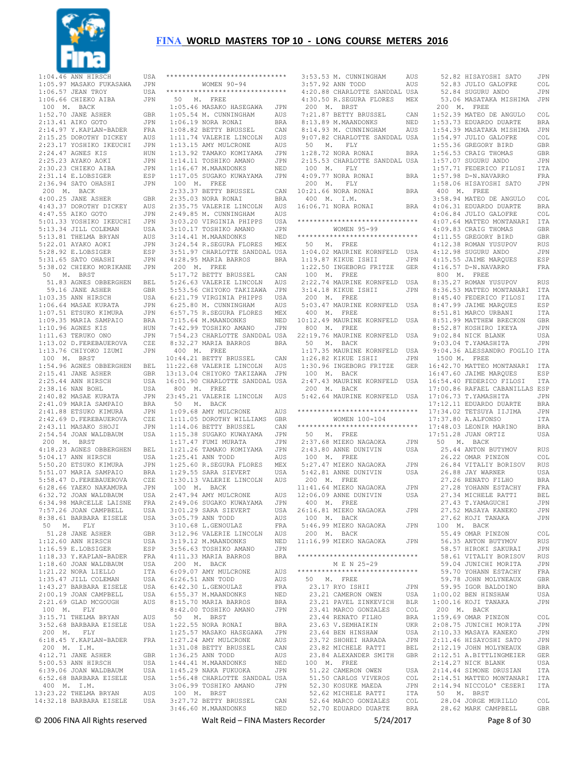# FINA WORLD MASTERS TOP 10 - LONG COURSE METERS 2016

```
 1:04.46 ANN HIRSCH          USA
 1:05.97 MASAKO FUKASAWA     JPN
 1:06.57 JEAN TROY           USA
 1:06.66 CHIEKO AIBA         JPN
 100  M.  BACK
 1:52.70 JANE ASHER          GBR
 2:13.41 AIKO GOTO           JPN
 2:14.97 Y.KAPLAN-BADER      FRA
 2:15.25 DOROTHY DICKEY      AUS
 2:23.17 YOSHIKO IKEUCHI     JPN
 2:24.47 AGNES KIS           HUN
 2:25.23 AYAKO AOKI          JPN
 2:30.23 CHIEKO AIBA         JPN
 2:31.14 E.LOBSIGER          ESP
 2:36.94 SATO OHASHI         JPN
 200  M.  BACK
 4:00.25 JANE ASHER          GBR
 4:43.37 DOROTHY DICKEY      AUS
 4:47.55 AIKO GOTO           JPN
 5:01.33 YOSHIKO IKEUCHI     JPN
 5:13.34 JILL COLEMAN        USA
 5:13.81 THELMA BRYAN        AUS
 5:22.01 AYAKO AOKI          JPN
 5:28.92 E.LOBSIGER          ESP
 5:31.65 SATO OHASHI         JPN
 5:38.02 CHIEKO MORIKANE     JPN
  50   M.  BRST
   51.83 AGNES OBBERGHEN     BEL
   59.16 JANE ASHER          GBR
 1:03.35 ANN HIRSCH          USA
 1:06.64 MASAE KURATA        JPN
 1:07.51 ETSUKO KIMURA       JPN
 1:09.35 MARIA SAMPAIO       BRA
 1:10.96 AGNES KIS           HUN
 1:11.63 TERUKO ONO          JPN
 1:13.02 D.FEREBAUEROVA      CZE
 1:13.76 CHIYOKO IZUMI       JPN
 100  M.  BRST
 1:54.96 AGNES OBBERGHEN     BEL
 2:15.41 JANE ASHER          GBR
 2:25.44 ANN HIRSCH          USA
 2:38.16 NAN BOHL            USA
 2:40.82 MASAE KURATA        JPN
 2:41.09 MARIA SAMPAIO       BRA
 2:41.88 ETSUKO KIMURA       JPN
 2:42.69 D.FEREBAUEROVA      CZE
 2:43.11 MASAKO SHOJI        JPN
 2:54.54 JOAN WALDBAUM       USA
 200  M.  BRST
 4:18.23 AGNES OBBERGHEN     BEL
 5:04.17 ANN HIRSCH          USA
 5:50.20 ETSUKO KIMURA       JPN
 5:51.07 MARIA SAMPAIO       BRA
 5:58.47 D.FEREBAUEROVA      CZE
 6:28.66 YAEKO NAKAMURA      JPN
 6:32.72 JOAN WALDBAUM       USA
 6:34.98 MARCELLE LAISNE     FRA
 7:57.26 JOAN CAMPBELL       USA
 8:38.61 BARBARA EISELE      USA
  50   M.  FLY
   51.28 JANE ASHER          GBR
 1:12.60 ANN HIRSCH          USA
 1:16.59 E.LOBSIGER          ESP
 1:18.33 Y.KAPLAN-BADER      FRA
 1:18.60 JOAN WALDBAUM       USA
 1:21.22 NORA LIELLO         ITA
 1:35.47 JILL COLEMAN        USA
 1:43.27 BARBARA EISELE      USA
 2:00.19 JOAN CAMPBELL       USA
 2:21.69 GLAD MCGOUGH        AUS
 100  M.  FLY
 3:15.71 THELMA BRYAN        AUS
 3:52.68 BARBARA EISELE      USA
 200  M.  FLY
 6:18.45 Y.KAPLAN-BADER      FRA
 200  M.  I.M.
 4:12.71 JANE ASHER          GBR
 5:00.53 ANN HIRSCH          USA
 6:39.06 JOAN WALDBAUM       USA
 6:52.68 BARBARA EISELE      USA
 400  M.  I.M.
13:23.22 THELMA BRYAN        AUS
14:32.18 BARBARA EISELE      USA

*****************************
         WOMEN 90-94
*****************************
  50   M.  FREE
 1:05.46 MASAKO HASEGAWA     JPN
 1:05.54 M. CUNNINGHAM       AUS
 1:06.19 NORA RONAI          BRA
 1:08.82 BETTY BRUSSEL       CAN
 1:11.74 VALERIE LINCOLN     AUS
 1:13.15 AMY MULCRONE        AUS
 1:13.92 TAMAKO KOMIYAMA     JPN
 1:14.11 TOSHIKO AMANO       JPN
 1:16.67 M.MAANDONKS         NED
 1:17.05 SUGAKO KUWAYAMA     JPN
 100  M.  FREE
 2:33.37 BETTY BRUSSEL       CAN
 2:35.03 NORA RONAI          BRA
 2:35.75 VALERIE LINCOLN     AUS
 2:49.85 M. CUNNINGHAM       AUS
 3:03.20 VIRGINIA PHIPPS     USA
 3:10.17 TOSHIKO AMANO       JPN
 3:14.41 M.MAANDONKS         NED
 3:24.54 R.SEGURA FLORES     MEX
 3:51.97 CHARLOTTE SANDDAL   USA
 4:28.95 MARIA BARROS        BRA
 200  M.  FREE
 5:17.72 BETTY BRUSSEL       CAN
 5:26.63 VALERIE LINCOLN     AUS
 5:53.56 CHIYOKO TAKIZAWA    JPN
 6:21.79 VIRGINIA PHIPPS     USA
 6:25.80 M. CUNNINGHAM       AUS
 6:57.75 R.SEGURA FLORES     MEX
 7:15.64 M.MAANDONKS         NED
 7:42.99 TOSHIKO AMANO       JPN
 7:54.23 CHARLOTTE SANDDAL   USA
 8:32.27 MARIA BARROS        BRA
 400  M.  FREE
10:44.21 BETTY BRUSSEL       CAN
11:22.68 VALERIE LINCOLN     AUS
13:13.04 CHIYOKO TAKIZAWA    JPN
16:01.90 CHARLOTTE SANDDAL   USA
 800  M.  FREE
23:45.21 VALERIE LINCOLN     AUS
  50   M.  BACK
 1:09.68 AMY MULCRONE        AUS
 1:11.05 DOROTHY WILLIAMS    GBR
 1:14.06 BETTY BRUSSEL       CAN
 1:15.38 SUGAKO KUWAYAMA     JPN
 1:17.47 FUMI MURATA         JPN
 1:21.26 TAMAKO KOMIYAMA     JPN
 1:25.41 ANN TODD            AUS
 1:25.60 R.SEGURA FLORES     MEX
 1:29.55 SARA SIEVERT        USA
 1:30.13 VALERIE LINCOLN     AUS
 100  M.  BACK
 2:47.94 AMY MULCRONE        AUS
 2:49.06 SUGAKO KUWAYAMA     JPN
 3:01.29 SARA SIEVERT        USA
 3:05.79 ANN TODD            AUS
 3:10.68 L.GENOULAZ          FRA
 3:12.96 VALERIE LINCOLN     AUS
 3:19.12 M.MAANDONKS         NED
 3:56.63 TOSHIKO AMANO       JPN
 4:11.33 MARIA BARROS        BRA
 200  M.  BACK
 6:09.07 AMY MULCRONE        AUS
 6:26.51 ANN TODD            AUS
 6:42.30 L.GENOULAZ          FRA
 6:55.37 M.MAANDONKS         NED
 8:15.70 MARIA BARROS        BRA
 8:42.00 TOSHIKO AMANO       JPN
  50   M.  BRST
 1:22.55 NORA RONAI          BRA
 1:25.57 MASAKO HASEGAWA     JPN
 1:27.24 AMY MULCRONE        AUS
 1:31.08 BETTY BRUSSEL       CAN
 1:36.25 ANN TODD            AUS
 1:44.41 M.MAANDONKS         NED
 1:45.29 NAKA FUKUOKA        JPN
 1:56.48 CHARLOTTE SANDDAL   USA
 3:06.99 TOSHIKO AMANO       JPN
 100  M.  BRST
 3:27.72 BETTY BRUSSEL       CAN
 3:46.60 M.MAANDONKS         NED
 3:53.53 M. CUNNINGHAM       AUS
 3:57.92 ANN TODD            AUS
 4:20.88 CHARLOTTE SANDDAL   USA
 4:30.50 R.SEGURA FLORES     MEX
 200  M.  BRST
 7:21.87 BETTY BRUSSEL       CAN
 8:13.89 M.MAANDONKS         NED
 8:14.93 M. CUNNINGHAM       AUS
 9:07.82 CHARLOTTE SANDDAL   USA
  50   M.  FLY
 1:28.72 NORA RONAI          BRA
 2:15.53 CHARLOTTE SANDDAL   USA
 100  M.  FLY
 4:09.77 NORA RONAI          BRA
 200  M.  FLY
10:21.66 NORA RONAI          BRA
 400  M.  I.M.
16:06.71 NORA RONAI          BRA

*****************************
         WOMEN 95-99
*****************************
  50   M.  FREE
 1:04.02 MAURINE KORNFELD    USA
 1:19.87 KIKUE ISHII         JPN
 1:22.50 INGEBORG FRITZE     GER
 100  M.  FREE
 2:22.74 MAURINE KORNFELD    USA
 3:14.18 KIKUE ISHII         JPN
 200  M.  FREE
 5:03.47 MAURINE KORNFELD    USA
 400  M.  FREE
10:12.49 MAURINE KORNFELD    USA
 800  M.  FREE
22:19.76 MAURINE KORNFELD    USA
  50   M.  BACK
 1:17.35 MAURINE KORNFELD    USA
 1:26.82 KIKUE ISHII         JPN
 1:30.96 INGEBORG FRITZE     GER
 100  M.  BACK
 2:47.43 MAURINE KORNFELD    USA
 200  M.  BACK
 5:42.64 MAURINE KORNFELD    USA

*****************************
         WOMEN 100-104
*****************************
  50   M.  FREE
 2:37.68 MIEKO NAGAOKA       JPN
 2:43.80 ANNE DUNIVIN        USA
 100  M.  FREE
 5:27.47 MIEKO NAGAOKA       JPN
 5:42.81 ANNE DUNIVIN        USA
 200  M.  FREE
11:41.64 MIEKO NAGAOKA       JPN
12:06.09 ANNE DUNIVIN        USA
 400  M.  FREE
26:16.81 MIEKO NAGAOKA       JPN
 100  M.  BACK
 5:46.99 MIEKO NAGAOKA       JPN
 200  M.  BACK
11:16.99 MIEKO NAGAOKA       JPN

*****************************
          M E N 25-29
*****************************
  50   M.  FREE
   23.17 RYO ISHII           JPN
   23.21 CAMERON OWEN        USA
   23.21 PAVEL ZINKEVICH     BLR
   23.41 MARCO GONZALES      COL
   23.44 RENATO FILHO        BRA
   23.63 V.SEMHAIKIN         UKR
   23.64 BEN HINSHAW         USA
   23.72 SHOHEI HARADA       JPN
   23.82 MICHELE RATTI       BEL
   23.84 ALEXANDER SMITH     GBR
 100  M.  FREE
   51.22 CAMERON OWEN        USA
   51.50 CARLOS VIVEROS      COL
   52.30 KOSUKE MAEDA        JPN
   52.62 MICHELE RATTI       ITA
   52.64 MARCO GONZALES      COL
   52.70 EDUARDO DUARTE      BRA
   52.82 HISAYOSHI SATO      JPN
   52.83 JULIO GALOFRE       COL
   52.84 SUGURU ANDO         JPN
   53.06 MASATAKA MISHIMA    JPN
 200  M.  FREE
 1:52.39 MATEO DE ANGULO     COL
 1:53.73 EDUARDO DUARTE      BRA
 1:54.39 MASATAKA MISHIMA    JPN
 1:54.97 JULIO GALOFRE       COL
 1:55.36 GREGORY BIRD        GBR
 1:56.53 CRAIG THOMAS        GBR
 1:57.07 SUGURU ANDO         JPN
 1:57.71 FEDERICO FILOSI     ITA
 1:57.98 D-N.NAVARRO         FRA
 1:58.06 HISAYOSHI SATO      JPN
 400  M.  FREE
 3:58.94 MATEO DE ANGULO     COL
 4:06.31 EDUARDO DUARTE      BRA
 4:06.84 JULIO GALOFRE       COL
 4:07.64 MATTEO MONTANARI    ITA
 4:09.83 CRAIG THOMAS        GBR
 4:11.55 GREGORY BIRD        GBR
 4:12.38 ROMAN YUSUPOV       RUS
 4:12.98 SUGURU ANDO         JPN
 4:15.55 JAIME MARQUES       ESP
 4:16.57 D-N.NAVARRO         FRA
 800  M.  FREE
 8:35.27 ROMAN YUSUPOV       RUS
 8:36.53 MATTEO MONTANARI    ITA
 8:45.40 FEDERICO FILOSI     ITA
 8:47.99 JAIME MARQUES       ESP
 8:51.81 MARCO URBANI        ITA
 8:51.99 MATTHEW BRECKON     GBR
 8:52.87 KOSHIRO IKEYA       JPN
 9:02.84 NICK BLANK          USA
 9:03.04 T.YAMASHITA         JPN
 9:04.36 ALESSANDRO FOGLIO   ITA
 1500 M.  FREE
16:42.70 MATTEO MONTANARI    ITA
16:47.60 JAIME MARQUES       ESP
16:54.40 FEDERICO FILOSI     ITA
17:00.86 RAFAEL CABANILLAS   ESP
17:06.73 T.YAMASHITA         JPN
17:12.11 EDUARDO DUARTE      BRA
17:34.02 TETSUYA IIJIMA      JPN
17:37.80 A.ALFONSO           ITA
17:48.03 LEONIR MARINO       BRA
17:51.28 JUAN ORTIZ          USA
  50   M.  BACK
   25.44 ANTON BUTYMOV       RUS
   26.22 OMAR PINZON         COL
   26.84 VITALIY BORISOV     RUS
   26.88 JAY WARNER          USA
   27.26 RENATO FILHO        BRA
   27.28 YOHANN ESTACHY      FRA
   27.34 MICHELE RATTI       BEL
   27.43 T.YAMAGUCHI         JPN
   27.52 MASAYA KANEKO       JPN
   27.62 KOJI TANAKA         JPN
 100  M.  BACK
   55.49 OMAR PINZON         COL
   56.35 ANTON BUTYMOV       RUS
   58.57 HIROKI SAKURAI      JPN
   58.61 VITALIY BORISOV     RUS
   59.04 JUNICHI MORITA      JPN
   59.70 YOHANN ESTACHY      FRA
   59.78 JOHN MOLYNEAUX      GBR
   59.95 IGOR BALDOINO       BRA
 1:00.02 BEN HINSHAW         USA
 1:00.16 KOJI TANAKA         JPN
 200  M.  BACK
 1:59.69 OMAR PINZON         COL
 2:08.75 JUNICHI MORITA      JPN
 2:10.33 MASAYA KANEKO       JPN
 2:11.46 HISAYOSHI SATO      JPN
 2:12.19 JOHN MOLYNEAUX      GBR
 2:12.51 A.BITTLINGMEIER     GER
 2:14.27 NICK BLANK          USA
 2:14.44 SIMONE DRUSIAN      ITA
 2:14.51 MATTEO MONTANARI    ITA
 2:14.94 NICCOLO' CESERI     ITA
  50   M.  BRST
   28.04 JORGE MURILLO       COL
   28.62 MARK CAMPBELL       GBR
```

© 2006 FINA All Rights reserved — Walt Reid – FINA Masters Recorder — 5/24/2017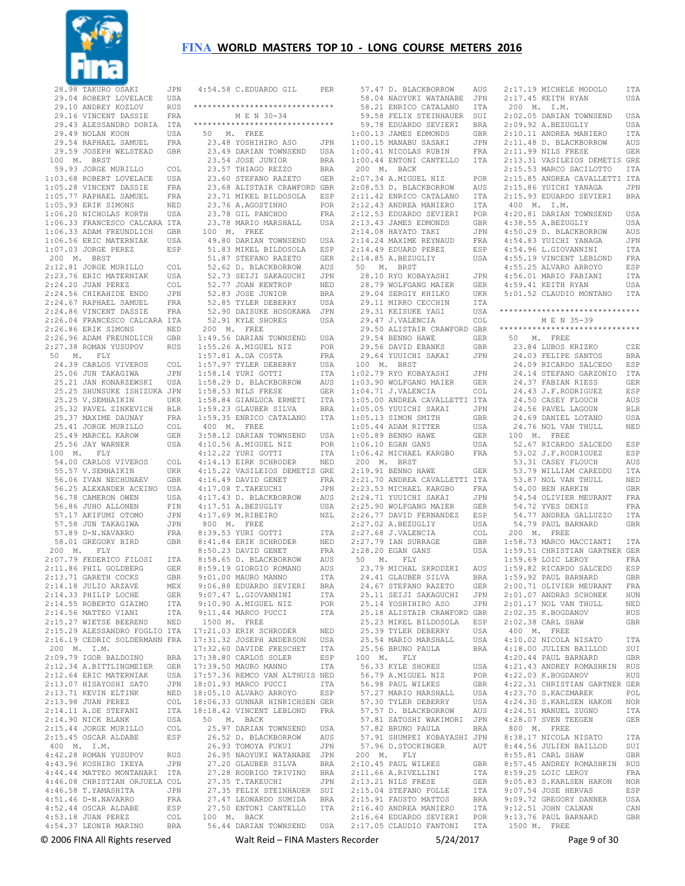28.98 TAKURO OSAKI JPN
29.04 ROBERT LOVELACE USA
29.10 ANDREY KOZLOV RUS
29.16 VINCENT DASSIE FRA
29.43 ALESSANDRO DORIA ITA
29.49 NOLAN KOON USA
29.54 RAPHAEL SAMUEL FRA
29.59 JOSEPH WELSTEAD GBR

100 M. BRST
59.93 JORGE MURILLO COL
1:03.68 ROBERT LOVELACE USA
1:05.28 VINCENT DASSIE FRA
1:05.77 RAPHAEL SAMUEL FRA
1:05.93 ERIK SIMONS NED
1:06.20 NICHOLAS KORTH USA
1:06.33 FRANCESCO CALCARA ITA
1:06.33 ADAM FREUNDLICH GBR
1:06.56 ERIC MATERNIAK USA
1:07.03 JORGE PEREZ ESP

200 M. BRST
2:12.81 JORGE MURILLO COL
2:23.76 ERIC MATERNIAK USA
2:24.20 JUAN PEREZ COL
2:24.56 CHIKAHIDE ENDO JPN
2:24.67 RAPHAEL SAMUEL FRA
2:24.86 VINCENT DASSIE FRA
2:26.04 FRANCESCO CALCARA ITA
2:26.86 ERIK SIMONS NED
2:26.96 ADAM FREUNDLICH GBR
2:27.38 ROMAN YUSUPOV RUS

50 M. FLY
24.39 CARLOS VIVEROS COL
25.06 JUN TAKAGIWA JPN
25.21 JAN KONARZEWSKI USA
25.25 SHUNSUKE ISHIZUKA JPN
25.25 V.SEMHAIKIN UKR
25.32 PAVEL ZINKEVICH BLR
25.37 MAXIME DAUNAY FRA
25.41 JORGE MURILLO COL
25.49 MARCEL KAROW GER
25.56 JAY WARNER USA

100 M. FLY
54.00 CARLOS VIVEROS COL
55.57 V.SEMHAIKIN UKR
56.06 IVAN NECHUNAEV GBR
56.25 ALEXANDER ACEINO USA
56.78 CAMERON OWEN USA
56.86 JUHO ALLONEN FIN
57.17 AKIFUMI OTOMO JPN
57.58 JUN TAKAGIWA JPN
57.89 D-N.NAVARRO FRA
58.01 GREGORY BIRD GBR

200 M. FLY
2:07.79 FEDERICO FILOSI ITA
2:11.86 PHIL GOLDBERG GER
2:13.71 GARETH COCKS GBR
2:14.18 JULIO ARZAVE MEX
2:14.33 PHILIP LOCHE GER
2:14.55 ROBERTO GIAIMO ITA
2:14.56 MATTEO VIANI ITA
2:15.27 WIETSE BEERENS NED
2:15.29 ALESSANDRO FOGLIO ITA
2:16.19 CEDRIC SOLDERMANN FRA

200 M. I.M.
2:09.79 IGOR BALDOINO BRA
2:12.34 A.BITTLINGMEIER GER
2:12.64 ERIC MATERNIAK USA
2:13.07 HISAYOSHI SATO JPN
2:13.71 KEVIN ELTINK NED
2:13.98 JUAN PEREZ COL
2:14.11 A.DE STEFANI ITA
2:14.90 NICK BLANK USA
2:15.44 JORGE MURILLO COL
2:15.45 OSCAR ALDABE ESP

400 M. I.M.
4:42.28 ROMAN YUSUPOV RUS
4:43.96 KOSHIRO IKEYA JPN
4:44.44 MATTEO MONTANARI ITA
4:46.08 CHRISTIAN ORJUELA COL
4:46.58 T.YAMASHITA JPN
4:51.46 D-N.NAVARRO FRA
4:52.44 OSCAR ALDABE ESP
4:53.18 JUAN PEREZ COL
4:54.37 LEONIR MARINO BRA
4:54.58 C.EDUARDO GIL PER

*****************************

## M E N 30-34

*****************************

50 M. FREE
23.48 YOSHIHIRO ASO JPN
23.49 DARIAN TOWNSEND USA
23.54 JOSE JUNIOR BRA
23.57 THIAGO REZZO BRA
23.60 STEFANO RAZETO GER
23.68 ALISTAIR CRAWFORD GBR
23.71 MIKEL BILDOSOLA ESP
23.76 A.AGOSTINHO POR
23.78 GIL PANCHOO FRA
23.78 MARIO MARSHALL USA

100 M. FREE
49.80 DARIAN TOWNSEND USA
51.83 MIKEL BILDOSOLA ESP
51.87 STEFANO RAZETO GER
52.62 D. BLACKBORROW AUS
52.73 SEIJI SAKAGUCHI JPN
52.77 JOAN KENTROP NED
52.83 JOSE JUNIOR BRA
52.85 TYLER DEBERRY USA
52.90 DAISUKE HOSOKAWA JPN
52.91 KYLE SHORES USA

200 M. FREE
1:49.56 DARIAN TOWNSEND USA
1:55.26 A.MIGUEL NIZ POR
1:57.81 A.DA COSTA FRA
1:57.97 TYLER DEBERRY USA
1:58.14 YURI GOTTI ITA
1:58.29 D. BLACKBORROW AUS
1:58.53 NILS FRESE GER
1:58.84 GIANLUCA ERMETI ITA
1:59.23 GLAUBER SILVA BRA
1:59.35 ENRICO CATALANO ITA

400 M. FREE
3:58.12 DARIAN TOWNSEND USA
4:10.56 A.MIGUEL NIZ POR
4:12.22 YURI GOTTI ITA
4:14.13 EIRK SCHRODER NED
4:15.22 VASILEIOS DEMETIS GRE
4:16.49 DAVID GENET FRA
4:17.08 T.TAKEUCHI JPN
4:17.43 D. BLACKBORROW AUS
4:17.51 A.BEZUGLIY USA
4:17.69 M.RIBEIRO NZL

800 M. FREE
8:39.53 YURI GOTTI ITA
8:41.84 ERIK SCHRODER NED
8:50.23 DAVID GENET FRA
8:58.65 D. BLACKBORROW AUS
8:59.19 GIORGIO ROMANO AUS
9:01.00 MAURO MANNO ITA
9:06.88 EDUARDO SEVIERI BRA
9:07.47 L.GIOVANNINI ITA
9:10.90 A.MIGUEL NIZ POR
9:11.44 MARCO PUCCI ITA

1500 M. FREE
17:21.03 ERIK SCHRODER NED
17:31.32 JOSEPH ANDERSON USA
17:32.60 DAVIDE FRESCHET ITA
17:38.80 CARLOS SOLER ESP
17:39.50 MAURO MANNO ITA
17:57.36 REMCO VAN ALTHUIS NED
18:01.93 MARCO PUCCI ITA
18:05.10 ALVARO ARROYO ESP
18:06.33 GUNNAR HINRICHSEN GER
18:18.42 VINCENT LEBLOND FRA

50 M. BACK
25.97 DARIAN TOWNSEND USA
26.52 D. BLACKBORROW AUS
26.93 TOMOYA FUKUI JPN
26.95 NAOYUKI WATANABE JPN
27.20 GLAUBER SILVA BRA
27.28 RODRIGO TRIVINO BRA
27.35 T.TAKEUCHI JPN
27.35 FELIX STEINHAUER SUI
27.47 LEONARDO SUMIDA BRA
27.50 ENTONI CANTELLO ITA

100 M. BACK
56.44 DARIAN TOWNSEND USA
57.47 D. BLACKBORROW AUS
58.04 NAOYUKI WATANABE JPN
58.21 ENRICO CATALANO ITA
59.58 FELIX STEINHAUER SUI
59.78 EDUARDO SEVIERI BRA
1:00.13 JAMES EDMONDS GBR
1:00.15 MANABU SASAKI JPN
1:00.41 NICOLAS RUBIN FRA
1:00.44 ENTONI CANTELLO ITA

200 M. BACK
2:07.34 A.MIGUEL NIZ POR
2:08.53 D. BLACKBORROW AUS
2:11.42 ENRICO CATALANO ITA
2:12.43 ANDREA MANIERO ITA
2:12.53 EDUARDO SEVIERI POR
2:13.43 JAMES EDMONDS GBR
2:14.08 HAYATO TAKI JPN
2:14.24 MAXIME REYNAUD FRA
2:14.49 EDUARD PEREZ ESP
2:14.85 A.BEZUGLIY USA

50 M. BRST
28.10 RYO KOBAYASHI JPN
28.79 WOLFGANG MAIER GER
29.04 SERGIY KHILKO UKR
29.11 MIRKO CECCHIN ITA
29.31 KEISUKE YAGI USA
29.47 J.VALENCIA COL
29.50 ALISTAIR CRAWFORD GBR
29.54 BENNO HAWE GER
29.56 DAVID EBANKS GBR
29.64 YUUICHI SAKAI JPN

100 M. BRST
1:02.79 RYO KOBAYASHI JPN
1:03.90 WOLFGANG MAIER GER
1:04.71 J.VALENCIA COL
1:05.00 ANDREA CAVALLETTI ITA
1:05.05 YUUICHI SAKAI JPN
1:05.13 SIMON SMITH GBR
1:05.44 ADAM RITTER USA
1:05.89 BENNO HAWE GER
1:06.10 EGAN GANS USA
1:06.42 MICHAEL KARGBO FRA

200 M. BRST
2:19.91 BENNO HAWE GER
2:21.70 ANDREA CAVALLETTI ITA
2:23.53 MICHAEL KARGBO FRA
2:24.71 YUUICHI SAKAI JPN
2:25.90 WOLFGANG MAIER GER
2:26.77 DAVID FERNANDEZ ESP
2:27.02 A.BEZUGLIY USA
2:27.68 J.VALENCIA COL
2:27.79 IAN SURRAGE GBR
2:28.20 EGAN GANS USA

50 M. FLY
23.79 MICHAL SKRODZKI AUS
24.41 GLAUBER SILVA BRA
24.67 STEFANO RAZETO GER
25.11 SEIJI SAKAGUCHI JPN
25.14 YOSHIHIRO ASO JPN
25.18 ALISTAIR CRAWFORD GBR
25.23 MIKEL BILDOSOLA ESP
25.39 TYLER DEBERRY USA
25.54 MARIO MARSHALL USA
25.56 BRUNO PAULA BRA

100 M. FLY
56.33 KYLE SHORES USA
56.79 A.MIGUEL NIZ POR
56.98 PAUL WILKES GBR
57.27 MARIO MARSHALL USA
57.30 TYLER DEBERRY USA
57.57 D. BLACKBORROW AUS
57.81 SATOSHI WAKIMORI JPN
57.82 BRUNO PAULA BRA
57.91 SHUMPEI KOBAYASHI JPN
57.96 D.STOCKINGER AUT

200 M. FLY
2:10.45 PAUL WILKES GBR
2:11.66 A.RIVELLINI ITA
2:13.21 NILS FRESE GER
2:15.04 STEFANO FOLLE ITA
2:15.91 FAUSTO MATTOS BRA
2:16.40 ANDREA MANIERO ITA
2:16.64 EDUARDO SEVIERI POR
2:17.05 CLAUDIO FANTONI ITA
2:17.19 MICHELE MODOLO ITA
2:17.45 KEITH RYAN USA

200 M. I.M.
2:02.05 DARIAN TOWNSEND USA
2:09.92 A.BEZUGLIY USA
2:10.11 ANDREA MANIERO ITA
2:11.48 D. BLACKBORROW AUS
2:11.99 NILS FRESE GER
2:13.31 VASILEIOS DEMETIS GRE
2:15.53 MARCO SACILOTTO ITA
2:15.85 ANDREA CAVALLETTI ITA
2:15.86 YUICHI YANAGA JPN
2:15.93 EDUARDO SEVIERI BRA

400 M. I.M.
4:20.81 DARIAN TOWNSEND USA
4:38.55 A.BEZUGLIY USA
4:50.29 D. BLACKBORROW AUS
4:54.83 YUICHI YANAGA JPN
4:54.96 L.GIOVANNINI ITA
4:55.19 VINCENT LEBLOND FRA
4:55.25 ALVARO ARROYO ESP
4:56.01 MARIO FABIANI ITA
4:59.41 KEITH RYAN USA
5:01.52 CLAUDIO MONTANO ITA

*****************************

## M E N 35-39

*****************************

50 M. FREE
23.84 LUBOS KRIZKO CZE
24.03 FELIPE SANTOS BRA
24.09 RICARDO SALCEDO ESP
24.14 STEFANO GARZONIO ITA
24.37 FABIAN RIESS GER
24.43 J.F.RODRIGUEZ ESP
24.50 CASEY FLOUCH AUS
24.56 PAVEL LAGOUN BLR
24.69 DANIEL LOTANO USA
24.76 NOL VAN THULL NED

100 M. FREE
52.67 RICARDO SALCEDO ESP
53.02 J.F.RODRIGUEZ ESP
53.31 CASEY FLOUCH AUS
53.79 WILLIAM CAREDDU ITA
53.87 NOL VAN THULL NED
54.00 BEN HARKIN GBR
54.54 OLIVIER MEURANT FRA
54.72 YVES DENIS FRA
54.77 ANDREA GALLUZZO ITA
54.79 PAUL BARNARD GBR

200 M. FREE
1:58.73 MARCO MACCIANTI ITA
1:59.51 CHRISTIAN GARTNER GER
1:59.69 LOIC LEROY FRA
1:59.82 RICARDO SALCEDO ESP
1:59.92 PAUL BARNARD GBR
2:00.71 OLIVIER MEURANT FRA
2:01.07 ANDRAS SCHONEK HUN
2:01.17 NOL VAN THULL NED
2:02.35 K.BOGDANOV RUS
2:02.38 CARL SHAW GBR

400 M. FREE
4:10.02 NICOLA NISATO ITA
4:18.00 JULIEN BAILLOD SUI
4:20.44 PAUL BARNARD GBR
4:21.43 ANDREY ROMASHKIN RUS
4:22.03 K.BOGDANOV RUS
4:22.31 CHRISTIAN GARTNER GER
4:23.70 S.KACZMAREK POL
4:24.30 S.KARLSEN HAKON NOR
4:24.51 MANUEL ZUGNO ITA
4:28.07 SVEN TEEGEN GER

800 M. FREE
8:38.17 NICOLA NISATO ITA
8:44.56 JULIEN BAILLOD SUI
8:55.81 CARL SHAW GBR
8:57.45 ANDREY ROMASHKIN RUS
8:59.25 LOIC LEROY FRA
9:05.83 S.KARLSEN HAKON NOR
9:07.54 JOSE HERVAS ESP
9:09.72 GREGORY DANNER USA
9:12.51 JOHN CALNAN CAN
9:13.76 PAUL BARNARD GBR

1500 M. FREE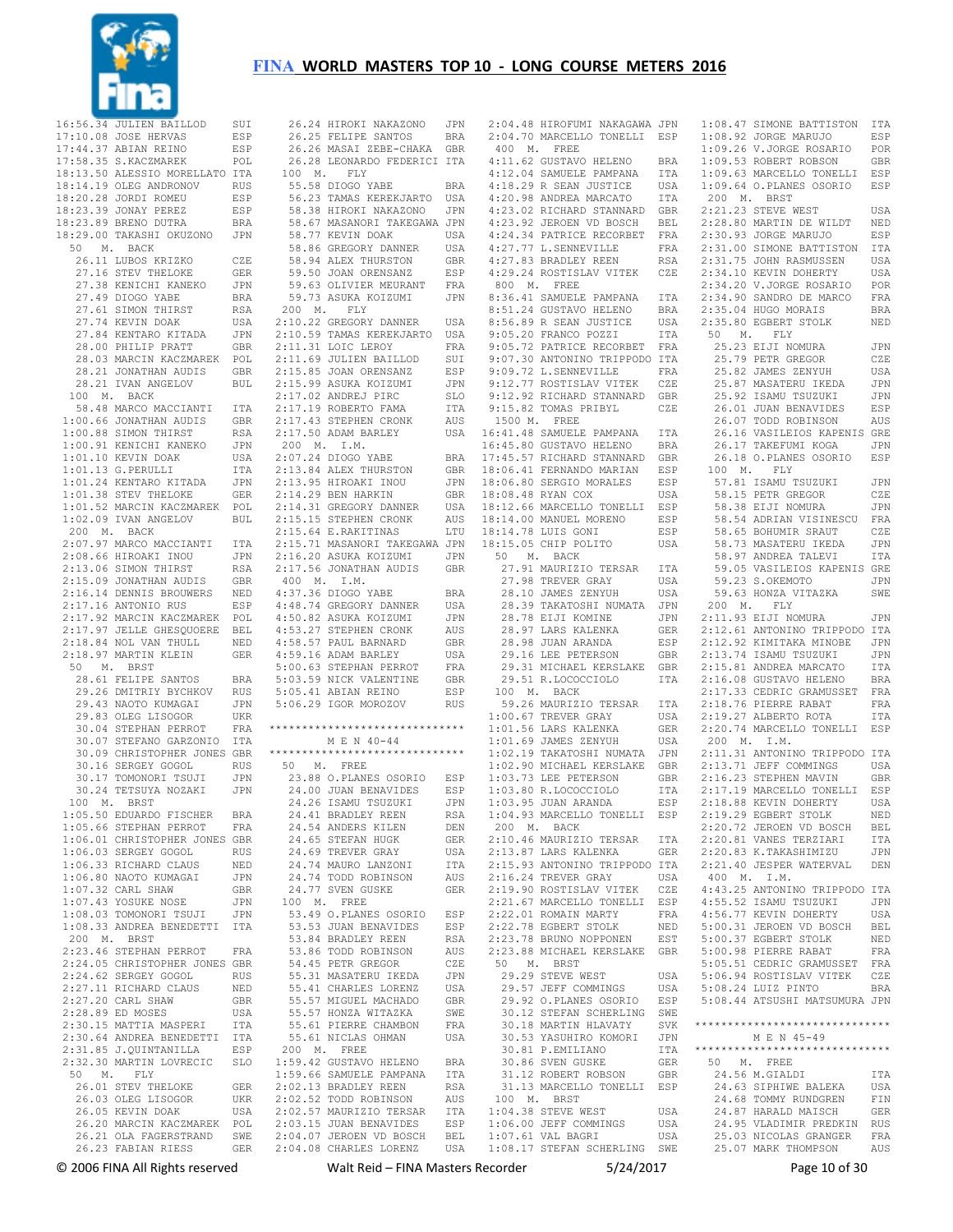# FINA WORLD MASTERS TOP 10 - LONG COURSE METERS 2016

```
16:56.34 JULIEN BAILLOD      SUI
17:10.08 JOSE HERVAS         ESP
17:44.37 ABIAN REINO         ESP
17:58.35 S.KACZMAREK         POL
18:13.50 ALESSIO MORELLATO   ITA
18:14.19 OLEG ANDRONOV       RUS
18:20.28 JORDI ROMEU         ESP
18:23.49 JONAY PEREZ         ESP
18:23.89 BRENO DUTRA         BRA
18:29.00 TAKASHI OKUZONO     JPN
 50   M.  BACK
   26.11 LUBOS KRIZKO        CZE
   27.16 STEV THELOKE        GER
   27.38 KENICHI KANEKO      JPN
   27.49 DIOGO YABE          BRA
   27.61 SIMON THIRST        RSA
   27.74 KEVIN DOAK          USA
   27.84 KENTARO KITADA      JPN
   28.00 PHILIP PRATT        GBR
   28.03 MARCIN KACZMAREK    POL
   28.21 JONATHAN AUDIS      GBR
   28.21 IVAN ANGELOV        BUL
 100  M.  BACK
   58.48 MARCO MACCIANTI     ITA
 1:00.66 JONATHAN AUDIS      GBR
 1:00.88 SIMON THIRST        RSA
 1:00.91 KENICHI KANEKO      JPN
 1:01.10 KEVIN DOAK          USA
 1:01.13 G.PERULLI           ITA
 1:01.24 KENTARO KITADA      JPN
 1:01.38 STEV THELOKE        GER
 1:01.52 MARCIN KACZMAREK    POL
 1:02.09 IVAN ANGELOV        BUL
 200  M.  BACK
 2:07.97 MARCO MACCIANTI     ITA
 2:08.66 HIROAKI INOU        JPN
 2:13.06 SIMON THIRST        RSA
 2:15.09 JONATHAN AUDIS      GBR
 2:16.14 DENNIS BROUWERS     NED
 2:17.16 ANTONIO RUS         ESP
 2:17.92 MARCIN KACZMAREK    POL
 2:17.97 JELLE GHESQUOERE    BEL
 2:18.84 NOL VAN THULL       NED
 2:18.97 MARTIN KLEIN        GER
 50   M.  BRST
   28.61 FELIPE SANTOS       BRA
   29.26 DMITRIY BYCHKOV     RUS
   29.43 NAOTO KUMAGAI       JPN
   29.83 OLEG LISOGOR        UKR
   30.04 STEPHAN PERROT      FRA
   30.07 STEFANO GARZONIO    ITA
   30.09 CHRISTOPHER JONES   GBR
   30.16 SERGEY GOGOL        RUS
   30.17 TOMONORI TSUJI      JPN
   30.24 TETSUYA NOZAKI      JPN
 100  M.  BRST
 1:05.50 EDUARDO FISCHER     BRA
 1:05.66 STEPHAN PERROT      FRA
 1:06.01 CHRISTOPHER JONES   GBR
 1:06.03 SERGEY GOGOL        RUS
 1:06.33 RICHARD CLAUS       NED
 1:06.80 NAOTO KUMAGAI       JPN
 1:07.32 CARL SHAW           GBR
 1:07.43 YOSUKE NOSE         JPN
 1:08.03 TOMONORI TSUJI      JPN
 1:08.33 ANDREA BENEDETTI    ITA
 200  M.  BRST
 2:23.46 STEPHAN PERROT      FRA
 2:24.05 CHRISTOPHER JONES   GBR
 2:24.62 SERGEY GOGOL        RUS
 2:27.11 RICHARD CLAUS       NED
 2:27.20 CARL SHAW           GBR
 2:28.89 ED MOSES            USA
 2:30.15 MATTIA MASPERI      ITA
 2:30.64 ANDREA BENEDETTI    ITA
 2:31.85 J.QUINTANILLA       ESP
 2:32.30 MARTIN LOVRECIC     SLO
 50   M.  FLY
   26.01 STEV THELOKE        GER
   26.03 OLEG LISOGOR        UKR
   26.05 KEVIN DOAK          USA
   26.20 MARCIN KACZMAREK    POL
   26.21 OLA FAGERSTRAND     SWE
   26.23 FABIAN RIESS        GER
   26.24 HIROKI NAKAZONO     JPN
   26.25 FELIPE SANTOS       BRA
   26.26 MASAI ZEBE-CHAKA    GBR
   26.28 LEONARDO FEDERICI   ITA
 100  M.  FLY
   55.58 DIOGO YABE          BRA
   56.23 TAMAS KEREKJARTO    USA
   58.38 HIROKI NAKAZONO     JPN
   58.67 MASANORI TAKEGAWA   JPN
   58.77 KEVIN DOAK          USA
   58.86 GREGORY DANNER      USA
   58.94 ALEX THURSTON       GBR
   59.50 JOAN ORENSANZ       ESP
   59.63 OLIVIER MEURANT     FRA
   59.73 ASUKA KOIZUMI       JPN
 200  M.  FLY
 2:10.22 GREGORY DANNER      USA
 2:10.59 TAMAS KEREKJARTO    USA
 2:11.31 LOIC LEROY          FRA
 2:11.69 JULIEN BAILLOD      SUI
 2:15.85 JOAN ORENSANZ       ESP
 2:15.99 ASUKA KOIZUMI       JPN
 2:17.02 ANDREJ PIRC         SLO
 2:17.19 ROBERTO FAMA        ITA
 2:17.43 STEPHEN CRONK       AUS
 2:17.50 ADAM BARLEY         USA
 200  M.  I.M.
 2:07.24 DIOGO YABE          BRA
 2:13.84 ALEX THURSTON       GBR
 2:13.95 HIROAKI INOU        JPN
 2:14.29 BEN HARKIN          GBR
 2:14.31 GREGORY DANNER      USA
 2:15.15 STEPHEN CRONK       AUS
 2:15.64 E.RAKITINAS         LTU
 2:15.71 MASANORI TAKEGAWA   JPN
 2:16.20 ASUKA KOIZUMI       JPN
 2:17.56 JONATHAN AUDIS      GBR
 400  M.  I.M.
 4:37.36 DIOGO YABE          BRA
 4:48.74 GREGORY DANNER      USA
 4:50.82 ASUKA KOIZUMI       JPN
 4:53.27 STEPHEN CRONK       AUS
 4:58.57 PAUL BARNARD        GBR
 4:59.16 ADAM BARLEY         USA
 5:00.63 STEPHAN PERROT      FRA
 5:03.59 NICK VALENTINE      GBR
 5:05.41 ABIAN REINO         ESP
 5:06.29 IGOR MOROZOV        RUS
```

## M E N 40-44

```
 50   M.  FREE
   23.88 O.PLANES OSORIO     ESP
   24.00 JUAN BENAVIDES      ESP
   24.26 ISAMU TSUZUKI       JPN
   24.41 BRADLEY REEN        RSA
   24.54 ANDERS KILEN        DEN
   24.65 STEFAN HUGK         GER
   24.69 TREVER GRAY         USA
   24.74 MAURO LANZONI       ITA
   24.74 TODD ROBINSON       AUS
   24.77 SVEN GUSKE          GER
 100  M.  FREE
   53.49 O.PLANES OSORIO     ESP
   53.53 JUAN BENAVIDES      ESP
   53.84 BRADLEY REEN        RSA
   53.86 TODD ROBINSON       AUS
   54.45 PETR GREGOR         CZE
   55.31 MASATERU IKEDA      JPN
   55.41 CHARLES LORENZ      USA
   55.57 MIGUEL MACHADO      GBR
   55.57 HONZA WITZAKA       SWE
   55.61 PIERRE CHAMBON      FRA
   55.61 NICLAS OHMAN        USA
 200  M.  FREE
 1:59.42 GUSTAVO HELENO      BRA
 1:59.66 SAMUELE PAMPANA     ITA
 2:02.13 BRADLEY REEN        RSA
 2:02.52 TODD ROBINSON       AUS
 2:02.57 MAURIZIO TERSAR     ITA
 2:03.15 JUAN BENAVIDES      ESP
 2:04.07 JEROEN VD BOSCH     BEL
 2:04.08 CHARLES LORENZ      USA
 2:04.48 HIROFUMI NAKAGAWA   JPN
 2:04.70 MARCELLO TONELLI    ESP
 400  M.  FREE
 4:11.62 GUSTAVO HELENO      BRA
 4:12.04 SAMUELE PAMPANA     ITA
 4:18.29 R SEAN JUSTICE      USA
 4:20.98 ANDREA MARCATO      ITA
 4:23.02 RICHARD STANNARD    GBR
 4:23.92 JEROEN VD BOSCH     BEL
 4:24.34 PATRICE RECORBET    FRA
 4:27.77 L.SENNEVILLE        FRA
 4:27.83 BRADLEY REEN        RSA
 4:29.24 ROSTISLAV VITEK     CZE
 800  M.  FREE
 8:36.41 SAMUELE PAMPANA     ITA
 8:51.24 GUSTAVO HELENO      BRA
 8:56.89 R SEAN JUSTICE      USA
 9:05.20 FRANCO POZZI        ITA
 9:05.72 PATRICE RECORBET    FRA
 9:07.30 ANTONINO TRIPPODO   ITA
 9:09.72 L.SENNEVILLE        FRA
 9:12.77 ROSTISLAV VITEK     CZE
 9:12.92 RICHARD STANNARD    GBR
 9:15.82 TOMAS PRIBYL        CZE
 1500 M.  FREE
16:41.48 SAMUELE PAMPANA     ITA
16:45.80 GUSTAVO HELENO      BRA
17:45.57 RICHARD STANNARD    GBR
18:06.41 FERNANDO MARIAN     ESP
18:06.80 SERGIO MORALES      ESP
18:08.48 RYAN COX            USA
18:12.66 MARCELLO TONELLI    ESP
18:14.00 MANUEL MORENO       ESP
18:14.78 LUIS GONI           ESP
18:15.05 CHIP POLITO         USA
 50   M.  BACK
   27.91 MAURIZIO TERSAR     ITA
   27.98 TREVER GRAY         USA
   28.10 JAMES ZENYUH        USA
   28.39 TAKATOSHI NUMATA    JPN
   28.78 EIJI KOMINE         JPN
   28.97 LARS KALENKA        GER
   28.98 JUAN ARANDA         ESP
   29.16 LEE PETERSON        GBR
   29.31 MICHAEL KERSLAKE    GBR
   29.51 R.LOCOCCIOLO        ITA
 100  M.  BACK
   59.26 MAURIZIO TERSAR     ITA
 1:00.67 TREVER GRAY         USA
 1:01.56 LARS KALENKA        GER
 1:01.69 JAMES ZENYUH        USA
 1:02.19 TAKATOSHI NUMATA    JPN
 1:02.90 MICHAEL KERSLAKE    GBR
 1:03.73 LEE PETERSON        GBR
 1:03.80 R.LOCOCCIOLO        ITA
 1:03.95 JUAN ARANDA         ESP
 1:04.93 MARCELLO TONELLI    ESP
 200  M.  BACK
 2:10.46 MAURIZIO TERSAR     ITA
 2:13.87 LARS KALENKA        GER
 2:15.93 ANTONINO TRIPPODO   ITA
 2:16.24 TREVER GRAY         USA
 2:19.90 ROSTISLAV VITEK     CZE
 2:21.67 MARCELLO TONELLI    ESP
 2:22.01 ROMAIN MARTY        FRA
 2:22.78 EGBERT STOLK        NED
 2:23.78 BRUNO NOPPONEN      EST
 2:23.88 MICHAEL KERSLAKE    GBR
 50   M.  BRST
   29.29 STEVE WEST          USA
   29.57 JEFF COMMINGS       USA
   29.92 O.PLANES OSORIO     ESP
   30.12 STEFAN SCHERLING    SWE
   30.18 MARTIN HLAVATY      SVK
   30.53 YASUHIRO KOMORI     JPN
   30.81 P.EMILIANO          ITA
   30.86 SVEN GUSKE          GER
   31.12 ROBERT ROBSON       GBR
   31.13 MARCELLO TONELLI    ESP
 100  M.  BRST
 1:04.38 STEVE WEST          USA
 1:06.00 JEFF COMMINGS       USA
 1:07.61 VAL BAGRI           USA
 1:08.17 STEFAN SCHERLING    SWE
 1:08.47 SIMONE BATTISTON    ITA
 1:08.92 JORGE MARUJO        ESP
 1:09.26 V.JORGE ROSARIO     POR
 1:09.53 ROBERT ROBSON       GBR
 1:09.63 MARCELLO TONELLI    ESP
 1:09.64 O.PLANES OSORIO     ESP
 200  M.  BRST
 2:21.23 STEVE WEST          USA
 2:28.80 MARTIN DE WILDT     NED
 2:30.93 JORGE MARUJO        ESP
 2:31.00 SIMONE BATTISTON    ITA
 2:31.75 JOHN RASMUSSEN      USA
 2:34.10 KEVIN DOHERTY       USA
 2:34.20 V.JORGE ROSARIO     POR
 2:34.90 SANDRO DE MARCO     FRA
 2:35.04 HUGO MORAIS         BRA
 2:35.80 EGBERT STOLK        NED
 50   M.  FLY
   25.23 EIJI NOMURA         JPN
   25.79 PETR GREGOR         CZE
   25.82 JAMES ZENYUH        USA
   25.87 MASATERU IKEDA      JPN
   25.92 ISAMU TSUZUKI       JPN
   26.01 JUAN BENAVIDES      ESP
   26.07 TODD ROBINSON       AUS
   26.16 VASILEIOS KAPENIS   GRE
   26.17 TAKEFUMI KOGA       JPN
   26.18 O.PLANES OSORIO     ESP
 100  M.  FLY
   57.81 ISAMU TSUZUKI       JPN
   58.15 PETR GREGOR         CZE
   58.38 EIJI NOMURA         JPN
   58.54 ADRIAN VISINESCU    FRA
   58.65 BOHUMIR SRAUT       CZE
   58.73 MASATERU IKEDA      JPN
   58.97 ANDREA TALEVI       ITA
   59.05 VASILEIOS KAPENIS   GRE
   59.23 S.OKEMOTO           JPN
   59.63 HONZA VITAZKA       SWE
 200  M.  FLY
 2:11.93 EIJI NOMURA         JPN
 2:12.61 ANTONINO TRIPPODO   ITA
 2:12.92 KIMITAKA MINOBE     JPN
 2:13.74 ISAMU TSUZUKI       JPN
 2:15.81 ANDREA MARCATO      ITA
 2:16.08 GUSTAVO HELENO      BRA
 2:17.33 CEDRIC GRAMUSSET    FRA
 2:18.76 PIERRE RABAT        FRA
 2:19.27 ALBERTO ROTA        ITA
 2:20.74 MARCELLO TONELLI    ESP
 200  M.  I.M.
 2:11.31 ANTONINO TRIPPODO   ITA
 2:13.71 JEFF COMMINGS       USA
 2:16.23 STEPHEN MAVIN       GBR
 2:17.19 MARCELLO TONELLI    ESP
 2:18.88 KEVIN DOHERTY       USA
 2:19.29 EGBERT STOLK        NED
 2:20.72 JEROEN VD BOSCH     BEL
 2:20.81 VANES TERZIARI      ITA
 2:20.83 K.TAKASHIMIZU       JPN
 2:21.40 JESPER WATERVAL     DEN
 400  M.  I.M.
 4:43.25 ANTONINO TRIPPODO   ITA
 4:55.52 ISAMU TSUZUKI       JPN
 4:56.77 KEVIN DOHERTY       USA
 5:00.31 JEROEN VD BOSCH     BEL
 5:00.37 EGBERT STOLK        NED
 5:00.98 PIERRE RABAT        FRA
 5:05.51 CEDRIC GRAMUSSET    FRA
 5:06.94 ROSTISLAV VITEK     CZE
 5:08.24 LUIZ PINTO          BRA
 5:08.44 ATSUSHI MATSUMURA   JPN
```

## M E N 45-49

```
 50   M.  FREE
   24.56 M.GIALDI            ITA
   24.63 SIPHIWE BALEKA      USA
   24.68 TOMMY RUNDGREN      FIN
   24.87 HARALD MAISCH       GER
   24.95 VLADIMIR PREDKIN    RUS
   25.03 NICOLAS GRANGER     FRA
   25.07 MARK THOMPSON       AUS
```

© 2006 FINA All Rights reserved    Walt Reid – FINA Masters Recorder    5/24/2017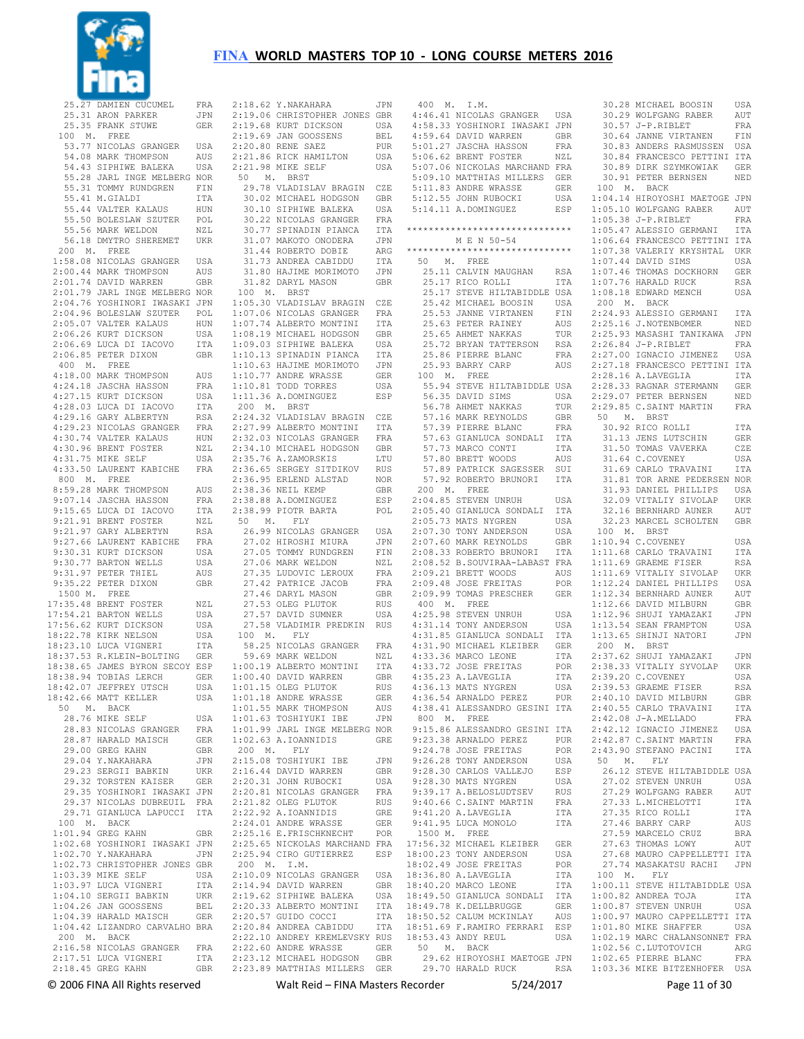# FINA WORLD MASTERS TOP 10 - LONG COURSE METERS 2016

```
  25.27 DAMIEN CUCUMEL       FRA
  25.31 ARON PARKER          JPN
  25.35 FRANK STUWE          GER
 100  M.  FREE
  53.77 NICOLAS GRANGER      USA
  54.08 MARK THOMPSON        AUS
  54.43 SIPHIWE BALEKA       USA
  55.28 JARL INGE MELBERG    NOR
  55.31 TOMMY RUNDGREN       FIN
  55.41 M.GIALDI             ITA
  55.44 VALTER KALAUS        HUN
  55.50 BOLESLAW SZUTER      POL
  55.56 MARK WELDON          NZL
  56.18 DMYTRO SHEREMET      UKR
 200  M.  FREE
1:58.08 NICOLAS GRANGER      USA
2:00.44 MARK THOMPSON        AUS
2:01.74 DAVID WARREN         GBR
2:01.79 JARL INGE MELBERG    NOR
2:04.76 YOSHINORI IWASAKI    JPN
2:04.96 BOLESLAW SZUTER      POL
2:05.07 VALTER KALAUS        HUN
2:06.26 KURT DICKSON         USA
2:06.69 LUCA DI IACOVO       ITA
2:06.85 PETER DIXON          GBR
 400  M.  FREE
4:18.00 MARK THOMPSON        AUS
4:24.18 JASCHA HASSON        FRA
4:27.15 KURT DICKSON         USA
4:28.03 LUCA DI IACOVO       ITA
4:29.16 GARY ALBERTYN        RSA
4:29.23 NICOLAS GRANGER      FRA
4:30.74 VALTER KALAUS        HUN
4:30.96 BRENT FOSTER         NZL
4:31.75 MIKE SELF            USA
4:33.50 LAURENT KABICHE      FRA
 800  M.  FREE
8:59.28 MARK THOMPSON        AUS
9:07.14 JASCHA HASSON        FRA
9:15.65 LUCA DI IACOVO       ITA
9:21.91 BRENT FOSTER         NZL
9:21.97 GARY ALBERTYN        RSA
9:27.66 LAURENT KABICHE      FRA
9:30.31 KURT DICKSON         USA
9:30.77 BARTON WELLS         USA
9:31.97 PETER THIEL          AUS
9:35.22 PETER DIXON          GBR
 1500 M.  FREE
17:35.48 BRENT FOSTER        NZL
17:54.21 BARTON WELLS        USA
17:56.62 KURT DICKSON        USA
18:22.78 KIRK NELSON         USA
18:23.10 LUCA VIGNERI        ITA
18:37.53 R.KLEIN-BOLTING     GER
18:38.65 JAMES BYRON SECOY   ESP
18:38.94 TOBIAS LERCH        GER
18:42.07 JEFFREY UTSCH       USA
18:42.66 MATT KELLER         USA
 50   M.  BACK
  28.76 MIKE SELF            USA
  28.83 NICOLAS GRANGER      FRA
  28.87 HARALD MAISCH        GER
  29.00 GREG KAHN            GBR
  29.04 Y.NAKAHARA           JPN
  29.23 SERGII BABKIN        UKR
  29.32 TORSTEN KAISER       GER
  29.35 YOSHINORI IWASAKI    JPN
  29.37 NICOLAS DUBREUIL     FRA
  29.71 GIANLUCA LAPUCCI     ITA
 100  M.  BACK
1:01.94 GREG KAHN            GBR
1:02.68 YOSHINORI IWASAKI    JPN
1:02.70 Y.NAKAHARA           JPN
1:02.73 CHRISTOPHER JONES    GBR
1:03.39 MIKE SELF            USA
1:03.97 LUCA VIGNERI         ITA
1:04.10 SERGII BABKIN        UKR
1:04.26 JAN GOOSSENS         BEL
1:04.39 HARALD MAISCH        GER
1:04.42 LIZANDRO CARVALHO    BRA
 200  M.  BACK
2:16.58 NICOLAS GRANGER      FRA
2:17.51 LUCA VIGNERI         ITA
2:18.45 GREG KAHN            GBR
2:18.62 Y.NAKAHARA           JPN
2:19.06 CHRISTOPHER JONES    GBR
2:19.68 KURT DICKSON         USA
2:19.69 JAN GOOSSENS         BEL
2:20.80 RENE SAEZ            PUR
2:21.86 RICK HAMILTON        USA
2:21.98 MIKE SELF            USA
 50   M.  BRST
  29.78 VLADISLAV BRAGIN     CZE
  30.02 MICHAEL HODGSON      GBR
  30.10 SIPHIWE BALEKA       USA
  30.22 NICOLAS GRANGER      FRA
  30.77 SPINADIN PIANCA      ITA
  31.07 MAKOTO ONODERA       JPN
  31.44 ROBERTO DOBIE        ARG
  31.73 ANDREA CABIDDU       ITA
  31.80 HAJIME MORIMOTO      JPN
  31.82 DARYL MASON          GBR
 100  M.  BRST
1:05.30 VLADISLAV BRAGIN     CZE
1:07.06 NICOLAS GRANGER      FRA
1:07.74 ALBERTO MONTINI      ITA
1:08.19 MICHAEL HODGSON      GBR
1:09.03 SIPHIWE BALEKA       USA
1:10.13 SPINADIN PIANCA      ITA
1:10.63 HAJIME MORIMOTO      JPN
1:10.77 ANDRE WRASSE         GER
1:10.81 TODD TORRES          USA
1:11.36 A.DOMINGUEZ          ESP
 200  M.  BRST
2:24.32 VLADISLAV BRAGIN     CZE
2:27.99 ALBERTO MONTINI      ITA
2:32.03 NICOLAS GRANGER      FRA
2:34.10 MICHAEL HODGSON      GBR
2:35.76 A.ZAMORSKIS          LTU
2:36.65 SERGEY STIDIKOV      RUS
2:36.95 ERLEND ALSTAD        NOR
2:38.36 NEIL KEMP            GBR
2:38.88 A.DOMINGUEZ          ESP
2:38.99 PIOTR BARTA          POL
 50   M.  FLY
  26.99 NICOLAS GRANGER      USA
  27.02 HIROSHI MIURA        JPN
  27.05 TOMMY RUNDGREN       FIN
  27.06 MARK WELDON          NZL
  27.35 LUDOVIC LEROUX       FRA
  27.42 PATRICE JACOB        FRA
  27.46 DARYL MASON          GBR
  27.53 OLEG PLUTOK          RUS
  27.57 DAVID SUMNER         USA
  27.58 VLADIMIR PREDKIN     RUS
 100  M.  FLY
  58.25 NICOLAS GRANGER      FRA
  59.69 MARK WELDON          NZL
1:00.19 ALBERTO MONTINI      ITA
1:00.40 DAVID WARREN         GBR
1:01.15 OLEG PLUTOK          RUS
1:01.18 ANDRE WRASSE         GER
1:01.55 MARK THOMPSON        AUS
1:01.63 TOSHIYUKI IBE        JPN
1:01.99 JARL INGE MELBERG    NOR
1:02.63 A.IOANNIDIS          GRE
 200  M.  FLY
2:15.08 TOSHIYUKI IBE        JPN
2:16.44 DAVID WARREN         GBR
2:20.31 JOHN RUBOCKI         USA
2:20.81 NICOLAS GRANGER      FRA
2:21.82 OLEG PLUTOK          RUS
2:22.92 A.IOANNIDIS          GRE
2:24.01 ANDRE WRASSE         GER
2:25.16 E.FRISCHKNECHT       POR
2:25.65 NICKOLAS MARCHAND    FRA
2:25.94 CIRO GUTIERREZ       ESP
 200  M.  I.M.
2:10.09 NICOLAS GRANGER      USA
2:14.94 DAVID WARREN         GBR
2:19.62 SIPHIWE BALEKA       USA
2:20.33 ALBERTO MONTINI      ITA
2:20.57 GUIDO COCCI          ITA
2:20.84 ANDREA CABIDDU       ITA
2:22.10 ANDREY KREMLEVSKY    RUS
2:22.60 ANDRE WRASSE         GER
2:23.12 MICHAEL HODGSON      GBR
2:23.89 MATTHIAS MILLERS     GER
 400  M.  I.M.
4:46.41 NICOLAS GRANGER      USA
4:58.33 YOSHINORI IWASAKI    JPN
4:59.64 DAVID WARREN         GBR
5:01.27 JASCHA HASSON        FRA
5:06.62 BRENT FOSTER         NZL
5:07.06 NICKOLAS MARCHAND    FRA
5:09.10 MATTHIAS MILLERS     GER
5:11.83 ANDRE WRASSE         GER
5:12.55 JOHN RUBOCKI         USA
5:14.11 A.DOMINGUEZ          ESP

*****************************
          M E N  50-54
*****************************
 50   M.  FREE
  25.11 CALVIN MAUGHAN       RSA
  25.17 RICO ROLLI           ITA
  25.17 STEVE HILTABIDDLE    USA
  25.42 MICHAEL BOOSIN       USA
  25.53 JANNE VIRTANEN       FIN
  25.63 PETER RAINEY         AUS
  25.65 AHMET NAKKAS         TUR
  25.72 BRYAN TATTERSON      RSA
  25.86 PIERRE BLANC         FRA
  25.93 BARRY CARP           AUS
 100  M.  FREE
  55.94 STEVE HILTABIDDLE    USA
  56.35 DAVID SIMS           USA
  56.78 AHMET NAKKAS         TUR
  57.16 MARK REYNOLDS        GBR
  57.39 PIERRE BLANC         FRA
  57.63 GIANLUCA SONDALI     ITA
  57.73 MARCO CONTI          ITA
  57.80 BRETT WOODS          AUS
  57.89 PATRICK SAGESSER     SUI
  57.92 ROBERTO BRUNORI      ITA
 200  M.  FREE
2:04.85 STEVEN UNRUH         USA
2:05.40 GIANLUCA SONDALI     ITA
2:05.73 MATS NYGREN          USA
2:07.30 TONY ANDERSON        USA
2:07.60 MARK REYNOLDS        GBR
2:08.33 ROBERTO BRUNORI      ITA
2:08.52 B.SOUVIRAA-LABAST    FRA
2:09.21 BRETT WOODS          AUS
2:09.48 JOSE FREITAS         POR
2:09.99 TOMAS PRESCHER       GER
 400  M.  FREE
4:25.98 STEVEN UNRUH         USA
4:31.14 TONY ANDERSON        USA
4:31.85 GIANLUCA SONDALI     ITA
4:31.90 MICHAEL KLEIBER      GER
4:33.36 MARCO LEONE          ITA
4:33.72 JOSE FREITAS         POR
4:35.23 A.LAVEGLIA           ITA
4:36.13 MATS NYGREN          USA
4:36.54 ARNALDO PEREZ        PUR
4:38.41 ALESSANDRO GESINI    ITA
 800  M.  FREE
9:15.86 ALESSANDRO GESINI    ITA
9:23.38 ARNALDO PEREZ        PUR
9:24.78 JOSE FREITAS         POR
9:26.28 TONY ANDERSON        USA
9:28.30 CARLOS VALLEJO       ESP
9:28.30 MATS NYGREN          USA
9:39.17 A.BELOSLUDTSEV       RUS
9:40.66 C.SAINT MARTIN       FRA
9:41.20 A.LAVEGLIA           ITA
9:41.95 LUCA MONOLO          ITA
 1500 M.  FREE
17:56.32 MICHAEL KLEIBER     GER
18:00.23 TONY ANDERSON       USA
18:02.49 JOSE FREITAS        POR
18:36.80 A.LAVEGLIA          ITA
18:40.20 MARCO LEONE         ITA
18:49.50 GIANLUCA SONDALI    ITA
18:49.78 K.DELLBRUGGE        GER
18:50.52 CALUM MCKINLAY      AUS
18:51.69 F.RAMIRO FERRARI    ESP
18:53.43 ANDY REUL           USA
 50   M.  BACK
  29.62 HIROYOSHI MAETOGE    JPN
  29.70 HARALD RUCK          RSA
  30.28 MICHAEL BOOSIN       USA
  30.29 WOLFGANG RABER       AUT
  30.57 J-P.RIBLET           FRA
  30.64 JANNE VIRTANEN       FIN
  30.83 ANDERS RASMUSSEN     USA
  30.84 FRANCESCO PETTINI    ITA
  30.89 DIRK SZYMKOWIAK      GER
  30.91 PETER BERNSEN        NED
 100  M.  BACK
1:04.14 HIROYOSHI MAETOGE    JPN
1:05.10 WOLFGANG RABER       AUT
1:05.38 J-P.RIBLET           FRA
1:05.47 ALESSIO GERMANI      ITA
1:06.64 FRANCESCO PETTINI    ITA
1:07.38 VALERIY KRYSHTAL     UKR
1:07.44 DAVID SIMS           USA
1:07.46 THOMAS DOCKHORN      GER
1:07.76 HARALD RUCK          RSA
1:08.18 EDWARD MENCH         USA
 200  M.  BACK
2:24.93 ALESSIO GERMANI      ITA
2:25.16 J.NOTENBOMER         NED
2:25.93 MASASHI TANIKAWA     JPN
2:26.84 J-P.RIBLET           FRA
2:27.00 IGNACIO JIMENEZ      USA
2:27.18 FRANCESCO PETTINI    ITA
2:28.16 A.LAVEGLIA           ITA
2:28.33 RAGNAR STERMANN      GER
2:29.07 PETER BERNSEN        NED
2:29.85 C.SAINT MARTIN       FRA
 50   M.  BRST
  30.92 RICO ROLLI           ITA
  31.13 JENS LUTSCHIN        GER
  31.50 TOMAS VAVERKA        CZE
  31.64 C.COVENEY            USA
  31.69 CARLO TRAVAINI       ITA
  31.81 TOR ARNE PEDERSEN    NOR
  31.93 DANIEL PHILLIPS      USA
  32.09 VITALIY SIVOLAP      UKR
  32.16 BERNHARD AUNER       AUT
  32.23 MARCEL SCHOLTEN      GBR
 100  M.  BRST
1:10.94 C.COVENEY            USA
1:11.68 CARLO TRAVAINI       ITA
1:11.69 GRAEME FISER         RSA
1:11.69 VITALIY SIVOLAP      UKR
1:12.24 DANIEL PHILLIPS      USA
1:12.34 BERNHARD AUNER       AUT
1:12.66 DAVID MILBURN        GBR
1:12.96 SHUJI YAMAZAKI       JPN
1:13.54 SEAN FRAMPTON        USA
1:13.65 SHINJI NATORI        JPN
 200  M.  BRST
2:37.62 SHUJI YAMAZAKI       JPN
2:38.33 VITALIY SYVOLAP      UKR
2:39.20 C.COVENEY            USA
2:39.53 GRAEME FISER         RSA
2:40.10 DAVID MILBURN        GBR
2:40.55 CARLO TRAVAINI       ITA
2:42.08 J-A.MELLADO          FRA
2:42.12 IGNACIO JIMENEZ      USA
2:42.87 C.SAINT MARTIN       FRA
2:43.90 STEFANO PACINI       ITA
 50   M.  FLY
  26.12 STEVE HILTABIDDLE    USA
  27.02 STEVEN UNRUH         USA
  27.29 WOLFGANG RABER       AUT
  27.33 L.MICHELOTTI         ITA
  27.35 RICO ROLLI           ITA
  27.46 BARRY CARP           AUS
  27.59 MARCELO CRUZ         BRA
  27.63 THOMAS LOWY          AUT
  27.68 MAURO CAPPELLETTI    ITA
  27.74 MASAKATSU RACHI      JPN
 100  M.  FLY
1:00.11 STEVE HILTABIDDLE    USA
1:00.82 ANDREA TOJA          ITA
1:00.87 STEVEN UNRUH         USA
1:00.97 MAURO CAPPELLETTI    ITA
1:01.80 MIKE SHAFFER         USA
1:02.19 MARC CHALANSONNET    FRA
1:02.56 C.LUTOTOVICH         ARG
1:02.65 PIERRE BLANC         FRA
1:03.36 MIKE BITZENHOFER     USA
```

© 2006 FINA All Rights reserved   Walt Reid – FINA Masters Recorder   5/24/2017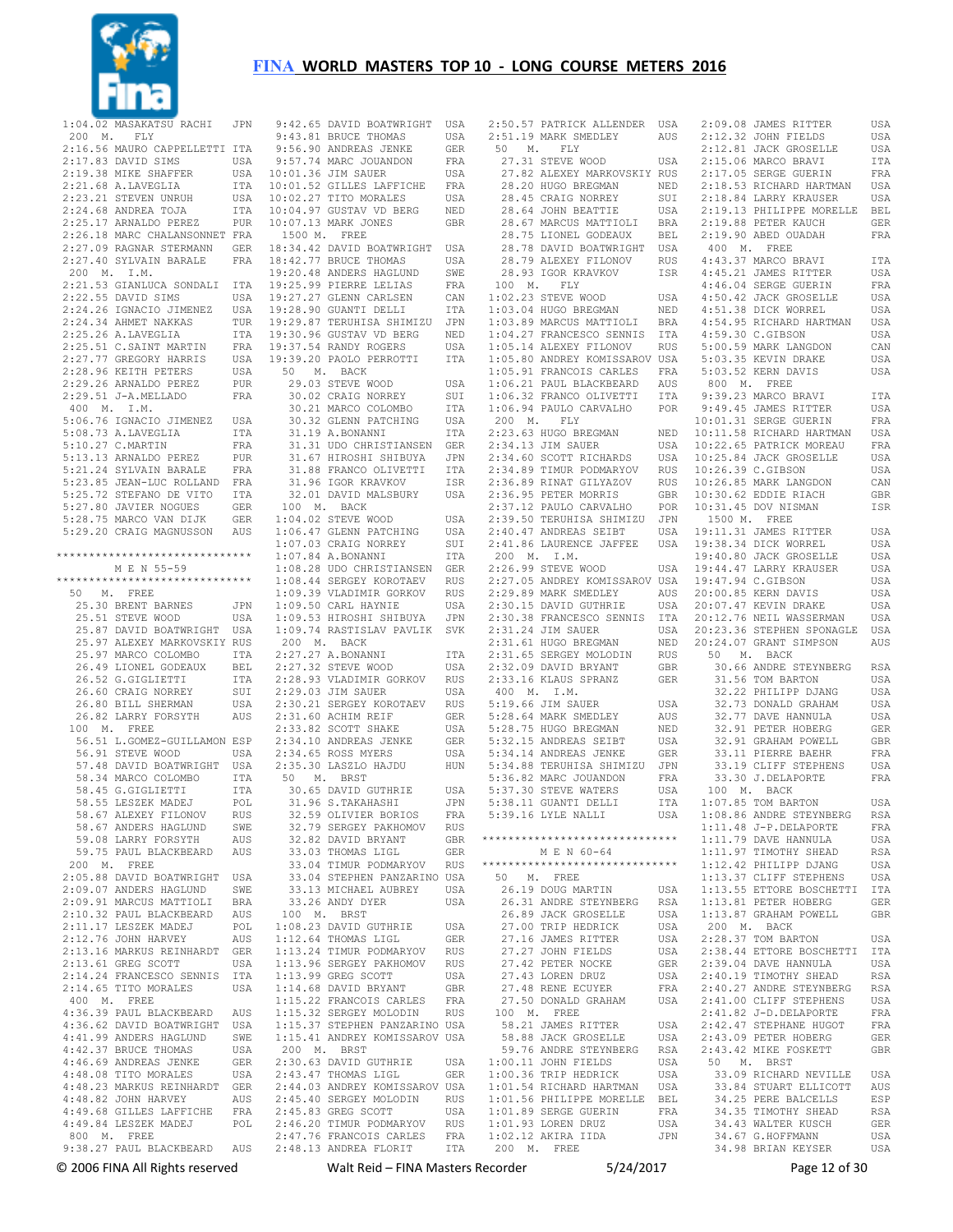1:04.02 MASAKATSU RACHI JPN

200 M. FLY

2:16.56 MAURO CAPPELLETTI ITA
2:17.83 DAVID SIMS USA
2:19.38 MIKE SHAFFER USA
2:21.68 A.LAVEGLIA ITA
2:23.21 STEVEN UNRUH USA
2:24.68 ANDREA TOJA ITA
2:25.17 ARNALDO PEREZ PUR
2:26.18 MARC CHALANSONNET FRA
2:27.09 RAGNAR STERMANN GER
2:27.40 SYLVAIN BARALE FRA

200 M. I.M.

2:21.53 GIANLUCA SONDALI ITA
2:22.55 DAVID SIMS USA
2:24.26 IGNACIO JIMENEZ USA
2:24.34 AHMET NAKKAS TUR
2:25.26 A.LAVEGLIA ITA
2:25.51 C.SAINT MARTIN FRA
2:27.77 GREGORY HARRIS USA
2:28.96 KEITH PETERS USA
2:29.26 ARNALDO PEREZ PUR
2:29.51 J-A.MELLADO FRA

400 M. I.M.

5:06.76 IGNACIO JIMENEZ USA
5:08.73 A.LAVEGLIA ITA
5:10.27 C.MARTIN FRA
5:13.13 ARNALDO PEREZ PUR
5:21.24 SYLVAIN BARALE FRA
5:23.85 JEAN-LUC ROLLAND FRA
5:25.72 STEFANO DE VITO ITA
5:27.80 JAVIER NOGUES GER
5:28.75 MARCO VAN DIJK GER
5:29.20 CRAIG MAGNUSSON AUS

*****************************

## M E N 55-59

*****************************

50 M. FREE

25.30 BRENT BARNES JPN
25.51 STEVE WOOD USA
25.87 DAVID BOATWRIGHT USA
25.97 ALEXEY MARKOVSKIY RUS
25.97 MARCO COLOMBO ITA
26.49 LIONEL GODEAUX BEL
26.52 G.GIGLIETTI ITA
26.60 CRAIG NORREY SUI
26.80 BILL SHERMAN USA
26.82 LARRY FORSYTH AUS

100 M. FREE

56.51 L.GOMEZ-GUILLAMON ESP
56.91 STEVE WOOD USA
57.48 DAVID BOATWRIGHT USA
58.34 MARCO COLOMBO ITA
58.45 G.GIGLIETTI ITA
58.55 LESZEK MADEJ POL
58.67 ALEXEY FILONOV RUS
58.67 ANDERS HAGLUND SWE
59.08 LARRY FORSYTH AUS
59.75 PAUL BLACKBEARD AUS

200 M. FREE

2:05.88 DAVID BOATWRIGHT USA
2:09.07 ANDERS HAGLUND SWE
2:09.91 MARCUS MATTIOLI BRA
2:10.32 PAUL BLACKBEARD AUS
2:11.17 LESZEK MADEJ POL
2:12.76 JOHN HARVEY AUS
2:13.16 MARKUS REINHARDT GER
2:13.61 GREG SCOTT USA
2:14.24 FRANCESCO SENNIS ITA
2:14.65 TITO MORALES USA

400 M. FREE

4:36.39 PAUL BLACKBEARD AUS
4:36.62 DAVID BOATWRIGHT USA
4:41.99 ANDERS HAGLUND SWE
4:42.37 BRUCE THOMAS USA
4:46.69 ANDREAS JENKE GER
4:48.08 TITO MORALES USA
4:48.23 MARKUS REINHARDT GER
4:48.82 JOHN HARVEY AUS
4:49.68 GILLES LAFFICHE FRA
4:49.84 LESZEK MADEJ POL

800 M. FREE

9:38.27 PAUL BLACKBEARD AUS
9:42.65 DAVID BOATWRIGHT USA
9:43.81 BRUCE THOMAS USA
9:56.90 ANDREAS JENKE GER
9:57.74 MARC JOUANDON FRA
10:01.36 JIM SAUER USA
10:01.52 GILLES LAFFICHE FRA
10:02.27 TITO MORALES USA
10:04.97 GUSTAV VD BERG NED
10:07.13 MARK JONES GBR

1500 M. FREE

18:34.42 DAVID BOATWRIGHT USA
18:42.77 BRUCE THOMAS USA
19:20.48 ANDERS HAGLUND SWE
19:25.99 PIERRE LELIAS FRA
19:27.27 GLENN CARLSEN CAN
19:28.90 GUANTI DELLI ITA
19:29.87 TERUHISA SHIMIZU JPN
19:30.96 GUSTAV VD BERG NED
19:37.54 RANDY ROGERS USA
19:39.20 PAOLO PERROTTI ITA

50 M. BACK

29.03 STEVE WOOD USA
30.02 CRAIG NORREY SUI
30.21 MARCO COLOMBO ITA
30.32 GLENN PATCHING USA
31.19 A.BONANNI ITA
31.31 UDO CHRISTIANSEN GER
31.67 HIROSHI SHIBUYA JPN
31.88 FRANCO OLIVETTI ITA
31.96 IGOR KRAVKOV ISR
32.01 DAVID MALSBURY USA

100 M. BACK

1:04.02 STEVE WOOD USA
1:06.47 GLENN PATCHING USA
1:07.03 CRAIG NORREY SUI
1:07.84 A.BONANNI ITA
1:08.28 UDO CHRISTIANSEN GER
1:08.44 SERGEY KOROTAEV RUS
1:09.39 VLADIMIR GORKOV RUS
1:09.50 CARL HAYNIE USA
1:09.53 HIROSHI SHIBUYA JPN
1:09.74 RASTISLAV PAVLIK SVK

200 M. BACK

2:27.27 A.BONANNI ITA
2:27.32 STEVE WOOD USA
2:28.93 VLADIMIR GORKOV RUS
2:29.03 JIM SAUER USA
2:30.21 SERGEY KOROTAEV RUS
2:31.60 ACHIM REIF GER
2:33.82 SCOTT SHAKE USA
2:34.10 ANDREAS JENKE GER
2:34.65 ROSS MYERS USA
2:35.30 LASZLO HAJDU HUN

50 M. BRST

30.65 DAVID GUTHRIE USA
31.96 S.TAKAHASHI JPN
32.59 OLIVIER BORIOS FRA
32.79 SERGEY PAKHOMOV RUS
32.82 DAVID BRYANT GBR
33.03 THOMAS LIGL GER
33.04 TIMUR PODMARYOV RUS
33.04 STEPHEN PANZARINO USA
33.13 MICHAEL AUBREY USA
33.26 ANDY DYER USA

100 M. BRST

1:08.23 DAVID GUTHRIE USA
1:12.64 THOMAS LIGL GER
1:13.24 TIMUR PODMARYOV RUS
1:13.96 SERGEY PAKHOMOV RUS
1:13.99 GREG SCOTT USA
1:14.68 DAVID BRYANT GBR
1:15.22 FRANCOIS CARLES FRA
1:15.32 SERGEY MOLODIN RUS
1:15.37 STEPHEN PANZARINO USA
1:15.41 ANDREY KOMISSAROV USA

200 M. BRST

2:30.63 DAVID GUTHRIE USA
2:43.47 THOMAS LIGL GER
2:44.03 ANDREY KOMISSAROV USA
2:45.40 SERGEY MOLODIN RUS
2:45.83 GREG SCOTT USA
2:46.20 TIMUR PODMARYOV RUS
2:47.76 FRANCOIS CARLES FRA
2:48.13 ANDREA FLORIT ITA
2:50.57 PATRICK ALLENDER USA
2:51.19 MARK SMEDLEY AUS

50 M. FLY

27.31 STEVE WOOD USA
27.82 ALEXEY MARKOVSKIY RUS
28.20 HUGO BREGMAN NED
28.45 CRAIG NORREY SUI
28.64 JOHN BEATTIE USA
28.67 MARCUS MATTIOLI BRA
28.75 LIONEL GODEAUX BEL
28.78 DAVID BOATWRIGHT USA
28.79 ALEXEY FILONOV RUS
28.93 IGOR KRAVKOV ISR

100 M. FLY

1:02.23 STEVE WOOD USA
1:03.04 HUGO BREGMAN NED
1:03.89 MARCUS MATTIOLI BRA
1:04.27 FRANCESCO SENNIS ITA
1:05.14 ALEXEY FILONOV RUS
1:05.80 ANDREY KOMISSAROV USA
1:05.91 FRANCOIS CARLES FRA
1:06.21 PAUL BLACKBEARD AUS
1:06.32 FRANCO OLIVETTI ITA
1:06.94 PAULO CARVALHO POR

200 M. FLY

2:23.63 HUGO BREGMAN NED
2:34.13 JIM SAUER USA
2:34.60 SCOTT RICHARDS USA
2:34.89 TIMUR PODMARYOV RUS
2:36.89 RINAT GILYAZOV RUS
2:36.95 PETER MORRIS GBR
2:37.12 PAULO CARVALHO POR
2:39.50 TERUHISA SHIMIZU JPN
2:40.47 ANDREAS SEIBT USA
2:41.86 LAURENCE JAFFEE USA

200 M. I.M.

2:26.99 STEVE WOOD USA
2:27.05 ANDREY KOMISSAROV USA
2:29.89 MARK SMEDLEY AUS
2:30.15 DAVID GUTHRIE USA
2:30.38 FRANCESCO SENNIS ITA
2:31.24 JIM SAUER USA
2:31.61 HUGO BREGMAN NED
2:31.65 SERGEY MOLODIN RUS
2:32.09 DAVID BRYANT GBR
2:33.16 KLAUS SPRANZ GER

400 M. I.M.

5:19.66 JIM SAUER USA
5:28.64 MARK SMEDLEY AUS
5:28.75 HUGO BREGMAN NED
5:32.15 ANDREAS SEIBT USA
5:34.14 ANDREAS JENKE GER
5:34.88 TERUHISA SHIMIZU JPN
5:36.82 MARC JOUANDON FRA
5:37.30 STEVE WATERS USA
5:38.11 GUANTI DELLI ITA
5:39.16 LYLE NALLI USA

*****************************

## M E N 60-64

*****************************

50 M. FREE

26.19 DOUG MARTIN USA
26.31 ANDRE STEYNBERG RSA
26.89 JACK GROSELLE USA
27.00 TRIP HEDRICK USA
27.16 JAMES RITTER USA
27.27 JOHN FIELDS USA
27.42 PETER NOCKE GER
27.43 LOREN DRUZ USA
27.48 RENE ECUYER FRA
27.50 DONALD GRAHAM USA

100 M. FREE

58.21 JAMES RITTER USA
58.88 JACK GROSELLE USA
59.76 ANDRE STEYNBERG RSA
1:00.11 JOHN FIELDS USA
1:00.36 TRIP HEDRICK USA
1:01.54 RICHARD HARTMAN USA
1:01.56 PHILIPPE MORELLE BEL
1:01.89 SERGE GUERIN FRA
1:01.93 LOREN DRUZ USA
1:02.12 AKIRA IIDA JPN

200 M. FREE

2:09.08 JAMES RITTER USA
2:12.32 JOHN FIELDS USA
2:12.81 JACK GROSELLE USA
2:15.06 MARCO BRAVI ITA
2:17.05 SERGE GUERIN FRA
2:18.53 RICHARD HARTMAN USA
2:18.84 LARRY KRAUSER USA
2:19.13 PHILIPPE MORELLE BEL
2:19.88 PETER KAUCH GER
2:19.90 ABED OUADAH FRA

400 M. FREE

4:43.37 MARCO BRAVI ITA
4:45.21 JAMES RITTER USA
4:46.04 SERGE GUERIN FRA
4:50.42 JACK GROSELLE USA
4:51.38 DICK WORREL USA
4:54.95 RICHARD HARTMAN USA
4:59.30 C.GIBSON USA
5:00.59 MARK LANGDON CAN
5:03.35 KEVIN DRAKE USA
5:03.52 KERN DAVIS USA

800 M. FREE

9:39.23 MARCO BRAVI ITA
9:49.45 JAMES RITTER USA
10:01.31 SERGE GUERIN FRA
10:11.58 RICHARD HARTMAN USA
10:22.65 PATRICK MOREAU FRA
10:25.84 JACK GROSELLE USA
10:26.39 C.GIBSON USA
10:26.85 MARK LANGDON CAN
10:30.62 EDDIE RIACH GBR
10:31.45 DOV NISMAN ISR

1500 M. FREE

19:11.31 JAMES RITTER USA
19:38.34 DICK WORREL USA
19:40.80 JACK GROSELLE USA
19:44.47 LARRY KRAUSER USA
19:47.94 C.GIBSON USA
20:00.85 KERN DAVIS USA
20:07.47 KEVIN DRAKE USA
20:12.76 NEIL WASSERMAN USA
20:23.36 STEPHEN SPONAGLE USA
20:24.07 GRANT SIMPSON AUS

50 M. BACK

30.66 ANDRE STEYNBERG RSA
31.56 TOM BARTON USA
32.22 PHILIPP DJANG USA
32.73 DONALD GRAHAM USA
32.77 DAVE HANNULA USA
32.91 PETER HOBERG GER
32.91 GRAHAM POWELL GBR
33.11 PIERRE BAEHR FRA
33.19 CLIFF STEPHENS USA
33.30 J.DELAPORTE FRA

100 M. BACK

1:07.85 TOM BARTON USA
1:08.86 ANDRE STEYNBERG RSA
1:11.48 J-P.DELAPORTE FRA
1:11.79 DAVE HANNULA USA
1:11.97 TIMOTHY SHEAD RSA
1:12.42 PHILIPP DJANG USA
1:13.37 CLIFF STEPHENS USA
1:13.55 ETTORE BOSCHETTI ITA
1:13.81 PETER HOBERG GER
1:13.87 GRAHAM POWELL GBR

200 M. BACK

2:28.37 TOM BARTON USA
2:38.44 ETTORE BOSCHETTI ITA
2:39.04 DAVE HANNULA USA
2:40.19 TIMOTHY SHEAD RSA
2:40.27 ANDRE STEYNBERG RSA
2:41.00 CLIFF STEPHENS USA
2:41.82 J-D.DELAPORTE FRA
2:42.47 STEPHANE HUGOT FRA
2:43.09 PETER HOBERG GER
2:43.42 MIKE FOSKETT GBR

50 M. BRST

33.09 RICHARD NEVILLE USA
33.84 STUART ELLICOTT AUS
34.25 PERE BALCELLS ESP
34.35 TIMOTHY SHEAD RSA
34.43 WALTER KUSCH GER
34.67 G.HOFFMANN USA
34.98 BRIAN KEYSER USA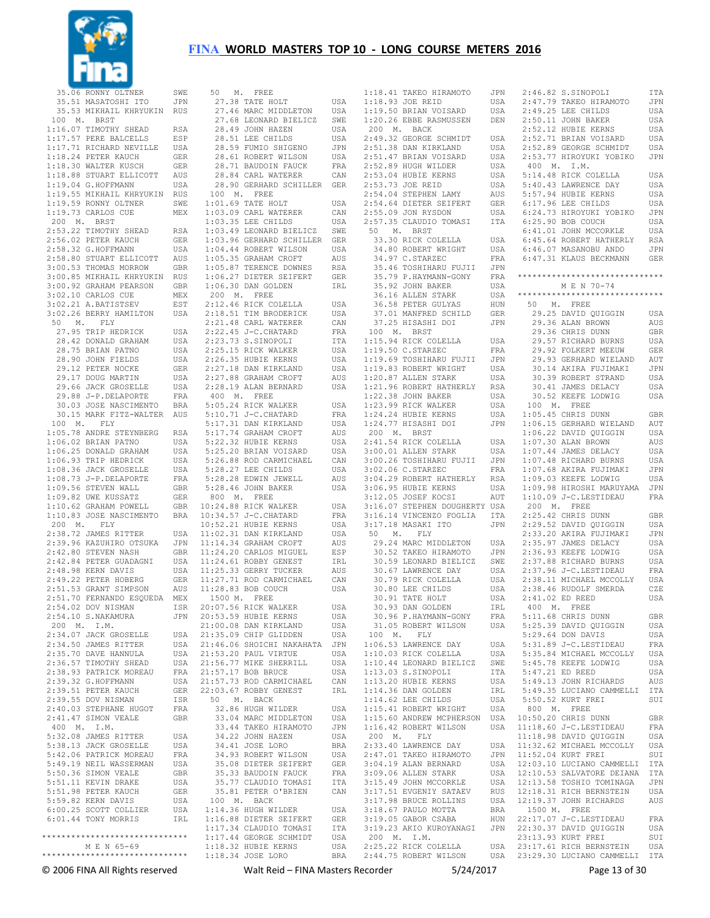35.06 RONNY OLTNER SWE
35.51 MASATOSHI ITO JPN
35.53 MIKHAIL KHRYUKIN RUS

100 M. BRST
1:16.07 TIMOTHY SHEAD RSA
1:17.57 PERE BALCELLS ESP
1:17.71 RICHARD NEVILLE USA
1:18.24 PETER KAUCH GER
1:18.30 WALTER KUSCH GER
1:18.88 STUART ELLICOTT AUS
1:19.04 G.HOFFMANN USA
1:19.55 MIKHAIL KHRYUKIN RUS
1:19.59 RONNY OLTNER SWE
1:19.73 CARLOS CUE MEX

200 M. BRST
2:53.22 TIMOTHY SHEAD RSA
2:56.02 PETER KAUCH GER
2:58.32 G.HOFFMANN USA
2:58.80 STUART ELLICOTT AUS
3:00.53 THOMAS MORROW GBR
3:00.85 MIKHAIL KHRYUKIN RUS
3:00.92 GRAHAM PEARSON GBR
3:02.10 CARLOS CUE MEX
3:02.21 A.BATISTSEV EST
3:02.26 BERRY HAMILTON USA

50 M. FLY
27.95 TRIP HEDRICK USA
28.42 DONALD GRAHAM USA
28.75 BRIAN PATNO USA
28.90 JOHN FIELDS USA
29.12 PETER NOCKE GER
29.17 DOUG MARTIN USA
29.66 JACK GROSELLE USA
29.88 J-P.DELAPORTE FRA
30.03 JOSE NASCIMENTO BRA
30.15 MARK FITZ-WALTER AUS

100 M. FLY
1:05.78 ANDRE STEYNBERG RSA
1:06.02 BRIAN PATNO USA
1:06.25 DONALD GRAHAM USA
1:06.93 TRIP HEDRICK USA
1:08.36 JACK GROSELLE USA
1:08.73 J-P.DELAPORTE FRA
1:09.56 STEVEN WALL GBR
1:09.82 UWE KUSSATZ GER
1:10.62 GRAHAM POWELL GBR
1:10.83 JOSE NASCIMENTO BRA

200 M. FLY
2:38.72 JAMES RITTER USA
2:39.96 KAZUHIRO OTSUKA JPN
2:42.80 STEVEN NASH GBR
2:42.84 PETER GUADAGNI USA
2:48.98 KERN DAVIS USA
2:49.22 PETER HOBERG GER
2:51.53 GRANT SIMPSON AUS
2:51.70 FERNANDO ESQUEDA MEX
2:54.02 DOV NISMAN ISR
2:54.10 S.NAKAMURA JPN

200 M. I.M.
2:34.07 JACK GROSELLE USA
2:34.50 JAMES RITTER USA
2:35.70 DAVE HANNULA USA
2:36.57 TIMOTHY SHEAD RSA
2:38.93 PATRICK MOREAU FRA
2:39.32 G.HOFFMANN USA
2:39.51 PETER KAUCH GER
2:39.55 DOV NISMAN ISR
2:40.03 STEPHANE HUGOT FRA
2:41.47 SIMON VEALE GBR

400 M. I.M.
5:32.08 JAMES RITTER USA
5:38.13 JACK GROSELLE USA
5:42.06 PATRICK MOREAU FRA
5:49.19 NEIL WASSERMAN USA
5:50.36 SIMON VEALE GBR
5:51.11 KEVIN DRAKE USA
5:51.98 PETER KAUCH GER
5:59.82 KERN DAVIS USA
6:00.25 SCOTT COLLIER USA
6:01.44 TONY MORRIS IRL

******************************

M E N 65-69

******************************

50 M. FREE
27.38 TATE HOLT USA
27.46 MARC MIDDLETON USA
27.68 LEONARD BIELICZ SWE
28.49 JOHN HAZEN USA
28.51 LEE CHILDS USA
28.59 FUMIO SHIGENO JPN
28.61 ROBERT WILSON USA
28.71 BAUDOIN FAUCK FRA
28.84 CARL WATERER CAN
28.90 GERHARD SCHILLER GER

100 M. FREE
1:01.69 TATE HOLT USA
1:03.09 CARL WATERER CAN
1:03.35 LEE CHILDS USA
1:03.49 LEONARD BIELICZ SWE
1:03.96 GERHARD SCHILLER GER
1:04.44 ROBERT WILSON USA
1:05.35 GRAHAM CROFT AUS
1:05.87 TERENCE DOWNES RSA
1:06.27 DIETER SEIFERT GER
1:06.30 DAN GOLDEN IRL

200 M. FREE
2:12.46 RICK COLELLA USA
2:18.51 TIM BRODERICK USA
2:21.48 CARL WATERER CAN
2:22.45 J-C.CHATARD FRA
2:23.73 S.SINOPOLI ITA
2:25.15 RICK WALKER USA
2:26.35 HUBIE KERNS USA
2:27.18 DAN KIRKLAND USA
2:27.88 GRAHAM CROFT AUS
2:28.19 ALAN BERNARD USA

400 M. FREE
5:05.24 RICK WALKER USA
5:10.71 J-C.CHATARD FRA
5:17.31 DAN KIRKLAND USA
5:17.74 GRAHAM CROFT AUS
5:22.32 HUBIE KERNS USA
5:25.20 BRIAN VOISARD USA
5:26.88 ROD CARMICHAEL CAN
5:28.27 LEE CHILDS USA
5:28.28 EDWIN JEWELL AUS
5:28.46 JOHN BAKER USA

800 M. FREE
10:24.88 RICK WALKER USA
10:34.57 J-C.CHATARD FRA
10:52.21 HUBIE KERNS USA
11:02.31 DAN KIRKLAND USA
11:14.34 GRAHAM CROFT AUS
11:24.20 CARLOS MIGUEL ESP
11:24.61 ROBBY GENEST IRL
11:25.33 GERRY TUCKER AUS
11:27.71 ROD CARMICHAEL CAN
11:28.83 BOB COUCH USA

1500 M. FREE
20:07.56 RICK WALKER USA
20:53.59 HUBIE KERNS USA
21:00.08 DAN KIRKLAND USA
21:35.09 CHIP GLIDDEN USA
21:46.06 SHOICHI NAKAHATA JPN
21:53.20 PAUL VIRTUE USA
21:56.77 MIKE SHERRILL USA
21:57.17 BOB BRUCE USA
21:57.73 ROD CARMICHAEL CAN
22:03.67 ROBBY GENEST IRL

50 M. BACK
32.86 HUGH WILDER USA
33.04 MARC MIDDLETON USA
33.44 TAKEO HIRAMOTO JPN
34.22 JOHN HAZEN USA
34.41 JOSE LORO BRA
34.93 ROBERT WILSON USA
35.08 DIETER SEIFERT GER
35.33 BAUDOIN FAUCK FRA
35.77 CLAUDIO TOMASI ITA
35.81 PETER O'BRIEN CAN

100 M. BACK
1:14.36 HUGH WILDER USA
1:16.88 DIETER SEIFERT GER
1:17.34 CLAUDIO TOMASI ITA
1:17.44 GEORGE SCHMIDT USA
1:18.32 HUBIE KERNS USA
1:18.34 JOSE LORO BRA
1:18.41 TAKEO HIRAMOTO JPN
1:18.93 JOE REID USA
1:19.50 BRIAN VOISARD USA
1:20.26 EBBE RASMUSSEN DEN

200 M. BACK
2:49.32 GEORGE SCHMIDT USA
2:51.38 DAN KIRKLAND USA
2:51.47 BRIAN VOISARD USA
2:52.89 HUGH WILDER USA
2:53.04 HUBIE KERNS USA
2:53.73 JOE REID USA
2:54.04 STEPHEN LAMY AUS
2:54.64 DIETER SEIFERT GER
2:55.09 JON RYSDON USA
2:57.35 CLAUDIO TOMASI ITA

50 M. BRST
33.30 RICK COLELLA USA
34.80 ROBERT WRIGHT USA
34.97 C.STARZEC FRA
35.46 TOSHIHARU FUJII JPN
35.79 P.HAYMANN-GONY FRA
35.92 JOHN BAKER USA
36.16 ALLEN STARK USA
36.58 PETER GULYAS HUN
37.01 MANFRED SCHILD GER
37.25 HISASHI DOI JPN

100 M. BRST
1:15.94 RICK COLELLA USA
1:19.50 C.STARZEC FRA
1:19.69 TOSHIHARU FUJII JPN
1:19.83 ROBERT WRIGHT USA
1:20.87 ALLEN STARK USA
1:21.96 ROBERT HATHERLY RSA
1:22.38 JOHN BAKER USA
1:23.99 RICK WALKER USA
1:24.24 HUBIE KERNS USA
1:24.77 HISASHI DOI JPN

200 M. BRST
2:41.54 RICK COLELLA USA
3:00.01 ALLEN STARK USA
3:00.26 TOSHIHARU FUJII JPN
3:02.06 C.STARZEC FRA
3:04.29 ROBERT HATHERLY RSA
3:06.95 HUBIE KERNS USA
3:12.05 JOSEF KOCSI AUT
3:16.07 STEPHEN DOUGHERTY USA
3:16.14 VINCENZO FOGLIA ITA
3:17.18 MASAKI ITO JPN

50 M. FLY
29.24 MARC MIDDLETON USA
30.52 TAKEO HIRAMOTO JPN
30.59 LEONARD BIELICZ SWE
30.67 LAWRENCE DAY USA
30.79 RICK COLELLA USA
30.80 LEE CHILDS USA
30.91 TATE HOLT USA
30.93 DAN GOLDEN IRL
30.96 P.HAYMANN-GONY FRA
31.05 ROBERT WILSON USA

100 M. FLY
1:06.53 LAWRENCE DAY USA
1:10.03 RICK COLELLA USA
1:10.44 LEONARD BIELICZ SWE
1:13.03 S.SINOPOLI ITA
1:13.20 HUBIE KERNS USA
1:14.36 DAN GOLDEN IRL
1:14.62 LEE CHILDS USA
1:15.41 ROBERT WRIGHT USA
1:15.60 ANDREW MCPHERSON USA
1:16.42 ROBERT WILSON USA

200 M. FLY
2:33.40 LAWRENCE DAY USA
2:47.01 TAKEO HIRAMOTO JPN
3:04.19 ALAN BERNARD USA
3:09.06 ALLEN STARK USA
3:15.49 JOHN MCCORKLE USA
3:17.51 EVGENIY SATAEV RUS
3:17.98 BRUCE ROLLINS USA
3:18.67 PAULO MOTTA BRA
3:19.05 GABOR CSABA HUN
3:19.23 AKIO KUROYANAGI JPN

200 M. I.M.
2:25.22 RICK COLELLA USA
2:44.75 ROBERT WILSON USA
2:46.82 S.SINOPOLI ITA
2:47.79 TAKEO HIRAMOTO JPN
2:49.25 LEE CHILDS USA
2:50.11 JOHN BAKER USA
2:52.12 HUBIE KERNS USA
2:52.71 BRIAN VOISARD USA
2:52.89 GEORGE SCHMIDT USA
2:53.77 HIROYUKI YOBIKO JPN

400 M. I.M.
5:14.48 RICK COLELLA USA
5:40.43 LAWRENCE DAY USA
5:57.94 HUBIE KERNS USA
6:17.96 LEE CHILDS USA
6:24.73 HIROYUKI YOBIKO JPN
6:25.90 BOB COUCH USA
6:41.01 JOHN MCCORKLE USA
6:45.64 ROBERT HATHERLY RSA
6:46.07 MASANOBU ANDO JPN
6:47.31 KLAUS BECKMANN GER

******************************

M E N 70-74

******************************

50 M. FREE
29.25 DAVID QUIGGIN USA
29.36 ALAN BROWN AUS
29.36 CHRIS DUNN GBR
29.57 RICHARD BURNS USA
29.92 FOLKERT MEEUW GER
29.93 GERHARD WIELAND AUT
30.14 AKIRA FUJIMAKI JPN
30.39 ROBERT STRAND USA
30.41 JAMES DELACY USA
30.52 KEEFE LODWIG USA

100 M. FREE
1:05.45 CHRIS DUNN GBR
1:06.15 GERHARD WIELAND AUT
1:06.22 DAVID QUIGGIN USA
1:07.30 ALAN BROWN AUS
1:07.44 JAMES DELACY USA
1:07.48 RICHARD BURNS USA
1:07.68 AKIRA FUJIMAKI JPN
1:09.03 KEEFE LODWIG USA
1:09.98 HIROSHI MARUYAMA JPN
1:10.09 J-C.LESTIDEAU FRA

200 M. FREE
2:25.42 CHRIS DUNN GBR
2:29.52 DAVID QUIGGIN USA
2:33.20 AKIRA FUJIMAKI JPN
2:35.97 JAMES DELACY USA
2:36.93 KEEFE LODWIG USA
2:37.88 RICHARD BURNS USA
2:37.96 J-C.LESTIDEAU FRA
2:38.11 MICHAEL MCCOLLY USA
2:38.46 RUDOLF SMERDA CZE
2:41.02 ED REED USA

400 M. FREE
5:11.68 CHRIS DUNN GBR
5:25.39 DAVID QUIGGIN USA
5:29.64 DON DAVIS USA
5:31.89 J-C.LESTIDEAU FRA
5:35.84 MICHAEL MCCOLLY USA
5:45.78 KEEFE LODWIG USA
5:47.21 ED REED USA
5:49.13 JOHN RICHARDS AUS
5:49.35 LUCIANO CAMMELLI ITA
5:50.52 KURT FREI SUI

800 M. FREE
10:50.20 CHRIS DUNN GBR
11:18.60 J-C.LESTIDEAU FRA
11:18.98 DAVID QUIGGIN USA
11:32.62 MICHAEL MCCOLLY USA
11:52.04 KURT FREI SUI
12:03.10 LUCIANO CAMMELLI ITA
12:10.53 SALVATORE DEIANA ITA
12:13.58 TOSHIO TOMINAGA JPN
12:18.31 RICH BERNSTEIN USA
12:19.37 JOHN RICHARDS AUS

1500 M. FREE
22:17.07 J-C.LESTIDEAU FRA
22:30.37 DAVID QUIGGIN USA
23:13.93 KURT FREI SUI
23:17.61 RICH BERNSTEIN USA
23:29.30 LUCIANO CAMMELLI ITA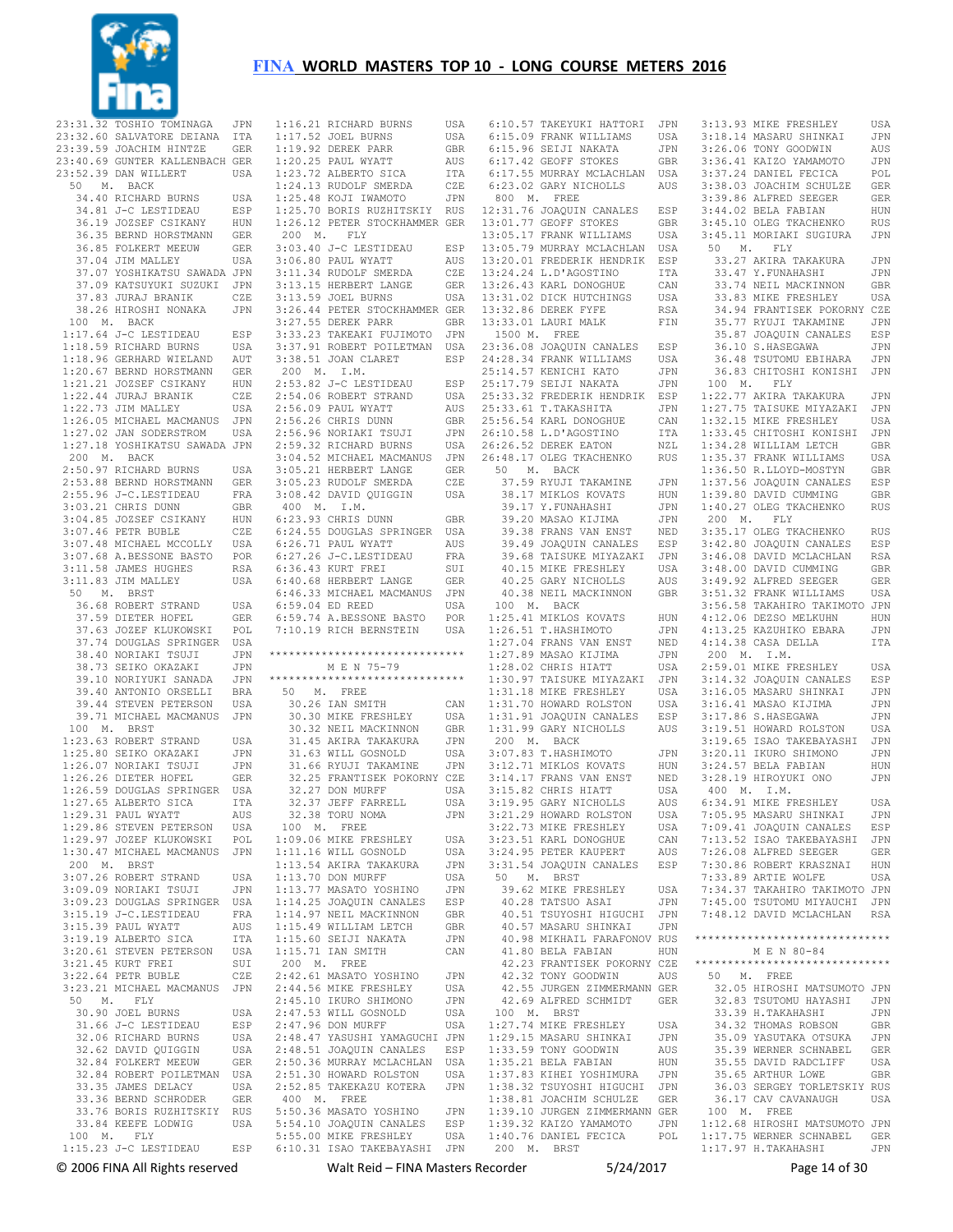# FINA WORLD MASTERS TOP 10 - LONG COURSE METERS 2016

```
23:31.32 TOSHIO TOMINAGA    JPN
23:32.60 SALVATORE DEIANA   ITA
23:39.59 JOACHIM HINTZE     GER
23:40.69 GUNTER KALLENBACH  GER
23:52.39 DAN WILLERT        USA
 50   M.  BACK
   34.40 RICHARD BURNS      USA
   34.81 J-C LESTIDEAU      ESP
   36.19 JOZSEF CSIKANY     HUN
   36.35 BERND HORSTMANN    GER
   36.85 FOLKERT MEEUW      GER
   37.04 JIM MALLEY         USA
   37.07 YOSHIKATSU SAWADA  JPN
   37.09 KATSUYUKI SUZUKI   JPN
   37.83 JURAJ BRANIK       CZE
   38.26 HIROSHI NONAKA     JPN
 100  M.  BACK
 1:17.64 J-C LESTIDEAU      ESP
 1:18.59 RICHARD BURNS      USA
 1:18.96 GERHARD WIELAND    AUT
 1:20.67 BERND HORSTMANN    GER
 1:21.21 JOZSEF CSIKANY     HUN
 1:22.44 JURAJ BRANIK       CZE
 1:22.73 JIM MALLEY         USA
 1:26.05 MICHAEL MACMANUS   JPN
 1:27.02 JAN SODERSTROM     USA
 1:27.18 YOSHIKATSU SAWADA  JPN
 200  M.  BACK
 2:50.97 RICHARD BURNS      USA
 2:53.88 BERND HORSTMANN    GER
 2:55.96 J-C.LESTIDEAU      FRA
 3:03.21 CHRIS DUNN         GBR
 3:04.85 JOZSEF CSIKANY     HUN
 3:07.46 PETR BUBLE         CZE
 3:07.48 MICHAEL MCCOLLY    USA
 3:07.68 A.BESSONE BASTO    POR
 3:11.58 JAMES HUGHES       RSA
 3:11.83 JIM MALLEY         USA
 50   M.  BRST
   36.68 ROBERT STRAND      USA
   37.59 DIETER HOFEL       GER
   37.63 JOZEF KLUKOWSKI    POL
   37.74 DOUGLAS SPRINGER   USA
   38.40 NORIAKI TSUJI      JPN
   38.73 SEIKO OKAZAKI      JPN
   39.10 NORIYUKI SANADA    JPN
   39.40 ANTONIO ORSELLI    BRA
   39.44 STEVEN PETERSON    USA
   39.71 MICHAEL MACMANUS   JPN
 100  M.  BRST
 1:23.63 ROBERT STRAND      USA
 1:25.80 SEIKO OKAZAKI      JPN
 1:26.07 NORIAKI TSUJI      JPN
 1:26.26 DIETER HOFEL       GER
 1:26.59 DOUGLAS SPRINGER   USA
 1:27.65 ALBERTO SICA       ITA
 1:29.31 PAUL WYATT         AUS
 1:29.86 STEVEN PETERSON    USA
 1:29.97 JOZEF KLUKOWSKI    POL
 1:30.47 MICHAEL MACMANUS   JPN
 200  M.  BRST
 3:07.26 ROBERT STRAND      USA
 3:09.09 NORIAKI TSUJI      JPN
 3:09.23 DOUGLAS SPRINGER   USA
 3:15.19 J-C.LESTIDEAU      FRA
 3:15.39 PAUL WYATT         AUS
 3:19.19 ALBERTO SICA       ITA
 3:20.61 STEVEN PETERSON    USA
 3:21.45 KURT FREI          SUI
 3:22.64 PETR BUBLE         CZE
 3:23.21 MICHAEL MACMANUS   JPN
 50   M.  FLY
   30.90 JOEL BURNS         USA
   31.66 J-C LESTIDEAU      ESP
   32.06 RICHARD BURNS      USA
   32.62 DAVID QUIGGIN      USA
   32.84 FOLKERT MEEUW      GER
   32.84 ROBERT POILETMAN   USA
   33.35 JAMES DELACY       USA
   33.36 BERND SCHRODER     GER
   33.76 BORIS RUZHITSKIY   RUS
   33.84 KEEFE LODWIG       USA
 100  M.  FLY
 1:15.23 J-C LESTIDEAU      ESP
 1:16.21 RICHARD BURNS      USA
 1:17.52 JOEL BURNS         USA
 1:19.92 DEREK PARR         GBR
 1:20.25 PAUL WYATT         AUS
 1:23.72 ALBERTO SICA       ITA
 1:24.13 RUDOLF SMERDA      CZE
 1:25.48 KOJI IWAMOTO       JPN
 1:25.70 BORIS RUZHITSKIY   RUS
 1:26.12 PETER STOCKHAMMER  GER
 200  M.  FLY
 3:03.40 J-C LESTIDEAU      ESP
 3:06.80 PAUL WYATT         AUS
 3:11.34 RUDOLF SMERDA      CZE
 3:13.15 HERBERT LANGE      GER
 3:13.59 JOEL BURNS         USA
 3:26.44 PETER STOCKHAMMER  GER
 3:27.55 DEREK PARR         GBR
 3:33.23 TAKEAKI FUJIMOTO   JPN
 3:37.91 ROBERT POILETMAN   USA
 3:38.51 JOAN CLARET        ESP
 200  M.  I.M.
 2:53.82 J-C LESTIDEAU      ESP
 2:54.06 ROBERT STRAND      USA
 2:56.09 PAUL WYATT         AUS
 2:56.26 CHRIS DUNN         GBR
 2:56.96 NORIAKI TSUJI      JPN
 2:59.32 RICHARD BURNS      USA
 3:04.52 MICHAEL MACMANUS   JPN
 3:05.21 HERBERT LANGE      GER
 3:05.23 RUDOLF SMERDA      CZE
 3:08.42 DAVID QUIGGIN      USA
 400  M.  I.M.
 6:23.93 CHRIS DUNN         GBR
 6:24.55 DOUGLAS SPRINGER   USA
 6:26.71 PAUL WYATT         AUS
 6:27.26 J-C.LESTIDEAU      FRA
 6:36.43 KURT FREI          SUI
 6:40.68 HERBERT LANGE      GER
 6:46.33 MICHAEL MACMANUS   JPN
 6:59.04 ED REED            USA
 6:59.74 A.BESSONE BASTO    POR
 7:10.19 RICH BERNSTEIN     USA

******************************
         M E N  75-79
******************************
 50   M.  FREE
   30.26 IAN SMITH          CAN
   30.30 MIKE FRESHLEY      USA
   30.32 NEIL MACKINNON     GBR
   31.45 AKIRA TAKAKURA     JPN
   31.63 WILL GOSNOLD       USA
   31.66 RYUJI TAKAMINE     JPN
   32.25 FRANTISEK POKORNY  CZE
   32.27 DON MURFF          USA
   32.37 JEFF FARRELL       USA
   32.38 TORU NOMA          JPN
 100  M.  FREE
 1:09.06 MIKE FRESHLEY      USA
 1:11.16 WILL GOSNOLD       USA
 1:13.54 AKIRA TAKAKURA     JPN
 1:13.70 DON MURFF          USA
 1:13.77 MASATO YOSHINO     JPN
 1:14.25 JOAQUIN CANALES    ESP
 1:14.97 NEIL MACKINNON     GBR
 1:15.49 WILLIAM LETCH      GBR
 1:15.60 SEIJI NAKATA       JPN
 1:15.71 IAN SMITH          CAN
 200  M.  FREE
 2:42.61 MASATO YOSHINO     JPN
 2:44.56 MIKE FRESHLEY      USA
 2:45.10 IKURO SHIMONO      JPN
 2:47.53 WILL GOSNOLD       USA
 2:47.96 DON MURFF          USA
 2:48.47 YASUSHI YAMAGUCHI  JPN
 2:48.51 JOAQUIN CANALES    ESP
 2:50.36 MURRAY MCLACHLAN   USA
 2:51.30 HOWARD ROLSTON     USA
 2:52.85 TAKEKAZU KOTERA    JPN
 400  M.  FREE
 5:50.36 MASATO YOSHINO     JPN
 5:54.10 JOAQUIN CANALES    ESP
 5:55.00 MIKE FRESHLEY      USA
 6:10.31 ISAO TAKEBAYASHI   JPN
 6:10.57 TAKEYUKI HATTORI   JPN
 6:15.09 FRANK WILLIAMS     USA
 6:15.96 SEIJI NAKATA       JPN
 6:17.42 GEOFF STOKES       GBR
 6:17.55 MURRAY MCLACHLAN   USA
 6:23.02 GARY NICHOLLS      AUS
 800  M.  FREE
12:31.36 JOAQUIN CANALES    ESP
13:01.77 GEOFF STOKES       GBR
13:05.17 FRANK WILLIAMS     USA
13:05.79 MURRAY MCLACHLAN   USA
13:20.01 FREDERIK HENDRIK   ESP
13:24.24 L.D'AGOSTINO       ITA
13:26.43 KARL DONOGHUE      CAN
13:31.02 DICK HUTCHINGS     USA
13:32.86 DEREK FYFE         RSA
13:33.01 LAURI MALK         FIN
 1500 M.  FREE
23:36.08 JOAQUIN CANALES    ESP
24:28.34 FRANK WILLIAMS     USA
25:14.57 KENICHI KATO       JPN
25:17.79 SEIJI NAKATA       JPN
25:33.32 FREDERIK HENDRIK   ESP
25:33.61 T.TAKASHITA        JPN
25:56.54 KARL DONOGHUE      CAN
26:10.58 L.D'AGOSTINO       ITA
26:26.52 DEREK EATON        NZL
26:48.17 OLEG TKACHENKO     RUS
 50   M.  BACK
   37.59 RYUJI TAKAMINE     JPN
   38.17 MIKLOS KOVATS      HUN
   39.17 Y.FUNAHASHI        JPN
   39.20 MASAO KIJIMA       JPN
   39.38 FRANS VAN ENST     NED
   39.49 JOAQUIN CANALES    ESP
   39.68 TAISUKE MIYAZAKI   JPN
   40.15 MIKE FRESHLEY      USA
   40.25 GARY NICHOLLS      AUS
   40.38 NEIL MACKINNON     GBR
 100  M.  BACK
 1:25.41 MIKLOS KOVATS      HUN
 1:26.51 T.HASHIMOTO        JPN
 1:27.04 FRANS VAN ENST     NED
 1:27.89 MASAO KIJIMA       JPN
 1:28.02 CHRIS HIATT        USA
 1:30.97 TAISUKE MIYAZAKI   JPN
 1:31.18 MIKE FRESHLEY      USA
 1:31.70 HOWARD ROLSTON     USA
 1:31.91 JOAQUIN CANALES    ESP
 1:31.99 GARY NICHOLLS      AUS
 200  M.  BACK
 3:07.83 T.HASHIMOTO        JPN
 3:12.71 MIKLOS KOVATS      HUN
 3:14.17 FRANS VAN ENST     NED
 3:15.82 CHRIS HIATT        USA
 3:19.95 GARY NICHOLLS      AUS
 3:21.29 HOWARD ROLSTON     USA
 3:22.73 MIKE FRESHLEY      USA
 3:23.51 KARL DONOGHUE      CAN
 3:24.95 PETER KAUPERT      AUS
 3:31.54 JOAQUIN CANALES    ESP
 50   M.  BRST
   39.62 MIKE FRESHLEY      USA
   40.28 TATSUO ASAI        JPN
   40.51 TSUYOSHI HIGUCHI   JPN
   40.57 MASARU SHINKAI     JPN
   40.98 MIKHAIL FARAFONOV  RUS
   41.80 BELA FABIAN        HUN
   42.23 FRANTISEK POKORNY  CZE
   42.32 TONY GOODWIN       AUS
   42.55 JURGEN ZIMMERMANN  GER
   42.69 ALFRED SCHMIDT     GER
 100  M.  BRST
 1:27.74 MIKE FRESHLEY      USA
 1:29.15 MASARU SHINKAI     JPN
 1:33.59 TONY GOODWIN       AUS
 1:35.21 BELA FABIAN        HUN
 1:37.83 KIHEI YOSHIMURA    JPN
 1:38.32 TSUYOSHI HIGUCHI   JPN
 1:38.81 JOACHIM SCHULZE    GER
 1:39.10 JURGEN ZIMMERMANN  GER
 1:39.32 KAIZO YAMAMOTO     JPN
 1:40.76 DANIEL FECICA      POL
 200  M.  BRST
 3:13.93 MIKE FRESHLEY      USA
 3:18.14 MASARU SHINKAI     JPN
 3:26.06 TONY GOODWIN       AUS
 3:36.41 KAIZO YAMAMOTO     JPN
 3:37.24 DANIEL FECICA      POL
 3:38.03 JOACHIM SCHULZE    GER
 3:39.86 ALFRED SEEGER      GER
 3:44.02 BELA FABIAN        HUN
 3:45.10 OLEG TKACHENKO     RUS
 3:45.11 MORIAKI SUGIURA    JPN
 50   M.  FLY
   33.27 AKIRA TAKAKURA     JPN
   33.47 Y.FUNAHASHI        JPN
   33.74 NEIL MACKINNON     GBR
   33.83 MIKE FRESHLEY      USA
   34.94 FRANTISEK POKORNY  CZE
   35.77 RYUJI TAKAMINE     JPN
   35.87 JOAQUIN CANALES    ESP
   36.10 S.HASEGAWA         JPN
   36.48 TSUTOMU EBIHARA    JPN
   36.83 CHITOSHI KONISHI   JPN
 100  M.  FLY
 1:22.77 AKIRA TAKAKURA     JPN
 1:27.75 TAISUKE MIYAZAKI   JPN
 1:32.15 MIKE FRESHLEY      USA
 1:33.45 CHITOSHI KONISHI   JPN
 1:34.28 WILLIAM LETCH      GBR
 1:35.37 FRANK WILLIAMS     USA
 1:36.50 R.LLOYD-MOSTYN     GBR
 1:37.56 JOAQUIN CANALES    ESP
 1:39.80 DAVID CUMMING      GBR
 1:40.27 OLEG TKACHENKO     RUS
 200  M.  FLY
 3:35.17 OLEG TKACHENKO     RUS
 3:42.80 JOAQUIN CANALES    ESP
 3:46.08 DAVID MCLACHLAN    RSA
 3:48.00 DAVID CUMMING      GBR
 3:49.92 ALFRED SEEGER      GER
 3:51.32 FRANK WILLIAMS     USA
 3:56.58 TAKAHIRO TAKIMOTO  JPN
 4:12.06 DEZSO MELKUHN      HUN
 4:13.25 KAZUHIKO EBARA     JPN
 4:14.38 CASA DELLA         ITA
 200  M.  I.M.
 2:59.01 MIKE FRESHLEY      USA
 3:14.32 JOAQUIN CANALES    ESP
 3:16.05 MASARU SHINKAI     JPN
 3:16.41 MASAO KIJIMA       JPN
 3:17.86 S.HASEGAWA         JPN
 3:19.51 HOWARD ROLSTON     USA
 3:19.65 ISAO TAKEBAYASHI   JPN
 3:20.11 IKURO SHIMONO      JPN
 3:24.57 BELA FABIAN        HUN
 3:28.19 HIROYUKI ONO       JPN
 400  M.  I.M.
 6:34.91 MIKE FRESHLEY      USA
 7:05.95 MASARU SHINKAI     JPN
 7:09.41 JOAQUIN CANALES    ESP
 7:13.52 ISAO TAKEBAYASHI   JPN
 7:26.08 ALFRED SEEGER      GER
 7:30.86 ROBERT KRASZNAI    HUN
 7:33.89 ARTIE WOLFE        USA
 7:34.37 TAKAHIRO TAKIMOTO  JPN
 7:45.00 TSUTOMU MIYAUCHI   JPN
 7:48.12 DAVID MCLACHLAN    RSA

******************************
         M E N  80-84
******************************
 50   M.  FREE
   32.05 HIROSHI MATSUMOTO  JPN
   32.83 TSUTOMU HAYASHI    JPN
   33.39 H.TAKAHASHI        JPN
   34.32 THOMAS ROBSON      GBR
   35.09 YASUTAKA OTSUKA    JPN
   35.39 WERNER SCHNABEL    GER
   35.55 DAVID RADCLIFF     USA
   35.65 ARTHUR LOWE        GBR
   36.03 SERGEY TORLETSKIY  RUS
   36.17 CAV CAVANAUGH      USA
 100  M.  FREE
 1:12.68 HIROSHI MATSUMOTO  JPN
 1:17.75 WERNER SCHNABEL    GER
 1:17.97 H.TAKAHASHI        JPN
```

© 2006 FINA All Rights reserved — Walt Reid – FINA Masters Recorder — 5/24/2017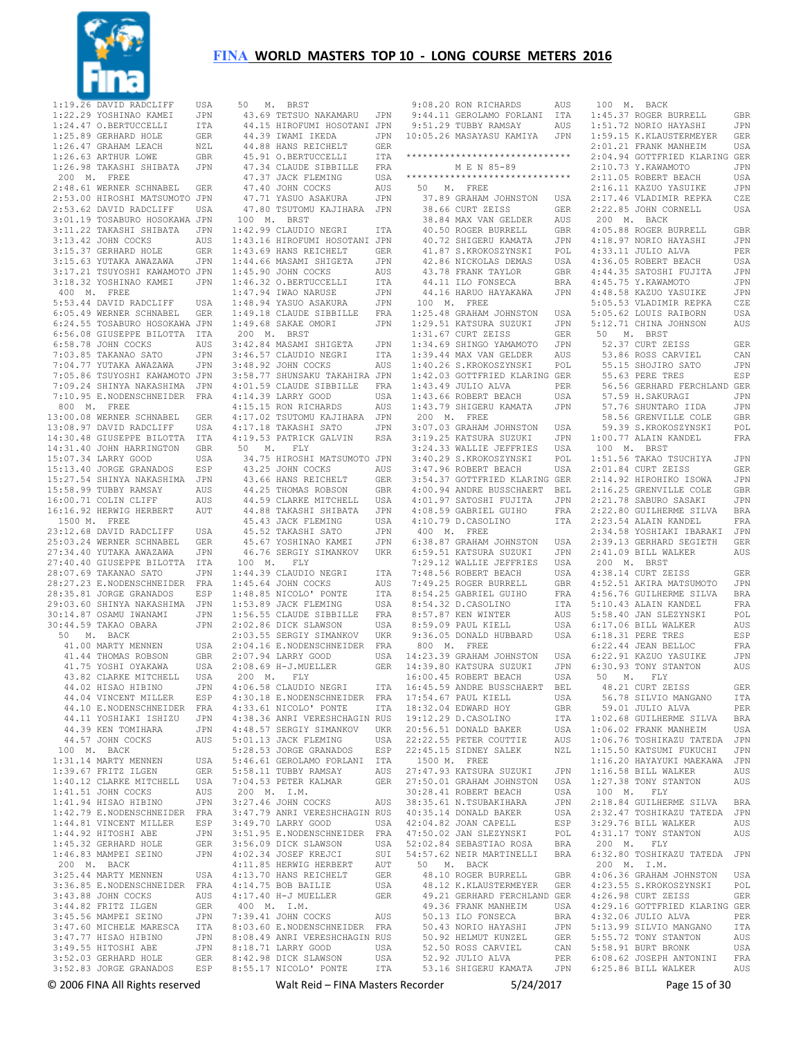# FINA WORLD MASTERS TOP 10 - LONG COURSE METERS 2016

```
1:19.26 DAVID RADCLIFF     USA
1:22.29 YOSHINAO KAMEI     JPN
1:24.47 O.BERTUCCELLI      ITA
1:25.89 GERHARD HOLE       GER
1:26.47 GRAHAM LEACH       NZL
1:26.63 ARTHUR LOWE        GBR
1:26.98 TAKASHI SHIBATA    JPN
 200  M.  FREE
2:48.61 WERNER SCHNABEL    GER
2:53.00 HIROSHI MATSUMOTO  JPN
2:53.62 DAVID RADCLIFF     USA
3:01.19 TOSABURO HOSOKAWA  JPN
3:11.22 TAKASHI SHIBATA    JPN
3:13.42 JOHN COCKS         AUS
3:15.37 GERHARD HOLE       GER
3:15.63 YUTAKA AWAZAWA     JPN
3:17.21 TSUYOSHI KAWAMOTO  JPN
3:18.32 YOSHINAO KAMEI     JPN
 400  M.  FREE
5:53.44 DAVID RADCLIFF     USA
6:05.49 WERNER SCHNABEL    GER
6:24.55 TOSABURO HOSOKAWA  JPN
6:56.08 GIUSEPPE BILOTTA   ITA
6:58.78 JOHN COCKS         AUS
7:03.85 TAKANAO SATO       JPN
7:04.77 YUTAKA AWAZAWA     JPN
7:05.86 TSUYOSHI KAWAMOTO  JPN
7:09.24 SHINYA NAKASHIMA   JPN
7:10.95 E.NODENSCHNEIDER   FRA
 800  M.  FREE
13:00.08 WERNER SCHNABEL   GER
13:08.97 DAVID RADCLIFF    USA
14:30.48 GIUSEPPE BILOTTA  ITA
14:31.40 JOHN HARRINGTON   GBR
15:07.34 LARRY GOOD        USA
15:13.40 JORGE GRANADOS    ESP
15:27.54 SHINYA NAKASHIMA  JPN
15:58.99 TUBBY RAMSAY      AUS
16:00.71 COLIN CLIFF       AUS
16:16.92 HERWIG HERBERT    AUT
 1500 M.  FREE
23:12.68 DAVID RADCLIFF    USA
25:03.24 WERNER SCHNABEL   GER
27:34.40 YUTAKA AWAZAWA    JPN
27:40.40 GIUSEPPE BILOTTA  ITA
28:07.69 TAKANAO SATO      JPN
28:27.23 E.NODENSCHNEIDER  FRA
28:35.81 JORGE GRANADOS    ESP
29:03.60 SHINYA NAKASHIMA  JPN
30:14.87 OSAMU IWANAMI     JPN
30:44.59 TAKAO OBARA       JPN
 50  M.  BACK
  41.00 MARTY MENNEN       USA
  41.44 THOMAS ROBSON      GBR
  41.75 YOSHI OYAKAWA      USA
  43.82 CLARKE MITCHELL    USA
  44.02 HISAO HIBINO       JPN
  44.04 VINCENT MILLER     ESP
  44.10 E.NODENSCHNEIDER   FRA
  44.11 YOSHIAKI ISHIZU    JPN
  44.39 KEN TOMIHARA       JPN
  44.57 JOHN COCKS         AUS
 100  M.  BACK
1:31.14 MARTY MENNEN       USA
1:39.67 FRITZ ILGEN        GER
1:40.12 CLARKE MITCHELL    USA
1:41.51 JOHN COCKS         AUS
1:41.94 HISAO HIBINO       JPN
1:42.79 E.NODENSCHNEIDER   FRA
1:44.81 VINCENT MILLER     ESP
1:44.92 HITOSHI ABE        JPN
1:45.32 GERHARD HOLE       GER
1:46.83 MAMPEI SEINO       JPN
 200  M.  BACK
3:25.44 MARTY MENNEN       USA
3:36.85 E.NODENSCHNEIDER   FRA
3:43.88 JOHN COCKS         AUS
3:44.82 FRITZ ILGEN        GER
3:45.56 MAMPEI SEINO       JPN
3:47.60 MICHELE MARESCA    ITA
3:47.77 HISAO HIBINO       JPN
3:49.55 HITOSHI ABE        JPN
3:52.03 GERHARD HOLE       GER
3:52.83 JORGE GRANADOS     ESP
 50  M.  BRST
  43.69 TETSUO NAKAMARU    JPN
  44.15 HIROFUMI HOSOTANI  JPN
  44.39 IWAMI IKEDA        JPN
  44.88 HANS REICHELT      GER
  45.91 O.BERTUCCELLI      ITA
  47.34 CLAUDE SIBBILLE    FRA
  47.37 JACK FLEMING       USA
  47.40 JOHN COCKS         AUS
  47.71 YASUO ASAKURA      JPN
  47.80 TSUTOMU KAJIHARA   JPN
 100  M.  BRST
1:42.99 CLAUDIO NEGRI      ITA
1:43.16 HIROFUMI HOSOTANI  JPN
1:43.69 HANS REICHELT      GER
1:44.66 MASAMI SHIGETA     JPN
1:45.90 JOHN COCKS         AUS
1:46.32 O.BERTUCCELLI      ITA
1:47.94 IWAO NARUSE        JPN
1:48.94 YASUO ASAKURA      JPN
1:49.18 CLAUDE SIBBILLE    FRA
1:49.68 SAKAE OMORI        JPN
 200  M.  BRST
3:42.84 MASAMI SHIGETA     JPN
3:46.57 CLAUDIO NEGRI      ITA
3:48.92 JOHN COCKS         AUS
3:58.77 SHUNSAKU TAKAHIRA  JPN
4:01.59 CLAUDE SIBBILLE    FRA
4:14.39 LARRY GOOD         USA
4:15.15 RON RICHARDS       AUS
4:17.02 TSUTOMU KAJIHARA   JPN
4:17.18 TAKASHI SATO       JPN
4:19.53 PATRICK GALVIN     RSA
 50  M.  FLY
  34.75 HIROSHI MATSUMOTO  JPN
  43.25 JOHN COCKS         AUS
  43.66 HANS REICHELT      GER
  44.25 THOMAS ROBSON      GBR
  44.59 CLARKE MITCHELL    USA
  44.88 TAKASHI SHIBATA    JPN
  45.43 JACK FLEMING       USA
  45.52 TAKASHI SATO       JPN
  45.67 YOSHINAO KAMEI     JPN
  46.76 SERGIY SIMANKOV    UKR
 100  M.  FLY
1:44.39 CLAUDIO NEGRI      ITA
1:45.64 JOHN COCKS         AUS
1:48.85 NICOLO' PONTE      ITA
1:53.89 JACK FLEMING       USA
1:56.55 CLAUDE SIBBILLE    FRA
2:02.86 DICK SLAWSON       USA
2:03.55 SERGIY SIMANKOV    UKR
2:04.16 E.NODENSCHNEIDER   FRA
2:07.94 LARRY GOOD         USA
2:08.69 H-J.MUELLER        GER
 200  M.  FLY
4:06.58 CLAUDIO NEGRI      ITA
4:30.18 E.NODENSCHNEIDER   FRA
4:33.61 NICOLO' PONTE      ITA
4:38.36 ANRI VERESHCHAGIN  RUS
4:48.57 SERGIY SIMANKOV    UKR
5:01.13 JACK FLEMING       USA
5:28.53 JORGE GRANADOS     ESP
5:46.61 GEROLAMO FORLANI   ITA
5:58.11 TUBBY RAMSAY       AUS
7:04.53 PETER KALMAR       GER
 200  M.  I.M.
3:27.46 JOHN COCKS         AUS
3:47.79 ANRI VERESHCHAGIN  RUS
3:49.70 LARRY GOOD         USA
3:51.95 E.NODENSCHNEIDER   FRA
3:56.09 DICK SLAWSON       USA
4:02.34 JOSEF KREJCI       SUI
4:11.85 HERWIG HERBERT     AUT
4:13.70 HANS REICHELT      GER
4:14.75 BOB BAILIE         USA
4:17.40 H-J MUELLER        GER
 400  M.  I.M.
7:39.41 JOHN COCKS         AUS
8:03.60 E.NODENSCHNEIDER   FRA
8:08.49 ANRI VERESHCHAGIN  RUS
8:18.71 LARRY GOOD         USA
8:42.98 DICK SLAWSON       USA
8:55.17 NICOLO' PONTE      ITA
9:08.20 RON RICHARDS       AUS
9:44.11 GEROLAMO FORLANI   ITA
9:51.29 TUBBY RAMSAY       AUS
10:05.26 MASAYASU KAMIYA   JPN
```

```
*****************************
      M E N 85-89
*****************************
```

```
 50  M.  FREE
  37.89 GRAHAM JOHNSTON    USA
  38.66 CURT ZEISS         GER
  38.84 MAX VAN GELDER     AUS
  40.50 ROGER BURRELL      GBR
  40.72 SHIGERU KAMATA     JPN
  41.87 S.KROKOSZYNSKI     POL
  42.86 NICKOLAS DEMAS     USA
  43.78 FRANK TAYLOR       GBR
  44.11 ILO FONSECA        BRA
  44.16 HARUO HAYAKAWA     JPN
 100  M.  FREE
1:25.48 GRAHAM JOHNSTON    USA
1:29.51 KATSURA SUZUKI     JPN
1:31.67 CURT ZEISS         GER
1:34.69 SHINGO YAMAMOTO    JPN
1:39.44 MAX VAN GELDER     AUS
1:40.26 S.KROKOSZYNSKI     POL
1:42.03 GOTTFRIED KLARING  GER
1:43.49 JULIO ALVA         PER
1:43.66 ROBERT BEACH       USA
1:43.79 SHIGERU KAMATA     JPN
 200  M.  FREE
3:07.03 GRAHAM JOHNSTON    USA
3:19.25 KATSURA SUZUKI     JPN
3:24.33 WALLIE JEFFRIES    USA
3:40.29 S.KROKOSZYNSKI     POL
3:47.96 ROBERT BEACH       USA
3:54.37 GOTTFRIED KLARING  GER
4:00.94 ANDRE BUSSCHAERT   BEL
4:01.97 SATOSHI FUJITA     JPN
4:08.59 GABRIEL GUIHO      FRA
4:10.79 D.CASOLINO         ITA
 400  M.  FREE
6:38.87 GRAHAM JOHNSTON    USA
6:59.51 KATSURA SUZUKI     JPN
7:29.12 WALLIE JEFFRIES    USA
7:48.56 ROBERT BEACH       USA
7:49.25 ROGER BURRELL      GBR
8:54.25 GABRIEL GUIHO      FRA
8:54.32 D.CASOLINO         ITA
8:57.87 KEN WINTER         AUS
8:59.09 PAUL KIELL         USA
9:36.05 DONALD HUBBARD     USA
 800  M.  FREE
14:23.39 GRAHAM JOHNSTON   USA
14:39.80 KATSURA SUZUKI    JPN
16:00.45 ROBERT BEACH      USA
16:45.39 ANDRE BUSSCHAERT  BEL
17:54.67 PAUL KIELL        USA
18:32.04 EDWARD HOY        GBR
19:12.29 D.CASOLINO        ITA
20:56.51 DONALD BAKER      USA
22:22.55 PETER COUTTIE     AUS
22:45.15 SIDNEY SALEK      NZL
 1500 M.  FREE
27:47.93 KATSURA SUZUKI    JPN
27:50.01 GRAHAM JOHNSTON   USA
30:28.41 ROBERT BEACH      USA
38:35.61 N.TSUBAKIHARA     JPN
40:35.14 DONALD BAKER      USA
42:04.82 JOAN CAPELL       ESP
47:50.02 JAN SLEZYNSKI     POL
52:02.84 SEBASTIAO ROSA    BRA
54:57.62 NEIR MARTINELLI   BRA
 50  M.  BACK
  48.10 ROGER BURRELL      GBR
  48.12 K.KLAUSTERMEYER    GER
  49.21 GERHARD FERCHLAND  GER
  49.36 FRANK MANHEIM      USA
  50.13 ILO FONSECA        BRA
  50.43 NORIO HAYASHI      JPN
  50.92 HELMUT KUNZEL      GER
  52.50 ROSS CARVIEL       CAN
  52.92 JULIO ALVA         PER
  53.16 SHIGERU KAMATA     JPN
 100  M.  BACK
1:45.37 ROGER BURRELL      GBR
1:51.72 NORIO HAYASHI      JPN
1:59.15 K.KLAUSTERMEYER    GER
2:01.21 FRANK MANHEIM      USA
2:04.94 GOTTFRIED KLARING  GER
2:10.73 Y.KAWAMOTO         JPN
2:11.05 ROBERT BEACH       USA
2:16.11 KAZUO YASUIKE      JPN
2:17.46 VLADIMIR REPKA     CZE
2:22.85 JOHN CORNELL       USA
 200  M.  BACK
4:05.88 ROGER BURRELL      GBR
4:18.97 NORIO HAYASHI      JPN
4:33.11 JULIO ALVA         PER
4:36.05 ROBERT BEACH       USA
4:44.35 SATOSHI FUJITA     JPN
4:45.75 Y.KAWAMOTO         JPN
4:48.58 KAZUO YASUIKE      JPN
5:05.53 VLADIMIR REPKA     CZE
5:05.62 LOUIS RAIBORN      USA
5:12.71 CHINA JOHNSON      AUS
 50  M.  BRST
  52.37 CURT ZEISS         GER
  53.86 ROSS CARVIEL       CAN
  55.15 SHOJIRO SATO       JPN
  55.63 PERE TRES          ESP
  56.56 GERHARD FERCHLAND  GER
  57.59 H.SAKURAGI         JPN
  57.76 SHUNTARO IIDA      JPN
  58.56 GRENVILLE COLE     GBR
  59.39 S.KROKOSZYNSKI     POL
1:00.77 ALAIN KANDEL       FRA
 100  M.  BRST
1:51.56 TAKAO TSUCHIYA     JPN
2:01.84 CURT ZEISS         GER
2:14.92 HIROHIKO ISOWA     JPN
2:16.25 GRENVILLE COLE     GBR
2:21.78 SABURO SASAKI      JPN
2:22.80 GUILHERME SILVA    BRA
2:23.54 ALAIN KANDEL       FRA
2:34.58 YOSHIAKI IBARAKI   JPN
2:39.13 GERHARD SEGIETH    GER
2:41.09 BILL WALKER        AUS
 200  M.  BRST
4:38.14 CURT ZEISS         GER
4:52.51 AKIRA MATSUMOTO    JPN
4:56.76 GUILHERME SILVA    BRA
5:10.43 ALAIN KANDEL       FRA
5:58.40 JAN SLEZYNSKI      POL
6:17.06 BILL WALKER        AUS
6:18.31 PERE TRES          ESP
6:22.44 JEAN BELLOC        FRA
6:22.91 KAZUO YASUIKE      JPN
6:30.93 TONY STANTON       AUS
 50  M.  FLY
  48.21 CURT ZEISS         GER
  56.78 SILVIO MANGANO     ITA
  59.01 JULIO ALVA         PER
1:02.68 GUILHERME SILVA    BRA
1:06.02 FRANK MANHEIM      USA
1:06.76 TOSHIKAZU TATEDA   JPN
1:15.50 KATSUMI FUKUCHI    JPN
1:16.20 HAYAYUKI MAEKAWA   JPN
1:16.58 BILL WALKER        AUS
1:27.38 TONY STANTON       AUS
 100  M.  FLY
2:18.84 GUILHERME SILVA    BRA
2:32.47 TOSHIKAZU TATEDA   JPN
3:29.76 BILL WALKER        AUS
4:31.17 TONY STANTON       AUS
 200  M.  FLY
6:32.80 TOSHIKAZU TATEDA   JPN
 200  M.  I.M.
4:06.36 GRAHAM JOHNSTON    USA
4:23.55 S.KROKOSZYNSKI     POL
4:26.98 CURT ZEISS         GER
4:29.16 GOTTFRIED KLARING  GER
4:32.06 JULIO ALVA         PER
5:13.99 SILVIO MANGANO     ITA
5:55.72 TONY STANTON       AUS
5:58.91 BURT BRONK         USA
6:08.62 JOSEPH ANTONINI    FRA
6:25.86 BILL WALKER        AUS
```

© 2006 FINA All Rights reserved    Walt Reid – FINA Masters Recorder    5/24/2017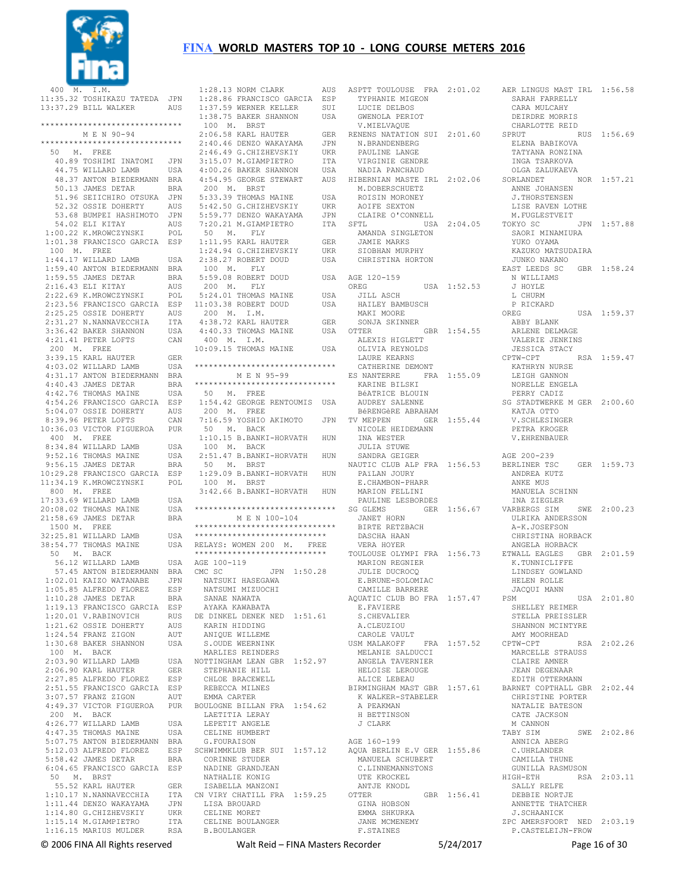400 M. I.M.
11:35.32 TOSHIKAZU TATEDA JPN
13:37.29 BILL WALKER AUS

******************************
M E N 90-94
******************************

50 M. FREE
40.89 TOSHIMI INATOMI JPN
44.75 WILLARD LAMB USA
48.37 ANTON BIEDERMANN BRA
50.13 JAMES DETAR BRA
51.96 SEIICHIRO OTSUKA JPN
52.32 OSSIE DOHERTY AUS
53.68 BUMPEI HASHIMOTO JPN
54.02 ELI KITAY AUS
1:00.22 K.MROWCZYNSKI POL
1:01.38 FRANCISCO GARCIA ESP

100 M. FREE
1:44.17 WILLARD LAMB USA
1:59.40 ANTON BIEDERMANN BRA
1:59.55 JAMES DETAR BRA
2:16.43 ELI KITAY AUS
2:22.69 K.MROWCZYNSKI POL
2:23.56 FRANCISCO GARCIA ESP
2:25.25 OSSIE DOHERTY AUS
2:31.27 N.NANNAVECCHIA ITA
3:36.42 BAKER SHANNON USA
4:21.41 PETER LOFTS CAN

200 M. FREE
3:39.15 KARL HAUTER GER
4:03.02 WILLARD LAMB USA
4:31.17 ANTON BIEDERMANN BRA
4:40.43 JAMES DETAR BRA
4:42.76 THOMAS MAINE USA
4:54.26 FRANCISCO GARCIA ESP
5:04.07 OSSIE DOHERTY AUS
8:39.96 PETER LOFTS CAN
10:36.03 VICTOR FIGUEROA PUR

400 M. FREE
8:34.84 WILLARD LAMB USA
9:52.16 THOMAS MAINE USA
9:56.15 JAMES DETAR BRA
10:29.28 FRANCISCO GARCIA ESP
11:34.19 K.MROWCZYNSKI POL

800 M. FREE
17:33.69 WILLARD LAMB USA
20:08.02 THOMAS MAINE USA
21:58.69 JAMES DETAR BRA

1500 M. FREE
32:25.81 WILLARD LAMB USA
38:54.77 THOMAS MAINE USA

50 M. BACK
56.12 WILLARD LAMB USA
57.45 ANTON BIEDERMANN BRA
1:02.01 KAIZO WATANABE JPN
1:05.85 ALFREDO FLOREZ ESP
1:10.28 JAMES DETAR BRA
1:19.13 FRANCISCO GARCIA ESP
1:20.01 V.RABINOVICH RUS
1:21.62 OSSIE DOHERTY AUS
1:24.54 FRANZ ZIGON AUT
1:30.68 BAKER SHANNON USA

100 M. BACK
2:03.90 WILLARD LAMB USA
2:06.90 KARL HAUTER GER
2:27.85 ALFREDO FLOREZ ESP
2:51.55 FRANCISCO GARCIA ESP
3:07.57 FRANZ ZIGON AUT
4:49.37 VICTOR FIGUEROA PUR

200 M. BACK
4:26.77 WILLARD LAMB USA
4:47.35 THOMAS MAINE USA
5:07.75 ANTON BIEDERMANN BRA
5:12.03 ALFREDO FLOREZ ESP
5:58.42 JAMES DETAR BRA
6:04.65 FRANCISCO GARCIA ESP

50 M. BRST
55.52 KARL HAUTER GER
1:10.17 N.NANNAVECCHIA ITA
1:11.44 DENZO WAKAYAMA JPN
1:14.80 G.CHIZHEVSKIY UKR
1:15.14 M.GIAMPIETRO ITA
1:16.15 MARIUS MULDER RSA
1:28.13 NORM CLARK AUS
1:28.86 FRANCISCO GARCIA ESP
1:37.59 WERNER KELLER SUI
1:38.75 BAKER SHANNON USA

100 M. BRST
2:06.58 KARL HAUTER GER
2:40.46 DENZO WAKAYAMA JPN
2:46.49 G.CHIZHEVSKIY UKR
3:15.07 M.GIAMPIETRO ITA
4:00.26 BAKER SHANNON USA
4:54.95 GEORGE STEWART AUS

200 M. BRST
5:33.39 THOMAS MAINE USA
5:42.50 G.CHIZHEVSKIY UKR
5:59.77 DENZO WAKAYAMA JPN
7:20.21 M.GIAMPIETRO ITA

50 M. FLY
1:11.95 KARL HAUTER GER
1:24.94 G.CHIZHEVSKIY UKR
2:38.27 ROBERT DOUD USA

100 M. FLY
5:59.08 ROBERT DOUD USA

200 M. FLY
5:24.01 THOMAS MAINE USA
11:03.38 ROBERT DOUD USA

200 M. I.M.
4:38.72 KARL HAUTER GER
4:40.33 THOMAS MAINE USA

400 M. I.M.
10:09.15 THOMAS MAINE USA

******************************
M E N 95-99
******************************

50 M. FREE
1:54.42 GEORGE RENTOUMIS USA

200 M. FREE
7:16.59 YOSHIO AKIMOTO JPN

50 M. BACK
1:10.15 B.BANKI-HORVATH HUN

100 M. BACK
2:51.47 B.BANKI-HORVATH HUN

50 M. BRST
1:29.09 B.BANKI-HORVATH HUN

100 M. BRST
3:42.66 B.BANKI-HORVATH HUN

******************************
M E N 100-104
******************************

****************************
RELAYS: WOMEN 200 M. FREE
****************************

AGE 100-119

CMC SC JPN 1:50.28
NATSUKI HASEGAWA
NATSUMI MIZUOCHI
SANAE NAWATA
AYAKA KAWABATA

DE DINKEL DENEK NED 1:51.61
KARIN HIDDING
ANIQUE WILLEME
S.OUDE WEERNINK
MARLIES REINDERS

NOTTINGHAM LEAN GBR 1:52.97
STEPHANIE HILL
CHLOE BRACEWELL
REBECCA MILNES
EMMA CARTER

BOULOGNE BILLAN FRA 1:54.62
LAETITIA LERAY
LEPETIT ANGELE
CELINE HUMBERT
G.FOURAISON

SCHWIMMKLUB BER SUI 1:57.12
CORINNE STUDER
NADINE GRANDJEAN
NATHALIE KONIG
ISABELLA MANZONI

CN VIRY CHATILL FRA 1:59.25
LISA BROUARD
CELINE MORET
CELINE BOULANGER
B.BOULANGER

ASPTT TOULOUSE FRA 2:01.02
TYPHANIE MIGEON
LUCIE DELBOS
GWENOLA PERIOT
V.MIELVAQUE

RENENS NATATION SUI 2:01.60
N.BRANDENBERG
PAULINE LANGE
VIRGINIE GENDRE
NADIA PANCHAUD

HIBERNIAN MASTE IRL 2:02.06
M.DOBERSCHUETZ
ROISIN MORONEY
AOIFE SEXTON
CLAIRE O'CONNELL

SFTL USA 2:04.05
AMANDA SINGLETON
JAMIE MARKS
SIOBHAN MURPHY
CHRISTINA HORTON

AGE 120-159

OREG USA 1:52.53
JILL ASCH
HAILEY BAMBUSCH
MAKI MOORE
SONJA SKINNER

OTTER GBR 1:54.55
ALEXIS HIGLETT
OLIVIA REYNOLDS
LAURE KEARNS
CATHERINE DEMONT

ES NANTERRE FRA 1:55.09
KARINE BILSKI
BéATRICE BLOUIN
AUDREY SALENNE
BéRENGèRE ABRAHAM

TV MEPPEN GER 1:55.44
NICOLE HEIDEMANN
INA WESTER
JULIA STUWE
SANDRA GEIGER

NAUTIC CLUB ALP FRA 1:56.53
PAïLAN JOURY
E.CHAMBON-PHARR
MARION FELLINI
PAULINE LESBORDES

SG GLEMS GER 1:56.67
JANET HORN
BIRTE RETZBACH
DASCHA HAAN
VERA HOYER

TOULOUSE OLYMPI FRA 1:56.73
MARION REGNIER
JULIE DUCROCQ
E.BRUNE-SOLOMIAC
CAMILLE BARRERE

AQUATIC CLUB BO FRA 1:57.47
E.FAVIERE
S.CHEVALIER
A.CLEUZIOU
CAROLE VAULT

USM MALAKOFF FRA 1:57.52
MELANIE SALDUCCI
ANGELA TAVERNIER
HELOISE LEROUGE
ALICE LEBEAU

BIRMINGHAM MAST GBR 1:57.61
K WALKER-STABELER
A PEAKMAN
H BETTINSON
J CLARK

AGE 160-199

AQUA BERLIN E.V GER 1:55.86
MANUELA SCHUBERT
C.LINNEMANNSTONS
UTE KROCKEL
ANTJE KNODL

OTTER GBR 1:56.41
GINA HOBSON
EMMA SHKURKA
JANE MCMENEMY
F.STAINES

AER LINGUS MAST IRL 1:56.58
SARAH FARRELLY
CARA MULCAHY
DEIRDRE MORRIS
CHARLOTTE REID

SPRUT RUS 1:56.69
ELENA BABIKOVA
TATYANA RONZINA
INGA TSARKOVA
OLGA ZALUKAEVA

SORLANDET NOR 1:57.21
ANNE JOHANSEN
J.THORSTENSEN
LISE RAVEN LOTHE
M.FUGLESTVEIT

TOKYO SC JPN 1:57.88
SAORI MINAMIURA
YUKO OYAMA
KAZUKO MATSUDAIRA
JUNKO NAKANO

EAST LEEDS SC GBR 1:58.24
N WILLIAMS
J HOYLE
L CHURM
P RICKARD

OREG USA 1:59.37
ABBY BLANK
ARLENE DELMAGE
VALERIE JENKINS
JESSICA STACY

CPTW-CPT RSA 1:59.47
KATHRYN NURSE
LEIGH GANNON
NORELLE ENGELA
PERRY CADIZ

SG STADTWERKE M GER 2:00.60
KATJA OTTO
V.SCHLESINGER
PETRA KROGER
V.EHRENBAUER

AGE 200-239

BERLINER TSC GER 1:59.73
ANDREA KUTZ
ANKE MUS
MANUELA SCHINN
INA ZIEGLER

VARBERGS SIM SWE 2:00.23
ULRIKA ANDERSSON
A-K.JOSEFSON
CHRISTINA HORBACK
ANGELA HORBACK

ETWALL EAGLES GBR 2:01.59
K.TUNNICLIFFE
LINDSEY GOWLAND
HELEN ROLLE
JACQUI MANN

PSM USA 2:01.80
SHELLEY REIMER
STELLA PREISSLER
SHANNON MCINTYRE
AMY MOORHEAD

CPTW-CPT RSA 2:02.26
MARCELLE STRAUSS
CLAIRE AMNER
JEAN DEGENAAR
EDITH OTTERMANN

BARNET COPTHALL GBR 2:02.44
CHRISTINE PORTER
NATALIE BATESON
CATE JACKSON
M CANNON

TABY SIM SWE 2:02.86
ANNICA ABERG
C.UHRLANDER
CAMILLA THUNE
GUNILLA RASMUSON

HIGH-ETH RSA 2:03.11
SALLY RELFE
DEBBIE NORTJE
ANNETTE THATCHER
J.SCHAANICK

ZPC AMERSFOORT NED 2:03.19
P.CASTELEIJN-FROW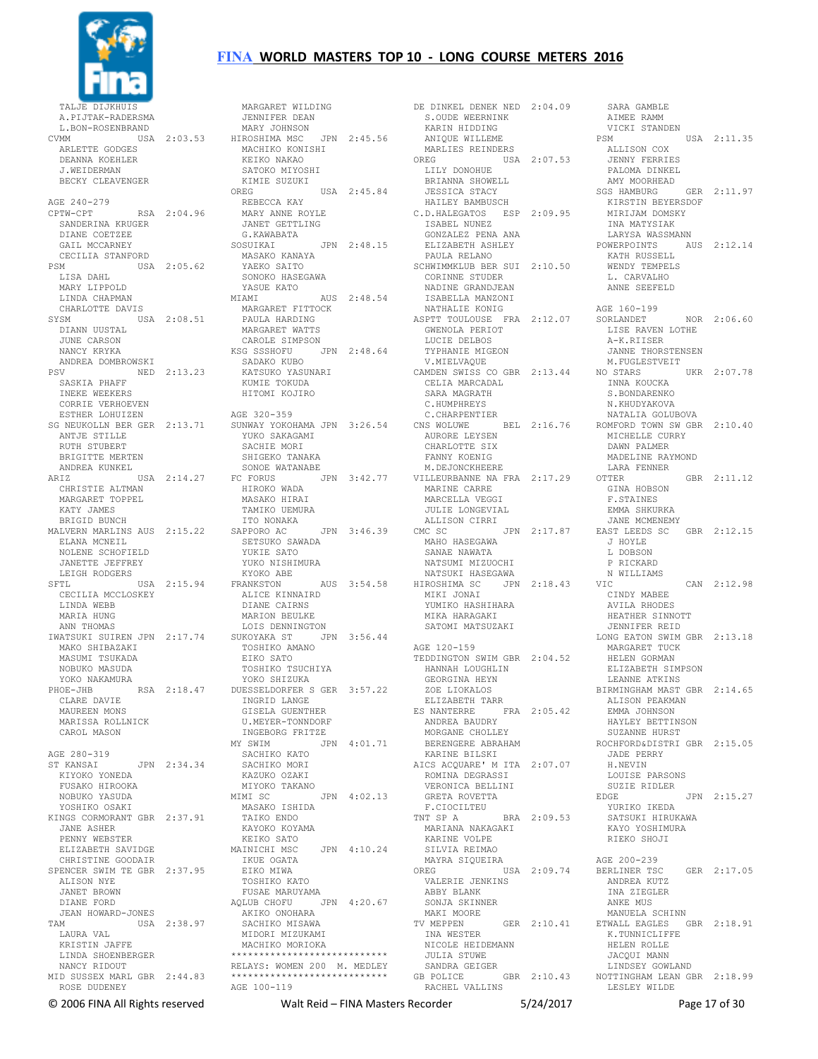TALJE DIJKHUIS
A.PIJTAK-RADERSMA
L.BON-ROSENBRAND
CVMM USA 2:03.53
ARLETTE GODGES
DEANNA KOEHLER
J.WEIDERMAN
BECKY CLEAVERGER

AGE 240-279
CPTW-CPT RSA 2:04.96
SANDERINA KRUGER
DIANE COETZEE
GAIL MCCARNEY
CECILIA STANFORD
PSM USA 2:05.62
LISA DAHL
MARY LIPPOLD
LINDA CHAPMAN
CHARLOTTE DAVIS
SYSM USA 2:08.51
DIANN UUSTAL
JUNE CARSON
NANCY KRYKA
ANDREA DOMBROWSKI
PSV NED 2:13.23
SASKIA PHAFF
INEKE WEEKERS
CORRIE VERHOEVEN
ESTHER LOHUIZEN
SG NEUKOLLN BER GER 2:13.71
ANTJE STILLE
RUTH STUBERT
BRIGITTE MERTEN
ANDREA KUNKEL
ARIZ USA 2:14.27
CHRISTIE ALTMAN
MARGARET TOPPEL
KATY JAMES
BRIGID BUNCH
MALVERN MARLINS AUS 2:15.22
ELANA MCNEIL
NOLENE SCHOFIELD
JANETTE JEFFREY
LEIGH RODGERS
SFTL USA 2:15.94
CECILIA MCCLOSKEY
LINDA WEBB
MARIA HUNG
ANN THOMAS
IWATSUKI SUIREN JPN 2:17.74
MAKO SHIBAZAKI
MASUMI TSUKADA
NOBUKO MASUDA
YOKO NAKAMURA
PHOE-JHB RSA 2:18.47
CLARE DAVIE
MAUREEN MONS
MARISSA ROLLNICK
CAROL MASON

AGE 280-319
ST KANSAI JPN 2:34.34
KIYOKO YONEDA
FUSAKO HIROOKA
NOBUKO YASUDA
YOSHIKO OSAKI
KINGS CORMORANT GBR 2:37.91
JANE ASHER
PENNY WEBSTER
ELIZABETH SAVIDGE
CHRISTINE GOODAIR
SPENCER SWIM TE GBR 2:37.95
ALISON NYE
JANET BROWN
DIANE FORD
JEAN HOWARD-JONES
TAM USA 2:38.97
LAURA VAL
KRISTIN JAFFE
LINDA SHOENBERGER
NANCY RIDOUT
MID SUSSEX MARL GBR 2:44.83
ROSE DUDENEY
MARGARET WILDING
JENNIFER DEAN
MARY JOHNSON
HIROSHIMA MSC JPN 2:45.56
MACHIKO KONISHI
KEIKO NAKAO
SATOKO MIYOSHI
KIMIE SUZUKI
OREG USA 2:45.84
REBECCA KAY
MARY ANNE ROYLE
JANET GETTLING
G.KAWABATA
SOSUIKAI JPN 2:48.15
MASAKO KANAYA
YAEKO SAITO
SONOKO HASEGAWA
YASUE KATO
MIAMI AUS 2:48.54
MARGARET FITTOCK
PAULA HARDING
MARGARET WATTS
CAROLE SIMPSON
KSG SSSHOFU JPN 2:48.64
SADAKO KUBO
KATSUKO YASUNARI
KUMIE TOKUDA
HITOMI KOJIRO

AGE 320-359
SUNWAY YOKOHAMA JPN 3:26.54
YUKO SAKAGAMI
SACHIE MORI
SHIGEKO TANAKA
SONOE WATANABE
FC FORUS JPN 3:42.77
HIROKO WADA
MASAKO HIRAI
TAMIKO UEMURA
ITO NONAKA
SAPPORO AC JPN 3:46.39
SETSUKO SAWADA
YUKIE SATO
YUKO NISHIMURA
KYOKO ABE
FRANKSTON AUS 3:54.58
ALICE KINNAIRD
DIANE CAIRNS
MARION BEULKE
LOIS DENNINGTON
SUKOYAKA ST JPN 3:56.44
TOSHIKO AMANO
EIKO SATO
TOSHIKO TSUCHIYA
YOKO SHIZUKA
DUESSELDORFER S GER 3:57.22
INGRID LANGE
GISELA GUENTHER
U.MEYER-TONNDORF
INGEBORG FRITZE
MY SWIM JPN 4:01.71
SACHIKO KATO
SACHIKO MORI
KAZUKO OZAKI
MIYOKO TAKANO
MIMI SC JPN 4:02.13
MASAKO ISHIDA
TAIKO ENDO
KAYOKO KOYAMA
KEIKO SATO
MAINICHI MSC JPN 4:10.24
IKUE OGATA
EIKO MIWA
TOSHIKO KATO
FUSAE MARUYAMA
AQLUB CHOFU JPN 4:20.67
AKIKO ONOHARA
SACHIKO MISAWA
MIDORI MIZUKAMI
MACHIKO MORIOKA

***************************
RELAYS: WOMEN 200 M. MEDLEY
***************************

AGE 100-119
DE DINKEL DENEK NED 2:04.09
S.OUDE WEERNINK
KARIN HIDDING
ANIQUE WILLEME
MARLIES REINDERS
OREG USA 2:07.53
LILY DONOHUE
BRIANNA SHOWELL
JESSICA STACY
HAILEY BAMBUSCH
C.D.HALEGATOS ESP 2:09.95
ISABEL NUNEZ
GONZALEZ PENA ANA
ELIZABETH ASHLEY
PAULA RELANO
SCHWIMMKLUB BER SUI 2:10.50
CORINNE STUDER
NADINE GRANDJEAN
ISABELLA MANZONI
NATHALIE KONIG
ASPTT TOULOUSE FRA 2:12.07
GWENOLA PERIOT
LUCIE DELBOS
TYPHANIE MIGEON
V.MIELVAQUE
CAMDEN SWISS CO GBR 2:13.44
CELIA MARCADAL
SARA MAGRATH
C.HUMPHREYS
C.CHARPENTIER
CNS WOLUWE BEL 2:16.76
AURORE LEYSEN
CHARLOTTE SIX
FANNY KOENIG
M.DEJONCKHEERE
VILLEURBANNE NA FRA 2:17.29
MARINE CARRE
MARCELLA VEGGI
JULIE LONGEVIAL
ALLISON CIRRI
CMC SC JPN 2:17.87
MAHO HASEGAWA
SANAE NAWATA
NATSUMI MIZUOCHI
NATSUKI HASEGAWA
HIROSHIMA SC JPN 2:18.43
MIKI JONAI
YUMIKO HASHIHARA
MIKA HARAGAKI
SATOMI MATSUZAKI

AGE 120-159
TEDDINGTON SWIM GBR 2:04.52
HANNAH LOUGHLIN
GEORGINA HEYN
ZOE LIOKALOS
ELIZABETH TARR
ES NANTERRE FRA 2:05.42
ANDREA BAUDRY
MORGANE CHOLLEY
BERENGERE ABRAHAM
KARINE BILSKI
AICS ACQUARE' M ITA 2:07.07
ROMINA DEGRASSI
VERONICA BELLINI
GRETA ROVETTA
F.CIOCILTEU
TNT SP A BRA 2:09.53
MARIANA NAKAGAKI
KARINE VOLPE
SILVIA REIMAO
MAYRA SIQUEIRA
OREG USA 2:09.74
VALERIE JENKINS
ABBY BLANK
SONJA SKINNER
MAKI MOORE
TV MEPPEN GER 2:10.41
INA WESTER
NICOLE HEIDEMANN
JULIA STUWE
SANDRA GEIGER
GB POLICE GBR 2:10.43
RACHEL VALLINS
SARA GAMBLE
AIMEE RAMM
VICKI STANDEN
PSM USA 2:11.35
ALLISON COX
JENNY FERRIES
PALOMA DINKEL
AMY MOORHEAD
SGS HAMBURG GER 2:11.97
KIRSTIN BEYERSDOF
MIRIJAM DOMSKY
INA MATYSIAK
LARYSA WASSMANN
POWERPOINTS AUS 2:12.14
KATH RUSSELL
WENDY TEMPELS
L. CARVALHO
ANNE SEEFELD

AGE 160-199
SORLANDET NOR 2:06.60
LISE RAVEN LOTHE
A-K.RIISER
JANNE THORSTENSEN
M.FUGLESTVEIT
NO STARS UKR 2:07.78
INNA KOUCKA
S.BONDARENKO
N.KHUDYAKOVA
NATALIA GOLUBOVA
ROMFORD TOWN SW GBR 2:10.40
MICHELLE CURRY
DAWN PALMER
MADELINE RAYMOND
LARA FENNER
OTTER GBR 2:11.12
GINA HOBSON
F.STAINES
EMMA SHKURKA
JANE MCMENEMY
EAST LEEDS SC GBR 2:12.15
J HOYLE
L DOBSON
P RICKARD
N WILLIAMS
VIC CAN 2:12.98
CINDY MABEE
AVILA RHODES
HEATHER SINNOTT
JENNIFER REID
LONG EATON SWIM GBR 2:13.18
MARGARET TUCK
HELEN GORMAN
ELIZABETH SIMPSON
LEANNE ATKINS
BIRMINGHAM MAST GBR 2:14.65
ALISON PEAKMAN
EMMA JOHNSON
HAYLEY BETTINSON
SUZANNE HURST
ROCHFORD&DISTRI GBR 2:15.05
JADE PERRY
H.NEVIN
LOUISE PARSONS
SUZIE RIDLER
EDGE JPN 2:15.27
YURIKO IKEDA
SATSUKI HIRUKAWA
KAYO YOSHIMURA
RIEKO SHOJI

AGE 200-239
BERLINER TSC GER 2:17.05
ANDREA KUTZ
INA ZIEGLER
ANKE MUS
MANUELA SCHINN
ETWALL EAGLES GBR 2:18.91
K.TUNNICLIFFE
HELEN ROLLE
JACQUI MANN
LINDSEY GOWLAND
NOTTINGHAM LEAN GBR 2:18.99
LESLEY WILDE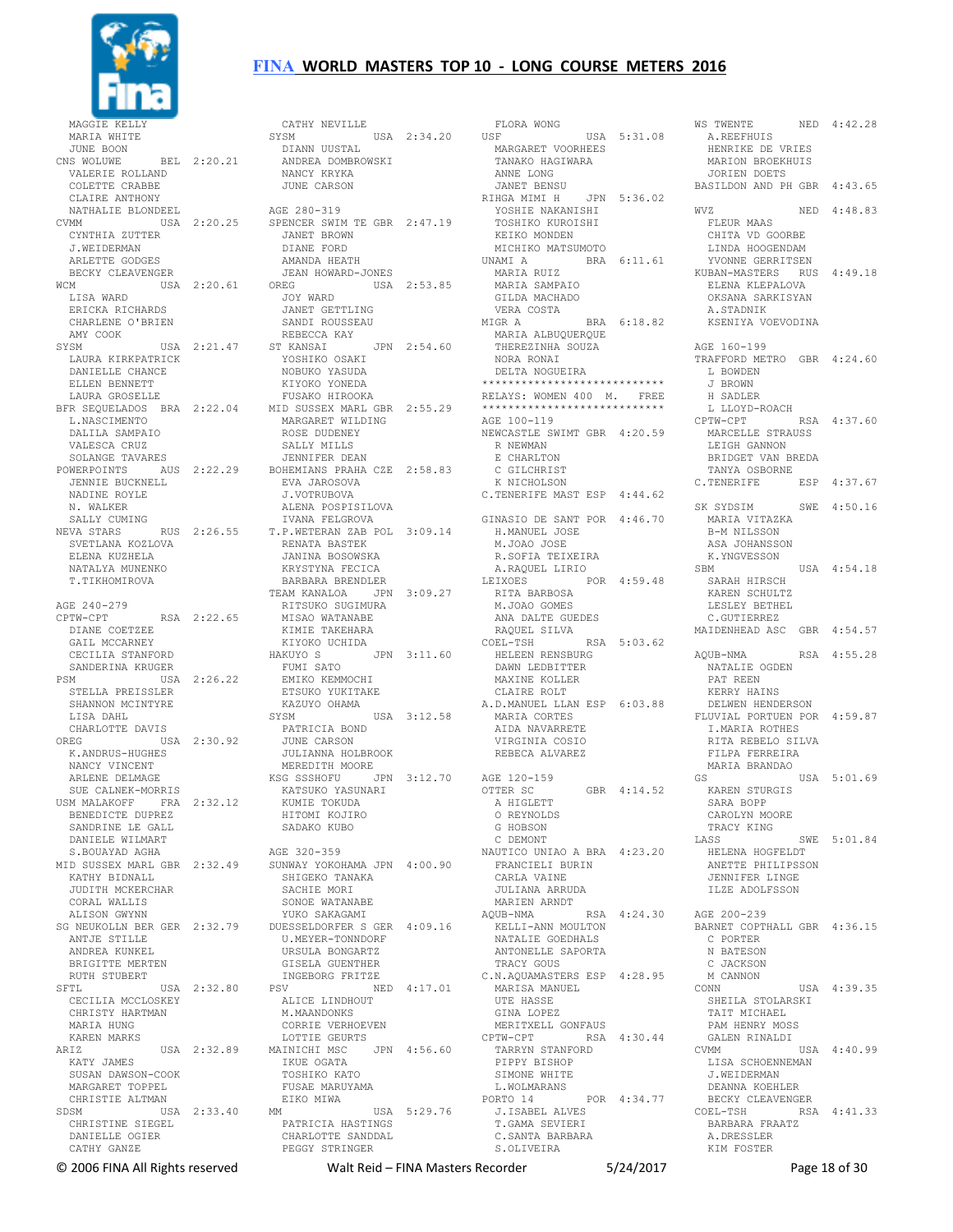MAGGIE KELLY
MARIA WHITE
JUNE BOON

CNS WOLUWE BEL 2:20.21
VALERIE ROLLAND
COLETTE CRABBE
CLAIRE ANTHONY
NATHALIE BLONDEEL

CVMM USA 2:20.25
CYNTHIA ZUTTER
J.WEIDERMAN
ARLETTE GODGES
BECKY CLEAVENGER

WCM USA 2:20.61
LISA WARD
ERICKA RICHARDS
CHARLENE O'BRIEN
AMY COOK

SYSM USA 2:21.47
LAURA KIRKPATRICK
DANIELLE CHANCE
ELLEN BENNETT
LAURA GROSELLE

BFR SEQUELADOS BRA 2:22.04
L.NASCIMENTO
DALILA SAMPAIO
VALESCA CRUZ
SOLANGE TAVARES

POWERPOINTS AUS 2:22.29
JENNIE BUCKNELL
NADINE ROYLE
N. WALKER
SALLY CUMING

NEVA STARS RUS 2:26.55
SVETLANA KOZLOVA
ELENA KUZHELA
NATALYA MUNENKO
T.TIKHOMIROVA

AGE 240-279

CPTW-CPT RSA 2:22.65
DIANE COETZEE
GAIL MCCARNEY
CECILIA STANFORD
SANDERINA KRUGER

PSM USA 2:26.22
STELLA PREISSLER
SHANNON MCINTYRE
LISA DAHL
CHARLOTTE DAVIS

OREG USA 2:30.92
K.ANDRUS-HUGHES
NANCY VINCENT
ARLENE DELMAGE
SUE CALNEK-MORRIS

USM MALAKOFF FRA 2:32.12
BENEDICTE DUPREZ
SANDRINE LE GALL
DANIELE WILMART
S.BOUAYAD AGHA

MID SUSSEX MARL GBR 2:32.49
KATHY BIDNALL
JUDITH MCKERCHAR
CORAL WALLIS
ALISON GWYNN

SG NEUKOLLN BER GER 2:32.79
ANTJE STILLE
ANDREA KUNKEL
BRIGITTE MERTEN
RUTH STUBERT

SFTL USA 2:32.80
CECILIA MCCLOSKEY
CHRISTY HARTMAN
MARIA HUNG
KAREN MARKS

ARIZ USA 2:32.89
KATY JAMES
SUSAN DAWSON-COOK
MARGARET TOPPEL
CHRISTIE ALTMAN

SDSM USA 2:33.40
CHRISTINE SIEGEL
DANIELLE OGIER
CATHY GANZE
CATHY NEVILLE

SYSM USA 2:34.20
DIANN UUSTAL
ANDREA DOMBROWSKI
NANCY KRYKA
JUNE CARSON

AGE 280-319

SPENCER SWIM TE GBR 2:47.19
JANET BROWN
DIANE FORD
AMANDA HEATH
JEAN HOWARD-JONES

OREG USA 2:53.85
JOY WARD
JANET GETTLING
SANDI ROUSSEAU
REBECCA KAY

ST KANSAI JPN 2:54.60
YOSHIKO OSAKI
NOBUKO YASUDA
KIYOKO YONEDA
FUSAKO HIROOKA

MID SUSSEX MARL GBR 2:55.29
MARGARET WILDING
ROSE DUDENEY
SALLY MILLS
JENNIFER DEAN

BOHEMIANS PRAHA CZE 2:58.83
EVA JAROSOVA
J.VOTRUBOVA
ALENA POSPISILOVA
IVANA FELGROVA

T.P.WETERAN ZAB POL 3:09.14
RENATA BASTEK
JANINA BOSOWSKA
KRYSTYNA FECICA
BARBARA BRENDLER

TEAM KANALOA JPN 3:09.27
RITSUKO SUGIMURA
MISAO WATANABE
KIMIE TAKEHARA
KIYOKO UCHIDA

HAKUYO S JPN 3:11.60
FUMI SATO
EMIKO KEMMOCHI
ETSUKO YUKITAKE
KAZUYO OHAMA

SYSM USA 3:12.58
PATRICIA BOND
JUNE CARSON
JULIANNA HOLBROOK
MEREDITH MOORE

KSG SSSHOFU JPN 3:12.70
KATSUKO YASUNARI
KUMIE TOKUDA
HITOMI KOJIRO
SADAKO KUBO

AGE 320-359

SUNWAY YOKOHAMA JPN 4:00.90
SHIGEKO TANAKA
SACHIE MORI
SONOE WATANABE
YUKO SAKAGAMI

DUESSELDORFER S GER 4:09.16
U.MEYER-TONNDORF
URSULA BONGARTZ
GISELA GUENTHER
INGEBORG FRITZE

PSV NED 4:17.01
ALICE LINDHOUT
M.MAANDONKS
CORRIE VERHOEVEN
LOTTIE GEURTS

MAINICHI MSC JPN 4:56.60
IKUE OGATA
TOSHIKO KATO
FUSAE MARUYAMA
EIKO MIWA

MM USA 5:29.76
PATRICIA HASTINGS
CHARLOTTE SANDDAL
PEGGY STRINGER
FLORA WONG

USF USA 5:31.08
MARGARET VOORHEES
TANAKO HAGIWARA
ANNE LONG
JANET BENSU

RIHGA MIMI H JPN 5:36.02
YOSHIE NAKANISHI
TOSHIKO KUROISHI
KEIKO MONDEN
MICHIKO MATSUMOTO

UNAMI A BRA 6:11.61
MARIA RUIZ
MARIA SAMPAIO
GILDA MACHADO
VERA COSTA

MIGR A BRA 6:18.82
MARIA ALBUQUERQUE
THEREZINHA SOUZA
NORA RONAI
DELTA NOGUEIRA

****************************
RELAYS: WOMEN 400 M. FREE
****************************

AGE 100-119

NEWCASTLE SWIMT GBR 4:20.59
R NEWMAN
E CHARLTON
C GILCHRIST
K NICHOLSON

C.TENERIFE MAST ESP 4:44.62

GINASIO DE SANT POR 4:46.70
H.MANUEL JOSE
M.JOAO JOSE
R.SOFIA TEIXEIRA
A.RAQUEL LIRIO

LEIXOES POR 4:59.48
RITA BARBOSA
M.JOAO GOMES
ANA DALTE GUEDES
RAQUEL SILVA

COEL-TSH RSA 5:03.62
HELEEN RENSBURG
DAWN LEDBITTER
MAXINE KOLLER
CLAIRE ROLT

A.D.MANUEL LLAN ESP 6:03.88
MARIA CORTES
AIDA NAVARRETE
VIRGINIA COSIO
REBECA ALVAREZ

AGE 120-159

OTTER SC GBR 4:14.52
A HIGLETT
O REYNOLDS
G HOBSON
C DEMONT

NAUTICO UNIAO A BRA 4:23.20
FRANCIELI BURIN
CARLA VAINE
JULIANA ARRUDA
MARIEN ARNDT

AQUB-NMA RSA 4:24.30
KELLI-ANN MOULTON
NATALIE GOEDHALS
ANTONELLE SAPORTA
TRACY GOUS

C.N.AQUAMASTERS ESP 4:28.95
MARISA MANUEL
UTE HASSE
GINA LOPEZ
MERITXELL GONFAUS

CPTW-CPT RSA 4:30.44
TARRYN STANFORD
PIPPY BISHOP
SIMONE WHITE
L.WOLMARANS

PORTO 14 POR 4:34.77
J.ISABEL ALVES
T.GAMA SEVIERI
C.SANTA BARBARA
S.OLIVEIRA

WS TWENTE NED 4:42.28
A.REEFHUIS
HENRIKE DE VRIES
MARION BROEKHUIS
JORIEN DOETS

BASILDON AND PH GBR 4:43.65

WVZ NED 4:48.83
FLEUR MAAS
CHITA VD GOORBE
LINDA HOOGENDAM
YVONNE GERRITSEN

KUBAN-MASTERS RUS 4:49.18
ELENA KLEPALOVA
OKSANA SARKISYAN
A.STADNIK
KSENIYA VOEVODINA

AGE 160-199

TRAFFORD METRO GBR 4:24.60
L BOWDEN
J BROWN
H SADLER
L LLOYD-ROACH

CPTW-CPT RSA 4:37.60
MARCELLE STRAUSS
LEIGH GANNON
BRIDGET VAN BREDA
TANYA OSBORNE

C.TENERIFE ESP 4:37.67

SK SYDSIM SWE 4:50.16
MARIA VITAZKA
B-M NILSSON
ASA JOHANSSON
K.YNGVESSON

SBM USA 4:54.18
SARAH HIRSCH
KAREN SCHULTZ
LESLEY BETHEL
C.GUTIERREZ

MAIDENHEAD ASC GBR 4:54.57

AQUB-NMA RSA 4:55.28
NATALIE OGDEN
PAT REEN
KERRY HAINS
DELWEN HENDERSON

FLUVIAL PORTUEN POR 4:59.87
I.MARIA ROTHES
RITA REBELO SILVA
FILPA FERREIRA
MARIA BRANDAO

GS USA 5:01.69
KAREN STURGIS
SARA BOPP
CAROLYN MOORE
TRACY KING

LASS SWE 5:01.84
HELENA HOGFELDT
ANETTE PHILIPSSON
JENNIFER LINGE
ILZE ADOLFSSON

AGE 200-239

BARNET COPTHALL GBR 4:36.15
C PORTER
N BATESON
C JACKSON
M CANNON

CONN USA 4:39.35
SHEILA STOLARSKI
TAIT MICHAEL
PAM HENRY MOSS
GALEN RINALDI

CVMM USA 4:40.99
LISA SCHOENNEMAN
J.WEIDERMAN
DEANNA KOEHLER
BECKY CLEAVENGER

COEL-TSH RSA 4:41.33
BARBARA FRAATZ
A.DRESSLER
KIM FOSTER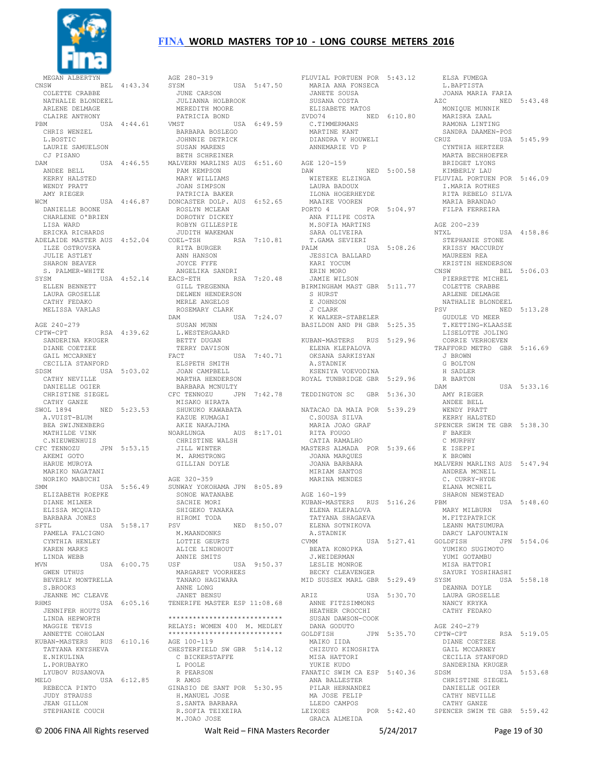MEGAN ALBERTYN
CNSW BEL 4:43.34
COLETTE CRABBE
NATHALIE BLONDEEL
ARLENE DELMAGE
CLAIRE ANTHONY
PBM USA 4:44.61
CHRIS WENZEL
L.BOSTIC
LAURIE SAMUELSON
CJ PISANO
DAM USA 4:46.55
ANDEE BELL
KERRY HALSTED
WENDY PRATT
AMY RIEGER
WCM USA 4:46.87
DANIELLE BOONE
CHARLENE O'BRIEN
LISA WARD
ERICKA RICHARDS
ADELAIDE MASTER AUS 4:52.04
ILZE OSTROVSKA
JULIE ASTLEY
SHARON BEAVER
S. PALMER-WHITE
SYSM USA 4:52.14
ELLEN BENNETT
LAURA GROSELLE
CATHY FEDAKO
MELISSA VARLAS

AGE 240-279
CPTW-CPT RSA 4:39.62
SANDERINA KRUGER
DIANE COETZEE
GAIL MCCARNEY
CECILIA STANFORD
SDSM USA 5:03.02
CATHY NEVILLE
DANIELLE OGIER
CHRISTINE SIEGEL
CATHY GANZE
SWOL 1894 NED 5:23.53
A.VUIST-BLUM
BEA SWIJNENBERG
MATHILDE VINK
C.NIEUWENHUIS
CFC TENNOZU JPN 5:53.15
AKEMI GOTO
HARUE MUROYA
MARIKO NAGATANI
NORIKO MABUCHI
SMM USA 5:56.49
ELIZABETH ROEPKE
DIANE MILNER
ELISSA MCQUAID
BARBARA JONES
SFTL USA 5:58.17
PAMELA FALCIGNO
CYNTHIA HENLEY
KAREN MARKS
LINDA WEBB
MVN USA 6:00.75
GWEN UTHUS
BEVERLY MONTRELLA
S.BROOKS
JEANNE MC CLEAVE
RHMS USA 6:05.16
JENNIFER HOUTS
LINDA HEPWORTH
MAGGIE TEVIS
ANNETTE COHOLAN
KUBAN-MASTERS RUS 6:10.16
TATYANA KNYSHEVA
E.NIKULINA
L.PORUBAYKO
LYUBOV RUSANOVA
MELO USA 6:12.85
REBECCA PINTO
JUDY STRAUSS
JEAN GILLON
STEPHANIE COUCH

AGE 280-319
SYSM USA 5:47.50
JUNE CARSON
JULIANNA HOLBROOK
MEREDITH MOORE
PATRICIA BOND
VMST USA 6:49.59
BARBARA BOSLEGO
JOHNNIE DETRICK
SUSAN MARENS
BETH SCHREINER
MALVERN MARLINS AUS 6:51.60
PAM KEMPSON
MARY WILLIAMS
JOAN SIMPSON
PATRICIA BAKER
DONCASTER DOLP. AUS 6:52.65
ROSLYN MCLEAN
DOROTHY DICKEY
ROBYN GILLESPIE
JUDITH WAKEMAN
COEL-TSH RSA 7:10.81
RITA BURGER
ANN HANSON
JOYCE FYFE
ANGELIKA SANDRI
EACS-ETH RSA 7:20.48
GILL TREGENNA
DELWEN HENDERSON
MERLE ANGELOS
ROSEMARY CLARK
DAM USA 7:24.07
SUSAN MUNN
L.WESTERGAARD
BETTY DUGAN
TERRY DAVISON
FACT USA 7:40.71
ELSPETH SMITH
JOAN CAMPBELL
MARTHA HENDERSON
BARBARA MCNULTY
CFC TENNOZU JPN 7:42.78
MISAKO HIRATA
SHUKUKO KAWABATA
KAZUE KUMAGAI
AKIE NAKAJIMA
NOARLUNGA AUS 8:17.01
CHRISTINE WALSH
JILL WINTER
M. ARMSTRONG
GILLIAN DOYLE

AGE 320-359
SUNWAY YOKOHAMA JPN 8:05.89
SONOE WATANABE
SACHIE MORI
SHIGEKO TANAKA
HIROMI TODA
PSV NED 8:50.07
M.MAANDONKS
LOTTIE GEURTS
ALICE LINDHOUT
ANNIE SMITS
USF USA 9:50.37
MARGARET VOORHEES
TANAKO HAGIWARA
ANNE LONG
JANET BENSU
TENERIFE MASTER ESP 11:08.68

****************************
RELAYS: WOMEN 400 M. MEDLEY
****************************

AGE 100-119
CHESTERFIELD SW GBR 5:14.12
C BICKERSTAFFE
L POOLE
R PEARSON
R AMOS
GINASIO DE SANT POR 5:30.95
H.MANUEL JOSE
S.SANTA BARBARA
R.SOFIA TEIXEIRA
M.JOAO JOSE
FLUVIAL PORTUEN POR 5:43.12
MARIA ANA FONSECA
JANETE SOUSA
SUSANA COSTA
ELISABETE MATOS
ZVDO74 NED 6:10.80
C.TIMMERMANS
MARTINE KANT
DIANDRA V HOUWELI
ANNEMARIE VD P

AGE 120-159
DAW NED 5:00.58
WIETEKE ELZINGA
LAURA BADOUX
ILONA HOGERHEYDE
MAAIKE VOOREN
PORTO 4 POR 5:04.97
ANA FILIPE COSTA
M.SOFIA MARTINS
SARA OLIVEIRA
T.GAMA SEVIERI
PALM USA 5:08.26
JESSICA BALLARD
KARI YOCUM
ERIN MORO
JAMIE WILSON
BIRMINGHAM MAST GBR 5:11.77
S HURST
E JOHNSON
J CLARK
K WALKER-STABELER
BASILDON AND PH GBR 5:25.35

KUBAN-MASTERS RUS 5:29.96
ELENA KLEPALOVA
OKSANA SARKISYAN
A.STADNIK
KSENIYA VOEVODINA
ROYAL TUNBRIDGE GBR 5:29.96

TEDDINGTON SC GBR 5:36.30

NATACAO DA MAIA POR 5:39.29
C.SOUSA SILVA
MARIA JOAO GRAF
RITA FOUGO
CATIA RAMALHO
MASTERS ALMADA POR 5:39.66
JOANA MARQUES
JOANA BARBARA
MIRIAM SANTOS
MARINA MENDES

AGE 160-199
KUBAN-MASTERS RUS 5:16.26
ELENA KLEPALOVA
TATYANA SHAGAEVA
ELENA SOTNIKOVA
A.STADNIK
CVMM USA 5:27.41
BEATA KONOPKA
J.WEIDERMAN
LESLIE MONROE
BECKY CLEAVENGER
MID SUSSEX MARL GBR 5:29.49

ARIZ USA 5:30.70
ANNE FITZSIMMONS
HEATHER CROCCHI
SUSAN DAWSON-COOK
DANA GODUTO
GOLDFISH JPN 5:35.70
MAIKO IIDA
CHIZUYO KINOSHITA
MISA HATTORI
YUKIE KUDO
FANATIC SWIM CA ESP 5:40.36
ANA BALLESTER
PILAR HERNANDEZ
MA JOSE FELIP
LLEDO CAMPOS
LEIXOES POR 5:42.40
GRACA ALMEIDA
ELSA FUMEGA
L.BAPTISTA
JOANA MARIA FARIA
AZC NED 5:43.48
MONIQUE MUNNIK
MARISKA ZAAL
RAMONA LINTING
SANDRA DAAMEN-POS
CRUZ USA 5:45.99
CYNTHIA HERTZER
MARTA BECHHOEFER
BRIDGET LYONS
KIMBERLY LAU
FLUVIAL PORTUEN POR 5:46.09
I.MARIA ROTHES
RITA REBELO SILVA
MARIA BRANDAO
FILPA FERREIRA

AGE 200-239
NTXL USA 4:58.86
STEPHANIE STONE
KRISSY MACCURDY
MAUREEN REA
KRISTIN HENDERSON
CNSW BEL 5:06.03
PIERRETTE MICHEL
COLETTE CRABBE
ARLENE DELMAGE
NATHALIE BLONDEEL
PSV NED 5:13.28
GUDULE VD MEER
T.KETTING-KLAASSE
LISELOTTE JOLING
CORRIE VERHOEVEN
TRAFFORD METRO GBR 5:16.69
J BROWN
G BOLTON
H SADLER
R BARTON
DAM USA 5:33.16
AMY RIEGER
ANDEE BELL
WENDY PRATT
KERRY HALSTED
SPENCER SWIM TE GBR 5:38.30
F BAKER
C MURPHY
E ISEPPI
K BROWN
MALVERN MARLINS AUS 5:47.94
ANDREA MCNEIL
C. CURRY-HYDE
ELANA MCNEIL
SHARON NEWSTEAD
PBM USA 5:48.60
MARY MILBURN
M.FITZPATRICK
LEANN MATSUMURA
DARCY LAFOUNTAIN
GOLDFISH JPN 5:54.06
YUMIKO SUGIMOTO
YUMI GOTAMBU
MISA HATTORI
SAYURI YOSHIHASHI
SYSM USA 5:58.18
DEANNA DOYLE
LAURA GROSELLE
NANCY KRYKA
CATHY FEDAKO

AGE 240-279
CPTW-CPT RSA 5:19.05
DIANE COETZEE
GAIL MCCARNEY
CECILIA STANFORD
SANDERINA KRUGER
SDSM USA 5:53.68
CHRISTINE SIEGEL
DANIELLE OGIER
CATHY NEVILLE
CATHY GANZE
SPENCER SWIM TE GBR 5:59.42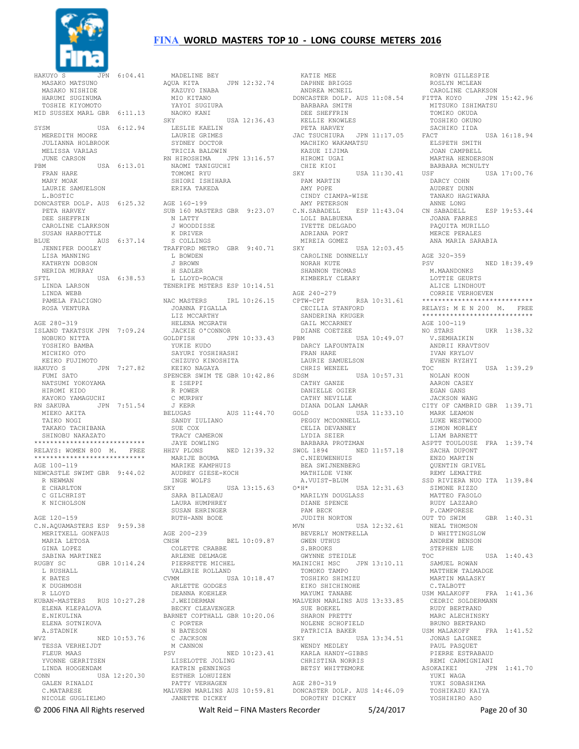HAKUYO S JPN 6:04.41
MASAKO MATSUNO
MASAKO NISHIDE
HARUMI SUGINUMA
TOSHIE KIYOMOTO
MID SUSSEX MARL GBR 6:11.13

SYSM USA 6:12.94
MEREDITH MOORE
JULIANNA HOLBROOK
MELISSA VARLAS
JUNE CARSON
PBM USA 6:13.01
FRAN HARE
MARY MOAK
LAURIE SAMUELSON
L.BOSTIC
DONCASTER DOLP. AUS 6:25.32
PETA HARVEY
DEE SHEFFRIN
CAROLINE CLARKSON
SUSAN HARBOTTLE
BLUE AUS 6:37.14
JENNIFER DOOLEY
LISA MANNING
KATHRYN DOBSON
NERIDA MURRAY
SFTL USA 6:38.53
LINDA LARSON
LINDA WEBB
PAMELA FALCIGNO
ROSA VENTURA

AGE 280-319
ISLAND TAKATSUK JPN 7:09.24
NOBUKO NITTA
YOSHIKO BAMBA
MICHIKO OTO
KEIKO FUJIMOTO
HAKUYO S JPN 7:27.82
FUMI SATO
NATSUMI YOKOYAMA
HIROMI KIDO
KAYOKO YAMAGUCHI
RN SAKURA JPN 7:51.54
MIEKO AKITA
TAIKO NOGI
TAKAKO TACHIBANA
SHINOBU NAKAZATO

****************************
RELAYS: WOMEN 800 M. FREE
****************************

AGE 100-119
NEWCASTLE SWIMT GBR 9:44.02
R NEWMAN
E CHARLTON
C GILCHRIST
K NICHOLSON

AGE 120-159
C.N.AQUAMASTERS ESP 9:59.38
MERITXELL GONFAUS
MARIA LETOSA
GINA LOPEZ
SABINA MARTINEZ
RUGBY SC GBR 10:14.24
L RUSHALL
K BATES
K DUGHMOSH
R LLOYD
KUBAN-MASTERS RUS 10:27.28
ELENA KLEPALOVA
E.NIKULINA
ELENA SOTNIKOVA
A.STADNIK
WVZ NED 10:53.76
TESSA VERHEIJDT
FLEUR MAAS
YVONNE GERRITSEN
LINDA HOOGENDAM
CONN USA 12:20.30
GALEN RINALDI
C.MATARESE
NICOLE GUGLIELMO
MADELINE BEY
AQUA KITA JPN 12:32.74
KAZUYO INABA
MIO KITANO
YAYOI SUGIURA
NAOKO KANI
SKY USA 12:36.43
LESLIE KAELIN
LAURIE GRIMES
SYDNEY DOCTOR
TRICIA BALDWIN
RN HIROSHIMA JPN 13:16.57
NAOMI TANIGUCHI
TOMOMI RYU
SHIORI ISHIHARA
ERIKA TAKEDA

AGE 160-199
SUB 160 MASTERS GBR 9:23.07
N LATTY
J WOODDISSE
K DRIVER
S COLLINGS
TRAFFORD METRO GBR 9:40.71
L BOWDEN
J BROWN
H SADLER
L LLOYD-ROACH
TENERIFE MSTERS ESP 10:14.51

NAC MASTERS IRL 10:26.15
JOANNA FIGALLA
LIZ MCCARTHY
HELENA MCGRATH
JACKIE O'CONNOR
GOLDFISH JPN 10:33.43
YUKIE KUDO
SAYURI YOSHIHASHI
CHIZUYO KINOSHITA
KEIKO NAGAYA
SPENCER SWIM TE GBR 10:42.86
E ISEPPI
R POWER
C MURPHY
J KERR
BELUGAS AUS 11:44.70
SANDY IULIANO
SUE COX
TRACY CAMERON
JAYE DOWLING
HHZV PLONS NED 12:39.32
MARIJE BOUMA
MARIKE KAMPHUIS
AUDREY GIESE-KOCH
INGE WOLFS
SKY USA 13:15.63
SARA BILADEAU
LAURA HUMPHREY
SUSAN EHRINGER
RUTH-ANN BODE

AGE 200-239
CNSW BEL 10:09.87
COLETTE CRABBE
ARLENE DELMAGE
PIERRETTE MICHEL
VALERIE ROLLAND
CVMM USA 10:18.47
ARLETTE GODGES
DEANNA KOEHLER
J.WEIDERMAN
BECKY CLEAVENGER
BARNET COPTHALL GBR 10:20.06
C PORTER
N BATESON
C JACKSON
M CANNON
PSV NED 10:23.41
LISELOTTE JOLING
KATRIN pENNINGS
ESTHER LOHUIZEN
PATTY VERHAGEN
MALVERN MARLINS AUS 10:59.81
JANETTE DICKEY
KATIE MEE
DAPHNE BRIGGS
ANDREA MCNEIL
DONCASTER DOLP. AUS 11:08.54
BARBARA SMITH
DEE SHEFFRIN
KELLIE KNOWLES
PETA HARVEY
JAC TSUCHIURA JPN 11:17.05
MACHIKO WAKAMATSU
KAZUE IIJIMA
HIROMI UGAI
CHIE KIOI
SKY USA 11:30.41
PAM MARTIN
AMY POPE
CINDY CIAMPA-WISE
AMY PETERSON
C.N.SABADELL ESP 11:43.04
LOLI BALBUENA
IVETTE DELGADO
ADRIANA PORT
MIREIA GOMEZ
SKY USA 12:03.45
CAROLINE DONNELLY
NORAH KUTE
SHANNON THOMAS
KIMBERLY CLEARY

AGE 240-279
CPTW-CPT RSA 10:31.61
CECILIA STANFORD
SANDERINA KRUGER
GAIL MCCARNEY
DIANE COETZEE
PBM USA 10:49.07
DARCY LAFOUNTAIN
FRAN HARE
LAURIE SAMUELSON
CHRIS WENZEL
SDSM USA 10:57.31
CATHY GANZE
DANIELLE OGIER
CATHY NEVILLE
DIANA DOLAN LAMAR
GOLD USA 11:33.10
PEGGY MCDONNELL
CELIA DEVANNEY
LYDIA SEIER
BARBARA PROTZMAN
SWOL 1894 NED 11:57.18
C.NIEUWENHUIS
BEA SWIJNENBERG
MATHILDE VINK
A.VUIST-BLUM
O*H* USA 12:31.63
MARILYN DOUGLASS
DIANE SPENCE
PAM BECK
JUDITH NORTON
MVN USA 12:32.61
BEVERLY MONTRELLA
GWEN UTHUS
S.BROOKS
GWYNNE STEIDLE
MAINICHI MSC JPN 13:10.11
TOMOKO TAMPO
TOSHIKO SHIMIZU
EIKO SHICHINOHE
MAYUMI TANABE
MALVERN MARLINS AUS 13:33.85
SUE BOEKEL
SHARON PRETTY
NOLENE SCHOFIELD
PATRICIA BAKER
SKY USA 13:34.51
WENDY MEDLEY
KARLA HANDY-GIBBS
CHRISTINA NORRIS
BETSY WHITTEMORE

AGE 280-319
DONCASTER DOLP. AUS 14:46.09
DOROTHY DICKEY
ROBYN GILLESPIE
ROSLYN MCLEAN
CAROLINE CLARKSON
FITTA KOYO JPN 15:42.96
MITSUKO ISHIMATSU
TOMIKO OKUDA
TOSHIKO OKUNO
SACHIKO IIDA
FACT USA 16:18.94
ELSPETH SMITH
JOAN CAMPBELL
MARTHA HENDERSON
BARBARA MCNULTY
USF USA 17:00.76
DARCY COHN
AUDREY DUNN
TANAKO HAGIWARA
ANNE LONG
CN SABADELL ESP 19:53.44
JOANA FARRES
PAQUITA MURILLO
MERCE PERALES
ANA MARIA SARABIA

AGE 320-359
PSV NED 18:39.49
M.MAANDONKS
LOTTIE GEURTS
ALICE LINDHOUT
CORRIE VERHOEVEN

****************************
RELAYS: M E N 200 M. FREE
****************************

AGE 100-119
NO STARS UKR 1:38.32
V.SEMHAIKIN
ANDRII KRAVTSOV
IVAN KRYLOV
EVHEN RYZHYI
TOC USA 1:39.29
NOLAN KOON
AARON CASEY
EGAN GANS
JACKSON WANG
CITY OF CAMBRID GBR 1:39.71
MARK LEAMON
LUKE WESTWOOD
SIMON MORLEY
LIAM BARNETT
ASPTT TOULOUSE FRA 1:39.74
SACHA DUPONT
ENZO MARTIN
QUENTIN GRIVEL
REMY LEMAITRE
SSD RIVIERA NUO ITA 1:39.84
SIMONE RIZZO
MATTEO FASOLO
RUDY LAZZARO
P.CAMPORESE
OUT TO SWIM GBR 1:40.31
NEAL THOMSON
D WHITTINGSLOW
ANDREW BENSON
STEPHEN LUE
TOC USA 1:40.43
SAMUEL ROWAN
MATTHEW TALMADGE
MARTIN MALASKY
C.TALBOTT
USM MALAKOFF FRA 1:41.36
CEDRIC SOLDERMANN
RUDY BERTRAND
MARC ALECHINSKY
BRUNO BERTRAND
USM MALAKOFF FRA 1:41.52
JONAS LAIGNEZ
PAUL PASQUET
PIERRE ESTRABAUD
REMI CARMIGNIANI
ASOKAIKEI JPN 1:41.70
YUKI WAGA
YUKI SOBASHIMA
TOSHIKAZU KAIYA
YOSHIHIRO ASO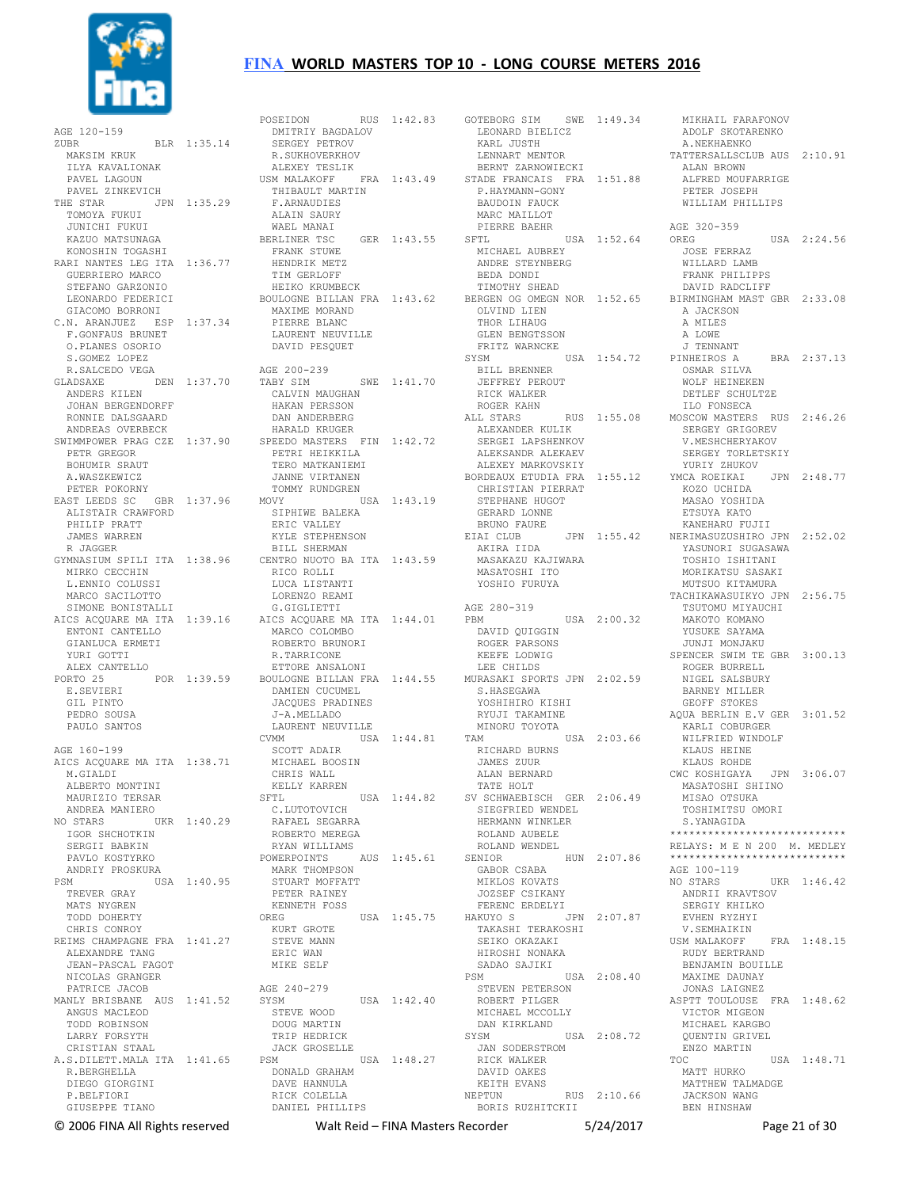AGE 120-159

ZUBR BLR 1:35.14
MAKSIM KRUK
ILYA KAVALIONAK
PAVEL LAGOUN
PAVEL ZINKEVICH

THE STAR JPN 1:35.29
TOMOYA FUKUI
JUNICHI FUKUI
KAZUO MATSUNAGA
KONOSHIN TOGASHI

RARI NANTES LEG ITA 1:36.77
GUERRIERO MARCO
STEFANO GARZONIO
LEONARDO FEDERICI
GIACOMO BORRONI

C.N. ARANJUEZ ESP 1:37.34
F.GONFAUS BRUNET
O.PLANES OSORIO
S.GOMEZ LOPEZ
R.SALCEDO VEGA

GLADSAXE DEN 1:37.70
ANDERS KILEN
JOHAN BERGENDORFF
RONNIE DALSGAARD
ANDREAS OVERBECK

SWIMMPOWER PRAG CZE 1:37.90
PETR GREGOR
BOHUMIR SRAUT
A.WASZKEWICZ
PETER POKORNY

EAST LEEDS SC GBR 1:37.96
ALISTAIR CRAWFORD
PHILIP PRATT
JAMES WARREN
R JAGGER

GYMNASIUM SPILI ITA 1:38.96
MIRKO CECCHIN
L.ENNIO COLUSSI
MARCO SACILOTTO
SIMONE BONISTALLI

AICS ACQUARE MA ITA 1:39.16
ENTONI CANTELLO
GIANLUCA ERMETI
YURI GOTTI
ALEX CANTELLO

PORTO 25 POR 1:39.59
E.SEVIERI
GIL PINTO
PEDRO SOUSA
PAULO SANTOS

AGE 160-199

AICS ACQUARE MA ITA 1:38.71
M.GIALDI
ALBERTO MONTINI
MAURIZIO TERSAR
ANDREA MANIERO

NO STARS UKR 1:40.29
IGOR SHCHOTKIN
SERGII BABKIN
PAVLO KOSTYRKO
ANDRIY PROSKURA

PSM USA 1:40.95
TREVER GRAY
MATS NYGREN
TODD DOHERTY
CHRIS CONROY

REIMS CHAMPAGNE FRA 1:41.27
ALEXANDRE TANG
JEAN-PASCAL FAGOT
NICOLAS GRANGER
PATRICE JACOB

MANLY BRISBANE AUS 1:41.52
ANGUS MACLEOD
TODD ROBINSON
LARRY FORSYTH
CRISTIAN STAAL

A.S.DILETT.MALA ITA 1:41.65
R.BERGHELLA
DIEGO GIORGINI
P.BELFIORI
GIUSEPPE TIANO

POSEIDON RUS 1:42.83
DMITRIY BAGDALOV
SERGEY PETROV
R.SUKHOVERKHOV
ALEXEY TESLIK

USM MALAKOFF FRA 1:43.49
THIBAULT MARTIN
F.ARNAUDIES
ALAIN SAURY
WAEL MANAI

BERLINER TSC GER 1:43.55
FRANK STUWE
HENDRIK METZ
TIM GERLOFF
HEIKO KRUMBECK

BOULOGNE BILLAN FRA 1:43.62
MAXIME MORAND
PIERRE BLANC
LAURENT NEUVILLE
DAVID PESQUET

AGE 200-239

TABY SIM SWE 1:41.70
CALVIN MAUGHAN
HAKAN PERSSON
DAN ANDERBERG
HARALD KRUGER

SPEEDO MASTERS FIN 1:42.72
PETRI HEIKKILA
TERO MATKANIEMI
JANNE VIRTANEN
TOMMY RUNDGREN

MOVY USA 1:43.19
SIPHIWE BALEKA
ERIC VALLEY
KYLE STEPHENSON
BILL SHERMAN

CENTRO NUOTO BA ITA 1:43.59
RICO ROLLI
LUCA LISTANTI
LORENZO REAMI
G.GIGLIETTI

AICS ACQUARE MA ITA 1:44.01
MARCO COLOMBO
ROBERTO BRUNORI
R.TARRICONE
ETTORE ANSALONI

BOULOGNE BILLAN FRA 1:44.55
DAMIEN CUCUMEL
JACQUES PRADINES
J-A.MELLADO
LAURENT NEUVILLE

CVMM USA 1:44.81
SCOTT ADAIR
MICHAEL BOOSIN
CHRIS WALL
KELLY KARREN

SFTL USA 1:44.82
C.LUTOTOVICH
RAFAEL SEGARRA
ROBERTO MEREGA
RYAN WILLIAMS

POWERPOINTS AUS 1:45.61
MARK THOMPSON
STUART MOFFATT
PETER RAINEY
KENNETH FOSS

OREG USA 1:45.75
KURT GROTE
STEVE MANN
ERIC WAN
MIKE SELF

AGE 240-279

SYSM USA 1:42.40
STEVE WOOD
DOUG MARTIN
TRIP HEDRICK
JACK GROSELLE

PSM USA 1:48.27
DONALD GRAHAM
DAVE HANNULA
RICK COLELLA
DANIEL PHILLIPS

GOTEBORG SIM SWE 1:49.34
LEONARD BIELICZ
KARL JUSTH
LENNART MENTOR
BERNT ZARNOWIECKI

STADE FRANCAIS FRA 1:51.88
P.HAYMANN-GONY
BAUDOIN FAUCK
MARC MAILLOT
PIERRE BAEHR

SFTL USA 1:52.64
MICHAEL AUBREY
ANDRE STEYNBERG
BEDA DONDI
TIMOTHY SHEAD

BERGEN OG OMEGN NOR 1:52.65
OLVIND LIEN
THOR LIHAUG
GLEN BENGTSSON
FRITZ WARNCKE

SYSM USA 1:54.72
BILL BRENNER
JEFFREY PEROUT
RICK WALKER
ROGER KAHN

ALL STARS RUS 1:55.08
ALEXANDER KULIK
SERGEI LAPSHENKOV
ALEKSANDR ALEKAEV
ALEXEY MARKOVSKIY

BORDEAUX ETUDIA FRA 1:55.12
CHRISTIAN PIERRAT
STEPHANE HUGOT
GERARD LONNE
BRUNO FAURE

EIAI CLUB JPN 1:55.42
AKIRA IIDA
MASAKAZU KAJIWARA
MASATOSHI ITO
YOSHIO FURUYA

AGE 280-319

PBM USA 2:00.32
DAVID QUIGGIN
ROGER PARSONS
KEEFE LODWIG
LEE CHILDS

MURASAKI SPORTS JPN 2:02.59
S.HASEGAWA
YOSHIHIRO KISHI
RYUJI TAKAMINE
MINORU TOYOTA

TAM USA 2:03.66
RICHARD BURNS
JAMES ZUUR
ALAN BERNARD
TATE HOLT

SV SCHWAEBISCH GER 2:06.49
SIEGFRIED WENDEL
HERMANN WINKLER
ROLAND AUBELE
ROLAND WENDEL

SENIOR HUN 2:07.86
GABOR CSABA
MIKLOS KOVATS
JOZSEF CSIKANY
FERENC ERDELYI

HAKUYO S JPN 2:07.87
TAKASHI TERAKOSHI
SEIKO OKAZAKI
HIROSHI NONAKA
SADAO SAJIKI

PSM USA 2:08.40
STEVEN PETERSON
ROBERT PILGER
MICHAEL MCCOLLY
DAN KIRKLAND

SYSM USA 2:08.72
JAN SODERSTROM
RICK WALKER
DAVID OAKES
KEITH EVANS

NEPTUN RUS 2:10.66
BORIS RUZHITCKII
MIKHAIL FARAFONOV
ADOLF SKOTARENKO
A.NEKHAENKO

TATTERSALLSCLUB AUS 2:10.91
ALAN BROWN
ALFRED MOUFARRIGE
PETER JOSEPH
WILLIAM PHILLIPS

AGE 320-359

OREG USA 2:24.56
JOSE FERRAZ
WILLARD LAMB
FRANK PHILIPPS
DAVID RADCLIFF

BIRMINGHAM MAST GBR 2:33.08
A JACKSON
A MILES
A LOWE
J TENNANT

PINHEIROS A BRA 2:37.13
OSMAR SILVA
WOLF HEINEKEN
DETLEF SCHULTZE
ILO FONSECA

MOSCOW MASTERS RUS 2:46.26
SERGEY GRIGOREV
V.MESHCHERYAKOV
SERGEY TORLETSKIY
YURIY ZHUKOV

YMCA ROEIKAI JPN 2:48.77
KOZO UCHIDA
MASAO YOSHIDA
ETSUYA KATO
KANEHARU FUJII

NERIMASUZUSHIRO JPN 2:52.02
YASUNORI SUGASAWA
TOSHIO ISHITANI
MORIKATSU SASAKI
MUTSUO KITAMURA

TACHIKAWASUIKYO JPN 2:56.75
TSUTOMU MIYAUCHI
MAKOTO KOMANO
YUSUKE SAYAMA
JUNJI MONJAKU

SPENCER SWIM TE GBR 3:00.13
ROGER BURRELL
NIGEL SALSBURY
BARNEY MILLER
GEOFF STOKES

AQUA BERLIN E.V GER 3:01.52
KARLI COBURGER
WILFRIED WINDOLF
KLAUS HEINE
KLAUS ROHDE

CWC KOSHIGAYA JPN 3:06.07
MASATOSHI SHIINO
MISAO OTSUKA
TOSHIMITSU OMORI
S.YANAGIDA

****************************

RELAYS: M E N 200 M. MEDLEY

****************************

AGE 100-119

NO STARS UKR 1:46.42
ANDRII KRAVTSOV
SERGIY KHILKO
EVHEN RYZHYI
V.SEMHAIKIN

USM MALAKOFF FRA 1:48.15
RUDY BERTRAND
BENJAMIN BOUILLE
MAXIME DAUNAY
JONAS LAIGNEZ

ASPTT TOULOUSE FRA 1:48.62
VICTOR MIGEON
MICHAEL KARGBO
QUENTIN GRIVEL
ENZO MARTIN

TOC USA 1:48.71
MATT HURKO
MATTHEW TALMADGE
JACKSON WANG
BEN HINSHAW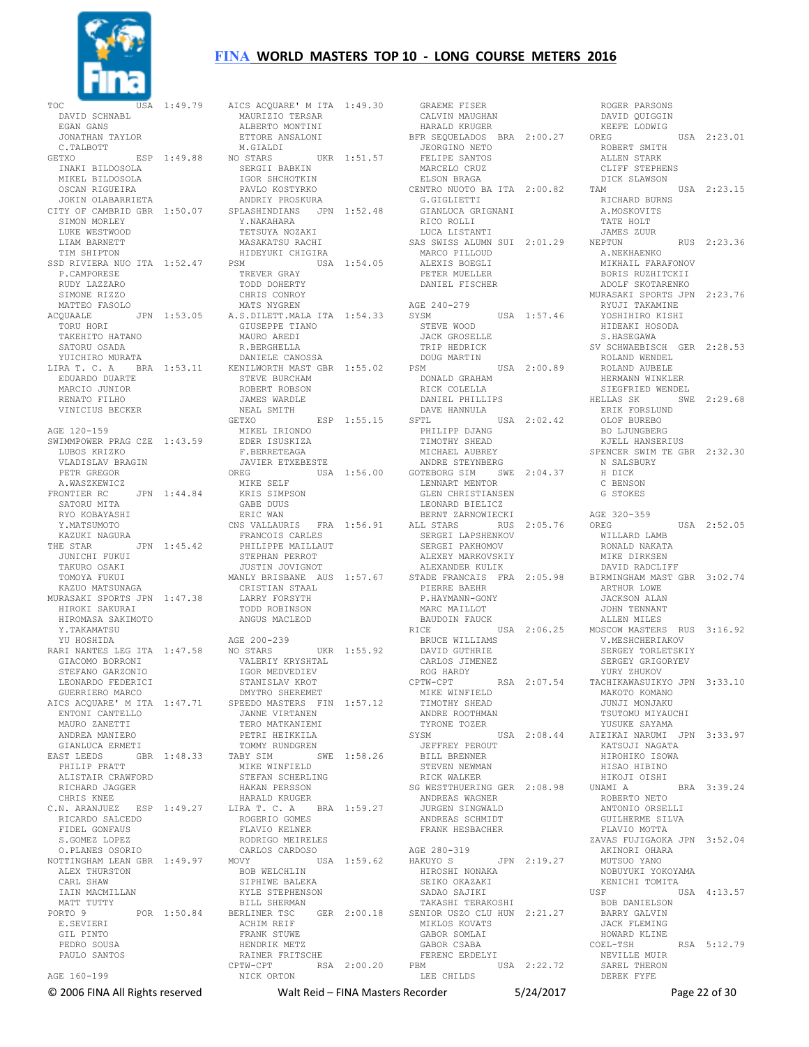TOC USA 1:49.79
DAVID SCHNABL
EGAN GANS
JONATHAN TAYLOR
C.TALBOTT
GETXO ESP 1:49.88
INAKI BILDOSOLA
MIKEL BILDOSOLA
OSCAN RIGUEIRA
JOKIN OLABARRIETA
CITY OF CAMBRID GBR 1:50.07
SIMON MORLEY
LUKE WESTWOOD
LIAM BARNETT
TIM SHIPTON
SSD RIVIERA NUO ITA 1:52.47
P.CAMPORESE
RUDY LAZZARO
SIMONE RIZZO
MATTEO FASOLO
ACQUAALE JPN 1:53.05
TORU HORI
TAKEHITO HATANO
SATORU OSADA
YUICHIRO MURATA
LIRA T. C. A BRA 1:53.11
EDUARDO DUARTE
MARCIO JUNIOR
RENATO FILHO
VINICIUS BECKER

AGE 120-159
SWIMMPOWER PRAG CZE 1:43.59
LUBOS KRIZKO
VLADISLAV BRAGIN
PETR GREGOR
A.WASZKEWICZ
FRONTIER RC JPN 1:44.84
SATORU MITA
RYO KOBAYASHI
Y.MATSUMOTO
KAZUKI NAGURA
THE STAR JPN 1:45.42
JUNICHI FUKUI
TAKURO OSAKI
TOMOYA FUKUI
KAZUO MATSUNAGA
MURASAKI SPORTS JPN 1:47.38
HIROKI SAKURAI
HIROMASA SAKIMOTO
Y.TAKAMATSU
YU HOSHIDA
RARI NANTES LEG ITA 1:47.58
GIACOMO BORRONI
STEFANO GARZONIO
LEONARDO FEDERICI
GUERRIERO MARCO
AICS ACQUARE' M ITA 1:47.71
ENTONI CANTELLO
MAURO ZANETTI
ANDREA MANIERO
GIANLUCA ERMETI
EAST LEEDS GBR 1:48.33
PHILIP PRATT
ALISTAIR CRAWFORD
RICHARD JAGGER
CHRIS KNEE
C.N. ARANJUEZ ESP 1:49.27
RICARDO SALCEDO
FIDEL GONFAUS
S.GOMEZ LOPEZ
O.PLANES OSORIO
NOTTINGHAM LEAN GBR 1:49.97
ALEX THURSTON
CARL SHAW
IAIN MACMILLAN
MATT TUTTY
PORTO 9 POR 1:50.84
E.SEVIERI
GIL PINTO
PEDRO SOUSA
PAULO SANTOS

AGE 160-199
AICS ACQUARE' M ITA 1:49.30
MAURIZIO TERSAR
ALBERTO MONTINI
ETTORE ANSALONI
M.GIALDI
NO STARS UKR 1:51.57
SERGII BABKIN
IGOR SHCHOTKIN
PAVLO KOSTYRKO
ANDRIY PROSKURA
SPLASHINDIANS JPN 1:52.48
Y.NAKAHARA
TETSUYA NOZAKI
MASAKATSU RACHI
HIDEYUKI CHIGIRA
PSM USA 1:54.05
TREVER GRAY
TODD DOHERTY
CHRIS CONROY
MATS NYGREN
A.S.DILETT.MALA ITA 1:54.33
GIUSEPPE TIANO
MAURO AREDI
R.BERGHELLA
DANIELE CANOSSA
KENILWORTH MAST GBR 1:55.02
STEVE BURCHAM
ROBERT ROBSON
JAMES WARDLE
NEAL SMITH
GETXO ESP 1:55.15
MIKEL IRIONDO
EDER ISUSKIZA
F.BERRETEAGA
JAVIER ETXEBESTE
OREG USA 1:56.00
MIKE SELF
KRIS SIMPSON
GABE DUUS
ERIC WAN
CNS VALLAURIS FRA 1:56.91
FRANCOIS CARLES
PHILIPPE MAILLAUT
STEPHAN PERROT
JUSTIN JOVIGNOT
MANLY BRISBANE AUS 1:57.67
CRISTIAN STAAL
LARRY FORSYTH
TODD ROBINSON
ANGUS MACLEOD

AGE 200-239
NO STARS UKR 1:55.92
VALERIY KRYSHTAL
IGOR MEDVEDIEV
STANISLAV KROT
DMYTRO SHEREMET
SPEEDO MASTERS FIN 1:57.12
JANNE VIRTANEN
TERO MATKANIEMI
PETRI HEIKKILA
TOMMY RUNDGREN
TABY SIM SWE 1:58.26
MIKE WINFIELD
STEFAN SCHERLING
HAKAN PERSSON
HARALD KRUGER
LIRA T. C. A BRA 1:59.27
ROGERIO GOMES
FLAVIO KELNER
RODRIGO MEIRELES
CARLOS CARDOSO
MOVY USA 1:59.62
BOB WELCHLIN
SIPHIWE BALEKA
KYLE STEPHENSON
BILL SHERMAN
BERLINER TSC GER 2:00.18
ACHIM REIF
FRANK STUWE
HENDRIK METZ
RAINER FRITSCHE
CPTW-CPT RSA 2:00.20
NICK ORTON
GRAEME FISER
CALVIN MAUGHAN
HARALD KRUGER
BFR SEQUELADOS BRA 2:00.27
JEORGINO NETO
FELIPE SANTOS
MARCELO CRUZ
ELSON BRAGA
CENTRO NUOTO BA ITA 2:00.82
G.GIGLIETTI
GIANLUCA GRIGNANI
RICO ROLLI
LUCA LISTANTI
SAS SWISS ALUMN SUI 2:01.29
MARCO PILLOUD
ALEXIS BOEGLI
PETER MUELLER
DANIEL FISCHER

AGE 240-279
SYSM USA 1:57.46
STEVE WOOD
JACK GROSELLE
TRIP HEDRICK
DOUG MARTIN
PSM USA 2:00.89
DONALD GRAHAM
RICK COLELLA
DANIEL PHILLIPS
DAVE HANNULA
SFTL USA 2:02.42
PHILIPP DJANG
TIMOTHY SHEAD
MICHAEL AUBREY
ANDRE STEYNBERG
GOTEBORG SIM SWE 2:04.37
LENNART MENTOR
GLEN CHRISTIANSEN
LEONARD BIELICZ
BERNT ZARNOWIECKI
ALL STARS RUS 2:05.76
SERGEI LAPSHENKOV
SERGEI PAKHOMOV
ALEXEY MARKOVSKIY
ALEXANDER KULIK
STADE FRANCAIS FRA 2:05.98
PIERRE BAEHR
P.HAYMANN-GONY
MARC MAILLOT
BAUDOIN FAUCK
RICE USA 2:06.25
BRUCE WILLIAMS
DAVID GUTHRIE
CARLOS JIMENEZ
ROG HARDY
CPTW-CPT RSA 2:07.54
MIKE WINFIELD
TIMOTHY SHEAD
ANDRE ROOTHMAN
TYRONE TOZER
SYSM USA 2:08.44
JEFFREY PEROUT
BILL BRENNER
STEVEN NEWMAN
RICK WALKER
SG WESTTHUERING GER 2:08.98
ANDREAS WAGNER
JURGEN SINGWALD
ANDREAS SCHMIDT
FRANK HESBACHER

AGE 280-319
HAKUYO S JPN 2:19.27
HIROSHI NONAKA
SEIKO OKAZAKI
SADAO SAJIKI
TAKASHI TERAKOSHI
SENIOR USZO CLU HUN 2:21.27
MIKLOS KOVATS
GABOR SOMLAI
GABOR CSABA
FERENC ERDELYI
PBM USA 2:22.72
LEE CHILDS
ROGER PARSONS
DAVID QUIGGIN
KEEFE LODWIG
OREG USA 2:23.01
ROBERT SMITH
ALLEN STARK
CLIFF STEPHENS
DICK SLAWSON
TAM USA 2:23.15
RICHARD BURNS
A.MOSKOVITS
TATE HOLT
JAMES ZUUR
NEPTUN RUS 2:23.36
A.NEKHAENKO
MIKHAIL FARAFONOV
BORIS RUZHITCKII
ADOLF SKOTARENKO
MURASAKI SPORTS JPN 2:23.76
RYUJI TAKAMINE
YOSHIHIRO KISHI
HIDEAKI HOSODA
S.HASEGAWA
SV SCHWAEBISCH GER 2:28.53
ROLAND WENDEL
ROLAND AUBELE
HERMANN WINKLER
SIEGFRIED WENDEL
HELLAS SK SWE 2:29.68
ERIK FORSLUND
OLOF BUREBO
BO LJUNGBERG
KJELL HANSERIUS
SPENCER SWIM TE GBR 2:32.30
N SALSBURY
H DICK
C BENSON
G STOKES

AGE 320-359
OREG USA 2:52.05
WILLARD LAMB
RONALD NAKATA
MIKE DIRKSEN
DAVID RADCLIFF
BIRMINGHAM MAST GBR 3:02.74
ARTHUR LOWE
JACKSON ALAN
JOHN TENNANT
ALLEN MILES
MOSCOW MASTERS RUS 3:16.92
V.MESHCHERIAKOV
SERGEY TORLETSKIY
SERGEY GRIGORYEV
YURY ZHUKOV
TACHIKAWASUIKYO JPN 3:33.10
MAKOTO KOMANO
JUNJI MONJAKU
TSUTOMU MIYAUCHI
YUSUKE SAYAMA
AIEIKAI NARUMI JPN 3:33.97
KATSUJI NAGATA
HIROHIKO ISOWA
HISAO HIBINO
HIKOJI OISHI
UNAMI A BRA 3:39.24
ROBERTO NETO
ANTONIO ORSELLI
GUILHERME SILVA
FLAVIO MOTTA
ZAVAS FUJIGAOKA JPN 3:52.04
AKINORI OHARA
MUTSUO YANO
NOBUYUKI YOKOYAMA
KENICHI TOMITA
USF USA 4:13.57
BOB DANIELSON
BARRY GALVIN
JACK FLEMING
HOWARD KLINE
COEL-TSH RSA 5:12.79
NEVILLE MUIR
SAREL THERON
DEREK FYFE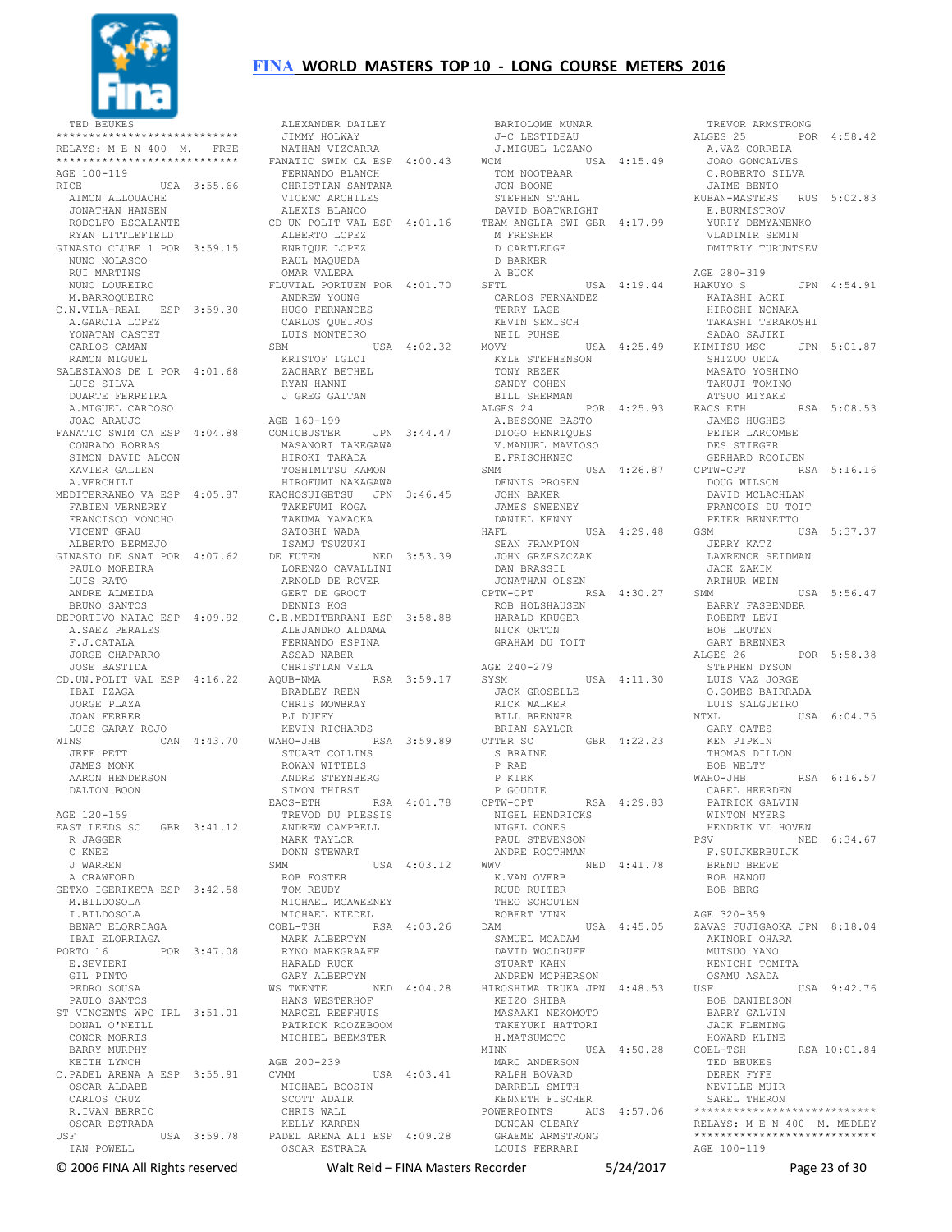TED BEUKES

```
****************************
RELAYS: M E N 400  M.  FREE
****************************
AGE 100-119
RICE              USA 3:55.66
  AIMON ALLOUACHE
  JONATHAN HANSEN
  RODOLFO ESCALANTE
  RYAN LITTLEFIELD
GINASIO CLUBE 1 POR 3:59.15
  NUNO NOLASCO
  RUI MARTINS
  NUNO LOUREIRO
  M.BARROQUEIRO
C.N.VILA-REAL   ESP 3:59.30
  A.GARCIA LOPEZ
  YONATAN CASTET
  CARLOS CAMAN
  RAMON MIGUEL
SALESIANOS DE L POR 4:01.68
  LUIS SILVA
  DUARTE FERREIRA
  A.MIGUEL CARDOSO
  JOAO ARAUJO
FANATIC SWIM CA ESP 4:04.88
  CONRADO BORRAS
  SIMON DAVID ALCON
  XAVIER GALLEN
  A.VERCHILI
MEDITERRANEO VA ESP 4:05.87
  FABIEN VERNEREY
  FRANCISCO MONCHO
  VICENT GRAU
  ALBERTO BERMEJO
GINASIO DE SNAT POR 4:07.62
  PAULO MOREIRA
  LUIS RATO
  ANDRE ALMEIDA
  BRUNO SANTOS
DEPORTIVO NATAC ESP 4:09.92
  A.SAEZ PERALES
  F.J.CATALA
  JORGE CHAPARRO
  JOSE BASTIDA
CD.UN.POLIT VAL ESP 4:16.22
  IBAI IZAGA
  JORGE PLAZA
  JOAN FERRER
  LUIS GARAY ROJO
WINS              CAN 4:43.70
  JEFF PETT
  JAMES MONK
  AARON HENDERSON
  DALTON BOON

AGE 120-159
EAST LEEDS SC   GBR 3:41.12
  R JAGGER
  C KNEE
  J WARREN
  A CRAWFORD
GETXO IGERIKETA ESP 3:42.58
  M.BILDOSOLA
  I.BILDOSOLA
  BENAT ELORRIAGA
  IBAI ELORRIAGA
PORTO 16          POR 3:47.08
  E.SEVIERI
  GIL PINTO
  PEDRO SOUSA
  PAULO SANTOS
ST VINCENTS WPC IRL 3:51.01
  DONAL O'NEILL
  CONOR MORRIS
  BARRY MURPHY
  KEITH LYNCH
C.PADEL ARENA A ESP 3:55.91
  OSCAR ALDABE
  CARLOS CRUZ
  R.IVAN BERRIO
  OSCAR ESTRADA
USF               USA 3:59.78
  IAN POWELL
  ALEXANDER DAILEY
  JIMMY HOLWAY
  NATHAN VIZCARRA
FANATIC SWIM CA ESP 4:00.43
  FERNANDO BLANCH
  CHRISTIAN SANTANA
  VICENC ARCHILES
  ALEXIS BLANCO
CD UN POLIT VAL ESP 4:01.16
  ALBERTO LOPEZ
  ENRIQUE LOPEZ
  RAUL MAQUEDA
  OMAR VALERA
FLUVIAL PORTUEN POR 4:01.70
  ANDREW YOUNG
  HUGO FERNANDES
  CARLOS QUEIROS
  LUIS MONTEIRO
SBM               USA 4:02.32
  KRISTOF IGLOI
  ZACHARY BETHEL
  RYAN HANNI
  J GREG GAITAN

AGE 160-199
COMICBUSTER       JPN 3:44.47
  MASANORI TAKEGAWA
  HIROKI TAKADA
  TOSHIMITSU KAMON
  HIROFUMI NAKAGAWA
KACHOSUIGETSU    JPN 3:46.45
  TAKEFUMI KOGA
  TAKUMA YAMAOKA
  SATOSHI WADA
  ISAMU TSUZUKI
DE FUTEN          NED 3:53.39
  LORENZO CAVALLINI
  ARNOLD DE ROVER
  GERT DE GROOT
  DENNIS KOS
C.E.MEDITERRANI ESP 3:58.88
  ALEJANDRO ALDAMA
  FERNANDO ESPINA
  ASSAD NABER
  CHRISTIAN VELA
AQUB-NMA          RSA 3:59.17
  BRADLEY REEN
  CHRIS MOWBRAY
  PJ DUFFY
  KEVIN RICHARDS
WAHO-JHB          RSA 3:59.89
  STUART COLLINS
  ROWAN WITTELS
  ANDRE STEYNBERG
  SIMON THIRST
EACS-ETH          RSA 4:01.78
  TREVOD DU PLESSIS
  ANDREW CAMPBELL
  MARK TAYLOR
  DONN STEWART
SMM               USA 4:03.12
  ROB FOSTER
  TOM REUDY
  MICHAEL MCAWEENEY
  MICHAEL KIEDEL
COEL-TSH          RSA 4:03.26
  MARK ALBERTYN
  RYNO MARKGRAAFF
  HARALD RUCK
  GARY ALBERTYN
WS TWENTE         NED 4:04.28
  HANS WESTERHOF
  MARCEL REEFHUIS
  PATRICK ROOZEBOOM
  MICHIEL BEEMSTER

AGE 200-239
CVMM              USA 4:03.41
  MICHAEL BOOSIN
  SCOTT ADAIR
  CHRIS WALL
  KELLY KARREN
PADEL ARENA ALI ESP 4:09.28
  OSCAR ESTRADA
  BARTOLOME MUNAR
  J-C LESTIDEAU
  J.MIGUEL LOZANO
WCM               USA 4:15.49
  TOM NOOTBAAR
  JON BOONE
  STEPHEN STAHL
  DAVID BOATWRIGHT
TEAM ANGLIA SWI GBR 4:17.99
  M FRESHER
  D CARTLEDGE
  D BARKER
  A BUCK
SFTL              USA 4:19.44
  CARLOS FERNANDEZ
  TERRY LAGE
  KEVIN SEMISCH
  NEIL PUHSE
MOVY              USA 4:25.49
  KYLE STEPHENSON
  TONY REZEK
  SANDY COHEN
  BILL SHERMAN
ALGES 24          POR 4:25.93
  A.BESSONE BASTO
  DIOGO HENRIQUES
  V.MANUEL MAVIOSO
  E.FRISCHKNEC
SMM               USA 4:26.87
  DENNIS PROSEN
  JOHN BAKER
  JAMES SWEENEY
  DANIEL KENNY
HAFL              USA 4:29.48
  SEAN FRAMPTON
  JOHN GRZESZCZAK
  DAN BRASSIL
  JONATHAN OLSEN
CPTW-CPT          RSA 4:30.27
  ROB HOLSHAUSEN
  HARALD KRUGER
  NICK ORTON
  GRAHAM DU TOIT

AGE 240-279
SYSM              USA 4:11.30
  JACK GROSELLE
  RICK WALKER
  BILL BRENNER
  BRIAN SAYLOR
OTTER SC          GBR 4:22.23
  S BRAINE
  P RAE
  P KIRK
  P GOUDIE
CPTW-CPT          RSA 4:29.83
  NIGEL HENDRICKS
  NIGEL CONES
  PAUL STEVENSON
  ANDRE ROOTHMAN
WWV               NED 4:41.78
  K.VAN OVERB
  RUUD RUITER
  THEO SCHOUTEN
  ROBERT VINK
DAM               USA 4:45.05
  SAMUEL MCADAM
  DAVID WOODRUFF
  STUART KAHN
  ANDREW MCPHERSON
HIROSHIMA IRUKA JPN 4:48.53
  KEIZO SHIBA
  MASAAKI NEKOMOTO
  TAKEYUKI HATTORI
  H.MATSUMOTO
MINN              USA 4:50.28
  MARC ANDERSON
  RALPH BOVARD
  DARRELL SMITH
  KENNETH FISCHER
POWERPOINTS       AUS 4:57.06
  DUNCAN CLEARY
  GRAEME ARMSTRONG
  LOUIS FERRARI
  TREVOR ARMSTRONG
ALGES 25          POR 4:58.42
  A.VAZ CORREIA
  JOAO GONCALVES
  C.ROBERTO SILVA
  JAIME BENTO
KUBAN-MASTERS    RUS 5:02.83
  E.BURMISTROV
  YURIY DEMYANENKO
  VLADIMIR SEMIN
  DMITRIY TURUNTSEV

AGE 280-319
HAKUYO S          JPN 4:54.91
  KATASHI AOKI
  HIROSHI NONAKA
  TAKASHI TERAKOSHI
  SADAO SAJIKI
KIMITSU MSC       JPN 5:01.87
  SHIZUO UEDA
  MASATO YOSHINO
  TAKUJI TOMINO
  ATSUO MIYAKE
EACS ETH          RSA 5:08.53
  JAMES HUGHES
  PETER LARCOMBE
  DES STIEGER
  GERHARD ROOIJEN
CPTW-CPT          RSA 5:16.16
  DOUG WILSON
  DAVID MCLACHLAN
  FRANCOIS DU TOIT
  PETER BENNETTO
GSM               USA 5:37.37
  JERRY KATZ
  LAWRENCE SEIDMAN
  JACK ZAKIM
  ARTHUR WEIN
SMM               USA 5:56.47
  BARRY FASBENDER
  ROBERT LEVI
  BOB LEUTEN
  GARY BRENNER
ALGES 26          POR 5:58.38
  STEPHEN DYSON
  LUIS VAZ JORGE
  O.GOMES BAIRRADA
  LUIS SALGUEIRO
NTXL              USA 6:04.75
  GARY CATES
  KEN PIPKIN
  THOMAS DILLON
  BOB WELTY
WAHO-JHB          RSA 6:16.57
  CAREL HEERDEN
  PATRICK GALVIN
  WINTON MYERS
  HENDRIK VD HOVEN
PSV               NED 6:34.67
  F.SUIJKERBUIJK
  BREND BREVE
  ROB HANOU
  BOB BERG

AGE 320-359
ZAVAS FUJIGAOKA JPN 8:18.04
  AKINORI OHARA
  MUTSUO YANO
  KENICHI TOMITA
  OSAMU ASADA
USF               USA 9:42.76
  BOB DANIELSON
  BARRY GALVIN
  JACK FLEMING
  HOWARD KLINE
COEL-TSH          RSA 10:01.84
  TED BEUKES
  DEREK FYFE
  NEVILLE MUIR
  SAREL THERON
****************************
RELAYS: M E N 400  M. MEDLEY
****************************
AGE 100-119
```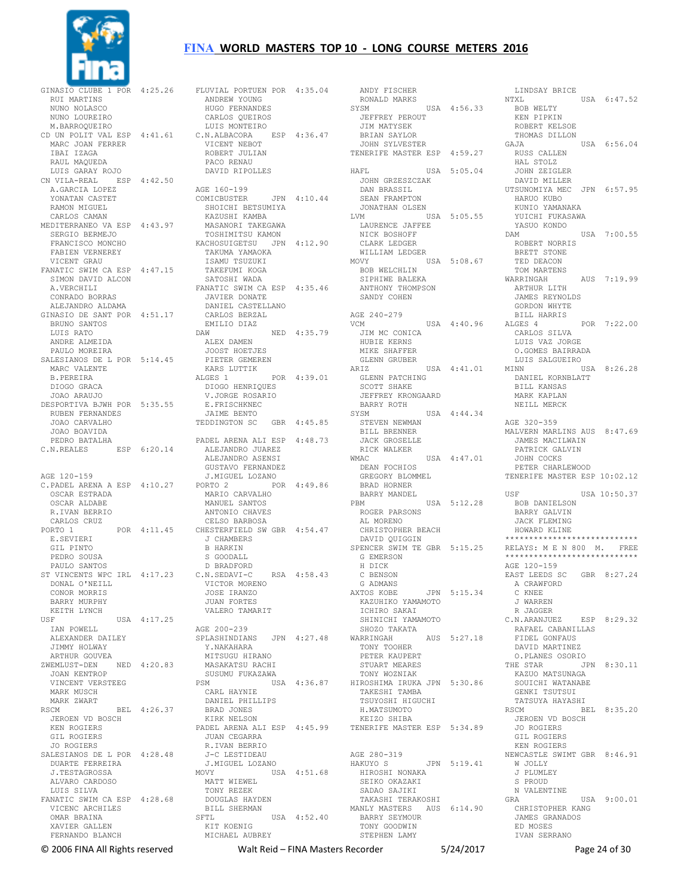GINASIO CLUBE 1 POR 4:25.26
RUI MARTINS
NUNO NOLASCO
NUNO LOUREIRO
M.BARROQUEIRO
CD UN POLIT VAL ESP 4:41.61
MARC JOAN FERRER
IBAI IZAGA
RAUL MAQUEDA
LUIS GARAY ROJO
CN VILA-REAL ESP 4:42.50
A.GARCIA LOPEZ
YONATAN CASTET
RAMON MIGUEL
CARLOS CAMAN
MEDITERRANEO VA ESP 4:43.97
SERGIO BERMEJO
FRANCISCO MONCHO
FABIEN VERNEREY
VICENT GRAU
FANATIC SWIM CA ESP 4:47.15
SIMON DAVID ALCON
A.VERCHILI
CONRADO BORRAS
ALEJANDRO ALDAMA
GINASIO DE SANT POR 4:51.17
BRUNO SANTOS
LUIS RATO
ANDRE ALMEIDA
PAULO MOREIRA
SALESIANOS DE L POR 5:14.45
MARC VALENTE
B.PEREIRA
DIOGO GRACA
JOAO ARAUJO
DESPORTIVA BJWH POR 5:35.55
RUBEN FERNANDES
JOAO CARVALHO
JOAO BOAVIDA
PEDRO BATALHA
C.N.REALES ESP 6:20.14

AGE 120-159
C.PADEL ARENA A ESP 4:10.27
OSCAR ESTRADA
OSCAR ALDABE
R.IVAN BERRIO
CARLOS CRUZ
PORTO 1 POR 4:11.45
E.SEVIERI
GIL PINTO
PEDRO SOUSA
PAULO SANTOS
ST VINCENTS WPC IRL 4:17.23
DONAL O'NEILL
CONOR MORRIS
BARRY MURPHY
KEITH LYNCH
USF USA 4:17.25
IAN POWELL
ALEXANDER DAILEY
JIMMY HOLWAY
ARTHUR GOUVEA
ZWEMLUST-DEN NED 4:20.83
JOAN KENTROP
VINCENT VERSTEEG
MARK MUSCH
MARK ZWART
RSCM BEL 4:26.37
JEROEN VD BOSCH
KEN ROGIERS
GIL ROGIERS
JO ROGIERS
SALESIANOS DE L POR 4:28.48
DUARTE FERREIRA
J.TESTAGROSSA
ALVARO CARDOSO
LUIS SILVA
FANATIC SWIM CA ESP 4:28.68
VICENC ARCHILES
OMAR BRAINA
XAVIER GALLEN
FERNANDO BLANCH

FLUVIAL PORTUEN POR 4:35.04
ANDREW YOUNG
HUGO FERNANDES
CARLOS QUEIROS
LUIS MONTEIRO
C.N.ALBACORA ESP 4:36.47
VICENT NEBOT
ROBERT JULIAN
PACO RENAU
DAVID RIPOLLES

AGE 160-199
COMICBUSTER JPN 4:10.44
SHOICHI BETSUMIYA
KAZUSHI KAMBA
MASANORI TAKEGAWA
TOSHIMITSU KAMON
KACHOSUIGETSU JPN 4:12.90
TAKUMA YAMAOKA
ISAMU TSUZUKI
TAKEFUMI KOGA
SATOSHI WADA
FANATIC SWIM CA ESP 4:35.46
JAVIER DONATE
DANIEL CASTELLANO
CARLOS BERZAL
EMILIO DIAZ
DAW NED 4:35.79
ALEX DAMEN
JOOST HOETJES
PIETER GEMEREN
KARS LUTTIK
ALGES 1 POR 4:39.01
DIOGO HENRIQUES
V.JORGE ROSARIO
E.FRISCHKNEC
JAIME BENTO
TEDDINGTON SC GBR 4:45.85

PADEL ARENA ALI ESP 4:48.73
ALEJANDRO JUAREZ
ALEJANDRO ASENSI
GUSTAVO FERNANDEZ
J.MIGUEL LOZANO
PORTO 2 POR 4:49.86
MARIO CARVALHO
MANUEL SANTOS
ANTONIO CHAVES
CELSO BARBOSA
CHESTERFIELD SW GBR 4:54.47
J CHAMBERS
B HARKIN
S GOODALL
D BRADFORD
C.N.SEDAVI-C RSA 4:58.43
VICTOR MORENO
JOSE IRANZO
JUAN FORTES
VALERO TAMARIT

AGE 200-239
SPLASHINDIANS JPN 4:27.48
Y.NAKAHARA
MITSUGU HIRANO
MASAKATSU RACHI
SUSUMU FUKAZAWA
PSM USA 4:36.87
CARL HAYNIE
DANIEL PHILLIPS
BRAD JONES
KIRK NELSON
PADEL ARENA ALI ESP 4:45.99
JUAN CEGARRA
R.IVAN BERRIO
J-C LESTIDEAU
J.MIGUEL LOZANO
MOVY USA 4:51.68
MATT WIEWEL
TONY REZEK
DOUGLAS HAYDEN
BILL SHERMAN
SFTL USA 4:52.40
KIT KOENIG
MICHAEL AUBREY

ANDY FISCHER
RONALD MARKS
SYSM USA 4:56.33
JEFFREY PEROUT
JIM MATYSEK
BRIAN SAYLOR
JOHN SYLVESTER
TENERIFE MASTER ESP 4:59.27

HAFL USA 5:05.04
JOHN GRZESZCZAK
DAN BRASSIL
SEAN FRAMPTON
JONATHAN OLSEN
LVM USA 5:05.55
LAURENCE JAFFEE
NICK BOSHOFF
CLARK LEDGER
WILLIAM LEDGER
MOVY USA 5:08.67
BOB WELCHLIN
SIPHIWE BALEKA
ANTHONY THOMPSON
SANDY COHEN

AGE 240-279
VCM USA 4:40.96
JIM MC CONICA
HUBIE KERNS
MIKE SHAFFER
GLENN GRUBER
ARIZ USA 4:41.01
GLENN PATCHING
SCOTT SHAKE
JEFFREY KRONGAARD
BARRY ROTH
SYSM USA 4:44.34
STEVEN NEWMAN
BILL BRENNER
JACK GROSELLE
RICK WALKER
WMAC USA 4:47.01
DEAN FOCHIOS
GREGORY BLOMMEL
BRAD HORNER
BARRY MANDEL
PBM USA 5:12.28
ROGER PARSONS
AL MORENO
CHRISTOPHER BEACH
DAVID QUIGGIN
SPENCER SWIM TE GBR 5:15.25
G EMERSON
H DICK
C BENSON
G ADMANS
AXTOS KOBE JPN 5:15.34
KAZUHIKO YAMAMOTO
ICHIRO SAKAI
SHINICHI YAMAMOTO
SHOZO TAKATA
WARRINGAH AUS 5:27.18
TONY TOOHER
PETER KAUPERT
STUART MEARES
TONY WOZNIAK
HIROSHIMA IRUKA JPN 5:30.86
TAKESHI TAMBA
TSUYOSHI HIGUCHI
H.MATSUMOTO
KEIZO SHIBA
TENERIFE MASTER ESP 5:34.89

AGE 280-319
HAKUYO S JPN 5:19.41
HIROSHI NONAKA
SEIKO OKAZAKI
SADAO SAJIKI
TAKASHI TERAKOSHI
MANLY MASTERS AUS 6:14.90
BARRY SEYMOUR
TONY GOODWIN
STEPHEN LAMY

LINDSAY BRICE
NTXL USA 6:47.52
BOB WELTY
KEN PIPKIN
ROBERT KELSOE
THOMAS DILLON
GAJA USA 6:56.04
RUSS CALLEN
HAL STOLZ
JOHN ZEIGLER
DAVID MILLER
UTSUNOMIYA MEC JPN 6:57.95
HARUO KUBO
KUNIO YAMANAKA
YUICHI FUKASAWA
YASUO KONDO
DAM USA 7:00.55
ROBERT NORRIS
BRETT STONE
TED DEACON
TOM MARTENS
WARRINGAH AUS 7:19.99
ARTHUR LITH
JAMES REYNOLDS
GORDON WHYTE
BILL HARRIS
ALGES 4 POR 7:22.00
CARLOS SILVA
LUIS VAZ JORGE
O.GOMES BAIRRADA
LUIS SALGUEIRO
MINN USA 8:26.28
DANIEL KORNBLATT
BILL KANSAS
MARK KAPLAN
NEILL MERCK

AGE 320-359
MALVERN MARLINS AUS 8:47.69
JAMES MACILWAIN
PATRICK GALVIN
JOHN COCKS
PETER CHARLEWOOD
TENERIFE MASTER ESP 10:02.12

USF USA 10:50.37
BOB DANIELSON
BARRY GALVIN
JACK FLEMING
HOWARD KLINE

****************************
RELAYS: M E N 800 M. FREE
****************************

AGE 120-159
EAST LEEDS SC GBR 8:27.24
A CRAWFORD
C KNEE
J WARREN
R JAGGER
C.N.ARANJUEZ ESP 8:29.32
RAFAEL CABANILLAS
FIDEL GONFAUS
DAVID MARTINEZ
O.PLANES OSORIO
THE STAR JPN 8:30.11
KAZUO MATSUNAGA
SOUICHI WATANABE
GENKI TSUTSUI
TATSUYA HAYASHI
RSCM BEL 8:35.20
JEROEN VD BOSCH
JO ROGIERS
GIL ROGIERS
KEN ROGIERS
NEWCASTLE SWIMT GBR 8:46.91
W JOLLY
J PLUMLEY
S PROUD
N VALENTINE
GRA USA 9:00.01
CHRISTOPHER KANG
JAMES GRANADOS
ED MOSES
IVAN SERRANO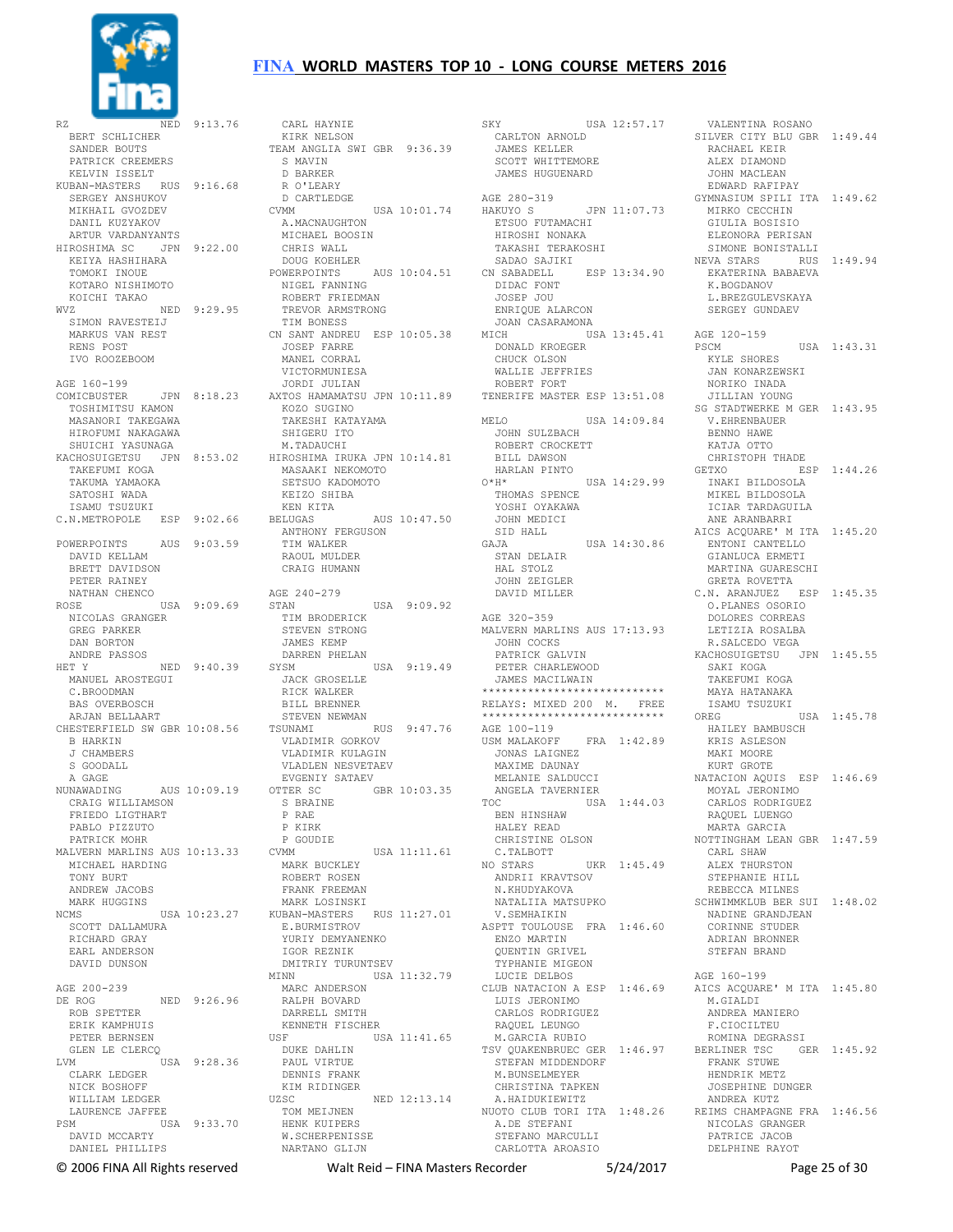RZ NED 9:13.76
BERT SCHLICHER
SANDER BOUTS
PATRICK CREEMERS
KELVIN ISSELT
KUBAN-MASTERS RUS 9:16.68
SERGEY ANSHUKOV
MIKHAIL GVOZDEV
DANIL KUZYAKOV
ARTUR VARDANYANTS
HIROSHIMA SC JPN 9:22.00
KEIYA HASHIHARA
TOMOKI INOUE
KOTARO NISHIMOTO
KOICHI TAKAO
WVZ NED 9:29.95
SIMON RAVESTEIJ
MARKUS VAN REST
RENS POST
IVO ROOZEBOOM

AGE 160-199
COMICBUSTER JPN 8:18.23
TOSHIMITSU KAMON
MASANORI TAKEGAWA
HIROFUMI NAKAGAWA
SHUICHI YASUNAGA
KACHOSUIGETSU JPN 8:53.02
TAKEFUMI KOGA
TAKUMA YAMAOKA
SATOSHI WADA
ISAMU TSUZUKI
C.N.METROPOLE ESP 9:02.66

POWERPOINTS AUS 9:03.59
DAVID KELLAM
BRETT DAVIDSON
PETER RAINEY
NATHAN CHENCO
ROSE USA 9:09.69
NICOLAS GRANGER
GREG PARKER
DAN BORTON
ANDRE PASSOS
HET Y NED 9:40.39
MANUEL AROSTEGUI
C.BROODMAN
BAS OVERBOSCH
ARJAN BELLAART
CHESTERFIELD SW GBR 10:08.56
B HARKIN
J CHAMBERS
S GOODALL
A GAGE
NUNAWADING AUS 10:09.19
CRAIG WILLIAMSON
FRIEDO LIGTHART
PABLO PIZZUTO
PATRICK MOHR
MALVERN MARLINS AUS 10:13.33
MICHAEL HARDING
TONY BURT
ANDREW JACOBS
MARK HUGGINS
NCMS USA 10:23.27
SCOTT DALLAMURA
RICHARD GRAY
EARL ANDERSON
DAVID DUNSON

AGE 200-239
DE ROG NED 9:26.96
ROB SPETTER
ERIK KAMPHUIS
PETER BERNSEN
GLEN LE CLERCQ
LVM USA 9:28.36
CLARK LEDGER
NICK BOSHOFF
WILLIAM LEDGER
LAURENCE JAFFEE
PSM USA 9:33.70
DAVID MCCARTY
DANIEL PHILLIPS
CARL HAYNIE
KIRK NELSON
TEAM ANGLIA SWI GBR 9:36.39
S MAVIN
D BARKER
R O'LEARY
D CARTLEDGE
CVMM USA 10:01.74
A.MACNAUGHTON
MICHAEL BOOSIN
CHRIS WALL
DOUG KOEHLER
POWERPOINTS AUS 10:04.51
NIGEL FANNING
ROBERT FRIEDMAN
TREVOR ARMSTRONG
TIM BONESS
CN SANT ANDREU ESP 10:05.38
JOSEP FARRE
MANEL CORRAL
VICTORMUNIESA
JORDI JULIAN
AXTOS HAMAMATSU JPN 10:11.89
KOZO SUGINO
TAKESHI KATAYAMA
SHIGERU ITO
M.TADAUCHI
HIROSHIMA IRUKA JPN 10:14.81
MASAAKI NEKOMOTO
SETSUO KADOMOTO
KEIZO SHIBA
KEN KITA
BELUGAS AUS 10:47.50
ANTHONY FERGUSON
TIM WALKER
RAOUL MULDER
CRAIG HUMANN

AGE 240-279
STAN USA 9:09.92
TIM BRODERICK
STEVEN STRONG
JAMES KEMP
DARREN PHELAN
SYSM USA 9:19.49
JACK GROSELLE
RICK WALKER
BILL BRENNER
STEVEN NEWMAN
TSUNAMI RUS 9:47.76
VLADIMIR GORKOV
VLADIMIR KULAGIN
VLADLEN NESVETAEV
EVGENIY SATAEV
OTTER SC GBR 10:03.35
S BRAINE
P RAE
P KIRK
P GOUDIE
CVMM USA 11:11.61
MARK BUCKLEY
ROBERT ROSEN
FRANK FREEMAN
MARK LOSINSKI
KUBAN-MASTERS RUS 11:27.01
E.BURMISTROV
YURIY DEMYANENKO
IGOR REZNIK
DMITRIY TURUNTSEV
MINN USA 11:32.79
MARC ANDERSON
RALPH BOVARD
DARRELL SMITH
KENNETH FISCHER
USF USA 11:41.65
DUKE DAHLIN
PAUL VIRTUE
DENNIS FRANK
KIM RIDINGER
UZSC NED 12:13.14
TOM MEIJNEN
HENK KUIPERS
W.SCHERPENISSE
NARTANO GLIJN
SKY USA 12:57.17
CARLTON ARNOLD
JAMES KELLER
SCOTT WHITTEMORE
JAMES HUGUENARD

AGE 280-319
HAKUYO S JPN 11:07.73
ETSUO FUTAMACHI
HIROSHI NONAKA
TAKASHI TERAKOSHI
SADAO SAJIKI
CN SABADELL ESP 13:34.90
DIDAC FONT
JOSEP JOU
ENRIQUE ALARCON
JOAN CASARAMONA
MICH USA 13:45.41
DONALD KROEGER
CHUCK OLSON
WALLIE JEFFRIES
ROBERT FORT
TENERIFE MASTER ESP 13:51.08

MELO USA 14:09.84
JOHN SULZBACH
ROBERT CROCKETT
BILL DAWSON
HARLAN PINTO
O*H* USA 14:29.99
THOMAS SPENCE
YOSHI OYAKAWA
JOHN MEDICI
SID HALL
GAJA USA 14:30.86
STAN DELAIR
HAL STOLZ
JOHN ZEIGLER
DAVID MILLER

AGE 320-359
MALVERN MARLINS AUS 17:13.93
JOHN COCKS
PATRICK GALVIN
PETER CHARLEWOOD
JAMES MACILWAIN

****************************
RELAYS: MIXED 200 M. FREE
****************************

AGE 100-119
USM MALAKOFF FRA 1:42.89
JONAS LAIGNEZ
MAXIME DAUNAY
MELANIE SALDUCCI
ANGELA TAVERNIER
TOC USA 1:44.03
BEN HINSHAW
HALEY READ
CHRISTINE OLSON
C.TALBOTT
NO STARS UKR 1:45.49
ANDRII KRAVTSOV
N.KHUDYAKOVA
NATALIIA MATSUPKO
V.SEMHAIKIN
ASPTT TOULOUSE FRA 1:46.60
ENZO MARTIN
QUENTIN GRIVEL
TYPHANIE MIGEON
LUCIE DELBOS
CLUB NATACION A ESP 1:46.69
LUIS JERONIMO
CARLOS RODRIGUEZ
RAQUEL LEUNGO
M.GARCIA RUBIO
TSV QUAKENBRUEC GER 1:46.97
STEFAN MIDDENDORF
M.BUNSELMEYER
CHRISTINA TAPKEN
A.HAIDUKIEWITZ
NUOTO CLUB TORI ITA 1:48.26
A.DE STEFANI
STEFANO MARCULLI
CARLOTTA AROASIO
VALENTINA ROSANO
SILVER CITY BLU GBR 1:49.44
RACHAEL KEIR
ALEX DIAMOND
JOHN MACLEAN
EDWARD RAFIPAY
GYMNASIUM SPILI ITA 1:49.62
MIRKO CECCHIN
GIULIA BOSISIO
ELEONORA PERISAN
SIMONE BONISTALLI
NEVA STARS RUS 1:49.94
EKATERINA BABAEVA
K.BOGDANOV
L.BREZGULEVSKAYA
SERGEY GUNDAEV

AGE 120-159
PSCM USA 1:43.31
KYLE SHORES
JAN KONARZEWSKI
NORIKO INADA
JILLIAN YOUNG
SG STADTWERKE M GER 1:43.95
V.EHRENBAUER
BENNO HAWE
KATJA OTTO
CHRISTOPH THADE
GETXO ESP 1:44.26
INAKI BILDOSOLA
MIKEL BILDOSOLA
ICIAR TARDAGUILA
ANE ARANBARRI
AICS ACQUARE' M ITA 1:45.20
ENTONI CANTELLO
GIANLUCA ERMETI
MARTINA GUARESCHI
GRETA ROVETTA
C.N. ARANJUEZ ESP 1:45.35
O.PLANES OSORIO
DOLORES CORREAS
LETIZIA ROSALBA
R.SALCEDO VEGA
KACHOSUIGETSU JPN 1:45.55
SAKI KOGA
TAKEFUMI KOGA
MAYA HATANAKA
ISAMU TSUZUKI
OREG USA 1:45.78
HAILEY BAMBUSCH
KRIS ASLESON
MAKI MOORE
KURT GROTE
NATACION AQUIS ESP 1:46.69
MOYAL JERONIMO
CARLOS RODRIGUEZ
RAQUEL LUENGO
MARTA GARCIA
NOTTINGHAM LEAN GBR 1:47.59
CARL SHAW
ALEX THURSTON
STEPHANIE HILL
REBECCA MILNES
SCHWIMMKLUB BER SUI 1:48.02
NADINE GRANDJEAN
CORINNE STUDER
ADRIAN BRONNER
STEFAN BRAND

AGE 160-199
AICS ACQUARE' M ITA 1:45.80
M.GIALDI
ANDREA MANIERO
F.CIOCILTEU
ROMINA DEGRASSI
BERLINER TSC GER 1:45.92
FRANK STUWE
HENDRIK METZ
JOSEPHINE DUNGER
ANDREA KUTZ
REIMS CHAMPAGNE FRA 1:46.56
NICOLAS GRANGER
PATRICE JACOB
DELPHINE RAYOT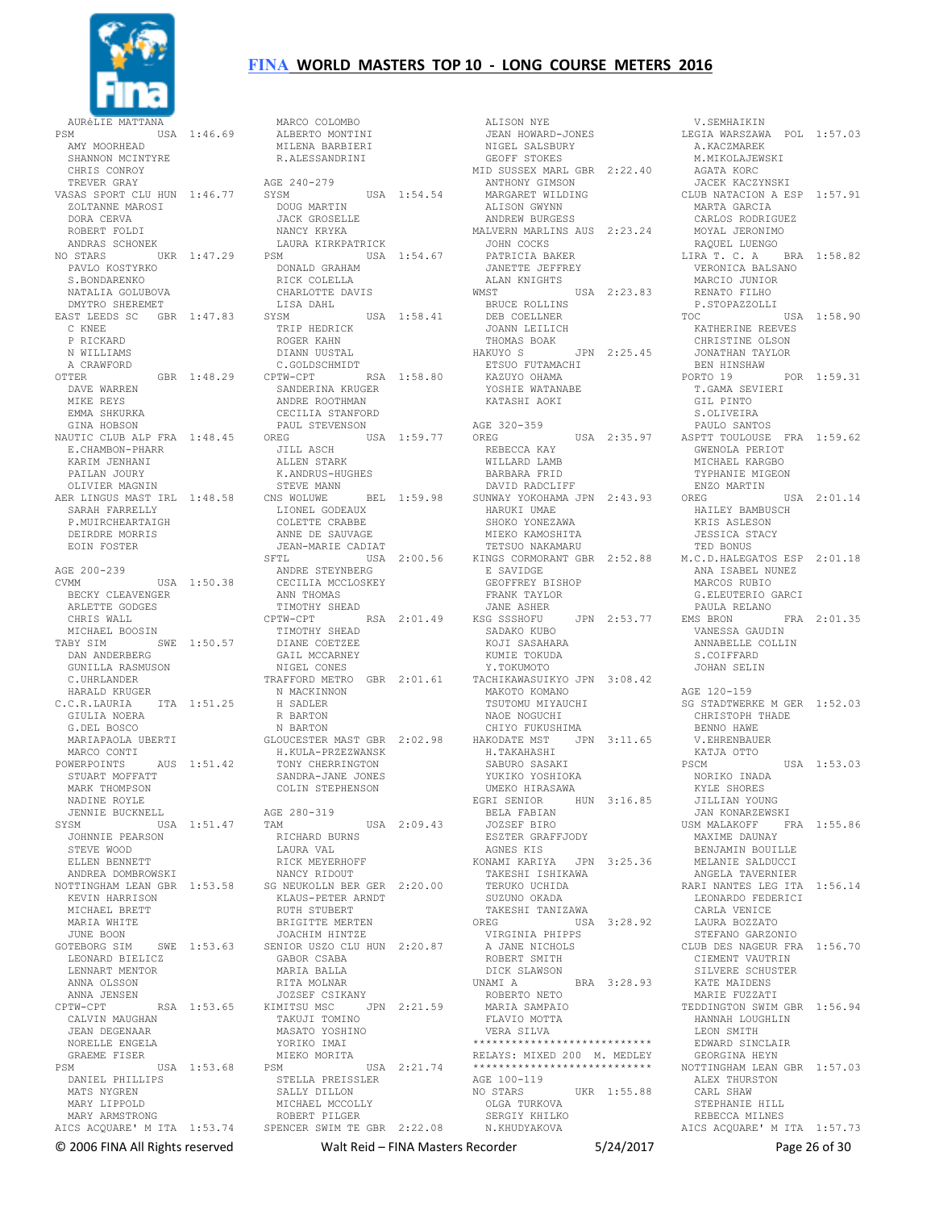AURéLIE MATTANA
PSM USA 1:46.69
AMY MOORHEAD
SHANNON MCINTYRE
CHRIS CONROY
TREVER GRAY
VASAS SPORT CLU HUN 1:46.77
ZOLTANNE MAROSI
DORA CERVA
ROBERT FOLDI
ANDRAS SCHONEK
NO STARS UKR 1:47.29
PAVLO KOSTYRKO
S.BONDARENKO
NATALIA GOLUBOVA
DMYTRO SHEREMET
EAST LEEDS SC GBR 1:47.83
C KNEE
P RICKARD
N WILLIAMS
A CRAWFORD
OTTER GBR 1:48.29
DAVE WARREN
MIKE REYS
EMMA SHKURKA
GINA HOBSON
NAUTIC CLUB ALP FRA 1:48.45
E.CHAMBON-PHARR
KARIM JENHANI
PAILAN JOURY
OLIVIER MAGNIN
AER LINGUS MAST IRL 1:48.58
SARAH FARRELLY
P.MUIRCHEARTAIGH
DEIRDRE MORRIS
EOIN FOSTER

AGE 200-239
CVMM USA 1:50.38
BECKY CLEAVENGER
ARLETTE GODGES
CHRIS WALL
MICHAEL BOOSIN
TABY SIM SWE 1:50.57
DAN ANDERBERG
GUNILLA RASMUSON
C.UHRLANDER
HARALD KRUGER
C.C.R.LAURIA ITA 1:51.25
GIULIA NOERA
G.DEL BOSCO
MARIAPAOLA UBERTI
MARCO CONTI
POWERPOINTS AUS 1:51.42
STUART MOFFATT
MARK THOMPSON
NADINE ROYLE
JENNIE BUCKNELL
SYSM USA 1:51.47
JOHNNIE PEARSON
STEVE WOOD
ELLEN BENNETT
ANDREA DOMBROWSKI
NOTTINGHAM LEAN GBR 1:53.58
KEVIN HARRISON
MICHAEL BRETT
MARIA WHITE
JUNE BOON
GOTEBORG SIM SWE 1:53.63
LEONARD BIELICZ
LENNART MENTOR
ANNA OLSSON
ANNA JENSEN
CPTW-CPT RSA 1:53.65
CALVIN MAUGHAN
JEAN DEGENAAR
NORELLE ENGELA
GRAEME FISER
PSM USA 1:53.68
DANIEL PHILLIPS
MATS NYGREN
MARY LIPPOLD
MARY ARMSTRONG
AICS ACQUARE' M ITA 1:53.74
MARCO COLOMBO
ALBERTO MONTINI
MILENA BARBIERI
R.ALESSANDRINI

AGE 240-279
SYSM USA 1:54.54
DOUG MARTIN
JACK GROSELLE
NANCY KRYKA
LAURA KIRKPATRICK
PSM USA 1:54.67
DONALD GRAHAM
RICK COLELLA
CHARLOTTE DAVIS
LISA DAHL
SYSM USA 1:58.41
TRIP HEDRICK
ROGER KAHN
DIANN UUSTAL
C.GOLDSCHMIDT
CPTW-CPT RSA 1:58.80
SANDERINA KRUGER
ANDRE ROOTHMAN
CECILIA STANFORD
PAUL STEVENSON
OREG USA 1:59.77
JILL ASCH
ALLEN STARK
K.ANDRUS-HUGHES
STEVE MANN
CNS WOLUWE BEL 1:59.98
LIONEL GODEAUX
COLETTE CRABBE
ANNE DE SAUVAGE
JEAN-MARIE CADIAT
SFTL USA 2:00.56
ANDRE STEYNBERG
CECILIA MCCLOSKEY
ANN THOMAS
TIMOTHY SHEAD
CPTW-CPT RSA 2:01.49
TIMOTHY SHEAD
DIANE COETZEE
GAIL MCCARNEY
NIGEL CONES
TRAFFORD METRO GBR 2:01.61
N MACKINNON
H SADLER
R BARTON
N BARTON
GLOUCESTER MAST GBR 2:02.98
H.KULA-PRZEZWANSK
TONY CHERRINGTON
SANDRA-JANE JONES
COLIN STEPHENSON

AGE 280-319
TAM USA 2:09.43
RICHARD BURNS
LAURA VAL
RICK MEYERHOFF
NANCY RIDOUT
SG NEUKOLLN BER GER 2:20.00
KLAUS-PETER ARNDT
RUTH STUBERT
BRIGITTE MERTEN
JOACHIM HINTZE
SENIOR USZO CLU HUN 2:20.87
GABOR CSABA
MARIA BALLA
RITA MOLNAR
JOZSEF CSIKANY
KIMITSU MSC JPN 2:21.59
TAKUJI TOMINO
MASATO YOSHINO
YORIKO IMAI
MIEKO MORITA
PSM USA 2:21.74
STELLA PREISSLER
SALLY DILLON
MICHAEL MCCOLLY
ROBERT PILGER
SPENCER SWIM TE GBR 2:22.08
ALISON NYE
JEAN HOWARD-JONES
NIGEL SALSBURY
GEOFF STOKES
MID SUSSEX MARL GBR 2:22.40
ANTHONY GIMSON
MARGARET WILDING
ALISON GWYNN
ANDREW BURGESS
MALVERN MARLINS AUS 2:23.24
JOHN COCKS
PATRICIA BAKER
JANETTE JEFFREY
ALAN KNIGHTS
WMST USA 2:23.83
BRUCE ROLLINS
DEB COELLNER
JOANN LEILICH
THOMAS BOAK
HAKUYO S JPN 2:25.45
ETSUO FUTAMACHI
KAZUYO OHAMA
YOSHIE WATANABE
KATASHI AOKI

AGE 320-359
OREG USA 2:35.97
REBECCA KAY
WILLARD LAMB
BARBARA FRID
DAVID RADCLIFF
SUNWAY YOKOHAMA JPN 2:43.93
HARUKI UMAE
SHOKO YONEZAWA
MIEKO KAMOSHITA
TETSUO NAKAMARU
KINGS CORMORANT GBR 2:52.88
E SAVIDGE
GEOFFREY BISHOP
FRANK TAYLOR
JANE ASHER
KSG SSSHOFU JPN 2:53.77
SADAKO KUBO
KOJI SASAHARA
KUMIE TOKUDA
Y.TOKUMOTO
TACHIKAWASUIKYO JPN 3:08.42
MAKOTO KOMANO
TSUTOMU MIYAUCHI
NAOE NOGUCHI
CHIYO FUKUSHIMA
HAKODATE MST JPN 3:11.65
H.TAKAHASHI
SABURO SASAKI
YUKIKO YOSHIOKA
UMEKO HIRASAWA
EGRI SENIOR HUN 3:16.85
BELA FABIAN
JOZSEF BIRO
ESZTER GRAFFJODY
AGNES KIS
KONAMI KARIYA JPN 3:25.36
TAKESHI ISHIKAWA
TERUKO UCHIDA
SUZUNO OKADA
TAKESHI TANIZAWA
OREG USA 3:28.92
VIRGINIA PHIPPS
A JANE NICHOLS
ROBERT SMITH
DICK SLAWSON
UNAMI A BRA 3:28.93
ROBERTO NETO
MARIA SAMPAIO
FLAVIO MOTTA
VERA SILVA

***************************
RELAYS: MIXED 200 M. MEDLEY
***************************

AGE 100-119
NO STARS UKR 1:55.88
OLGA TURKOVA
SERGIY KLIMKO
N.KHUDYAKOVA
V.SEMHAIKIN
LEGIA WARSZAWA POL 1:57.03
A.KACZMAREK
M.MIKOLAJEWSKI
AGATA KORC
JACEK KACZYNSKI
CLUB NATACION A ESP 1:57.91
MARTA GARCIA
CARLOS RODRIGUEZ
MOYAL JERONIMO
RAQUEL LUENGO
LIRA T. C. A BRA 1:58.82
VERONICA BALSANO
MARCIO JUNIOR
RENATO FILHO
P.STOPAZZOLLI
TOC USA 1:58.90
KATHERINE REEVES
CHRISTINE OLSON
JONATHAN TAYLOR
BEN HINSHAW
PORTO 19 POR 1:59.31
T.GAMA SEVIERI
GIL PINTO
S.OLIVEIRA
PAULO SANTOS
ASPTT TOULOUSE FRA 1:59.62
GWENOLA PERIOT
MICHAEL KARGBO
TYPHANIE MIGEON
ENZO MARTIN
OREG USA 2:01.14
HAILEY BAMBUSCH
KRIS ASLESON
JESSICA STACY
TED BONUS
M.C.D.HALEGATOS ESP 2:01.18
ANA ISABEL NUNEZ
MARCOS RUBIO
G.ELEUTERIO GARCI
PAULA RELANO
EMS BRON FRA 2:01.35
VANESSA GAUDIN
ANNABELLE COLLIN
S.COIFFARD
JOHAN SELIN

AGE 120-159
SG STADTWERKE M GER 1:52.03
CHRISTOPH THADE
BENNO HAWE
V.EHRENBAUER
KATJA OTTO
PSCM USA 1:53.03
NORIKO INADA
KYLE SHORES
JILLIAN YOUNG
JAN KONARZEWSKI
USM MALAKOFF FRA 1:55.86
MAXIME DAUNAY
BENJAMIN BOUILLE
MELANIE SALDUCCI
ANGELA TAVERNIER
RARI NANTES LEG ITA 1:56.14
LEONARDO FEDERICI
CARLA VENICE
LAURA BOZZATO
STEFANO GARZONIO
CLUB DES NAGEUR FRA 1:56.70
CIEMENT VAUTRIN
SILVERE SCHUSTER
KATE MAIDENS
MARIE FUZZATI
TEDDINGTON SWIM GBR 1:56.94
HANNAH LOUGHLIN
LEON SMITH
EDWARD SINCLAIR
GEORGINA HEYN
NOTTINGHAM LEAN GBR 1:57.03
ALEX THURSTON
CARL SHAW
STEPHANIE HILL
REBECCA MILNES
AICS ACQUARE' M ITA 1:57.73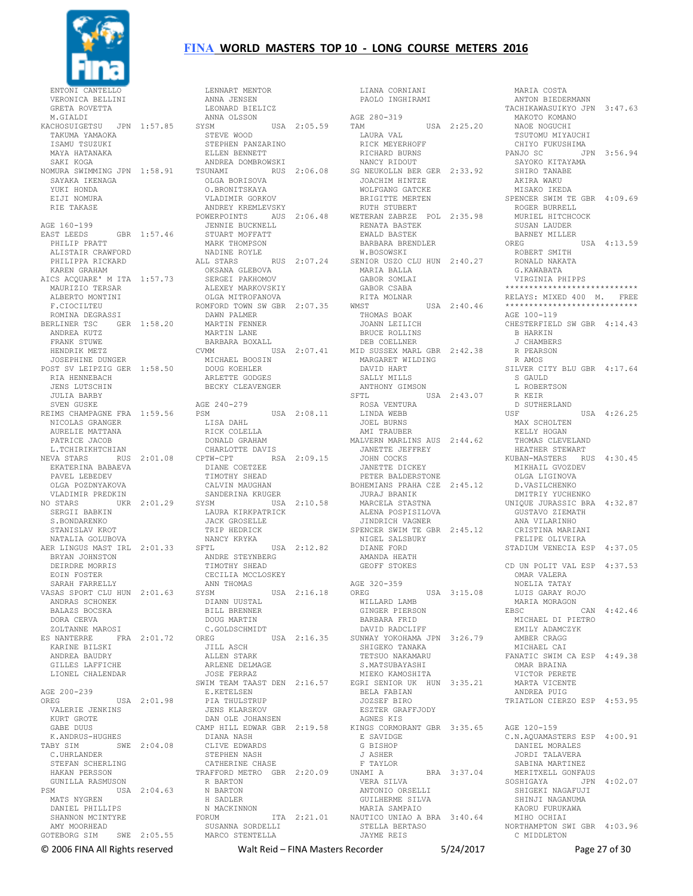ENTONI CANTELLO
VERONICA BELLINI
GRETA ROVETTA
M.GIALDI

KACHOSUIGETSU JPN 1:57.85
TAKUMA YAMAOKA
ISAMU TSUZUKI
MAYA HATANAKA
SAKI KOGA

NOMURA SWIMMING JPN 1:58.91
SAYAKA IKENAGA
YUKI HONDA
EIJI NOMURA
RIE TAKASE

AGE 160-199

EAST LEEDS GBR 1:57.46
PHILIP PRATT
ALISTAIR CRAWFORD
PHILIPPA RICKARD
KAREN GRAHAM

AICS ACQUARE' M ITA 1:57.73
MAURIZIO TERSAR
ALBERTO MONTINI
F.CIOCILTEU
ROMINA DEGRASSI

BERLINER TSC GER 1:58.20
ANDREA KUTZ
FRANK STUWE
HENDRIK METZ
JOSEPHINE DUNGER

POST SV LEIPZIG GER 1:58.50
RIA HENNEBACH
JENS LUTSCHIN
JULIA BARBY
SVEN GUSKE

REIMS CHAMPAGNE FRA 1:59.56
NICOLAS GRANGER
AURELIE MATTANA
PATRICE JACOB
L.TCHIRIKHTCHIAN

NEVA STARS RUS 2:01.08
EKATERINA BABAEVA
PAVEL LEBEDEV
OLGA POZDNYAKOVA
VLADIMIR PREDKIN

NO STARS UKR 2:01.29
SERGII BABKIN
S.BONDARENKO
STANISLAV KROT
NATALIA GOLUBOVA

AER LINGUS MAST IRL 2:01.33
BRYAN JOHNSTON
DEIRDRE MORRIS
EOIN FOSTER
SARAH FARRELLY

VASAS SPORT CLU HUN 2:01.63
ANDRAS SCHONEK
BALAZS BOCSKA
DORA CERVA
ZOLTANNE MAROSI

ES NANTERRE FRA 2:01.72
KARINE BILSKI
ANDREA BAUDRY
GILLES LAFFICHE
LIONEL CHALENDAR

AGE 200-239

OREG USA 2:01.98
VALERIE JENKINS
KURT GROTE
GABE DUUS
K.ANDRUS-HUGHES

TABY SIM SWE 2:04.08
C.UHRLANDER
STEFAN SCHERLING
HAKAN PERSSON
GUNILLA RASMUSON

PSM USA 2:04.63
MATS NYGREN
DANIEL PHILLIPS
SHANNON MCINTYRE
AMY MOORHEAD

GOTEBORG SIM SWE 2:05.55
LENNART MENTOR
ANNA JENSEN
LEONARD BIELICZ
ANNA OLSSON

SYSM USA 2:05.59
STEVE WOOD
STEPHEN PANZARINO
ELLEN BENNETT
ANDREA DOMBROWSKI

TSUNAMI RUS 2:06.08
OLGA BORISOVA
O.BRONITSKAYA
VLADIMIR GORKOV
ANDREY KREMLEVSKY

POWERPOINTS AUS 2:06.48
JENNIE BUCKNELL
STUART MOFFATT
MARK THOMPSON
NADINE ROYLE

ALL STARS RUS 2:07.24
OKSANA GLEBOVA
SERGEI PAKHOMOV
ALEXEY MARKOVSKIY
OLGA MITROFANOVA

ROMFORD TOWN SW GBR 2:07.35
DAWN PALMER
MARTIN FENNER
MARTIN LANE
BARBARA BOXALL

CVMM USA 2:07.41
MICHAEL BOOSIN
DOUG KOEHLER
ARLETTE GODGES
BECKY CLEAVENGER

AGE 240-279

PSM USA 2:08.11
LISA DAHL
RICK COLELLA
DONALD GRAHAM
CHARLOTTE DAVIS

CPTW-CPT RSA 2:09.15
DIANE COETZEE
TIMOTHY SHEAD
CALVIN MAUGHAN
SANDERINA KRUGER

SYSM USA 2:10.58
LAURA KIRKPATRICK
JACK GROSELLE
TRIP HEDRICK
NANCY KRYKA

SFTL USA 2:12.82
ANDRE STEYNBERG
TIMOTHY SHEAD
CECILIA MCCLOSKEY
ANN THOMAS

SYSM USA 2:16.18
DIANN UUSTAL
BILL BRENNER
DOUG MARTIN
C.GOLDSCHMIDT

OREG USA 2:16.35
JILL ASCH
ALLEN STARK
ARLENE DELMAGE
JOSE FERRAZ

SWIM TEAM TAAST DEN 2:16.57
E.KETELSEN
PIA THULSTRUP
JENS KLARSKOV
DAN OLE JOHANSEN

CAMP HILL EDWAR GBR 2:19.58
DIANA NASH
CLIVE EDWARDS
STEPHEN NASH
CATHERINE CHASE

TRAFFORD METRO GBR 2:20.09
R BARTON
N BARTON
H SADLER
N MACKINNON

FORUM ITA 2:21.01
SUSANNA SORDELLI
MARCO STENTELLA
LIANA CORNIANI
PAOLO INGHIRAMI

AGE 280-319

TAM USA 2:25.20
LAURA VAL
RICK MEYERHOFF
RICHARD BURNS
NANCY RIDOUT

SG NEUKOLLN BER GER 2:33.92
JOACHIM HINTZE
WOLFGANG GATCKE
BRIGITTE MERTEN
RUTH STUBERT

WETERAN ZABRZE POL 2:35.98
RENATA BASTEK
EWALD BASTEK
BARBARA BRENDLER
W.BOSOWSKI

SENIOR USZO CLU HUN 2:40.27
MARIA BALLA
GABOR SOMLAI
GABOR CSABA
RITA MOLNAR

WMST USA 2:40.46
THOMAS BOAK
JOANN LEILICH
BRUCE ROLLINS
DEB COELLNER

MID SUSSEX MARL GBR 2:42.38
MARGARET WILDING
DAVID HART
SALLY MILLS
ANTHONY GIMSON

SFTL USA 2:43.07
ROSA VENTURA
LINDA WEBB
JOEL BURNS
AMI TRAUBER

MALVERN MARLINS AUS 2:44.62
JANETTE JEFFREY
JOHN COCKS
JANETTE DICKEY
PETER BALDERSTONE

BOHEMIANS PRAHA CZE 2:45.12
JURAJ BRANIK
MARCELA STASTNA
ALENA POSPISILOVA
JINDRICH VAGNER

SPENCER SWIM TE GBR 2:45.12
NIGEL SALSBURY
DIANE FORD
AMANDA HEATH
GEOFF STOKES

AGE 320-359

OREG USA 3:15.08
WILLARD LAMB
GINGER PIERSON
BARBARA FRID
DAVID RADCLIFF

SUNWAY YOKOHAMA JPN 3:26.79
SHIGEKO TANAKA
TETSUO NAKAMARU
S.MATSUBAYASHI
MIEKO KAMOSHITA

EGRI SENIOR UK HUN 3:35.21
BELA FABIAN
JOZSEF BIRO
ESZTER GRAFFJODY
AGNES KIS

KINGS CORMORANT GBR 3:35.65
E SAVIDGE
G BISHOP
J ASHER
F TAYLOR

UNAMI A BRA 3:37.04
VERA SILVA
ANTONIO ORSELLI
GUILHERME SILVA
MARIA SAMPAIO

NAUTICO UNIAO A BRA 3:40.64
STELLA BERTASO
JAYME REIS
MARIA COSTA
ANTON BIEDERMANN

TACHIKAWASUIKYO JPN 3:47.63
MAKOTO KOMANO
NAOE NOGUCHI
TSUTOMU MIYAUCHI
CHIYO FUKUSHIMA

PANJO SC JPN 3:56.94
SAYOKO KITAYAMA
SHIRO TANABE
AKIRA WAKU
MISAKO IKEDA

SPENCER SWIM TE GBR 4:09.69
ROGER BURRELL
MURIEL HITCHCOCK
SUSAN LAUDER
BARNEY MILLER

OREG USA 4:13.59
ROBERT SMITH
RONALD NAKATA
G.KAWABATA
VIRGINIA PHIPPS

****************************
RELAYS: MIXED 400 M. FREE
****************************

AGE 100-119

CHESTERFIELD SW GBR 4:14.43
B HARKIN
J CHAMBERS
R PEARSON
R AMOS

SILVER CITY BLU GBR 4:17.64
S GAULD
L ROBERTSON
R KEIR
D SUTHERLAND

USF USA 4:26.25
MAX SCHOLTEN
KELLY HOGAN
THOMAS CLEVELAND
HEATHER STEWART

KUBAN-MASTERS RUS 4:30.45
MIKHAIL GVOZDEV
OLGA LIGINOVA
D.VASILCHENKO
DMITRIY YUCHENKO

UNIQUE JURASSIC BRA 4:32.87
GUSTAVO ZIEMATH
ANA VILARINHO
CRISTINA MARIANI
FELIPE OLIVEIRA

STADIUM VENECIA ESP 4:37.05

CD UN POLIT VAL ESP 4:37.53
OMAR VALERA
NOELIA TATAY
LUIS GARAY ROJO
MARIA MORAGON

EBSC CAN 4:42.46
MICHAEL DI PIETRO
EMILY ADAMCZYK
AMBER CRAGG
MICHAEL CAI

FANATIC SWIM CA ESP 4:49.38
OMAR BRAINA
VICTOR PERETE
MARTA VICENTE
ANDREA PUIG

TRIATLON CIERZO ESP 4:53.95

AGE 120-159

C.N.AQUAMASTERS ESP 4:00.91
DANIEL MORALES
JORDI TALAVERA
SABINA MARTINEZ
MERITXELL GONFAUS

SOSHIGAYA JPN 4:02.07
SHIGEKI NAGAFUJI
SHINJI NAGANUMA
KAORU FURUKAWA
MIHO OCHIAI

NORTHAMPTON SWI GBR 4:03.96
C MIDDLETON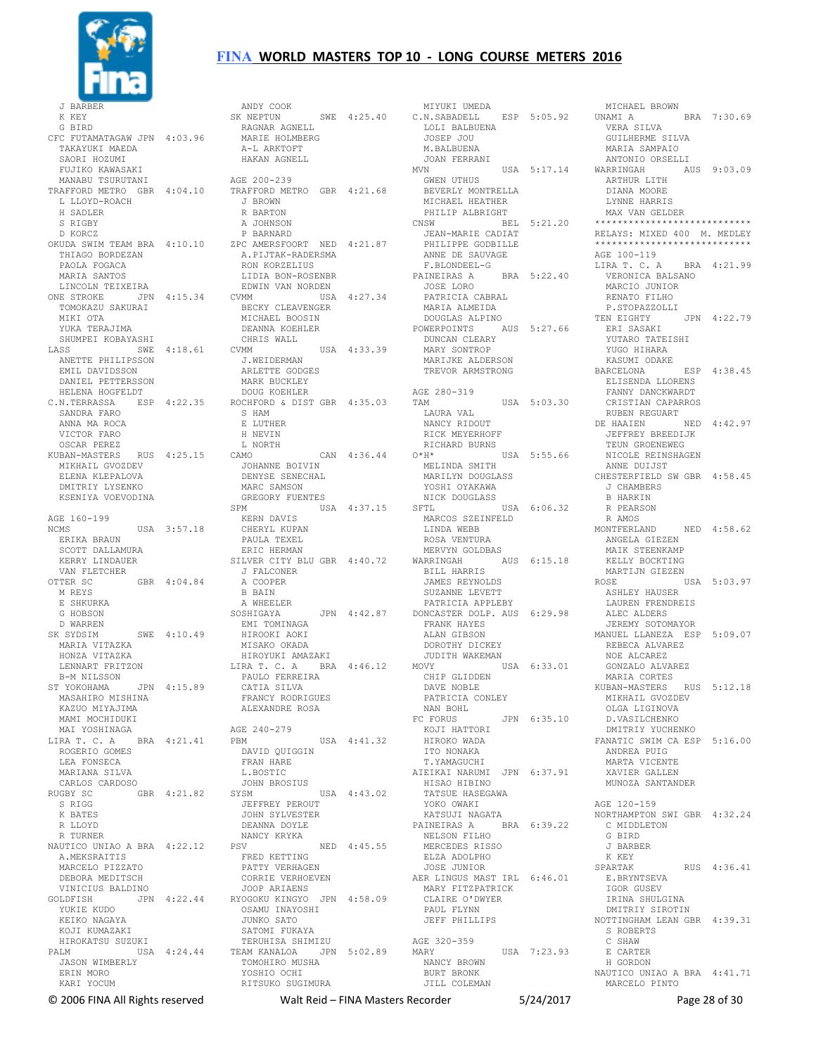J BARBER
K KEY
G BIRD

CFC FUTAMATAGAW JPN 4:03.96
TAKAYUKI MAEDA
SAORI HOZUMI
FUJIKO KAWASAKI
MANABU TSURUTANI

TRAFFORD METRO GBR 4:04.10
L LLOYD-ROACH
H SADLER
S RIGBY
D KORCZ

OKUDA SWIM TEAM BRA 4:10.10
THIAGO BORDEZAN
PAOLA FOGACA
MARIA SANTOS
LINCOLN TEIXEIRA

ONE STROKE JPN 4:15.34
TOMOKAZU SAKURAI
MIKI OTA
YUKA TERAJIMA
SHUMPEI KOBAYASHI

LASS SWE 4:18.61
ANETTE PHILIPSSON
EMIL DAVIDSSON
DANIEL PETTERSSON
HELENA HOGFELDT

C.N.TERRASSA ESP 4:22.35
SANDRA FARO
ANNA MA ROCA
VICTOR FARO
OSCAR PEREZ

KUBAN-MASTERS RUS 4:25.15
MIKHAIL GVOZDEV
ELENA KLEPALOVA
DMITRIY LYSENKO
KSENIYA VOEVODINA

AGE 160-199

NCMS USA 3:57.18
ERIKA BRAUN
SCOTT DALLAMURA
KERRY LINDAUER
VAN FLETCHER

OTTER SC GBR 4:04.84
M REYS
E SHKURKA
G HOBSON
D WARREN

SK SYDSIM SWE 4:10.49
MARIA VITAZKA
HONZA VITAZKA
LENNART FRITZON
B-M NILSSON

ST YOKOHAMA JPN 4:15.89
MASAHIRO MISHINA
KAZUO MIYAJIMA
MAMI MOCHIDUKI
MAI YOSHINAGA

LIRA T. C. A BRA 4:21.41
ROGERIO GOMES
LEA FONSECA
MARIANA SILVA
CARLOS CARDOSO

RUGBY SC GBR 4:21.82
S RIGG
K BATES
R LLOYD
R TURNER

NAUTICO UNIAO A BRA 4:22.12
A.MEKSRAITIS
MARCELO PIZZATO
DEBORA MEDITSCH
VINICIUS BALDINO

GOLDFISH JPN 4:22.44
YUKIE KUDO
KEIKO NAGAYA
KOJI KUMAZAKI
HIROKATSU SUZUKI

PALM USA 4:24.44
JASON WIMBERLY
ERIN MORO
KARI YOCUM
ANDY COOK

SK NEPTUN SWE 4:25.40
RAGNAR AGNELL
MARIE HOLMBERG
A-L ARKTOFT
HAKAN AGNELL

AGE 200-239

TRAFFORD METRO GBR 4:21.68
J BROWN
R BARTON
A JOHNSON
P BARNARD

ZPC AMERSFOORT NED 4:21.87
A.PIJTAK-RADERSMA
RON KORZELIUS
LIDIA BON-ROSENBR
EDWIN VAN NORDEN

CVMM USA 4:27.34
BECKY CLEAVENGER
MICHAEL BOOSIN
DEANNA KOEHLER
CHRIS WALL

CVMM USA 4:33.39
J.WEIDERMAN
ARLETTE GODGES
MARK BUCKLEY
DOUG KOEHLER

ROCHFORD & DIST GBR 4:35.03
S HAM
E LUTHER
H NEVIN
L NORTH

CAMO CAN 4:36.44
JOHANNE BOIVIN
DENYSE SENECHAL
MARC SAMSON
GREGORY FUENTES

SPM USA 4:37.15
KERN DAVIS
CHERYL KUPAN
PAULA TEXEL
ERIC HERMAN

SILVER CITY BLU GBR 4:40.72
J FALCONER
A COOPER
B BAIN
A WHEELER

SOSHIGAYA JPN 4:42.87
EMI TOMINAGA
HIROOKI AOKI
MISAKO OKADA
HIROYUKI AMAZAKI

LIRA T. C. A BRA 4:46.12
PAULO FERREIRA
CATIA SILVA
FRANCY RODRIGUES
ALEXANDRE ROSA

AGE 240-279

PBM USA 4:41.32
DAVID QUIGGIN
FRAN HARE
L.BOSTIC
JOHN BROSIUS

SYSM USA 4:43.02
JEFFREY PEROUT
JOHN SYLVESTER
DEANNA DOYLE
NANCY KRYKA

PSV NED 4:45.55
FRED KETTING
PATTY VERHAGEN
CORRIE VERHOEVEN
JOOP ARIAENS

RYOGOKU KINGYO JPN 4:58.09
OSAMU INAYOSHI
JUNKO SATO
SATOMI FUKAYA
TERUHISA SHIMIZU

TEAM KANALOA JPN 5:02.89
TOMOHIRO MUSHA
YOSHIO OCHI
RITSUKO SUGIMURA
MIYUKI UMEDA

C.N.SABADELL ESP 5:05.92
LOLI BALBUENA
JOSEP JOU
M.BALBUENA
JOAN FERRANI

MVN USA 5:17.14
GWEN UTHUS
BEVERLY MONTRELLA
MICHAEL HEATHER
PHILIP ALBRIGHT

CNSW BEL 5:21.20
JEAN-MARIE CADIAT
PHILIPPE GODBILLE
ANNE DE SAUVAGE
F.BLONDEEL-G

PAINEIRAS A BRA 5:22.40
JOSE LORO
PATRICIA CABRAL
MARIA ALMEIDA
DOUGLAS ALPINO

POWERPOINTS AUS 5:27.66
DUNCAN CLEARY
MARY SONTROP
MARIJKE ALDERSON
TREVOR ARMSTRONG

AGE 280-319

TAM USA 5:03.30
LAURA VAL
NANCY RIDOUT
RICK MEYERHOFF
RICHARD BURNS

O*H* USA 5:55.66
MELINDA SMITH
MARILYN DOUGLASS
YOSHI OYAKAWA
NICK DOUGLASS

SFTL USA 6:06.32
MARCOS SZEINFELD
LINDA WEBB
ROSA VENTURA
MERVYN GOLDBAS

WARRINGAH AUS 6:15.18
BILL HARRIS
JAMES REYNOLDS
SUZANNE LEVETT
PATRICIA APPLEBY

DONCASTER DOLP. AUS 6:29.98
FRANK HAYES
ALAN GIBSON
DOROTHY DICKEY
JUDITH WAKEMAN

MOVY USA 6:33.01
CHIP GLIDDEN
DAVE NOBLE
PATRICIA CONLEY
NAN BOHL

FC FORUS JPN 6:35.10
KOJI HATTORI
HIROKO WADA
ITO NONAKA
T.YAMAGUCHI

AIEIKAI NARUMI JPN 6:37.91
HISAO HIBINO
TATSUE HASEGAWA
YOKO OWAKI
KATSUJI NAGATA

PAINEIRAS A BRA 6:39.22
NELSON FILHO
MERCEDES RISSO
ELZA ADOLPHO
JOSE JUNIOR

AER LINGUS MAST IRL 6:46.01
MARY FITZPATRICK
CLAIRE O'DWYER
PAUL FLYNN
JEFF PHILLIPS

AGE 320-359

MARY USA 7:23.93
NANCY BROWN
BURT BRONK
JILL COLEMAN
MICHAEL BROWN

UNAMI A BRA 7:30.69
VERA SILVA
GUILHERME SILVA
MARIA SAMPAIO
ANTONIO ORSELLI

WARRINGAH AUS 9:03.09
ARTHUR LITH
DIANA MOORE
LYNNE HARRIS
MAX VAN GELDER

***************************
RELAYS: MIXED 400 M. MEDLEY
***************************

AGE 100-119

LIRA T. C. A BRA 4:21.99
VERONICA BALSANO
MARCIO JUNIOR
RENATO FILHO
P.STOPAZZOLLI

TEN EIGHTY JPN 4:22.79
ERI SASAKI
YUTARO TATEISHI
YUGO HIHARA
KASUMI ODAKE

BARCELONA ESP 4:38.45
ELISENDA LLORENS
FANNY DANCKWARDT
CRISTIAN CAPARROS
RUBEN REGUART

DE HAAIEN NED 4:42.97
JEFFREY BREEDIJK
TEUN GROENEWEG
NICOLE REINSHAGEN
ANNE DUIJST

CHESTERFIELD SW GBR 4:58.45
J CHAMBERS
B HARKIN
R PEARSON
R AMOS

MONTFERLAND NED 4:58.62
ANGELA GIEZEN
MAIK STEENKAMP
KELLY BOCKTING
MARTIJN GIEZEN

ROSE USA 5:03.97
ASHLEY HAUSER
LAUREN FRENDREIS
ALEC ALDERS
JEREMY SOTOMAYOR

MANUEL LLANEZA ESP 5:09.07
REBECA ALVAREZ
NOE ALCAREZ
GONZALO ALVAREZ
MARIA CORTES

KUBAN-MASTERS RUS 5:12.18
MIKHAIL GVOZDEV
OLGA LIGINOVA
D.VASILCHENKO
DMITRIY YUCHENKO

FANATIC SWIM CA ESP 5:16.00
ANDREA PUIG
MARTA VICENTE
XAVIER GALLEN
MUNOZA SANTANDER

AGE 120-159

NORTHAMPTON SWI GBR 4:32.24
C MIDDLETON
G BIRD
J BARBER
K KEY

SPARTAK RUS 4:36.41
E.BRYNTSEVA
IGOR GUSEV
IRINA SHULGINA
DMITRY SIROTIN

NOTTINGHAM LEAN GBR 4:39.31
S ROBERTS
C SHAW
E CARTER
H GORDON

NAUTICO UNIAO A BRA 4:41.71
MARCELO PINTO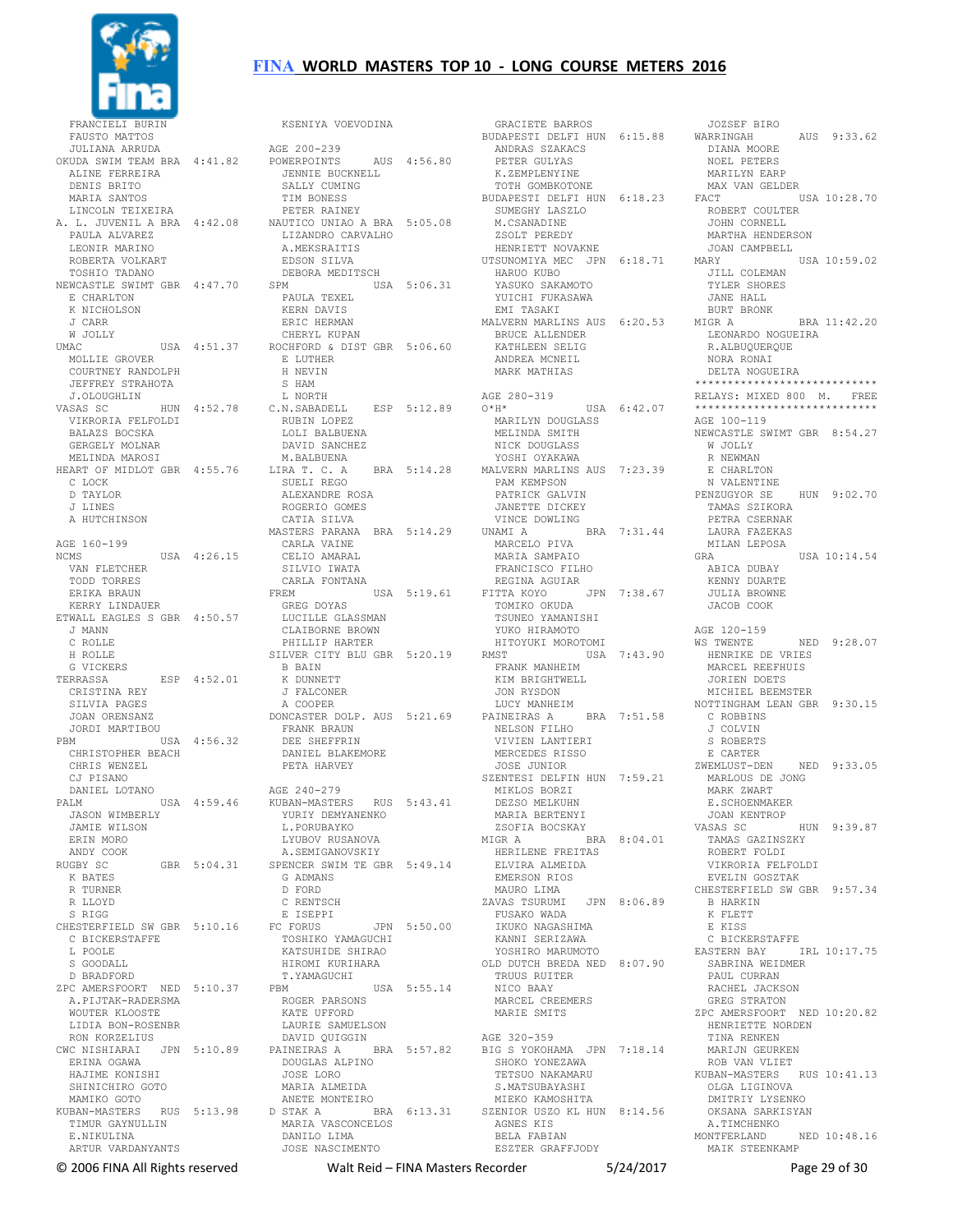FRANCIELI BURIN
FAUSTO MATTOS
JULIANA ARRUDA
OKUDA SWIM TEAM BRA 4:41.82
ALINE FERREIRA
DENIS BRITO
MARIA SANTOS
LINCOLN TEIXEIRA
A. L. JUVENIL A BRA 4:42.08
PAULA ALVAREZ
LEONIR MARINO
ROBERTA VOLKART
TOSHIO TADANO
NEWCASTLE SWIMT GBR 4:47.70
E CHARLTON
K NICHOLSON
J CARR
W JOLLY
UMAC USA 4:51.37
MOLLIE GROVER
COURTNEY RANDOLPH
JEFFREY STRAHOTA
J.OLOUGHLIN
VASAS SC HUN 4:52.78
VIKRORIA FELFOLDI
BALAZS BOCSKA
GERGELY MOLNAR
MELINDA MAROSI
HEART OF MIDLOT GBR 4:55.76
C LOCK
D TAYLOR
J LINES
A HUTCHINSON

AGE 160-199
NCMS USA 4:26.15
VAN FLETCHER
TODD TORRES
ERIKA BRAUN
KERRY LINDAUER
ETWALL EAGLES S GBR 4:50.57
J MANN
C ROLLE
H ROLLE
G VICKERS
TERRASSA ESP 4:52.01
CRISTINA REY
SILVIA PAGES
JOAN ORENSANZ
JORDI MARTIBOU
PBM USA 4:56.32
CHRISTOPHER BEACH
CHRIS WENZEL
CJ PISANO
DANIEL LOTANO
PALM USA 4:59.46
JASON WIMBERLY
JAMIE WILSON
ERIN MORO
ANDY COOK
RUGBY SC GBR 5:04.31
K BATES
R TURNER
R LLOYD
S RIGG
CHESTERFIELD SW GBR 5:10.16
C BICKERSTAFFE
L POOLE
S GOODALL
D BRADFORD
ZPC AMERSFOORT NED 5:10.37
A.PIJTAK-RADERSMA
WOUTER KLOOSTE
LIDIA BON-ROSENBR
RON KORZELIUS
CWC NISHIARAI JPN 5:10.89
ERINA OGAWA
HAJIME KONISHI
SHINICHIRO GOTO
MAMIKO GOTO
KUBAN-MASTERS RUS 5:13.98
TIMUR GAYNULLIN
E.NIKULINA
ARTUR VARDANYANTS

KSENIYA VOEVODINA

AGE 200-239
POWERPOINTS AUS 4:56.80
JENNIE BUCKNELL
SALLY CUMING
TIM BONESS
PETER RAINEY
NAUTICO UNIAO A BRA 5:05.08
LIZANDRO CARVALHO
A.MEKSRAITIS
EDSON SILVA
DEBORA MEDITSCH
SPM USA 5:06.31
PAULA TEXEL
KERN DAVIS
ERIC HERMAN
CHERYL KUPAN
ROCHFORD & DIST GBR 5:06.60
E LUTHER
H NEVIN
S HAM
L NORTH
C.N.SABADELL ESP 5:12.89
RUBIN LOPEZ
LOLI BALBUENA
DAVID SANCHEZ
M.BALBUENA
LIRA T. C. A BRA 5:14.28
SUELI REGO
ALEXANDRE ROSA
ROGERIO GOMES
CATIA SILVA
MASTERS PARANA BRA 5:14.29
CARLA VAINE
CELIO AMARAL
SILVIO IWATA
CARLA FONTANA
FREM USA 5:19.61
GREG DOYAS
LUCILLE GLASSMAN
CLAIBORNE BROWN
PHILLIP HARTER
SILVER CITY BLU GBR 5:20.19
B BAIN
K DUNNETT
J FALCONER
A COOPER
DONCASTER DOLP. AUS 5:21.69
FRANK BRAUN
DEE SHEFFRIN
DANIEL BLAKEMORE
PETA HARVEY

AGE 240-279
KUBAN-MASTERS RUS 5:43.41
YURIY DEMYANENKO
L.PORUBAYKO
LYUBOV RUSANOVA
A.SEMIGANOVSKIY
SPENCER SWIM TE GBR 5:49.14
G ADMANS
D FORD
C RENTSCH
E ISEPPI
FC FORUS JPN 5:50.00
TOSHIKO YAMAGUCHI
KATSUHIDE SHIRAO
HIROMI KURIHARA
T.YAMAGUCHI
PBM USA 5:55.14
ROGER PARSONS
KATE UFFORD
LAURIE SAMUELSON
DAVID QUIGGIN
PAINEIRAS A BRA 5:57.82
DOUGLAS ALPINO
JOSE LORO
MARIA ALMEIDA
ANETE MONTEIRO
D STAK A BRA 6:13.31
MARIA VASCONCELOS
DANILO LIMA
JOSE NASCIMENTO

GRACIETE BARROS
BUDAPESTI DELFI HUN 6:15.88
ANDRAS SZAKACS
PETER GULYAS
K.ZEMPLENYINE
TOTH GOMBKOTONE
BUDAPESTI DELFI HUN 6:18.23
SUMEGHY LASZLO
M.CSANADINE
ZSOLT PEREDY
HENRIETT NOVAKNE
UTSUNOMIYA MEC JPN 6:18.71
HARUO KUBO
YASUKO SAKAMOTO
YUICHI FUKASAWA
EMI TASAKI
MALVERN MARLINS AUS 6:20.53
BRUCE ALLENDER
KATHLEEN SELIG
ANDREA MCNEIL
MARK MATHIAS

AGE 280-319
O*H* USA 6:42.07
MARILYN DOUGLASS
MELINDA SMITH
NICK DOUGLASS
YOSHI OYAKAWA
MALVERN MARLINS AUS 7:23.39
PAM KEMPSON
PATRICK GALVIN
JANETTE DICKEY
VINCE DOWLING
UNAMI A BRA 7:31.44
MARCELO PIVA
MARIA SAMPAIO
FRANCISCO FILHO
REGINA AGUIAR
FITTA KOYO JPN 7:38.67
TOMIKO OKUDA
TSUNEO YAMANISHI
YUKO HIRAMOTO
HITOYUKI MOROTOMI
RMST USA 7:43.90
FRANK MANHEIM
KIM BRIGHTWELL
JON RYSDON
LUCY MANHEIM
PAINEIRAS A BRA 7:51.58
NELSON FILHO
VIVIEN LANTIERI
MERCEDES RISSO
JOSE JUNIOR
SZENTESI DELFIN HUN 7:59.21
MIKLOS BORZI
DEZSO MELKUHN
MARIA BERTENYI
ZSOFIA BOCSKAY
MIGR A BRA 8:04.01
HERILENE FREITAS
ELVIRA ALMEIDA
EMERSON RIOS
MAURO LIMA
ZAVAS TSURUMI JPN 8:06.89
FUSAKO WADA
IKUKO NAGASHIMA
KANNI SERIZAWA
YOSHIRO MARUMOTO
OLD DUTCH BREDA NED 8:07.90
TRUUS RUITER
NICO BAAY
MARCEL CREEMERS
MARIE SMITS

AGE 320-359
BIG S YOKOHAMA JPN 7:18.14
SHOKO YONEZAWA
TETSUO NAKAMARU
S.MATSUBAYASHI
MIEKO KAMOSHITA
SZENIOR USZO KL HUN 8:14.56
AGNES KIS
BELA FABIAN
ESZTER GRAFFJODY

JOZSEF BIRO
WARRINGAH AUS 9:33.62
DIANA MOORE
NOEL PETERS
MARILYN EARP
MAX VAN GELDER
FACT USA 10:28.70
ROBERT COULTER
JOHN CORNELL
MARTHA HENDERSON
JOAN CAMPBELL
MARY USA 10:59.02
JILL COLEMAN
TYLER SHORES
JANE HALL
BURT BRONK
MIGR A BRA 11:42.20
LEONARDO NOGUEIRA
R.ALBUQUERQUE
NORA RONAI
DELTA NOGUEIRA

****************************
RELAYS: MIXED 800 M. FREE
****************************

AGE 100-119
NEWCASTLE SWIMT GBR 8:54.27
W JOLLY
R NEWMAN
E CHARLTON
N VALENTINE
PENZUGYOR SE HUN 9:02.70
TAMAS SZIKORA
PETRA CSERNAK
LAURA FAZEKAS
MILAN LEPOSA
GRA USA 10:14.54
ABICA DUBAY
KENNY DUARTE
JULIA BROWNE
JACOB COOK

AGE 120-159
WS TWENTE NED 9:28.07
HENRIKE DE VRIES
MARCEL REEFHUIS
JORIEN DOETS
MICHIEL BEEMSTER
NOTTINGHAM LEAN GBR 9:30.15
C ROBBINS
J COLVIN
S ROBERTS
E CARTER
ZWEMLUST-DEN NED 9:33.05
MARLOUS DE JONG
MARK ZWART
E.SCHOENMAKER
JOAN KENTROP
VASAS SC HUN 9:39.87
TAMAS GAZINSZKY
ROBERT FOLDI
VIKRORIA FELFOLDI
EVELIN GOSZTAK
CHESTERFIELD SW GBR 9:57.34
B HARKIN
K FLETT
E KISS
C BICKERSTAFFE
EASTERN BAY IRL 10:17.75
SABRINA WEIDMER
PAUL CURRAN
RACHEL JACKSON
GREG STRATON
ZPC AMERSFOORT NED 10:20.82
HENRIETTE NORDEN
TINA RENKEN
MARIJN GEURKEN
ROB VAN VLIET
KUBAN-MASTERS RUS 10:41.13
OLGA LIGINOVA
DMITRIY LYSENKO
OKSANA SARKISYAN
A.TIMCHENKO
MONTFERLAND NED 10:48.16
MAIK STEENKAMP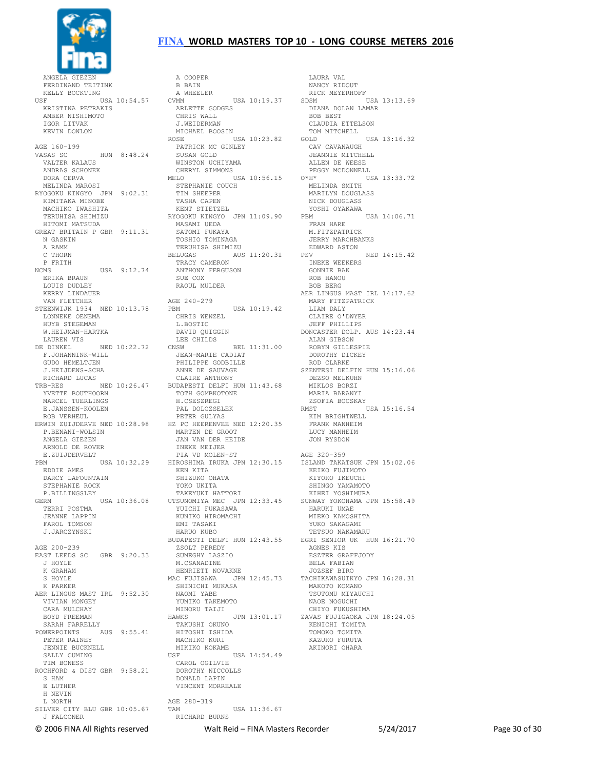## FINA WORLD MASTERS TOP 10 - LONG COURSE METERS 2016

ANGELA GIEZEN
FERDINAND TEITINK
KELLY BOCKTING
USF USA 10:54.57
KRISTINA PETRAKIS
AMBER NISHIMOTO
IGOR LITVAK
KEVIN DONLON

AGE 160-199
VASAS SC HUN 8:48.24
VALTER KALAUS
ANDRAS SCHONEK
DORA CERVA
MELINDA MAROSI
RYOGOKU KINGYO JPN 9:02.31
KIMITAKA MINOBE
MACHIKO IWASHITA
TERUHISA SHIMIZU
HITOMI MATSUDA
GREAT BRITAIN P GBR 9:11.31
N GASKIN
A RAMM
C THORN
P FRITH
NCMS USA 9:12.74
ERIKA BRAUN
LOUIS DUDLEY
KERRY LINDAUER
VAN FLETCHER
STEENWIJK 1934 NED 10:13.78
LONNEKE OENEMA
HUYB STEGEMAN
W.HEIJMAN-HARTKA
LAUREN VIS
DE DINKEL NED 10:22.72
F.JOHANNINK-WILL
GUDO HEMELTJEN
J.HEIJDENS-SCHA
RICHARD LUCAS
TRB-RES NED 10:26.47
YVETTE BOUTHOORN
MARCEL TUERLINGS
E.JANSSEN-KOOLEN
ROB VERHEUL
ERWIN ZUIJDERVE NED 10:28.98
P.BENANI-WOLSIN
ANGELA GIEZEN
ARNOLD DE ROVER
E.ZUIJDERVELT
PBM USA 10:32.29
EDDIE AMES
DARCY LAFOUNTAIN
STEPHANIE ROCK
P.BILLINGSLEY
GERM USA 10:36.08
TERRI POSTMA
JEANNE LAPPIN
FAROL TOMSON
J.JARCZYNSKI

AGE 200-239
EAST LEEDS SC GBR 9:20.33
J HOYLE
K GRAHAM
S HOYLE
K PARKER
AER LINGUS MAST IRL 9:52.30
VIVIAN MONGEY
CARA MULCHAY
BOYD FREEMAN
SARAH FARRELLY
POWERPOINTS AUS 9:55.41
PETER RAINEY
JENNIE BUCKNELL
SALLY CUMING
TIM BONESS
ROCHFORD & DIST GBR 9:58.21
S HAM
E LUTHER
H NEVIN
L NORTH
SILVER CITY BLU GBR 10:05.67
J FALCONER
A COOPER
B BAIN
A WHEELER
CVMM USA 10:19.37
ARLETTE GODGES
CHRIS WALL
J.WEIDERMAN
MICHAEL BOOSIN
ROSE USA 10:23.82
PATRICK MC GINLEY
SUSAN GOLD
WINSTON UCHIYAMA
CHERYL SIMMONS
MELO USA 10:56.15
STEPHANIE COUCH
TIM SHEEPER
TASHA CAPEN
KENT STIETZEL
RYOGOKU KINGYO JPN 11:09.90
MASAMI UEDA
SATOMI FUKAYA
TOSHIO TOMINAGA
TERUHISA SHIMIZU
BELUGAS AUS 11:20.31
TRACY CAMERON
ANTHONY FERGUSON
SUE COX
RAOUL MULDER

AGE 240-279
PBM USA 10:19.42
CHRIS WENZEL
L.BOSTIC
DAVID QUIGGIN
LEE CHILDS
CNSW BEL 11:31.00
JEAN-MARIE CADIAT
PHILIPPE GODBILLE
ANNE DE SAUVAGE
CLAIRE ANTHONY
BUDAPESTI DELFI HUN 11:43.68
TOTH GOMBKOTONE
H.CSESZREGI
PAL DOLOZSELEK
PETER GULYAS
HZ PC HEERENVEE NED 12:20.35
MARTEN DE GROOT
JAN VAN DER HEIDE
INEKE MEIJER
PIA VD MOLEN-ST
HIROSHIMA IRUKA JPN 12:30.15
KEN KITA
SHIZUKO OHATA
YOKO UKITA
TAKEYUKI HATTORI
UTSUNOMIYA MEC JPN 12:33.45
YUICHI FUKASAWA
KUNIKO HIROMACHI
EMI TASAKI
HARUO KUBO
BUDAPESTI DELFI HUN 12:43.55
ZSOLT PEREDY
SUMEGHY LASZIO
M.CSANADINE
HENRIETT NOVAKNE
MAC FUJISAWA JPN 12:45.73
SHINICHI MUKASA
NAOMI YABE
YUMIKO TAKEMOTO
MINORU TAIJI
HAWKS JPN 13:01.17
TAKUSHI OKUNO
HITOSHI ISHIDA
MACHIKO KURI
MIKIKO KOKAME
USF USA 14:54.49
CAROL OGILVIE
DOROTHY NICCOLLS
DONALD LAPIN
VINCENT MORREALE

AGE 280-319
TAM USA 11:36.67
RICHARD BURNS
LAURA VAL
NANCY RIDOUT
RICK MEYERHOFF
SDSM USA 13:13.69
DIANA DOLAN LAMAR
BOB BEST
CLAUDIA ETTELSON
TOM MITCHELL
GOLD USA 13:16.32
CAV CAVANAUGH
JEANNIE MITCHELL
ALLEN DE WEESE
PEGGY MCDONNELL
O*H* USA 13:33.72
MELINDA SMITH
MARILYN DOUGLASS
NICK DOUGLASS
YOSHI OYAKAWA
PBM USA 14:06.71
FRAN HARE
M.FITZPATRICK
JERRY MARCHBANKS
EDWARD ASTON
PSV NED 14:15.42
INEKE WEEKERS
GONNIE BAK
ROB HANOU
BOB BERG
AER LINGUS MAST IRL 14:17.62
MARY FITZPATRICK
LIAM DALY
CLAIRE O'DWYER
JEFF PHILLIPS
DONCASTER DOLP. AUS 14:23.44
ALAN GIBSON
ROBYN GILLESPIE
DOROTHY DICKEY
ROD CLARKE
SZENTESI DELFIN HUN 15:16.06
DEZSO MELKUHN
MIKLOS BORZI
MARIA BARANYI
ZSOFIA BOCSKAY
RMST USA 15:16.54
KIM BRIGHTWELL
FRANK MANHEIM
LUCY MANHEIM
JON RYSDON

AGE 320-359
ISLAND TAKATSUK JPN 15:02.06
KEIKO FUJIMOTO
KIYOKO IKEUCHI
SHINGO YAMAMOTO
KIHEI YOSHIMURA
SUNWAY YOKOHAMA JPN 15:58.49
HARUKI UMAE
MIEKO KAMOSHITA
YUKO SAKAGAMI
TETSUO NAKAMARU
EGRI SENIOR UK HUN 16:21.70
AGNES KIS
ESZTER GRAFFJODY
BELA FABIAN
JOZSEF BIRO
TACHIKAWASUIKYO JPN 16:28.31
MAKOTO KOMANO
TSUTOMU MIYAUCHI
NAOE NOGUCHI
CHIYO FUKUSHIMA
ZAVAS FUJIGAOKA JPN 18:24.05
KENICHI TOMITA
TOMOKO TOMITA
KAZUKO FURUTA
AKINORI OHARA